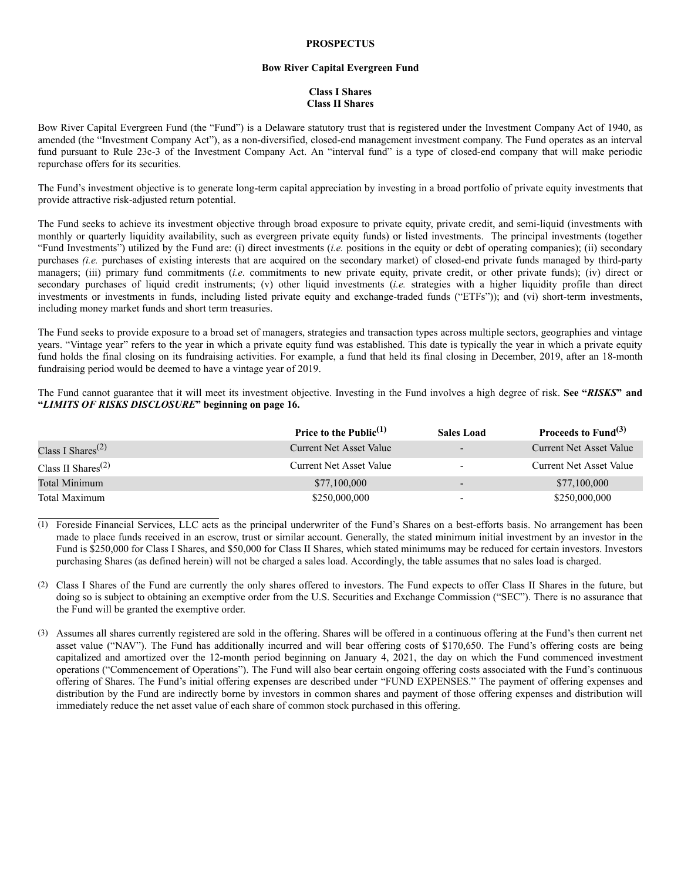**PROSPECTUS**

**Bow River Capital Evergreen Fund**

**Class I Shares**
**Class II Shares**

Bow River Capital Evergreen Fund (the "Fund") is a Delaware statutory trust that is registered under the Investment Company Act of 1940, as amended (the "Investment Company Act"), as a non-diversified, closed-end management investment company. The Fund operates as an interval fund pursuant to Rule 23c-3 of the Investment Company Act. An "interval fund" is a type of closed-end company that will make periodic repurchase offers for its securities.

The Fund's investment objective is to generate long-term capital appreciation by investing in a broad portfolio of private equity investments that provide attractive risk-adjusted return potential.

The Fund seeks to achieve its investment objective through broad exposure to private equity, private credit, and semi-liquid (investments with monthly or quarterly liquidity availability, such as evergreen private equity funds) or listed investments. The principal investments (together "Fund Investments") utilized by the Fund are: (i) direct investments (*i.e.* positions in the equity or debt of operating companies); (ii) secondary purchases *(i.e.* purchases of existing interests that are acquired on the secondary market) of closed-end private funds managed by third-party managers; (iii) primary fund commitments (*i.e*. commitments to new private equity, private credit, or other private funds); (iv) direct or secondary purchases of liquid credit instruments; (v) other liquid investments (*i.e.* strategies with a higher liquidity profile than direct investments or investments in funds, including listed private equity and exchange-traded funds ("ETFs")); and (vi) short-term investments, including money market funds and short term treasuries.

The Fund seeks to provide exposure to a broad set of managers, strategies and transaction types across multiple sectors, geographies and vintage years. "Vintage year" refers to the year in which a private equity fund was established. This date is typically the year in which a private equity fund holds the final closing on its fundraising activities. For example, a fund that held its final closing in December, 2019, after an 18-month fundraising period would be deemed to have a vintage year of 2019.

The Fund cannot guarantee that it will meet its investment objective. Investing in the Fund involves a high degree of risk. **See "*RISKS*" and "*LIMITS OF RISKS DISCLOSURE*" beginning on page 16.**

| | Price to the Public[(1)] | Sales Load | Proceeds to Fund[(3)] |
|---|---|---|---|
| Class I Shares[(2)] | Current Net Asset Value | - | Current Net Asset Value |
| Class II Shares[(2)] | Current Net Asset Value | - | Current Net Asset Value |
| Total Minimum | $77,100,000 | - | $77,100,000 |
| Total Maximum | $250,000,000 | - | $250,000,000 |

(1) Foreside Financial Services, LLC acts as the principal underwriter of the Fund's Shares on a best-efforts basis. No arrangement has been made to place funds received in an escrow, trust or similar account. Generally, the stated minimum initial investment by an investor in the Fund is $250,000 for Class I Shares, and $50,000 for Class II Shares, which stated minimums may be reduced for certain investors. Investors purchasing Shares (as defined herein) will not be charged a sales load. Accordingly, the table assumes that no sales load is charged.

(2) Class I Shares of the Fund are currently the only shares offered to investors. The Fund expects to offer Class II Shares in the future, but doing so is subject to obtaining an exemptive order from the U.S. Securities and Exchange Commission ("SEC"). There is no assurance that the Fund will be granted the exemptive order.

(3) Assumes all shares currently registered are sold in the offering. Shares will be offered in a continuous offering at the Fund's then current net asset value ("NAV"). The Fund has additionally incurred and will bear offering costs of $170,650. The Fund's offering costs are being capitalized and amortized over the 12-month period beginning on January 4, 2021, the day on which the Fund commenced investment operations ("Commencement of Operations"). The Fund will also bear certain ongoing offering costs associated with the Fund's continuous offering of Shares. The Fund's initial offering expenses are described under "FUND EXPENSES." The payment of offering expenses and distribution by the Fund are indirectly borne by investors in common shares and payment of those offering expenses and distribution will immediately reduce the net asset value of each share of common stock purchased in this offering.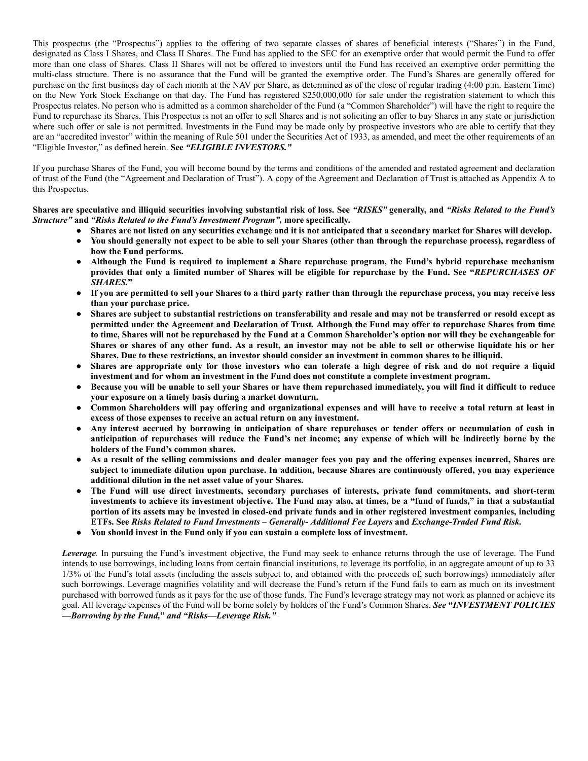This prospectus (the "Prospectus") applies to the offering of two separate classes of shares of beneficial interests ("Shares") in the Fund, designated as Class I Shares, and Class II Shares. The Fund has applied to the SEC for an exemptive order that would permit the Fund to offer more than one class of Shares. Class II Shares will not be offered to investors until the Fund has received an exemptive order permitting the multi-class structure. There is no assurance that the Fund will be granted the exemptive order. The Fund's Shares are generally offered for purchase on the first business day of each month at the NAV per Share, as determined as of the close of regular trading (4:00 p.m. Eastern Time) on the New York Stock Exchange on that day. The Fund has registered $250,000,000 for sale under the registration statement to which this Prospectus relates. No person who is admitted as a common shareholder of the Fund (a "Common Shareholder") will have the right to require the Fund to repurchase its Shares. This Prospectus is not an offer to sell Shares and is not soliciting an offer to buy Shares in any state or jurisdiction where such offer or sale is not permitted. Investments in the Fund may be made only by prospective investors who are able to certify that they are an "accredited investor" within the meaning of Rule 501 under the Securities Act of 1933, as amended, and meet the other requirements of an "Eligible Investor," as defined herein. **See *"ELIGIBLE INVESTORS."***

If you purchase Shares of the Fund, you will become bound by the terms and conditions of the amended and restated agreement and declaration of trust of the Fund (the "Agreement and Declaration of Trust"). A copy of the Agreement and Declaration of Trust is attached as Appendix A to this Prospectus.

**Shares are speculative and illiquid securities involving substantial risk of loss. See *"RISKS"* generally, and *"Risks Related to the Fund's Structure"* and *"Risks Related to the Fund's Investment Program",* more specifically.**

- **Shares are not listed on any securities exchange and it is not anticipated that a secondary market for Shares will develop.**
- **You should generally not expect to be able to sell your Shares (other than through the repurchase process), regardless of how the Fund performs.**
- **Although the Fund is required to implement a Share repurchase program, the Fund's hybrid repurchase mechanism provides that only a limited number of Shares will be eligible for repurchase by the Fund. See "*REPURCHASES OF SHARES.*"**
- **If you are permitted to sell your Shares to a third party rather than through the repurchase process, you may receive less than your purchase price.**
- **Shares are subject to substantial restrictions on transferability and resale and may not be transferred or resold except as permitted under the Agreement and Declaration of Trust. Although the Fund may offer to repurchase Shares from time to time, Shares will not be repurchased by the Fund at a Common Shareholder's option nor will they be exchangeable for Shares or shares of any other fund. As a result, an investor may not be able to sell or otherwise liquidate his or her Shares. Due to these restrictions, an investor should consider an investment in common shares to be illiquid.**
- **Shares are appropriate only for those investors who can tolerate a high degree of risk and do not require a liquid investment and for whom an investment in the Fund does not constitute a complete investment program.**
- **Because you will be unable to sell your Shares or have them repurchased immediately, you will find it difficult to reduce your exposure on a timely basis during a market downturn.**
- **Common Shareholders will pay offering and organizational expenses and will have to receive a total return at least in excess of those expenses to receive an actual return on any investment.**
- **Any interest accrued by borrowing in anticipation of share repurchases or tender offers or accumulation of cash in anticipation of repurchases will reduce the Fund's net income; any expense of which will be indirectly borne by the holders of the Fund's common shares.**
- **As a result of the selling commissions and dealer manager fees you pay and the offering expenses incurred, Shares are subject to immediate dilution upon purchase. In addition, because Shares are continuously offered, you may experience additional dilution in the net asset value of your Shares.**
- **The Fund will use direct investments, secondary purchases of interests, private fund commitments, and short-term investments to achieve its investment objective. The Fund may also, at times, be a "fund of funds," in that a substantial portion of its assets may be invested in closed-end private funds and in other registered investment companies, including ETFs. See *Risks Related to Fund Investments – Generally- Additional Fee Layers* and *Exchange-Traded Fund Risk.***
- **You should invest in the Fund only if you can sustain a complete loss of investment.**

***Leverage*.** In pursuing the Fund's investment objective, the Fund may seek to enhance returns through the use of leverage. The Fund intends to use borrowings, including loans from certain financial institutions, to leverage its portfolio, in an aggregate amount of up to 33 1/3% of the Fund's total assets (including the assets subject to, and obtained with the proceeds of, such borrowings) immediately after such borrowings. Leverage magnifies volatility and will decrease the Fund's return if the Fund fails to earn as much on its investment purchased with borrowed funds as it pays for the use of those funds. The Fund's leverage strategy may not work as planned or achieve its goal. All leverage expenses of the Fund will be borne solely by holders of the Fund's Common Shares. ***See* "*INVESTMENT POLICIES —Borrowing by the Fund,*" *and "Risks—Leverage Risk."***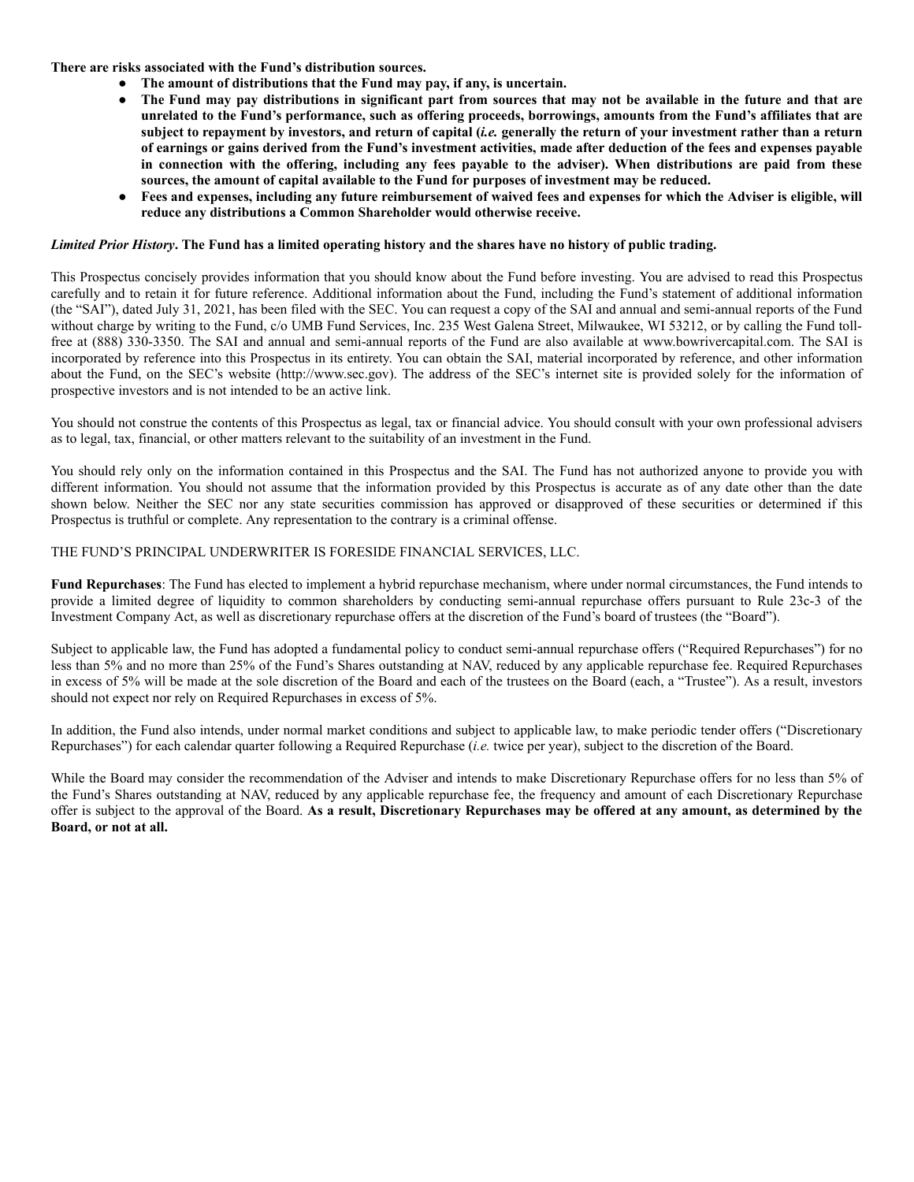**There are risks associated with the Fund's distribution sources.**

- **The amount of distributions that the Fund may pay, if any, is uncertain.**
- **The Fund may pay distributions in significant part from sources that may not be available in the future and that are unrelated to the Fund's performance, such as offering proceeds, borrowings, amounts from the Fund's affiliates that are subject to repayment by investors, and return of capital (*i.e.* generally the return of your investment rather than a return of earnings or gains derived from the Fund's investment activities, made after deduction of the fees and expenses payable in connection with the offering, including any fees payable to the adviser). When distributions are paid from these sources, the amount of capital available to the Fund for purposes of investment may be reduced.**
- **Fees and expenses, including any future reimbursement of waived fees and expenses for which the Adviser is eligible, will reduce any distributions a Common Shareholder would otherwise receive.**

***Limited Prior History*. The Fund has a limited operating history and the shares have no history of public trading.**

This Prospectus concisely provides information that you should know about the Fund before investing. You are advised to read this Prospectus carefully and to retain it for future reference. Additional information about the Fund, including the Fund's statement of additional information (the "SAI"), dated July 31, 2021, has been filed with the SEC. You can request a copy of the SAI and annual and semi-annual reports of the Fund without charge by writing to the Fund, c/o UMB Fund Services, Inc. 235 West Galena Street, Milwaukee, WI 53212, or by calling the Fund toll-free at (888) 330-3350. The SAI and annual and semi-annual reports of the Fund are also available at www.bowrivercapital.com. The SAI is incorporated by reference into this Prospectus in its entirety. You can obtain the SAI, material incorporated by reference, and other information about the Fund, on the SEC's website (http://www.sec.gov). The address of the SEC's internet site is provided solely for the information of prospective investors and is not intended to be an active link.

You should not construe the contents of this Prospectus as legal, tax or financial advice. You should consult with your own professional advisers as to legal, tax, financial, or other matters relevant to the suitability of an investment in the Fund.

You should rely only on the information contained in this Prospectus and the SAI. The Fund has not authorized anyone to provide you with different information. You should not assume that the information provided by this Prospectus is accurate as of any date other than the date shown below. Neither the SEC nor any state securities commission has approved or disapproved of these securities or determined if this Prospectus is truthful or complete. Any representation to the contrary is a criminal offense.

THE FUND'S PRINCIPAL UNDERWRITER IS FORESIDE FINANCIAL SERVICES, LLC.

**Fund Repurchases**: The Fund has elected to implement a hybrid repurchase mechanism, where under normal circumstances, the Fund intends to provide a limited degree of liquidity to common shareholders by conducting semi-annual repurchase offers pursuant to Rule 23c-3 of the Investment Company Act, as well as discretionary repurchase offers at the discretion of the Fund's board of trustees (the "Board").

Subject to applicable law, the Fund has adopted a fundamental policy to conduct semi-annual repurchase offers ("Required Repurchases") for no less than 5% and no more than 25% of the Fund's Shares outstanding at NAV, reduced by any applicable repurchase fee. Required Repurchases in excess of 5% will be made at the sole discretion of the Board and each of the trustees on the Board (each, a "Trustee"). As a result, investors should not expect nor rely on Required Repurchases in excess of 5%.

In addition, the Fund also intends, under normal market conditions and subject to applicable law, to make periodic tender offers ("Discretionary Repurchases") for each calendar quarter following a Required Repurchase (*i.e.* twice per year), subject to the discretion of the Board.

While the Board may consider the recommendation of the Adviser and intends to make Discretionary Repurchase offers for no less than 5% of the Fund's Shares outstanding at NAV, reduced by any applicable repurchase fee, the frequency and amount of each Discretionary Repurchase offer is subject to the approval of the Board. **As a result, Discretionary Repurchases may be offered at any amount, as determined by the Board, or not at all.**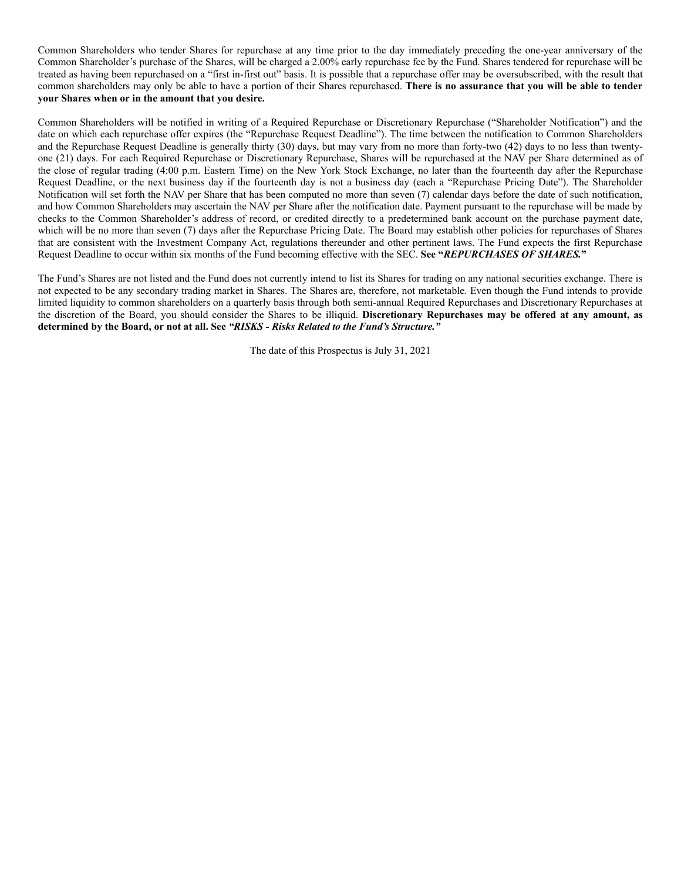Common Shareholders who tender Shares for repurchase at any time prior to the day immediately preceding the one-year anniversary of the Common Shareholder's purchase of the Shares, will be charged a 2.00% early repurchase fee by the Fund. Shares tendered for repurchase will be treated as having been repurchased on a "first in-first out" basis. It is possible that a repurchase offer may be oversubscribed, with the result that common shareholders may only be able to have a portion of their Shares repurchased. **There is no assurance that you will be able to tender your Shares when or in the amount that you desire.**

Common Shareholders will be notified in writing of a Required Repurchase or Discretionary Repurchase ("Shareholder Notification") and the date on which each repurchase offer expires (the "Repurchase Request Deadline"). The time between the notification to Common Shareholders and the Repurchase Request Deadline is generally thirty (30) days, but may vary from no more than forty-two (42) days to no less than twenty-one (21) days. For each Required Repurchase or Discretionary Repurchase, Shares will be repurchased at the NAV per Share determined as of the close of regular trading (4:00 p.m. Eastern Time) on the New York Stock Exchange, no later than the fourteenth day after the Repurchase Request Deadline, or the next business day if the fourteenth day is not a business day (each a "Repurchase Pricing Date"). The Shareholder Notification will set forth the NAV per Share that has been computed no more than seven (7) calendar days before the date of such notification, and how Common Shareholders may ascertain the NAV per Share after the notification date. Payment pursuant to the repurchase will be made by checks to the Common Shareholder's address of record, or credited directly to a predetermined bank account on the purchase payment date, which will be no more than seven (7) days after the Repurchase Pricing Date. The Board may establish other policies for repurchases of Shares that are consistent with the Investment Company Act, regulations thereunder and other pertinent laws. The Fund expects the first Repurchase Request Deadline to occur within six months of the Fund becoming effective with the SEC. **See "*REPURCHASES OF SHARES.*"**

The Fund's Shares are not listed and the Fund does not currently intend to list its Shares for trading on any national securities exchange. There is not expected to be any secondary trading market in Shares. The Shares are, therefore, not marketable. Even though the Fund intends to provide limited liquidity to common shareholders on a quarterly basis through both semi-annual Required Repurchases and Discretionary Repurchases at the discretion of the Board, you should consider the Shares to be illiquid. **Discretionary Repurchases may be offered at any amount, as determined by the Board, or not at all. See *"RISKS - Risks Related to the Fund's Structure."***

The date of this Prospectus is July 31, 2021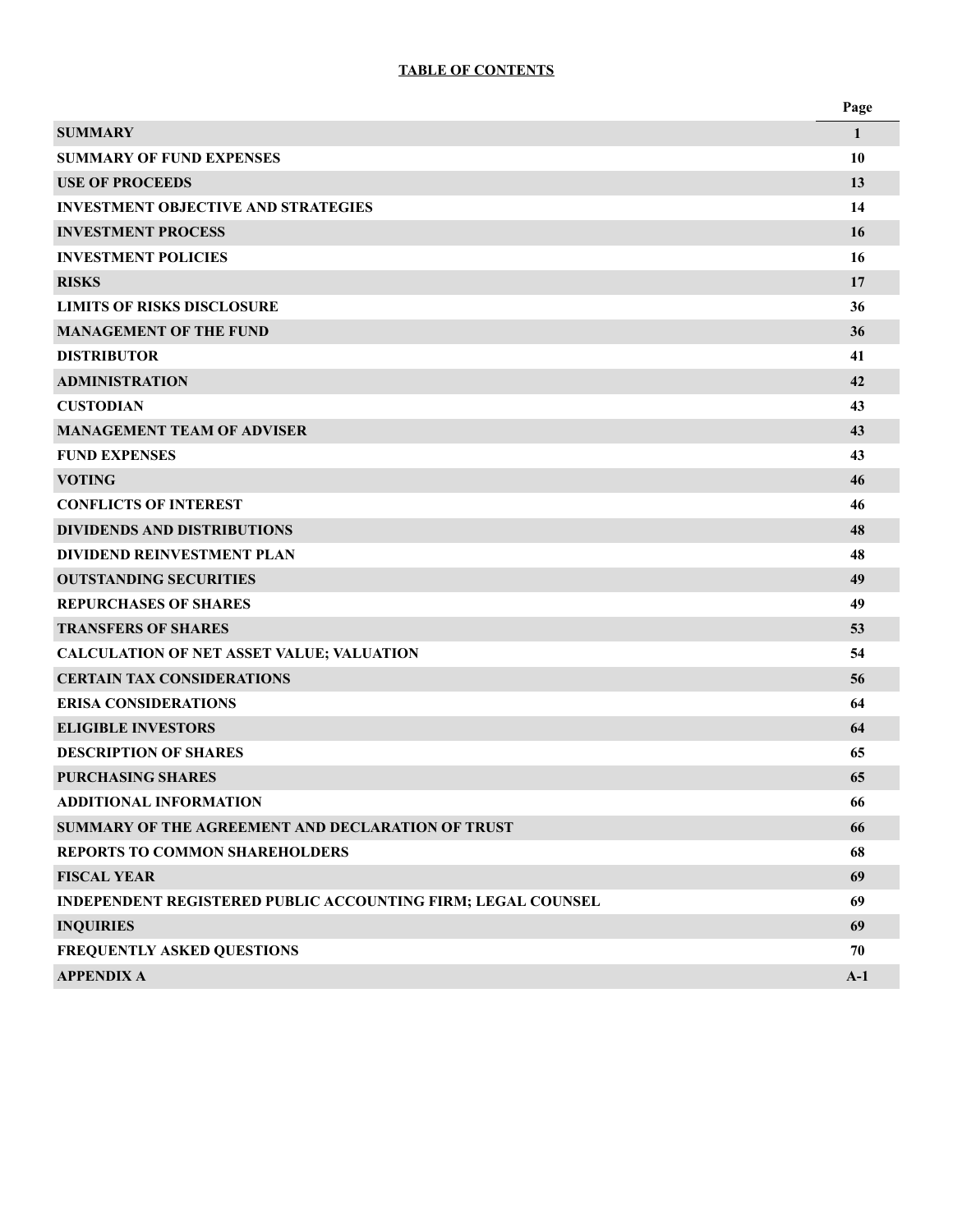**TABLE OF CONTENTS**

| | Page |
|---|---|
| **SUMMARY** | **1** |
| **SUMMARY OF FUND EXPENSES** | **10** |
| **USE OF PROCEEDS** | **13** |
| **INVESTMENT OBJECTIVE AND STRATEGIES** | **14** |
| **INVESTMENT PROCESS** | **16** |
| **INVESTMENT POLICIES** | **16** |
| **RISKS** | **17** |
| **LIMITS OF RISKS DISCLOSURE** | **36** |
| **MANAGEMENT OF THE FUND** | **36** |
| **DISTRIBUTOR** | **41** |
| **ADMINISTRATION** | **42** |
| **CUSTODIAN** | **43** |
| **MANAGEMENT TEAM OF ADVISER** | **43** |
| **FUND EXPENSES** | **43** |
| **VOTING** | **46** |
| **CONFLICTS OF INTEREST** | **46** |
| **DIVIDENDS AND DISTRIBUTIONS** | **48** |
| **DIVIDEND REINVESTMENT PLAN** | **48** |
| **OUTSTANDING SECURITIES** | **49** |
| **REPURCHASES OF SHARES** | **49** |
| **TRANSFERS OF SHARES** | **53** |
| **CALCULATION OF NET ASSET VALUE; VALUATION** | **54** |
| **CERTAIN TAX CONSIDERATIONS** | **56** |
| **ERISA CONSIDERATIONS** | **64** |
| **ELIGIBLE INVESTORS** | **64** |
| **DESCRIPTION OF SHARES** | **65** |
| **PURCHASING SHARES** | **65** |
| **ADDITIONAL INFORMATION** | **66** |
| **SUMMARY OF THE AGREEMENT AND DECLARATION OF TRUST** | **66** |
| **REPORTS TO COMMON SHAREHOLDERS** | **68** |
| **FISCAL YEAR** | **69** |
| **INDEPENDENT REGISTERED PUBLIC ACCOUNTING FIRM; LEGAL COUNSEL** | **69** |
| **INQUIRIES** | **69** |
| **FREQUENTLY ASKED QUESTIONS** | **70** |
| **APPENDIX A** | **A-1** |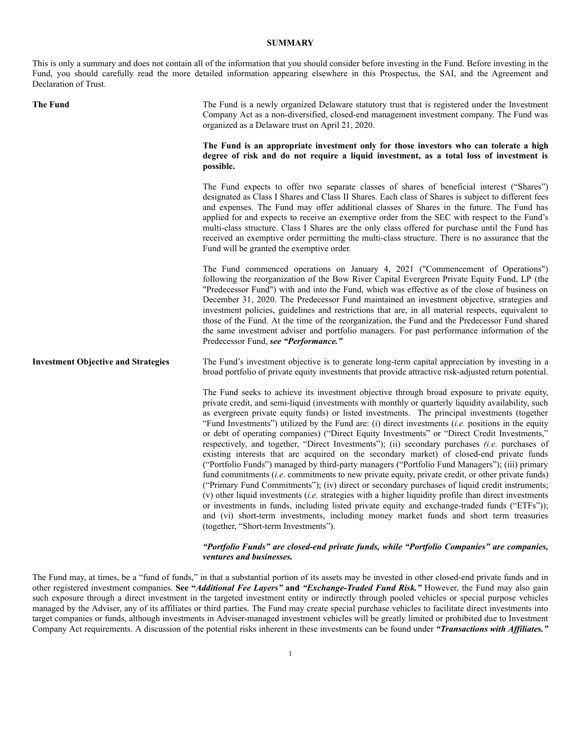## SUMMARY

This is only a summary and does not contain all of the information that you should consider before investing in the Fund. Before investing in the Fund, you should carefully read the more detailed information appearing elsewhere in this Prospectus, the SAI, and the Agreement and Declaration of Trust.

**The Fund**

The Fund is a newly organized Delaware statutory trust that is registered under the Investment Company Act as a non-diversified, closed-end management investment company. The Fund was organized as a Delaware trust on April 21, 2020.

**The Fund is an appropriate investment only for those investors who can tolerate a high degree of risk and do not require a liquid investment, as a total loss of investment is possible.**

The Fund expects to offer two separate classes of shares of beneficial interest ("Shares") designated as Class I Shares and Class II Shares. Each class of Shares is subject to different fees and expenses. The Fund may offer additional classes of Shares in the future. The Fund has applied for and expects to receive an exemptive order from the SEC with respect to the Fund's multi-class structure. Class I Shares are the only class offered for purchase until the Fund has received an exemptive order permitting the multi-class structure. There is no assurance that the Fund will be granted the exemptive order.

The Fund commenced operations on January 4, 2021 ("Commencement of Operations") following the reorganization of the Bow River Capital Evergreen Private Equity Fund, LP (the "Predecessor Fund") with and into the Fund, which was effective as of the close of business on December 31, 2020. The Predecessor Fund maintained an investment objective, strategies and investment policies, guidelines and restrictions that are, in all material respects, equivalent to those of the Fund. At the time of the reorganization, the Fund and the Predecessor Fund shared the same investment adviser and portfolio managers. For past performance information of the Predecessor Fund, ***see "Performance."***

**Investment Objective and Strategies**

The Fund's investment objective is to generate long-term capital appreciation by investing in a broad portfolio of private equity investments that provide attractive risk-adjusted return potential.

The Fund seeks to achieve its investment objective through broad exposure to private equity, private credit, and semi-liquid (investments with monthly or quarterly liquidity availability, such as evergreen private equity funds) or listed investments. The principal investments (together "Fund Investments") utilized by the Fund are: (i) direct investments (*i.e.* positions in the equity or debt of operating companies) ("Direct Equity Investments" or "Direct Credit Investments," respectively, and together, "Direct Investments"); (ii) secondary purchases *(i.e.* purchases of existing interests that are acquired on the secondary market) of closed-end private funds ("Portfolio Funds") managed by third-party managers ("Portfolio Fund Managers"); (iii) primary fund commitments (*i.e.* commitments to new private equity, private credit, or other private funds) ("Primary Fund Commitments"); (iv) direct or secondary purchases of liquid credit instruments; (v) other liquid investments (*i.e.* strategies with a higher liquidity profile than direct investments or investments in funds, including listed private equity and exchange-traded funds ("ETFs")); and (vi) short-term investments, including money market funds and short term treasuries (together, "Short-term Investments").

***"Portfolio Funds" are closed-end private funds, while "Portfolio Companies" are companies, ventures and businesses.***

The Fund may, at times, be a "fund of funds," in that a substantial portion of its assets may be invested in other closed-end private funds and in other registered investment companies. **See "*Additional Fee Layers"* and *"Exchange-Traded Fund Risk."*** However, the Fund may also gain such exposure through a direct investment in the targeted investment entity or indirectly through pooled vehicles or special purpose vehicles managed by the Adviser, any of its affiliates or third parties. The Fund may create special purchase vehicles to facilitate direct investments into target companies or funds, although investments in Adviser-managed investment vehicles will be greatly limited or prohibited due to Investment Company Act requirements. A discussion of the potential risks inherent in these investments can be found under ***"Transactions with Affiliates."***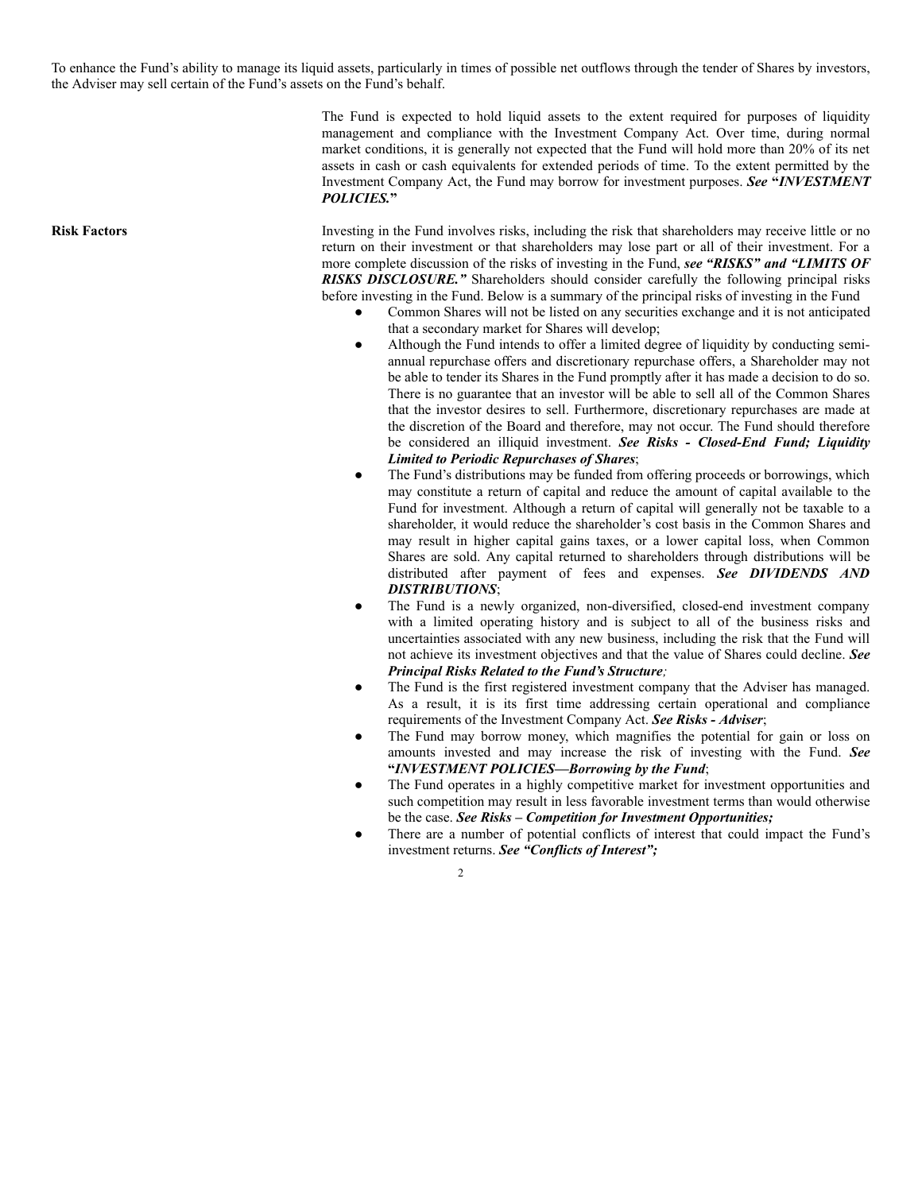To enhance the Fund's ability to manage its liquid assets, particularly in times of possible net outflows through the tender of Shares by investors, the Adviser may sell certain of the Fund's assets on the Fund's behalf.

The Fund is expected to hold liquid assets to the extent required for purposes of liquidity management and compliance with the Investment Company Act. Over time, during normal market conditions, it is generally not expected that the Fund will hold more than 20% of its net assets in cash or cash equivalents for extended periods of time. To the extent permitted by the Investment Company Act, the Fund may borrow for investment purposes. ***See "INVESTMENT POLICIES."***

**Risk Factors**

Investing in the Fund involves risks, including the risk that shareholders may receive little or no return on their investment or that shareholders may lose part or all of their investment. For a more complete discussion of the risks of investing in the Fund, ***see "RISKS" and "LIMITS OF RISKS DISCLOSURE."*** Shareholders should consider carefully the following principal risks before investing in the Fund. Below is a summary of the principal risks of investing in the Fund

- Common Shares will not be listed on any securities exchange and it is not anticipated that a secondary market for Shares will develop;
- Although the Fund intends to offer a limited degree of liquidity by conducting semi-annual repurchase offers and discretionary repurchase offers, a Shareholder may not be able to tender its Shares in the Fund promptly after it has made a decision to do so. There is no guarantee that an investor will be able to sell all of the Common Shares that the investor desires to sell. Furthermore, discretionary repurchases are made at the discretion of the Board and therefore, may not occur. The Fund should therefore be considered an illiquid investment. ***See Risks - Closed-End Fund; Liquidity Limited to Periodic Repurchases of Shares***;
- The Fund's distributions may be funded from offering proceeds or borrowings, which may constitute a return of capital and reduce the amount of capital available to the Fund for investment. Although a return of capital will generally not be taxable to a shareholder, it would reduce the shareholder's cost basis in the Common Shares and may result in higher capital gains taxes, or a lower capital loss, when Common Shares are sold. Any capital returned to shareholders through distributions will be distributed after payment of fees and expenses. ***See DIVIDENDS AND DISTRIBUTIONS***;
- The Fund is a newly organized, non-diversified, closed-end investment company with a limited operating history and is subject to all of the business risks and uncertainties associated with any new business, including the risk that the Fund will not achieve its investment objectives and that the value of Shares could decline. ***See Principal Risks Related to the Fund's Structure;***
- The Fund is the first registered investment company that the Adviser has managed. As a result, it is its first time addressing certain operational and compliance requirements of the Investment Company Act. ***See Risks - Adviser***;
- The Fund may borrow money, which magnifies the potential for gain or loss on amounts invested and may increase the risk of investing with the Fund. ***See "INVESTMENT POLICIES—Borrowing by the Fund***;
- The Fund operates in a highly competitive market for investment opportunities and such competition may result in less favorable investment terms than would otherwise be the case. ***See Risks – Competition for Investment Opportunities;***
- There are a number of potential conflicts of interest that could impact the Fund's investment returns. ***See "Conflicts of Interest";***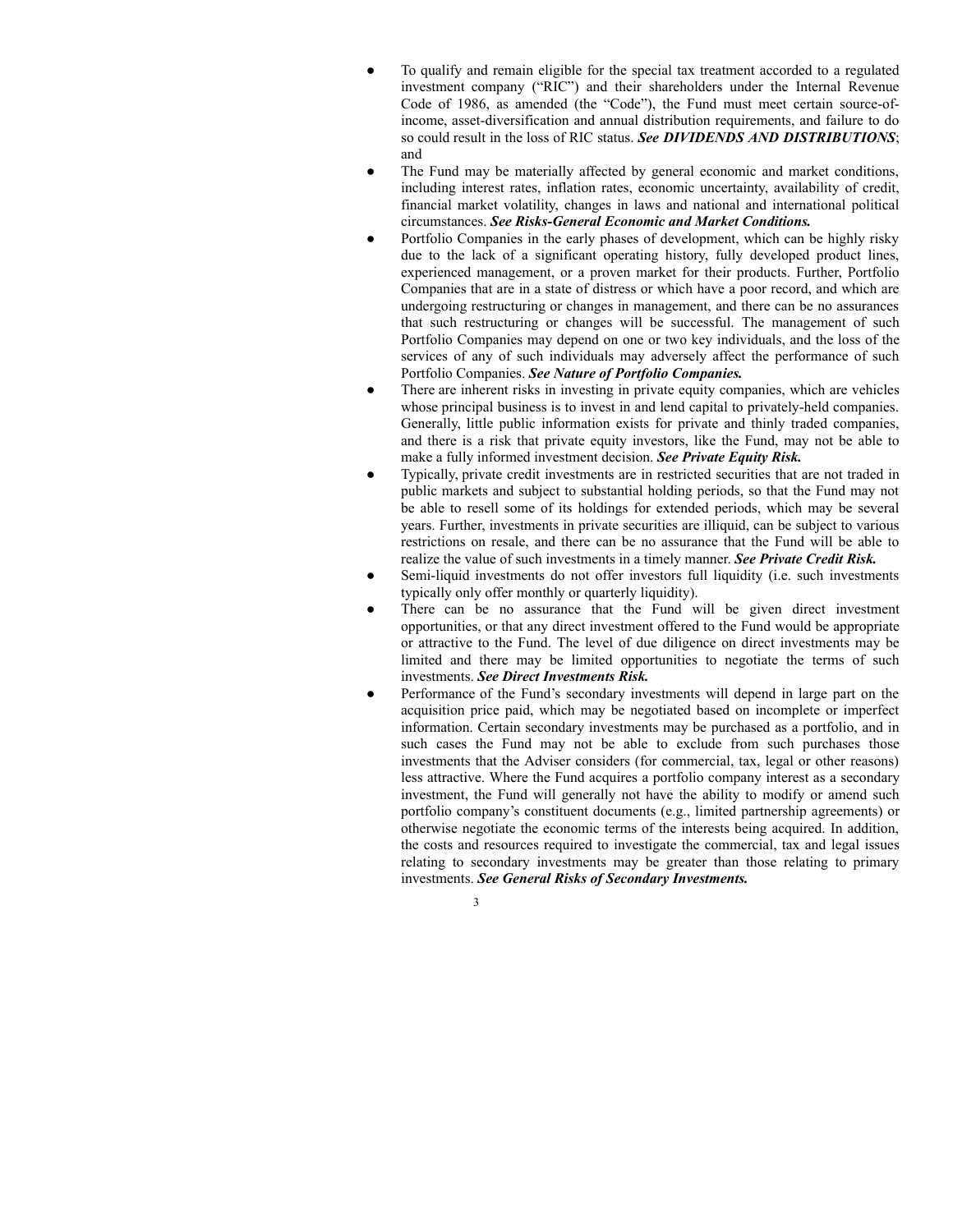- To qualify and remain eligible for the special tax treatment accorded to a regulated investment company ("RIC") and their shareholders under the Internal Revenue Code of 1986, as amended (the "Code"), the Fund must meet certain source-of-income, asset-diversification and annual distribution requirements, and failure to do so could result in the loss of RIC status. ***See DIVIDENDS AND DISTRIBUTIONS***; and
- The Fund may be materially affected by general economic and market conditions, including interest rates, inflation rates, economic uncertainty, availability of credit, financial market volatility, changes in laws and national and international political circumstances. ***See Risks-General Economic and Market Conditions.***
- Portfolio Companies in the early phases of development, which can be highly risky due to the lack of a significant operating history, fully developed product lines, experienced management, or a proven market for their products. Further, Portfolio Companies that are in a state of distress or which have a poor record, and which are undergoing restructuring or changes in management, and there can be no assurances that such restructuring or changes will be successful. The management of such Portfolio Companies may depend on one or two key individuals, and the loss of the services of any of such individuals may adversely affect the performance of such Portfolio Companies. ***See Nature of Portfolio Companies.***
- There are inherent risks in investing in private equity companies, which are vehicles whose principal business is to invest in and lend capital to privately-held companies. Generally, little public information exists for private and thinly traded companies, and there is a risk that private equity investors, like the Fund, may not be able to make a fully informed investment decision. ***See Private Equity Risk.***
- Typically, private credit investments are in restricted securities that are not traded in public markets and subject to substantial holding periods, so that the Fund may not be able to resell some of its holdings for extended periods, which may be several years. Further, investments in private securities are illiquid, can be subject to various restrictions on resale, and there can be no assurance that the Fund will be able to realize the value of such investments in a timely manner. ***See Private Credit Risk.***
- Semi-liquid investments do not offer investors full liquidity (i.e. such investments typically only offer monthly or quarterly liquidity).
- There can be no assurance that the Fund will be given direct investment opportunities, or that any direct investment offered to the Fund would be appropriate or attractive to the Fund. The level of due diligence on direct investments may be limited and there may be limited opportunities to negotiate the terms of such investments. ***See Direct Investments Risk.***
- Performance of the Fund's secondary investments will depend in large part on the acquisition price paid, which may be negotiated based on incomplete or imperfect information. Certain secondary investments may be purchased as a portfolio, and in such cases the Fund may not be able to exclude from such purchases those investments that the Adviser considers (for commercial, tax, legal or other reasons) less attractive. Where the Fund acquires a portfolio company interest as a secondary investment, the Fund will generally not have the ability to modify or amend such portfolio company's constituent documents (e.g., limited partnership agreements) or otherwise negotiate the economic terms of the interests being acquired. In addition, the costs and resources required to investigate the commercial, tax and legal issues relating to secondary investments may be greater than those relating to primary investments. ***See General Risks of Secondary Investments.***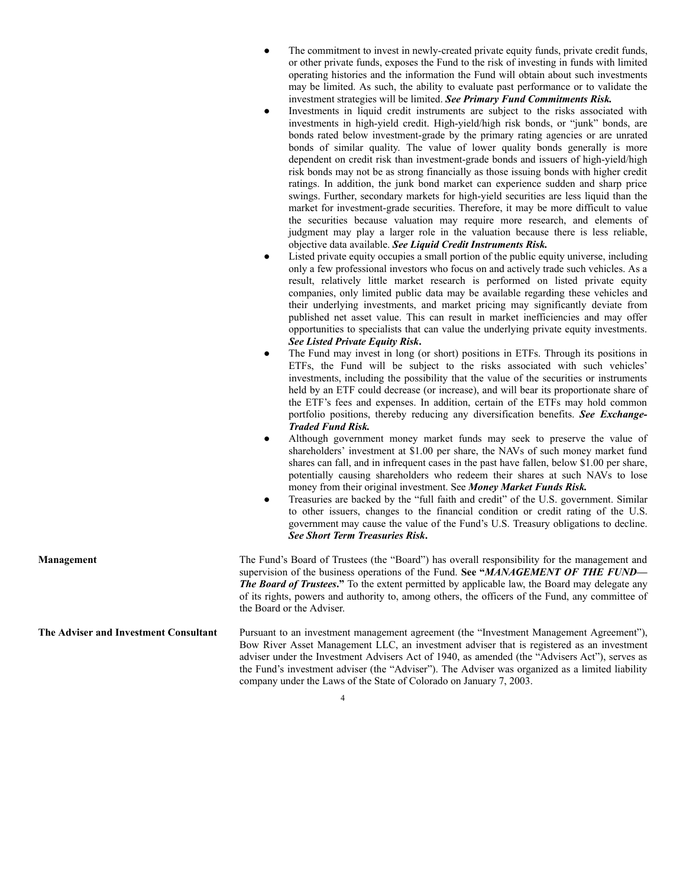- The commitment to invest in newly-created private equity funds, private credit funds, or other private funds, exposes the Fund to the risk of investing in funds with limited operating histories and the information the Fund will obtain about such investments may be limited. As such, the ability to evaluate past performance or to validate the investment strategies will be limited. ***See Primary Fund Commitments Risk.***
- Investments in liquid credit instruments are subject to the risks associated with investments in high-yield credit. High-yield/high risk bonds, or "junk" bonds, are bonds rated below investment-grade by the primary rating agencies or are unrated bonds of similar quality. The value of lower quality bonds generally is more dependent on credit risk than investment-grade bonds and issuers of high-yield/high risk bonds may not be as strong financially as those issuing bonds with higher credit ratings. In addition, the junk bond market can experience sudden and sharp price swings. Further, secondary markets for high-yield securities are less liquid than the market for investment-grade securities. Therefore, it may be more difficult to value the securities because valuation may require more research, and elements of judgment may play a larger role in the valuation because there is less reliable, objective data available. ***See Liquid Credit Instruments Risk.***
- Listed private equity occupies a small portion of the public equity universe, including only a few professional investors who focus on and actively trade such vehicles. As a result, relatively little market research is performed on listed private equity companies, only limited public data may be available regarding these vehicles and their underlying investments, and market pricing may significantly deviate from published net asset value. This can result in market inefficiencies and may offer opportunities to specialists that can value the underlying private equity investments. ***See Listed Private Equity Risk*.**
- The Fund may invest in long (or short) positions in ETFs. Through its positions in ETFs, the Fund will be subject to the risks associated with such vehicles' investments, including the possibility that the value of the securities or instruments held by an ETF could decrease (or increase), and will bear its proportionate share of the ETF's fees and expenses. In addition, certain of the ETFs may hold common portfolio positions, thereby reducing any diversification benefits. ***See Exchange-Traded Fund Risk.***
- Although government money market funds may seek to preserve the value of shareholders' investment at $1.00 per share, the NAVs of such money market fund shares can fall, and in infrequent cases in the past have fallen, below $1.00 per share, potentially causing shareholders who redeem their shares at such NAVs to lose money from their original investment. See ***Money Market Funds Risk.***
- Treasuries are backed by the "full faith and credit" of the U.S. government. Similar to other issuers, changes to the financial condition or credit rating of the U.S. government may cause the value of the Fund's U.S. Treasury obligations to decline. ***See Short Term Treasuries Risk*.**

**Management**

The Fund's Board of Trustees (the "Board") has overall responsibility for the management and supervision of the business operations of the Fund. **See "*MANAGEMENT OF THE FUND—The Board of Trustees*."** To the extent permitted by applicable law, the Board may delegate any of its rights, powers and authority to, among others, the officers of the Fund, any committee of the Board or the Adviser.

**The Adviser and Investment Consultant**

Pursuant to an investment management agreement (the "Investment Management Agreement"), Bow River Asset Management LLC, an investment adviser that is registered as an investment adviser under the Investment Advisers Act of 1940, as amended (the "Advisers Act"), serves as the Fund's investment adviser (the "Adviser"). The Adviser was organized as a limited liability company under the Laws of the State of Colorado on January 7, 2003.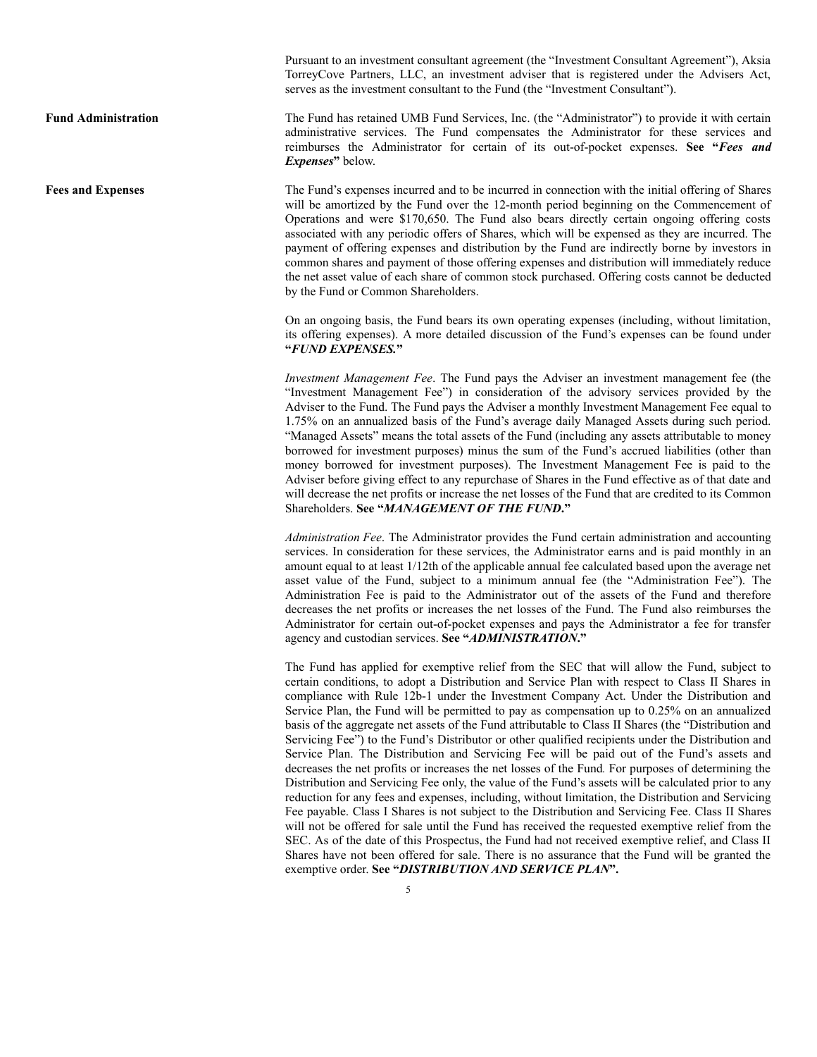Pursuant to an investment consultant agreement (the "Investment Consultant Agreement"), Aksia TorreyCove Partners, LLC, an investment adviser that is registered under the Advisers Act, serves as the investment consultant to the Fund (the "Investment Consultant").

**Fund Administration**

The Fund has retained UMB Fund Services, Inc. (the "Administrator") to provide it with certain administrative services. The Fund compensates the Administrator for these services and reimburses the Administrator for certain of its out-of-pocket expenses. **See "*Fees and Expenses*"** below.

**Fees and Expenses**

The Fund's expenses incurred and to be incurred in connection with the initial offering of Shares will be amortized by the Fund over the 12-month period beginning on the Commencement of Operations and were $170,650. The Fund also bears directly certain ongoing offering costs associated with any periodic offers of Shares, which will be expensed as they are incurred. The payment of offering expenses and distribution by the Fund are indirectly borne by investors in common shares and payment of those offering expenses and distribution will immediately reduce the net asset value of each share of common stock purchased. Offering costs cannot be deducted by the Fund or Common Shareholders.

On an ongoing basis, the Fund bears its own operating expenses (including, without limitation, its offering expenses). A more detailed discussion of the Fund's expenses can be found under **"*FUND EXPENSES.*"**

*Investment Management Fee*. The Fund pays the Adviser an investment management fee (the "Investment Management Fee") in consideration of the advisory services provided by the Adviser to the Fund. The Fund pays the Adviser a monthly Investment Management Fee equal to 1.75% on an annualized basis of the Fund's average daily Managed Assets during such period. "Managed Assets" means the total assets of the Fund (including any assets attributable to money borrowed for investment purposes) minus the sum of the Fund's accrued liabilities (other than money borrowed for investment purposes). The Investment Management Fee is paid to the Adviser before giving effect to any repurchase of Shares in the Fund effective as of that date and will decrease the net profits or increase the net losses of the Fund that are credited to its Common Shareholders. **See "*MANAGEMENT OF THE FUND*."**

*Administration Fee*. The Administrator provides the Fund certain administration and accounting services. In consideration for these services, the Administrator earns and is paid monthly in an amount equal to at least 1/12th of the applicable annual fee calculated based upon the average net asset value of the Fund, subject to a minimum annual fee (the "Administration Fee"). The Administration Fee is paid to the Administrator out of the assets of the Fund and therefore decreases the net profits or increases the net losses of the Fund. The Fund also reimburses the Administrator for certain out-of-pocket expenses and pays the Administrator a fee for transfer agency and custodian services. **See "*ADMINISTRATION*."**

The Fund has applied for exemptive relief from the SEC that will allow the Fund, subject to certain conditions, to adopt a Distribution and Service Plan with respect to Class II Shares in compliance with Rule 12b-1 under the Investment Company Act. Under the Distribution and Service Plan, the Fund will be permitted to pay as compensation up to 0.25% on an annualized basis of the aggregate net assets of the Fund attributable to Class II Shares (the "Distribution and Servicing Fee") to the Fund's Distributor or other qualified recipients under the Distribution and Service Plan. The Distribution and Servicing Fee will be paid out of the Fund's assets and decreases the net profits or increases the net losses of the Fund*.* For purposes of determining the Distribution and Servicing Fee only, the value of the Fund's assets will be calculated prior to any reduction for any fees and expenses, including, without limitation, the Distribution and Servicing Fee payable. Class I Shares is not subject to the Distribution and Servicing Fee. Class II Shares will not be offered for sale until the Fund has received the requested exemptive relief from the SEC. As of the date of this Prospectus, the Fund had not received exemptive relief, and Class II Shares have not been offered for sale. There is no assurance that the Fund will be granted the exemptive order. **See "*DISTRIBUTION AND SERVICE PLAN*".**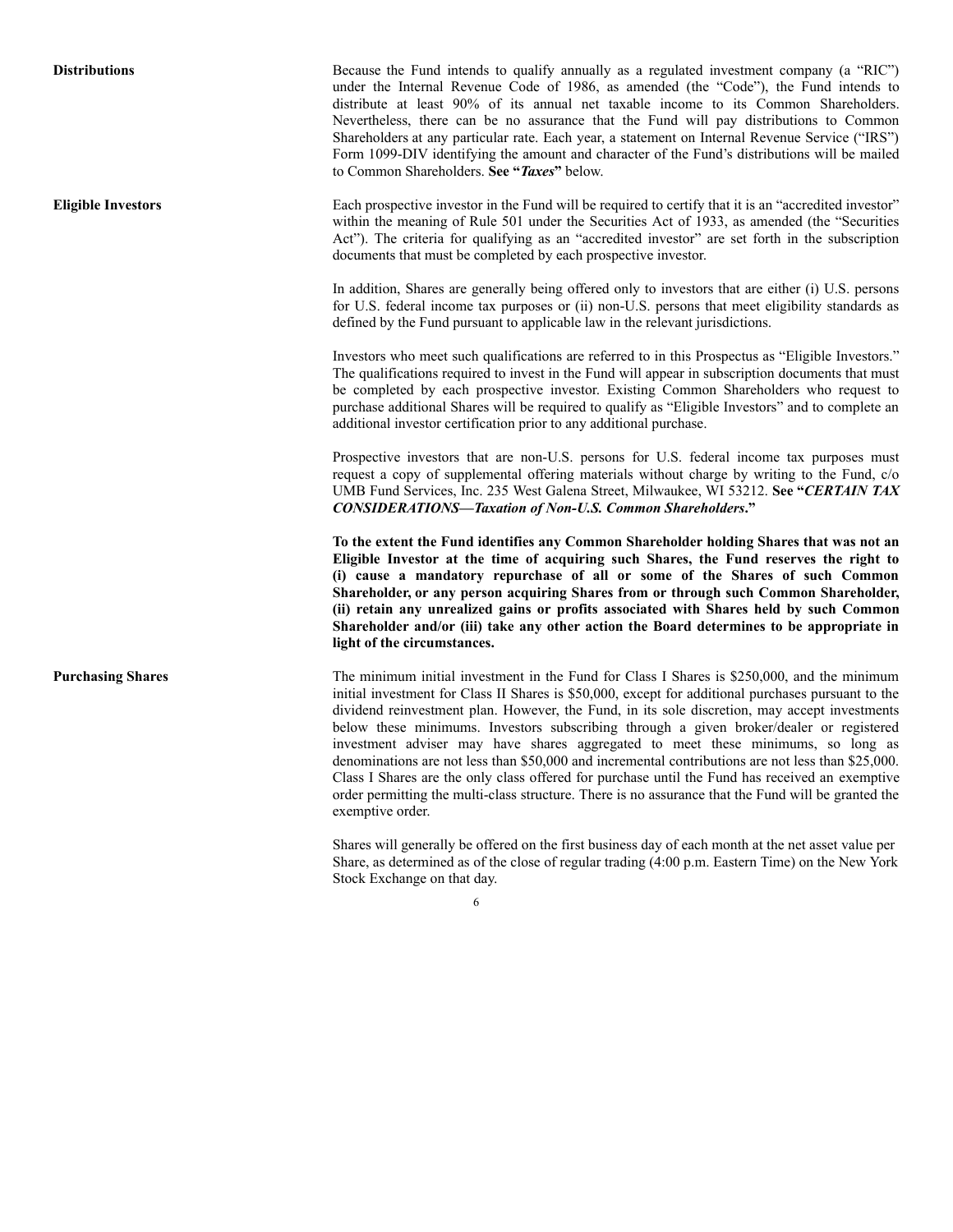**Distributions**

Because the Fund intends to qualify annually as a regulated investment company (a "RIC") under the Internal Revenue Code of 1986, as amended (the "Code"), the Fund intends to distribute at least 90% of its annual net taxable income to its Common Shareholders. Nevertheless, there can be no assurance that the Fund will pay distributions to Common Shareholders at any particular rate. Each year, a statement on Internal Revenue Service ("IRS") Form 1099-DIV identifying the amount and character of the Fund's distributions will be mailed to Common Shareholders. **See "*Taxes*"** below.

**Eligible Investors**

Each prospective investor in the Fund will be required to certify that it is an "accredited investor" within the meaning of Rule 501 under the Securities Act of 1933, as amended (the "Securities Act"). The criteria for qualifying as an "accredited investor" are set forth in the subscription documents that must be completed by each prospective investor.

In addition, Shares are generally being offered only to investors that are either (i) U.S. persons for U.S. federal income tax purposes or (ii) non-U.S. persons that meet eligibility standards as defined by the Fund pursuant to applicable law in the relevant jurisdictions.

Investors who meet such qualifications are referred to in this Prospectus as "Eligible Investors." The qualifications required to invest in the Fund will appear in subscription documents that must be completed by each prospective investor. Existing Common Shareholders who request to purchase additional Shares will be required to qualify as "Eligible Investors" and to complete an additional investor certification prior to any additional purchase.

Prospective investors that are non-U.S. persons for U.S. federal income tax purposes must request a copy of supplemental offering materials without charge by writing to the Fund, c/o UMB Fund Services, Inc. 235 West Galena Street, Milwaukee, WI 53212. **See "*CERTAIN TAX CONSIDERATIONS—Taxation of Non-U.S. Common Shareholders*."**

**To the extent the Fund identifies any Common Shareholder holding Shares that was not an Eligible Investor at the time of acquiring such Shares, the Fund reserves the right to (i) cause a mandatory repurchase of all or some of the Shares of such Common Shareholder, or any person acquiring Shares from or through such Common Shareholder, (ii) retain any unrealized gains or profits associated with Shares held by such Common Shareholder and/or (iii) take any other action the Board determines to be appropriate in light of the circumstances.**

**Purchasing Shares**

The minimum initial investment in the Fund for Class I Shares is $250,000, and the minimum initial investment for Class II Shares is $50,000, except for additional purchases pursuant to the dividend reinvestment plan. However, the Fund, in its sole discretion, may accept investments below these minimums. Investors subscribing through a given broker/dealer or registered investment adviser may have shares aggregated to meet these minimums, so long as denominations are not less than $50,000 and incremental contributions are not less than $25,000. Class I Shares are the only class offered for purchase until the Fund has received an exemptive order permitting the multi-class structure. There is no assurance that the Fund will be granted the exemptive order.

Shares will generally be offered on the first business day of each month at the net asset value per Share, as determined as of the close of regular trading (4:00 p.m. Eastern Time) on the New York Stock Exchange on that day.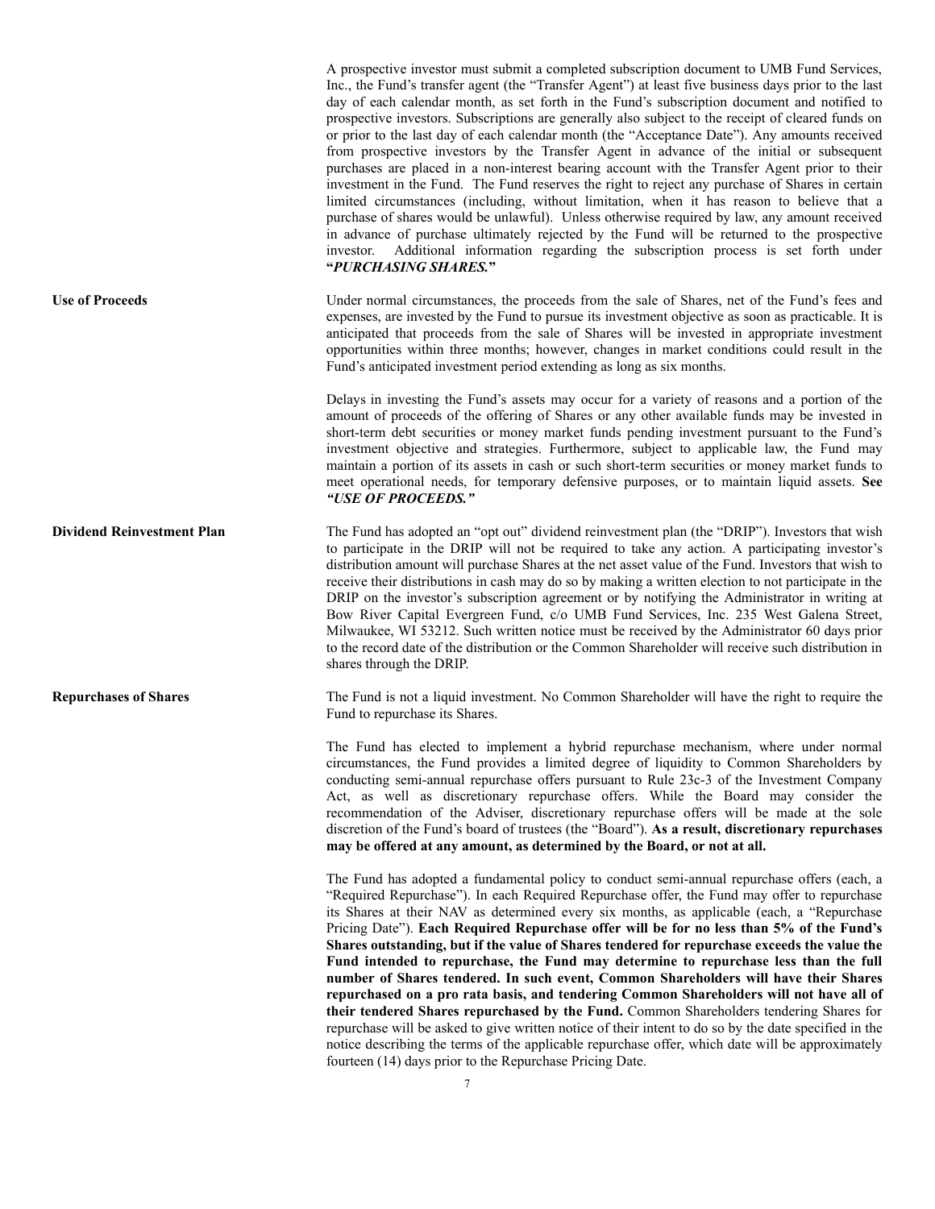A prospective investor must submit a completed subscription document to UMB Fund Services, Inc., the Fund's transfer agent (the "Transfer Agent") at least five business days prior to the last day of each calendar month, as set forth in the Fund's subscription document and notified to prospective investors. Subscriptions are generally also subject to the receipt of cleared funds on or prior to the last day of each calendar month (the "Acceptance Date"). Any amounts received from prospective investors by the Transfer Agent in advance of the initial or subsequent purchases are placed in a non-interest bearing account with the Transfer Agent prior to their investment in the Fund. The Fund reserves the right to reject any purchase of Shares in certain limited circumstances (including, without limitation, when it has reason to believe that a purchase of shares would be unlawful). Unless otherwise required by law, any amount received in advance of purchase ultimately rejected by the Fund will be returned to the prospective investor. Additional information regarding the subscription process is set forth under "***PURCHASING SHARES.***"

**Use of Proceeds**

Under normal circumstances, the proceeds from the sale of Shares, net of the Fund's fees and expenses, are invested by the Fund to pursue its investment objective as soon as practicable. It is anticipated that proceeds from the sale of Shares will be invested in appropriate investment opportunities within three months; however, changes in market conditions could result in the Fund's anticipated investment period extending as long as six months.

Delays in investing the Fund's assets may occur for a variety of reasons and a portion of the amount of proceeds of the offering of Shares or any other available funds may be invested in short-term debt securities or money market funds pending investment pursuant to the Fund's investment objective and strategies. Furthermore, subject to applicable law, the Fund may maintain a portion of its assets in cash or such short-term securities or money market funds to meet operational needs, for temporary defensive purposes, or to maintain liquid assets. **See *"USE OF PROCEEDS."***

**Dividend Reinvestment Plan**

The Fund has adopted an "opt out" dividend reinvestment plan (the "DRIP"). Investors that wish to participate in the DRIP will not be required to take any action. A participating investor's distribution amount will purchase Shares at the net asset value of the Fund. Investors that wish to receive their distributions in cash may do so by making a written election to not participate in the DRIP on the investor's subscription agreement or by notifying the Administrator in writing at Bow River Capital Evergreen Fund, c/o UMB Fund Services, Inc. 235 West Galena Street, Milwaukee, WI 53212. Such written notice must be received by the Administrator 60 days prior to the record date of the distribution or the Common Shareholder will receive such distribution in shares through the DRIP.

**Repurchases of Shares**

The Fund is not a liquid investment. No Common Shareholder will have the right to require the Fund to repurchase its Shares.

The Fund has elected to implement a hybrid repurchase mechanism, where under normal circumstances, the Fund provides a limited degree of liquidity to Common Shareholders by conducting semi-annual repurchase offers pursuant to Rule 23c-3 of the Investment Company Act, as well as discretionary repurchase offers. While the Board may consider the recommendation of the Adviser, discretionary repurchase offers will be made at the sole discretion of the Fund's board of trustees (the "Board"). **As a result, discretionary repurchases may be offered at any amount, as determined by the Board, or not at all.**

The Fund has adopted a fundamental policy to conduct semi-annual repurchase offers (each, a "Required Repurchase"). In each Required Repurchase offer, the Fund may offer to repurchase its Shares at their NAV as determined every six months, as applicable (each, a "Repurchase Pricing Date"). **Each Required Repurchase offer will be for no less than 5% of the Fund's Shares outstanding, but if the value of Shares tendered for repurchase exceeds the value the Fund intended to repurchase, the Fund may determine to repurchase less than the full number of Shares tendered. In such event, Common Shareholders will have their Shares repurchased on a pro rata basis, and tendering Common Shareholders will not have all of their tendered Shares repurchased by the Fund.** Common Shareholders tendering Shares for repurchase will be asked to give written notice of their intent to do so by the date specified in the notice describing the terms of the applicable repurchase offer, which date will be approximately fourteen (14) days prior to the Repurchase Pricing Date.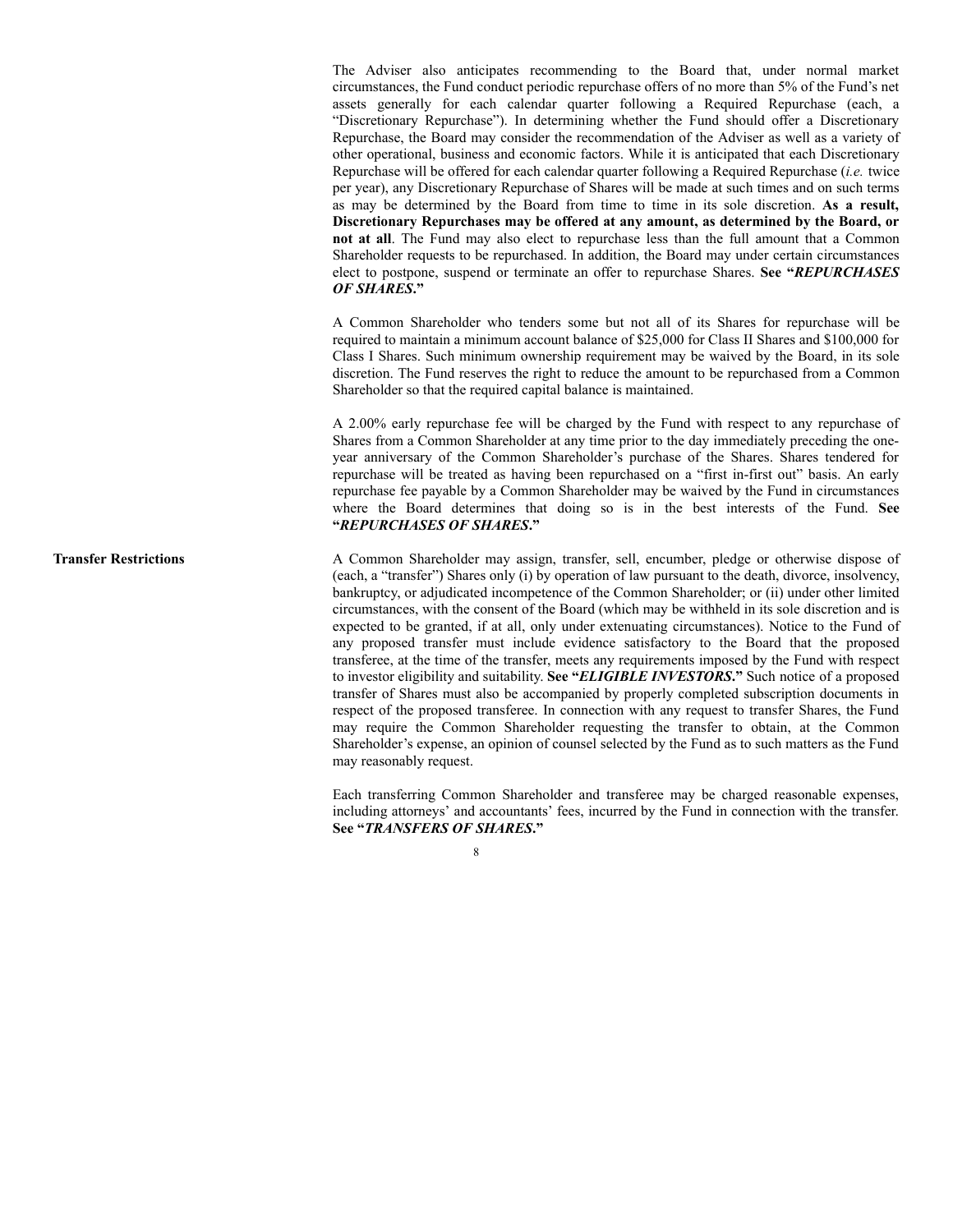The Adviser also anticipates recommending to the Board that, under normal market circumstances, the Fund conduct periodic repurchase offers of no more than 5% of the Fund's net assets generally for each calendar quarter following a Required Repurchase (each, a "Discretionary Repurchase"). In determining whether the Fund should offer a Discretionary Repurchase, the Board may consider the recommendation of the Adviser as well as a variety of other operational, business and economic factors. While it is anticipated that each Discretionary Repurchase will be offered for each calendar quarter following a Required Repurchase (*i.e.* twice per year), any Discretionary Repurchase of Shares will be made at such times and on such terms as may be determined by the Board from time to time in its sole discretion. **As a result, Discretionary Repurchases may be offered at any amount, as determined by the Board, or not at all**. The Fund may also elect to repurchase less than the full amount that a Common Shareholder requests to be repurchased. In addition, the Board may under certain circumstances elect to postpone, suspend or terminate an offer to repurchase Shares. **See "*REPURCHASES OF SHARES*."**

A Common Shareholder who tenders some but not all of its Shares for repurchase will be required to maintain a minimum account balance of $25,000 for Class II Shares and $100,000 for Class I Shares. Such minimum ownership requirement may be waived by the Board, in its sole discretion. The Fund reserves the right to reduce the amount to be repurchased from a Common Shareholder so that the required capital balance is maintained.

A 2.00% early repurchase fee will be charged by the Fund with respect to any repurchase of Shares from a Common Shareholder at any time prior to the day immediately preceding the one-year anniversary of the Common Shareholder's purchase of the Shares. Shares tendered for repurchase will be treated as having been repurchased on a "first in-first out" basis. An early repurchase fee payable by a Common Shareholder may be waived by the Fund in circumstances where the Board determines that doing so is in the best interests of the Fund. **See "*REPURCHASES OF SHARES*."**

**Transfer Restrictions**

A Common Shareholder may assign, transfer, sell, encumber, pledge or otherwise dispose of (each, a "transfer") Shares only (i) by operation of law pursuant to the death, divorce, insolvency, bankruptcy, or adjudicated incompetence of the Common Shareholder; or (ii) under other limited circumstances, with the consent of the Board (which may be withheld in its sole discretion and is expected to be granted, if at all, only under extenuating circumstances). Notice to the Fund of any proposed transfer must include evidence satisfactory to the Board that the proposed transferee, at the time of the transfer, meets any requirements imposed by the Fund with respect to investor eligibility and suitability. **See "*ELIGIBLE INVESTORS*."** Such notice of a proposed transfer of Shares must also be accompanied by properly completed subscription documents in respect of the proposed transferee. In connection with any request to transfer Shares, the Fund may require the Common Shareholder requesting the transfer to obtain, at the Common Shareholder's expense, an opinion of counsel selected by the Fund as to such matters as the Fund may reasonably request.

Each transferring Common Shareholder and transferee may be charged reasonable expenses, including attorneys' and accountants' fees, incurred by the Fund in connection with the transfer. **See "*TRANSFERS OF SHARES*."**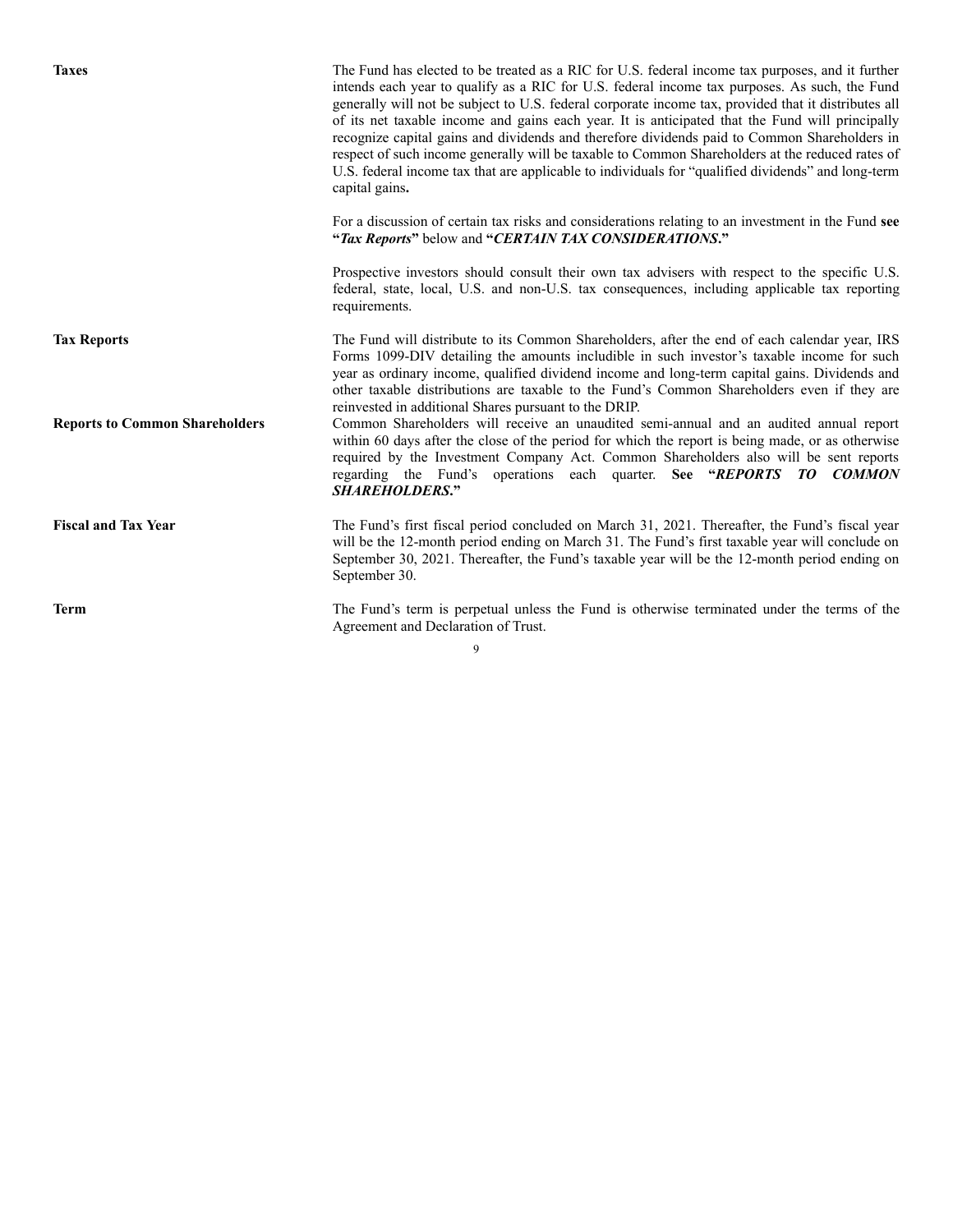**Taxes**

The Fund has elected to be treated as a RIC for U.S. federal income tax purposes, and it further intends each year to qualify as a RIC for U.S. federal income tax purposes. As such, the Fund generally will not be subject to U.S. federal corporate income tax, provided that it distributes all of its net taxable income and gains each year. It is anticipated that the Fund will principally recognize capital gains and dividends and therefore dividends paid to Common Shareholders in respect of such income generally will be taxable to Common Shareholders at the reduced rates of U.S. federal income tax that are applicable to individuals for "qualified dividends" and long-term capital gains**.**

For a discussion of certain tax risks and considerations relating to an investment in the Fund **see "*Tax Reports*"** below and **"*CERTAIN TAX CONSIDERATIONS*."**

Prospective investors should consult their own tax advisers with respect to the specific U.S. federal, state, local, U.S. and non-U.S. tax consequences, including applicable tax reporting requirements.

**Tax Reports**

The Fund will distribute to its Common Shareholders, after the end of each calendar year, IRS Forms 1099-DIV detailing the amounts includible in such investor's taxable income for such year as ordinary income, qualified dividend income and long-term capital gains. Dividends and other taxable distributions are taxable to the Fund's Common Shareholders even if they are reinvested in additional Shares pursuant to the DRIP.

**Reports to Common Shareholders**

Common Shareholders will receive an unaudited semi-annual and an audited annual report within 60 days after the close of the period for which the report is being made, or as otherwise required by the Investment Company Act. Common Shareholders also will be sent reports regarding the Fund's operations each quarter. **See "*REPORTS TO COMMON SHAREHOLDERS*."**

**Fiscal and Tax Year**

The Fund's first fiscal period concluded on March 31, 2021. Thereafter, the Fund's fiscal year will be the 12-month period ending on March 31. The Fund's first taxable year will conclude on September 30, 2021. Thereafter, the Fund's taxable year will be the 12-month period ending on September 30.

**Term**

The Fund's term is perpetual unless the Fund is otherwise terminated under the terms of the Agreement and Declaration of Trust.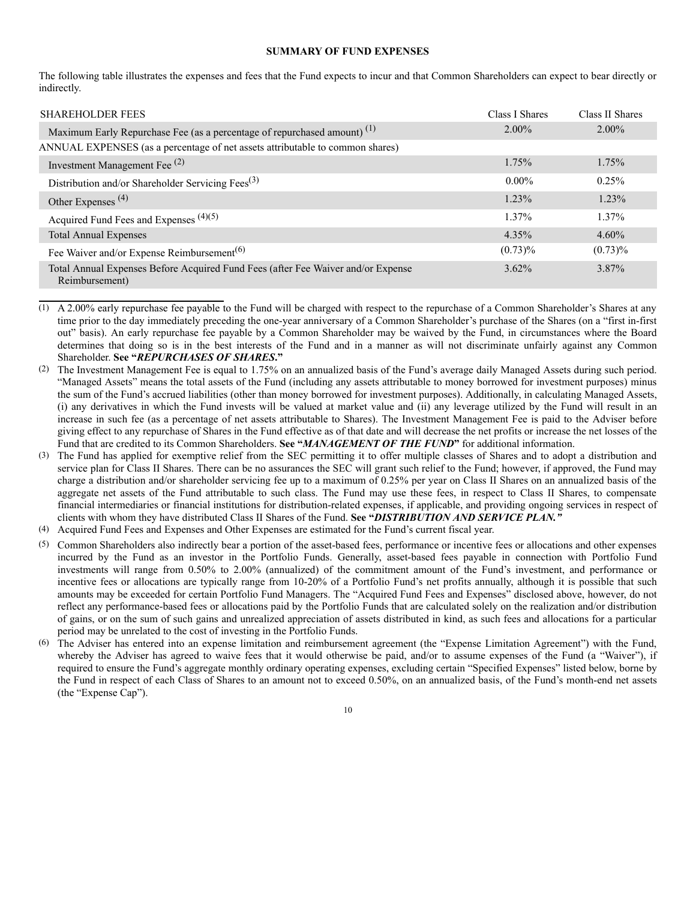## SUMMARY OF FUND EXPENSES

The following table illustrates the expenses and fees that the Fund expects to incur and that Common Shareholders can expect to bear directly or indirectly.

| SHAREHOLDER FEES | Class I Shares | Class II Shares |
|---|---|---|
| Maximum Early Repurchase Fee (as a percentage of repurchased amount) [(1)] | 2.00% | 2.00% |
| ANNUAL EXPENSES (as a percentage of net assets attributable to common shares) | | |
| Investment Management Fee [(2)] | 1.75% | 1.75% |
| Distribution and/or Shareholder Servicing Fees[(3)] | 0.00% | 0.25% |
| Other Expenses [(4)] | 1.23% | 1.23% |
| Acquired Fund Fees and Expenses [(4)(5)] | 1.37% | 1.37% |
| Total Annual Expenses | 4.35% | 4.60% |
| Fee Waiver and/or Expense Reimbursement[(6)] | (0.73)% | (0.73)% |
| Total Annual Expenses Before Acquired Fund Fees (after Fee Waiver and/or Expense Reimbursement) | 3.62% | 3.87% |

(1) A 2.00% early repurchase fee payable to the Fund will be charged with respect to the repurchase of a Common Shareholder's Shares at any time prior to the day immediately preceding the one-year anniversary of a Common Shareholder's purchase of the Shares (on a "first in-first out" basis). An early repurchase fee payable by a Common Shareholder may be waived by the Fund, in circumstances where the Board determines that doing so is in the best interests of the Fund and in a manner as will not discriminate unfairly against any Common Shareholder. **See "*REPURCHASES OF SHARES*."**

(2) The Investment Management Fee is equal to 1.75% on an annualized basis of the Fund's average daily Managed Assets during such period. "Managed Assets" means the total assets of the Fund (including any assets attributable to money borrowed for investment purposes) minus the sum of the Fund's accrued liabilities (other than money borrowed for investment purposes). Additionally, in calculating Managed Assets, (i) any derivatives in which the Fund invests will be valued at market value and (ii) any leverage utilized by the Fund will result in an increase in such fee (as a percentage of net assets attributable to Shares). The Investment Management Fee is paid to the Adviser before giving effect to any repurchase of Shares in the Fund effective as of that date and will decrease the net profits or increase the net losses of the Fund that are credited to its Common Shareholders. **See "*MANAGEMENT OF THE FUND*"** for additional information.

(3) The Fund has applied for exemptive relief from the SEC permitting it to offer multiple classes of Shares and to adopt a distribution and service plan for Class II Shares. There can be no assurances the SEC will grant such relief to the Fund; however, if approved, the Fund may charge a distribution and/or shareholder servicing fee up to a maximum of 0.25% per year on Class II Shares on an annualized basis of the aggregate net assets of the Fund attributable to such class. The Fund may use these fees, in respect to Class II Shares, to compensate financial intermediaries or financial institutions for distribution-related expenses, if applicable, and providing ongoing services in respect of clients with whom they have distributed Class II Shares of the Fund. **See "*DISTRIBUTION AND SERVICE PLAN.*"**

(4) Acquired Fund Fees and Expenses and Other Expenses are estimated for the Fund's current fiscal year.

(5) Common Shareholders also indirectly bear a portion of the asset-based fees, performance or incentive fees or allocations and other expenses incurred by the Fund as an investor in the Portfolio Funds. Generally, asset-based fees payable in connection with Portfolio Fund investments will range from 0.50% to 2.00% (annualized) of the commitment amount of the Fund's investment, and performance or incentive fees or allocations are typically range from 10-20% of a Portfolio Fund's net profits annually, although it is possible that such amounts may be exceeded for certain Portfolio Fund Managers. The "Acquired Fund Fees and Expenses" disclosed above, however, do not reflect any performance-based fees or allocations paid by the Portfolio Funds that are calculated solely on the realization and/or distribution of gains, or on the sum of such gains and unrealized appreciation of assets distributed in kind, as such fees and allocations for a particular period may be unrelated to the cost of investing in the Portfolio Funds.

(6) The Adviser has entered into an expense limitation and reimbursement agreement (the "Expense Limitation Agreement") with the Fund, whereby the Adviser has agreed to waive fees that it would otherwise be paid, and/or to assume expenses of the Fund (a "Waiver"), if required to ensure the Fund's aggregate monthly ordinary operating expenses, excluding certain "Specified Expenses" listed below, borne by the Fund in respect of each Class of Shares to an amount not to exceed 0.50%, on an annualized basis, of the Fund's month-end net assets (the "Expense Cap").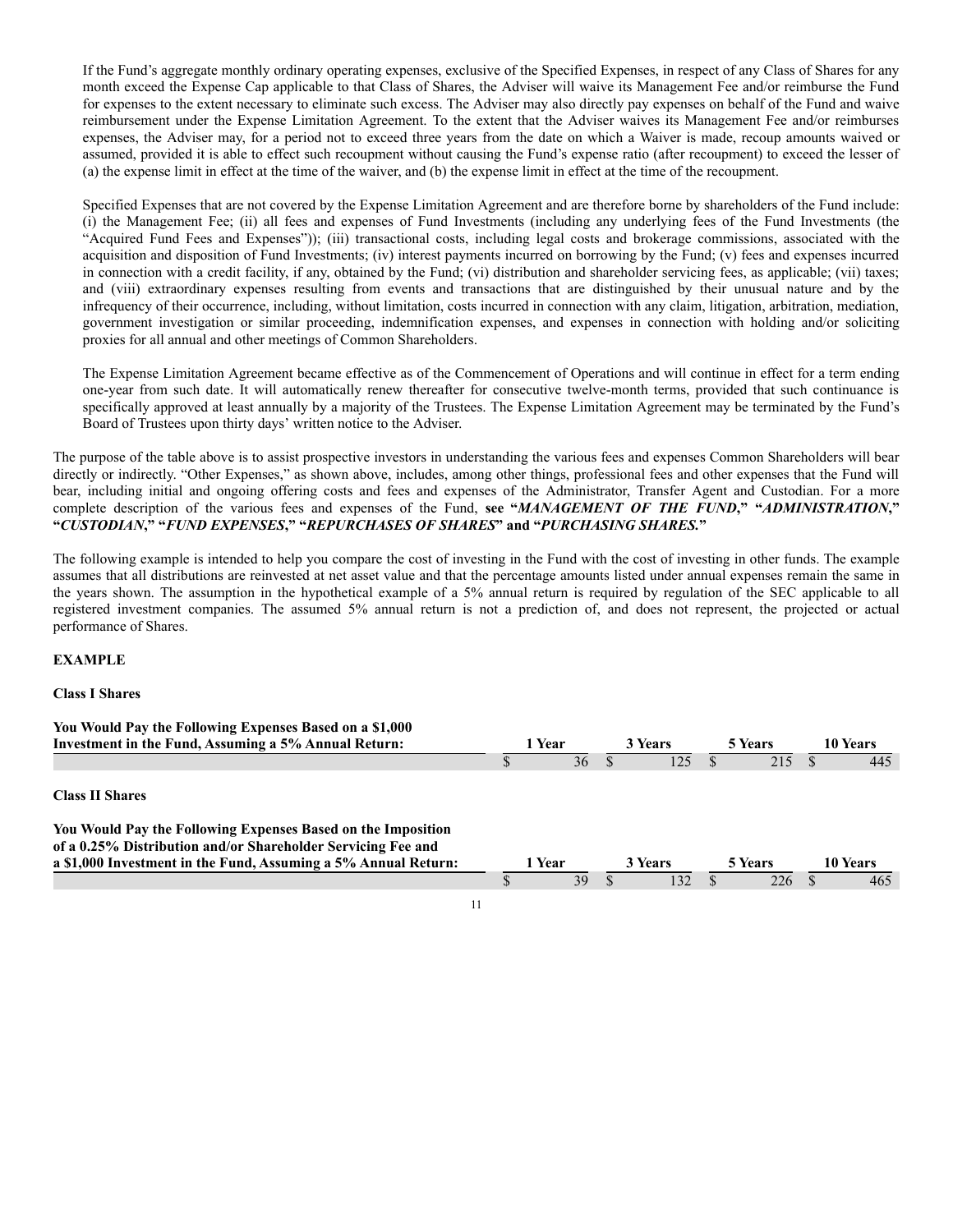If the Fund's aggregate monthly ordinary operating expenses, exclusive of the Specified Expenses, in respect of any Class of Shares for any month exceed the Expense Cap applicable to that Class of Shares, the Adviser will waive its Management Fee and/or reimburse the Fund for expenses to the extent necessary to eliminate such excess. The Adviser may also directly pay expenses on behalf of the Fund and waive reimbursement under the Expense Limitation Agreement. To the extent that the Adviser waives its Management Fee and/or reimburses expenses, the Adviser may, for a period not to exceed three years from the date on which a Waiver is made, recoup amounts waived or assumed, provided it is able to effect such recoupment without causing the Fund's expense ratio (after recoupment) to exceed the lesser of (a) the expense limit in effect at the time of the waiver, and (b) the expense limit in effect at the time of the recoupment.

Specified Expenses that are not covered by the Expense Limitation Agreement and are therefore borne by shareholders of the Fund include: (i) the Management Fee; (ii) all fees and expenses of Fund Investments (including any underlying fees of the Fund Investments (the "Acquired Fund Fees and Expenses")); (iii) transactional costs, including legal costs and brokerage commissions, associated with the acquisition and disposition of Fund Investments; (iv) interest payments incurred on borrowing by the Fund; (v) fees and expenses incurred in connection with a credit facility, if any, obtained by the Fund; (vi) distribution and shareholder servicing fees, as applicable; (vii) taxes; and (viii) extraordinary expenses resulting from events and transactions that are distinguished by their unusual nature and by the infrequency of their occurrence, including, without limitation, costs incurred in connection with any claim, litigation, arbitration, mediation, government investigation or similar proceeding, indemnification expenses, and expenses in connection with holding and/or soliciting proxies for all annual and other meetings of Common Shareholders.

The Expense Limitation Agreement became effective as of the Commencement of Operations and will continue in effect for a term ending one-year from such date. It will automatically renew thereafter for consecutive twelve-month terms, provided that such continuance is specifically approved at least annually by a majority of the Trustees. The Expense Limitation Agreement may be terminated by the Fund's Board of Trustees upon thirty days' written notice to the Adviser.

The purpose of the table above is to assist prospective investors in understanding the various fees and expenses Common Shareholders will bear directly or indirectly. "Other Expenses," as shown above, includes, among other things, professional fees and other expenses that the Fund will bear, including initial and ongoing offering costs and fees and expenses of the Administrator, Transfer Agent and Custodian. For a more complete description of the various fees and expenses of the Fund, **see "*MANAGEMENT OF THE FUND*," "*ADMINISTRATION*," "*CUSTODIAN*," "*FUND EXPENSES*," "*REPURCHASES OF SHARES*" and "*PURCHASING SHARES.*"**

The following example is intended to help you compare the cost of investing in the Fund with the cost of investing in other funds. The example assumes that all distributions are reinvested at net asset value and that the percentage amounts listed under annual expenses remain the same in the years shown. The assumption in the hypothetical example of a 5% annual return is required by regulation of the SEC applicable to all registered investment companies. The assumed 5% annual return is not a prediction of, and does not represent, the projected or actual performance of Shares.

**EXAMPLE**

**Class I Shares**

| You Would Pay the Following Expenses Based on a $1,000 Investment in the Fund, Assuming a 5% Annual Return: | 1 Year | 3 Years | 5 Years | 10 Years |
|---|---|---|---|---|
| | $ 36 | $ 125 | $ 215 | $ 445 |

**Class II Shares**

| You Would Pay the Following Expenses Based on the Imposition of a 0.25% Distribution and/or Shareholder Servicing Fee and a $1,000 Investment in the Fund, Assuming a 5% Annual Return: | 1 Year | 3 Years | 5 Years | 10 Years |
|---|---|---|---|---|
| | $ 39 | $ 132 | $ 226 | $ 465 |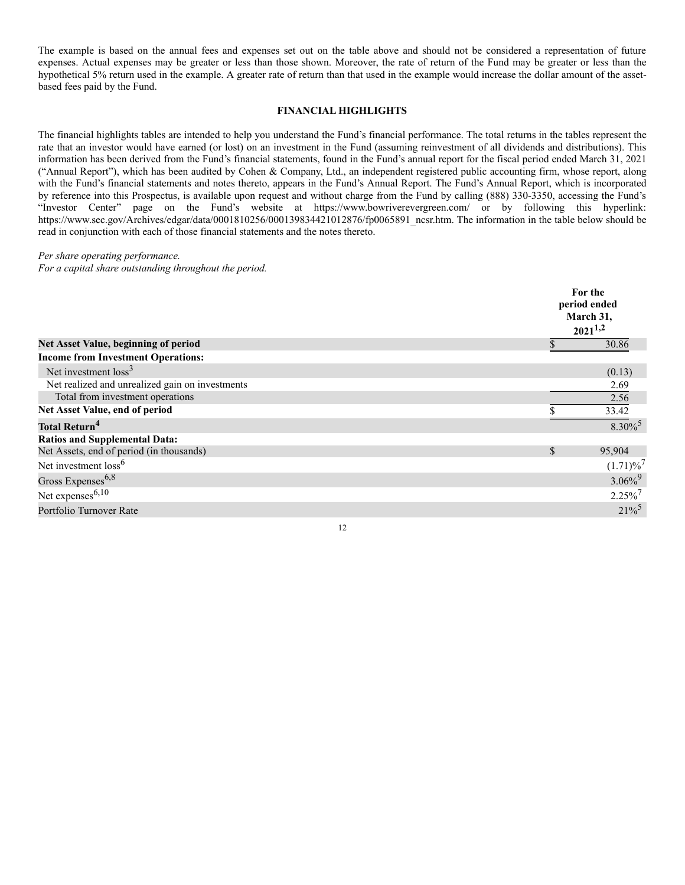The example is based on the annual fees and expenses set out on the table above and should not be considered a representation of future expenses. Actual expenses may be greater or less than those shown. Moreover, the rate of return of the Fund may be greater or less than the hypothetical 5% return used in the example. A greater rate of return than that used in the example would increase the dollar amount of the asset-based fees paid by the Fund.

## FINANCIAL HIGHLIGHTS

The financial highlights tables are intended to help you understand the Fund's financial performance. The total returns in the tables represent the rate that an investor would have earned (or lost) on an investment in the Fund (assuming reinvestment of all dividends and distributions). This information has been derived from the Fund's financial statements, found in the Fund's annual report for the fiscal period ended March 31, 2021 ("Annual Report"), which has been audited by Cohen & Company, Ltd., an independent registered public accounting firm, whose report, along with the Fund's financial statements and notes thereto, appears in the Fund's Annual Report. The Fund's Annual Report, which is incorporated by reference into this Prospectus, is available upon request and without charge from the Fund by calling (888) 330-3350, accessing the Fund's "Investor Center" page on the Fund's website at https://www.bowriverevergreen.com/ or by following this hyperlink: https://www.sec.gov/Archives/edgar/data/0001810256/000139834421012876/fp0065891_ncsr.htm. The information in the table below should be read in conjunction with each of those financial statements and the notes thereto.

*Per share operating performance.*
*For a capital share outstanding throughout the period.*

| | For the period ended March 31, 2021[1,2] |
|---|---|
| **Net Asset Value, beginning of period** | $ 30.86 |
| **Income from Investment Operations:** | |
| Net investment loss[3] | (0.13) |
| Net realized and unrealized gain on investments | 2.69 |
| Total from investment operations | 2.56 |
| **Net Asset Value, end of period** | $ 33.42 |
| **Total Return[4]** | 8.30%[5] |
| **Ratios and Supplemental Data:** | |
| Net Assets, end of period (in thousands) | $ 95,904 |
| Net investment loss[6] | (1.71)%[7] |
| Gross Expenses[6,8] | 3.06%[9] |
| Net expenses[6,10] | 2.25%[7] |
| Portfolio Turnover Rate | 21%[5] |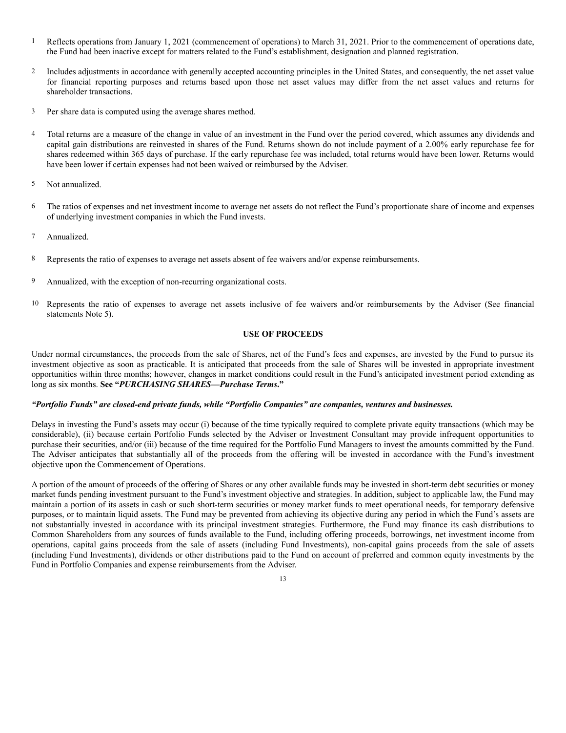1 Reflects operations from January 1, 2021 (commencement of operations) to March 31, 2021. Prior to the commencement of operations date, the Fund had been inactive except for matters related to the Fund's establishment, designation and planned registration.

2 Includes adjustments in accordance with generally accepted accounting principles in the United States, and consequently, the net asset value for financial reporting purposes and returns based upon those net asset values may differ from the net asset values and returns for shareholder transactions.

3 Per share data is computed using the average shares method.

4 Total returns are a measure of the change in value of an investment in the Fund over the period covered, which assumes any dividends and capital gain distributions are reinvested in shares of the Fund. Returns shown do not include payment of a 2.00% early repurchase fee for shares redeemed within 365 days of purchase. If the early repurchase fee was included, total returns would have been lower. Returns would have been lower if certain expenses had not been waived or reimbursed by the Adviser.

5 Not annualized.

6 The ratios of expenses and net investment income to average net assets do not reflect the Fund's proportionate share of income and expenses of underlying investment companies in which the Fund invests.

7 Annualized.

8 Represents the ratio of expenses to average net assets absent of fee waivers and/or expense reimbursements.

9 Annualized, with the exception of non-recurring organizational costs.

10 Represents the ratio of expenses to average net assets inclusive of fee waivers and/or reimbursements by the Adviser (See financial statements Note 5).

## USE OF PROCEEDS

Under normal circumstances, the proceeds from the sale of Shares, net of the Fund's fees and expenses, are invested by the Fund to pursue its investment objective as soon as practicable. It is anticipated that proceeds from the sale of Shares will be invested in appropriate investment opportunities within three months; however, changes in market conditions could result in the Fund's anticipated investment period extending as long as six months. **See "*PURCHASING SHARES—Purchase Terms*."**

***"Portfolio Funds" are closed-end private funds, while "Portfolio Companies" are companies, ventures and businesses.***

Delays in investing the Fund's assets may occur (i) because of the time typically required to complete private equity transactions (which may be considerable), (ii) because certain Portfolio Funds selected by the Adviser or Investment Consultant may provide infrequent opportunities to purchase their securities, and/or (iii) because of the time required for the Portfolio Fund Managers to invest the amounts committed by the Fund. The Adviser anticipates that substantially all of the proceeds from the offering will be invested in accordance with the Fund's investment objective upon the Commencement of Operations.

A portion of the amount of proceeds of the offering of Shares or any other available funds may be invested in short-term debt securities or money market funds pending investment pursuant to the Fund's investment objective and strategies. In addition, subject to applicable law, the Fund may maintain a portion of its assets in cash or such short-term securities or money market funds to meet operational needs, for temporary defensive purposes, or to maintain liquid assets. The Fund may be prevented from achieving its objective during any period in which the Fund's assets are not substantially invested in accordance with its principal investment strategies. Furthermore, the Fund may finance its cash distributions to Common Shareholders from any sources of funds available to the Fund, including offering proceeds, borrowings, net investment income from operations, capital gains proceeds from the sale of assets (including Fund Investments), non-capital gains proceeds from the sale of assets (including Fund Investments), dividends or other distributions paid to the Fund on account of preferred and common equity investments by the Fund in Portfolio Companies and expense reimbursements from the Adviser.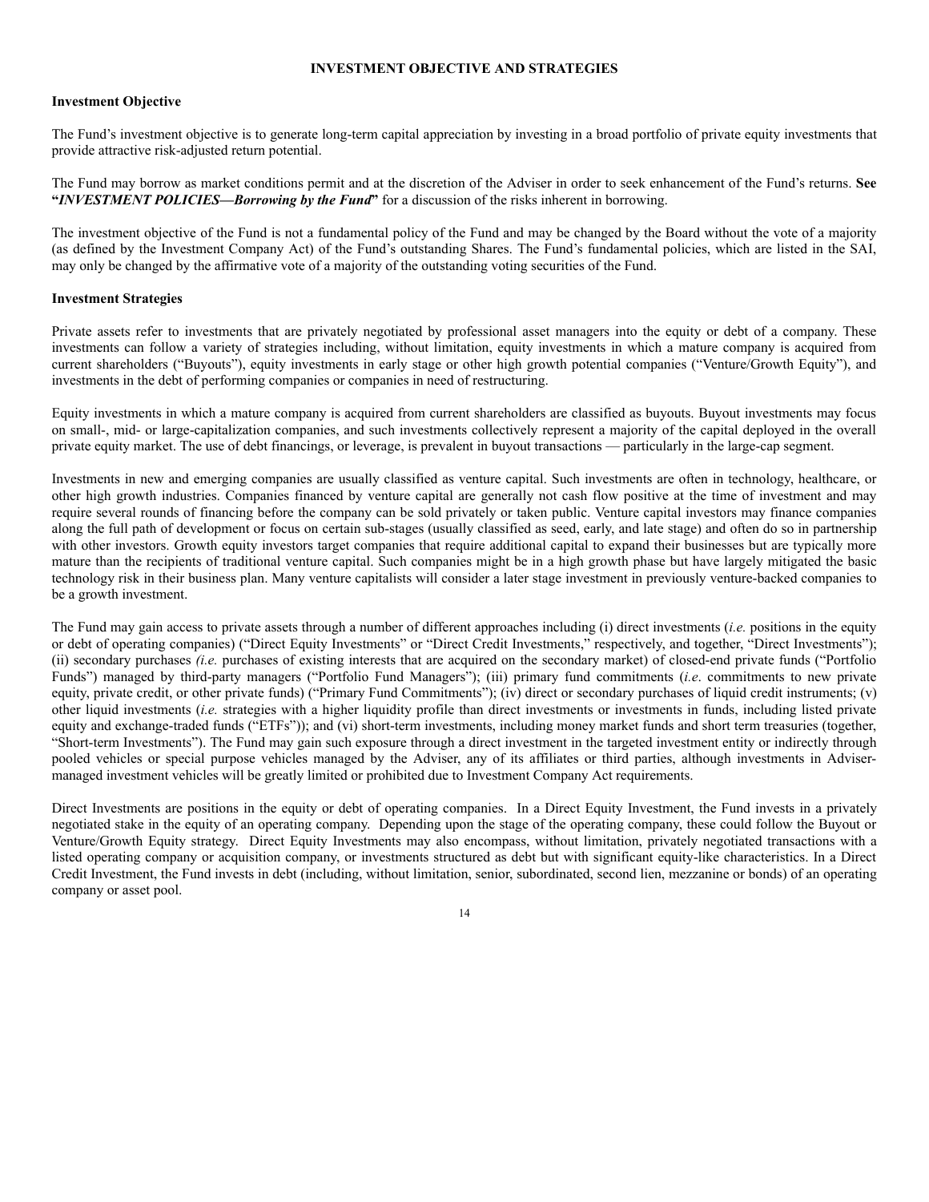# INVESTMENT OBJECTIVE AND STRATEGIES

## Investment Objective

The Fund's investment objective is to generate long-term capital appreciation by investing in a broad portfolio of private equity investments that provide attractive risk-adjusted return potential.

The Fund may borrow as market conditions permit and at the discretion of the Adviser in order to seek enhancement of the Fund's returns. **See "*INVESTMENT POLICIES—Borrowing by the Fund*"** for a discussion of the risks inherent in borrowing.

The investment objective of the Fund is not a fundamental policy of the Fund and may be changed by the Board without the vote of a majority (as defined by the Investment Company Act) of the Fund's outstanding Shares. The Fund's fundamental policies, which are listed in the SAI, may only be changed by the affirmative vote of a majority of the outstanding voting securities of the Fund.

## Investment Strategies

Private assets refer to investments that are privately negotiated by professional asset managers into the equity or debt of a company. These investments can follow a variety of strategies including, without limitation, equity investments in which a mature company is acquired from current shareholders ("Buyouts"), equity investments in early stage or other high growth potential companies ("Venture/Growth Equity"), and investments in the debt of performing companies or companies in need of restructuring.

Equity investments in which a mature company is acquired from current shareholders are classified as buyouts. Buyout investments may focus on small-, mid- or large-capitalization companies, and such investments collectively represent a majority of the capital deployed in the overall private equity market. The use of debt financings, or leverage, is prevalent in buyout transactions — particularly in the large-cap segment.

Investments in new and emerging companies are usually classified as venture capital. Such investments are often in technology, healthcare, or other high growth industries. Companies financed by venture capital are generally not cash flow positive at the time of investment and may require several rounds of financing before the company can be sold privately or taken public. Venture capital investors may finance companies along the full path of development or focus on certain sub-stages (usually classified as seed, early, and late stage) and often do so in partnership with other investors. Growth equity investors target companies that require additional capital to expand their businesses but are typically more mature than the recipients of traditional venture capital. Such companies might be in a high growth phase but have largely mitigated the basic technology risk in their business plan. Many venture capitalists will consider a later stage investment in previously venture-backed companies to be a growth investment.

The Fund may gain access to private assets through a number of different approaches including (i) direct investments (*i.e.* positions in the equity or debt of operating companies) ("Direct Equity Investments" or "Direct Credit Investments," respectively, and together, "Direct Investments"); (ii) secondary purchases *(i.e.* purchases of existing interests that are acquired on the secondary market) of closed-end private funds ("Portfolio Funds") managed by third-party managers ("Portfolio Fund Managers"); (iii) primary fund commitments (*i.e*. commitments to new private equity, private credit, or other private funds) ("Primary Fund Commitments"); (iv) direct or secondary purchases of liquid credit instruments; (v) other liquid investments (*i.e.* strategies with a higher liquidity profile than direct investments or investments in funds, including listed private equity and exchange-traded funds ("ETFs")); and (vi) short-term investments, including money market funds and short term treasuries (together, "Short-term Investments"). The Fund may gain such exposure through a direct investment in the targeted investment entity or indirectly through pooled vehicles or special purpose vehicles managed by the Adviser, any of its affiliates or third parties, although investments in Adviser-managed investment vehicles will be greatly limited or prohibited due to Investment Company Act requirements.

Direct Investments are positions in the equity or debt of operating companies. In a Direct Equity Investment, the Fund invests in a privately negotiated stake in the equity of an operating company. Depending upon the stage of the operating company, these could follow the Buyout or Venture/Growth Equity strategy. Direct Equity Investments may also encompass, without limitation, privately negotiated transactions with a listed operating company or acquisition company, or investments structured as debt but with significant equity-like characteristics. In a Direct Credit Investment, the Fund invests in debt (including, without limitation, senior, subordinated, second lien, mezzanine or bonds) of an operating company or asset pool.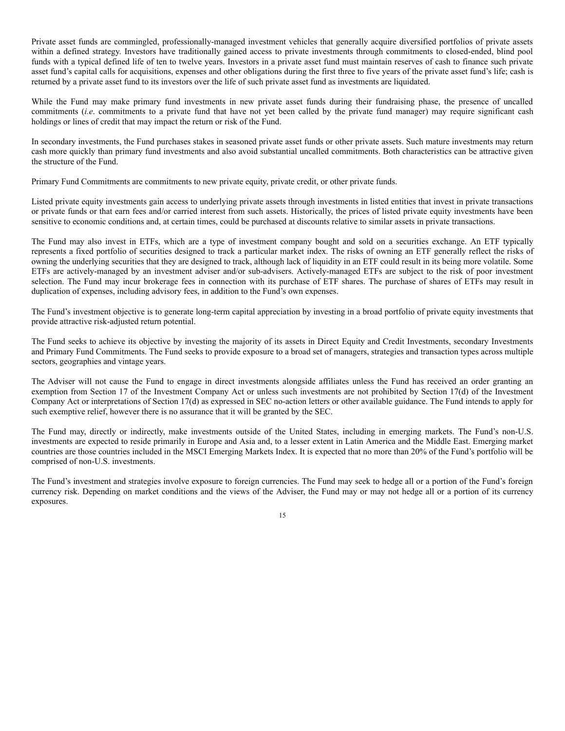Private asset funds are commingled, professionally-managed investment vehicles that generally acquire diversified portfolios of private assets within a defined strategy. Investors have traditionally gained access to private investments through commitments to closed-ended, blind pool funds with a typical defined life of ten to twelve years. Investors in a private asset fund must maintain reserves of cash to finance such private asset fund's capital calls for acquisitions, expenses and other obligations during the first three to five years of the private asset fund's life; cash is returned by a private asset fund to its investors over the life of such private asset fund as investments are liquidated.

While the Fund may make primary fund investments in new private asset funds during their fundraising phase, the presence of uncalled commitments (*i.e*. commitments to a private fund that have not yet been called by the private fund manager) may require significant cash holdings or lines of credit that may impact the return or risk of the Fund.

In secondary investments, the Fund purchases stakes in seasoned private asset funds or other private assets. Such mature investments may return cash more quickly than primary fund investments and also avoid substantial uncalled commitments. Both characteristics can be attractive given the structure of the Fund.

Primary Fund Commitments are commitments to new private equity, private credit, or other private funds.

Listed private equity investments gain access to underlying private assets through investments in listed entities that invest in private transactions or private funds or that earn fees and/or carried interest from such assets. Historically, the prices of listed private equity investments have been sensitive to economic conditions and, at certain times, could be purchased at discounts relative to similar assets in private transactions.

The Fund may also invest in ETFs, which are a type of investment company bought and sold on a securities exchange. An ETF typically represents a fixed portfolio of securities designed to track a particular market index. The risks of owning an ETF generally reflect the risks of owning the underlying securities that they are designed to track, although lack of liquidity in an ETF could result in its being more volatile. Some ETFs are actively-managed by an investment adviser and/or sub-advisers. Actively-managed ETFs are subject to the risk of poor investment selection. The Fund may incur brokerage fees in connection with its purchase of ETF shares. The purchase of shares of ETFs may result in duplication of expenses, including advisory fees, in addition to the Fund's own expenses.

The Fund's investment objective is to generate long-term capital appreciation by investing in a broad portfolio of private equity investments that provide attractive risk-adjusted return potential.

The Fund seeks to achieve its objective by investing the majority of its assets in Direct Equity and Credit Investments, secondary Investments and Primary Fund Commitments. The Fund seeks to provide exposure to a broad set of managers, strategies and transaction types across multiple sectors, geographies and vintage years.

The Adviser will not cause the Fund to engage in direct investments alongside affiliates unless the Fund has received an order granting an exemption from Section 17 of the Investment Company Act or unless such investments are not prohibited by Section 17(d) of the Investment Company Act or interpretations of Section 17(d) as expressed in SEC no-action letters or other available guidance. The Fund intends to apply for such exemptive relief, however there is no assurance that it will be granted by the SEC.

The Fund may, directly or indirectly, make investments outside of the United States, including in emerging markets. The Fund's non-U.S. investments are expected to reside primarily in Europe and Asia and, to a lesser extent in Latin America and the Middle East. Emerging market countries are those countries included in the MSCI Emerging Markets Index. It is expected that no more than 20% of the Fund's portfolio will be comprised of non-U.S. investments.

The Fund's investment and strategies involve exposure to foreign currencies. The Fund may seek to hedge all or a portion of the Fund's foreign currency risk. Depending on market conditions and the views of the Adviser, the Fund may or may not hedge all or a portion of its currency exposures.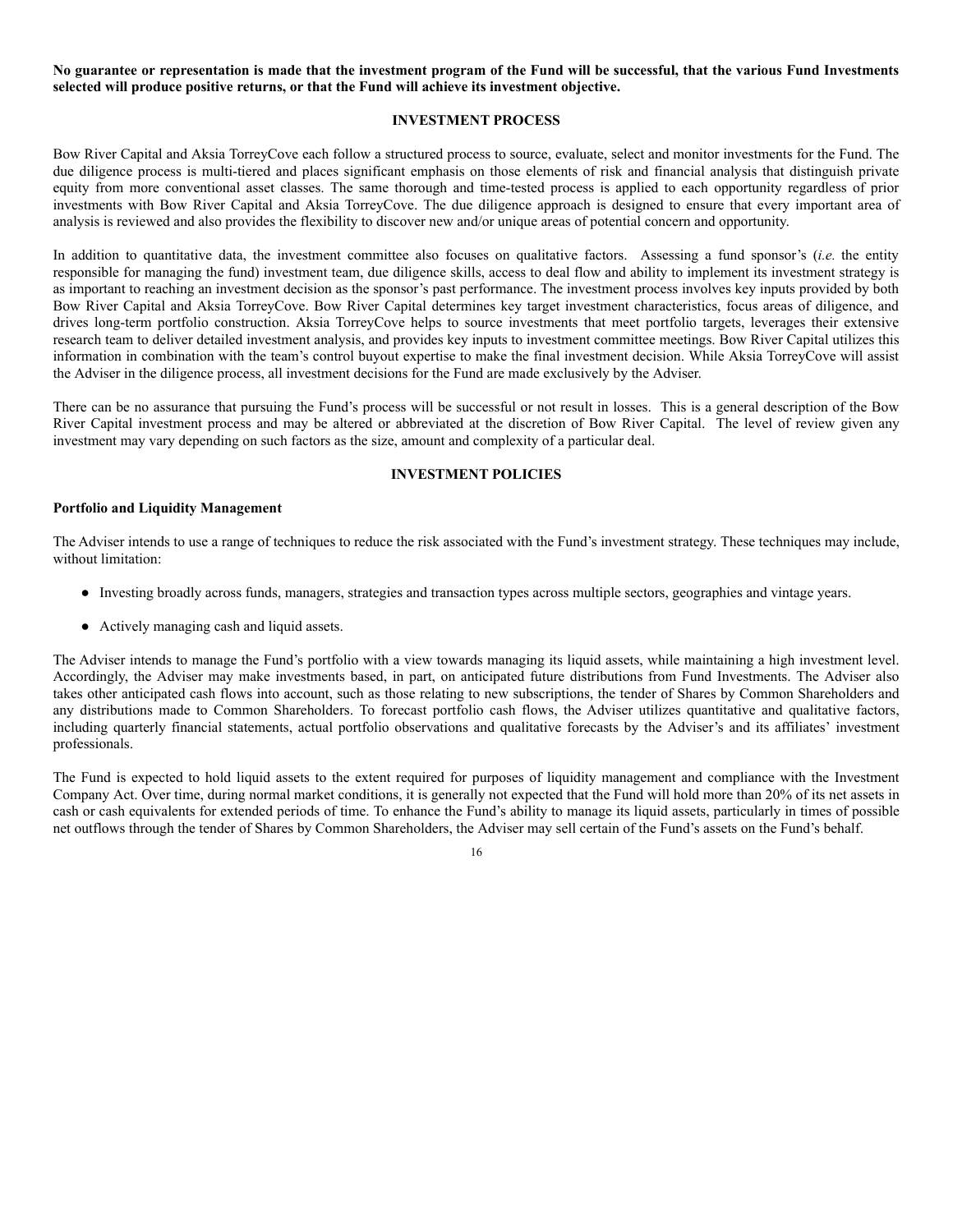**No guarantee or representation is made that the investment program of the Fund will be successful, that the various Fund Investments selected will produce positive returns, or that the Fund will achieve its investment objective.**

## INVESTMENT PROCESS

Bow River Capital and Aksia TorreyCove each follow a structured process to source, evaluate, select and monitor investments for the Fund. The due diligence process is multi-tiered and places significant emphasis on those elements of risk and financial analysis that distinguish private equity from more conventional asset classes. The same thorough and time-tested process is applied to each opportunity regardless of prior investments with Bow River Capital and Aksia TorreyCove. The due diligence approach is designed to ensure that every important area of analysis is reviewed and also provides the flexibility to discover new and/or unique areas of potential concern and opportunity.

In addition to quantitative data, the investment committee also focuses on qualitative factors. Assessing a fund sponsor's (*i.e.* the entity responsible for managing the fund) investment team, due diligence skills, access to deal flow and ability to implement its investment strategy is as important to reaching an investment decision as the sponsor's past performance. The investment process involves key inputs provided by both Bow River Capital and Aksia TorreyCove. Bow River Capital determines key target investment characteristics, focus areas of diligence, and drives long-term portfolio construction. Aksia TorreyCove helps to source investments that meet portfolio targets, leverages their extensive research team to deliver detailed investment analysis, and provides key inputs to investment committee meetings. Bow River Capital utilizes this information in combination with the team's control buyout expertise to make the final investment decision. While Aksia TorreyCove will assist the Adviser in the diligence process, all investment decisions for the Fund are made exclusively by the Adviser.

There can be no assurance that pursuing the Fund's process will be successful or not result in losses. This is a general description of the Bow River Capital investment process and may be altered or abbreviated at the discretion of Bow River Capital. The level of review given any investment may vary depending on such factors as the size, amount and complexity of a particular deal.

## INVESTMENT POLICIES

### Portfolio and Liquidity Management

The Adviser intends to use a range of techniques to reduce the risk associated with the Fund's investment strategy. These techniques may include, without limitation:

- Investing broadly across funds, managers, strategies and transaction types across multiple sectors, geographies and vintage years.
- Actively managing cash and liquid assets.

The Adviser intends to manage the Fund's portfolio with a view towards managing its liquid assets, while maintaining a high investment level. Accordingly, the Adviser may make investments based, in part, on anticipated future distributions from Fund Investments. The Adviser also takes other anticipated cash flows into account, such as those relating to new subscriptions, the tender of Shares by Common Shareholders and any distributions made to Common Shareholders. To forecast portfolio cash flows, the Adviser utilizes quantitative and qualitative factors, including quarterly financial statements, actual portfolio observations and qualitative forecasts by the Adviser's and its affiliates' investment professionals.

The Fund is expected to hold liquid assets to the extent required for purposes of liquidity management and compliance with the Investment Company Act. Over time, during normal market conditions, it is generally not expected that the Fund will hold more than 20% of its net assets in cash or cash equivalents for extended periods of time. To enhance the Fund's ability to manage its liquid assets, particularly in times of possible net outflows through the tender of Shares by Common Shareholders, the Adviser may sell certain of the Fund's assets on the Fund's behalf.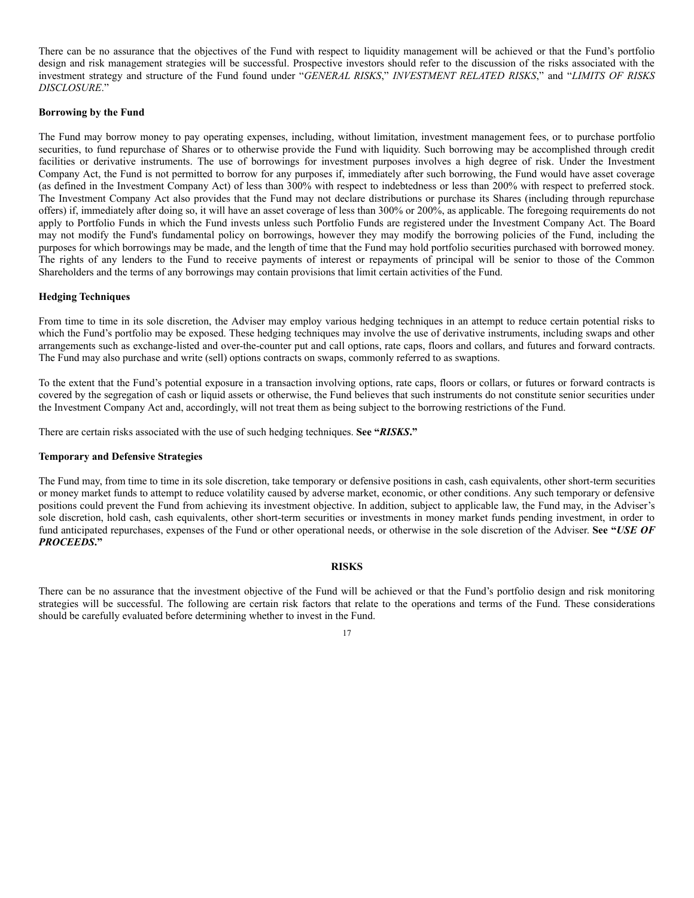There can be no assurance that the objectives of the Fund with respect to liquidity management will be achieved or that the Fund's portfolio design and risk management strategies will be successful. Prospective investors should refer to the discussion of the risks associated with the investment strategy and structure of the Fund found under "*GENERAL RISKS*," *INVESTMENT RELATED RISKS*," and "*LIMITS OF RISKS DISCLOSURE*."

**Borrowing by the Fund**

The Fund may borrow money to pay operating expenses, including, without limitation, investment management fees, or to purchase portfolio securities, to fund repurchase of Shares or to otherwise provide the Fund with liquidity. Such borrowing may be accomplished through credit facilities or derivative instruments. The use of borrowings for investment purposes involves a high degree of risk. Under the Investment Company Act, the Fund is not permitted to borrow for any purposes if, immediately after such borrowing, the Fund would have asset coverage (as defined in the Investment Company Act) of less than 300% with respect to indebtedness or less than 200% with respect to preferred stock. The Investment Company Act also provides that the Fund may not declare distributions or purchase its Shares (including through repurchase offers) if, immediately after doing so, it will have an asset coverage of less than 300% or 200%, as applicable. The foregoing requirements do not apply to Portfolio Funds in which the Fund invests unless such Portfolio Funds are registered under the Investment Company Act. The Board may not modify the Fund's fundamental policy on borrowings, however they may modify the borrowing policies of the Fund, including the purposes for which borrowings may be made, and the length of time that the Fund may hold portfolio securities purchased with borrowed money. The rights of any lenders to the Fund to receive payments of interest or repayments of principal will be senior to those of the Common Shareholders and the terms of any borrowings may contain provisions that limit certain activities of the Fund.

**Hedging Techniques**

From time to time in its sole discretion, the Adviser may employ various hedging techniques in an attempt to reduce certain potential risks to which the Fund's portfolio may be exposed. These hedging techniques may involve the use of derivative instruments, including swaps and other arrangements such as exchange-listed and over-the-counter put and call options, rate caps, floors and collars, and futures and forward contracts. The Fund may also purchase and write (sell) options contracts on swaps, commonly referred to as swaptions.

To the extent that the Fund's potential exposure in a transaction involving options, rate caps, floors or collars, or futures or forward contracts is covered by the segregation of cash or liquid assets or otherwise, the Fund believes that such instruments do not constitute senior securities under the Investment Company Act and, accordingly, will not treat them as being subject to the borrowing restrictions of the Fund.

There are certain risks associated with the use of such hedging techniques. **See "*RISKS*."**

**Temporary and Defensive Strategies**

The Fund may, from time to time in its sole discretion, take temporary or defensive positions in cash, cash equivalents, other short-term securities or money market funds to attempt to reduce volatility caused by adverse market, economic, or other conditions. Any such temporary or defensive positions could prevent the Fund from achieving its investment objective. In addition, subject to applicable law, the Fund may, in the Adviser's sole discretion, hold cash, cash equivalents, other short-term securities or investments in money market funds pending investment, in order to fund anticipated repurchases, expenses of the Fund or other operational needs, or otherwise in the sole discretion of the Adviser. **See "*USE OF PROCEEDS*."**

## RISKS

There can be no assurance that the investment objective of the Fund will be achieved or that the Fund's portfolio design and risk monitoring strategies will be successful. The following are certain risk factors that relate to the operations and terms of the Fund. These considerations should be carefully evaluated before determining whether to invest in the Fund.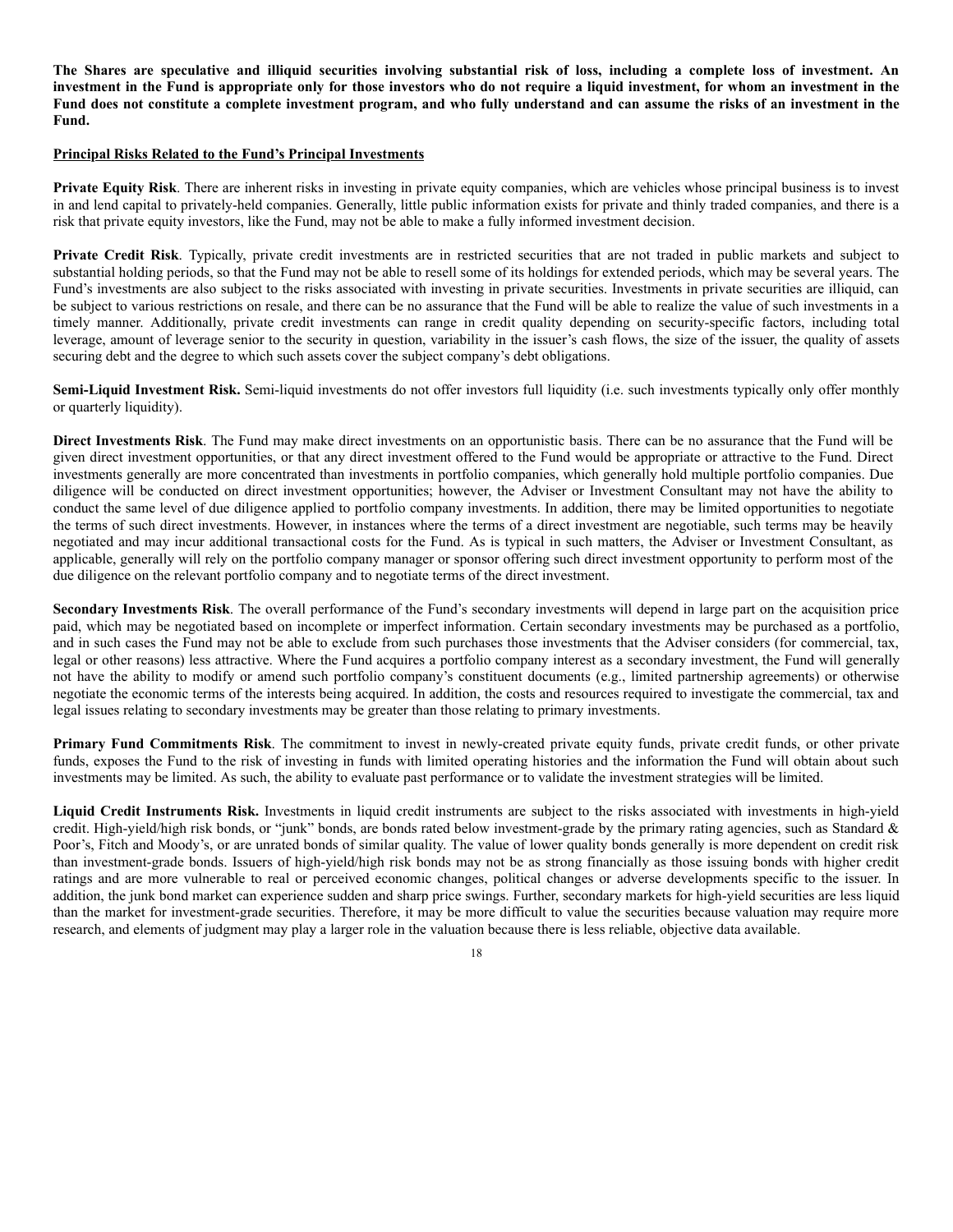**The Shares are speculative and illiquid securities involving substantial risk of loss, including a complete loss of investment. An investment in the Fund is appropriate only for those investors who do not require a liquid investment, for whom an investment in the Fund does not constitute a complete investment program, and who fully understand and can assume the risks of an investment in the Fund.**

**Principal Risks Related to the Fund's Principal Investments**

**Private Equity Risk**. There are inherent risks in investing in private equity companies, which are vehicles whose principal business is to invest in and lend capital to privately-held companies. Generally, little public information exists for private and thinly traded companies, and there is a risk that private equity investors, like the Fund, may not be able to make a fully informed investment decision.

**Private Credit Risk**. Typically, private credit investments are in restricted securities that are not traded in public markets and subject to substantial holding periods, so that the Fund may not be able to resell some of its holdings for extended periods, which may be several years. The Fund's investments are also subject to the risks associated with investing in private securities. Investments in private securities are illiquid, can be subject to various restrictions on resale, and there can be no assurance that the Fund will be able to realize the value of such investments in a timely manner. Additionally, private credit investments can range in credit quality depending on security-specific factors, including total leverage, amount of leverage senior to the security in question, variability in the issuer's cash flows, the size of the issuer, the quality of assets securing debt and the degree to which such assets cover the subject company's debt obligations.

**Semi-Liquid Investment Risk.** Semi-liquid investments do not offer investors full liquidity (i.e. such investments typically only offer monthly or quarterly liquidity).

**Direct Investments Risk**. The Fund may make direct investments on an opportunistic basis. There can be no assurance that the Fund will be given direct investment opportunities, or that any direct investment offered to the Fund would be appropriate or attractive to the Fund. Direct investments generally are more concentrated than investments in portfolio companies, which generally hold multiple portfolio companies. Due diligence will be conducted on direct investment opportunities; however, the Adviser or Investment Consultant may not have the ability to conduct the same level of due diligence applied to portfolio company investments. In addition, there may be limited opportunities to negotiate the terms of such direct investments. However, in instances where the terms of a direct investment are negotiable, such terms may be heavily negotiated and may incur additional transactional costs for the Fund. As is typical in such matters, the Adviser or Investment Consultant, as applicable, generally will rely on the portfolio company manager or sponsor offering such direct investment opportunity to perform most of the due diligence on the relevant portfolio company and to negotiate terms of the direct investment.

**Secondary Investments Risk**. The overall performance of the Fund's secondary investments will depend in large part on the acquisition price paid, which may be negotiated based on incomplete or imperfect information. Certain secondary investments may be purchased as a portfolio, and in such cases the Fund may not be able to exclude from such purchases those investments that the Adviser considers (for commercial, tax, legal or other reasons) less attractive. Where the Fund acquires a portfolio company interest as a secondary investment, the Fund will generally not have the ability to modify or amend such portfolio company's constituent documents (e.g., limited partnership agreements) or otherwise negotiate the economic terms of the interests being acquired. In addition, the costs and resources required to investigate the commercial, tax and legal issues relating to secondary investments may be greater than those relating to primary investments.

**Primary Fund Commitments Risk**. The commitment to invest in newly-created private equity funds, private credit funds, or other private funds, exposes the Fund to the risk of investing in funds with limited operating histories and the information the Fund will obtain about such investments may be limited. As such, the ability to evaluate past performance or to validate the investment strategies will be limited.

**Liquid Credit Instruments Risk.** Investments in liquid credit instruments are subject to the risks associated with investments in high-yield credit. High-yield/high risk bonds, or "junk" bonds, are bonds rated below investment-grade by the primary rating agencies, such as Standard & Poor's, Fitch and Moody's, or are unrated bonds of similar quality. The value of lower quality bonds generally is more dependent on credit risk than investment-grade bonds. Issuers of high-yield/high risk bonds may not be as strong financially as those issuing bonds with higher credit ratings and are more vulnerable to real or perceived economic changes, political changes or adverse developments specific to the issuer. In addition, the junk bond market can experience sudden and sharp price swings. Further, secondary markets for high-yield securities are less liquid than the market for investment-grade securities. Therefore, it may be more difficult to value the securities because valuation may require more research, and elements of judgment may play a larger role in the valuation because there is less reliable, objective data available.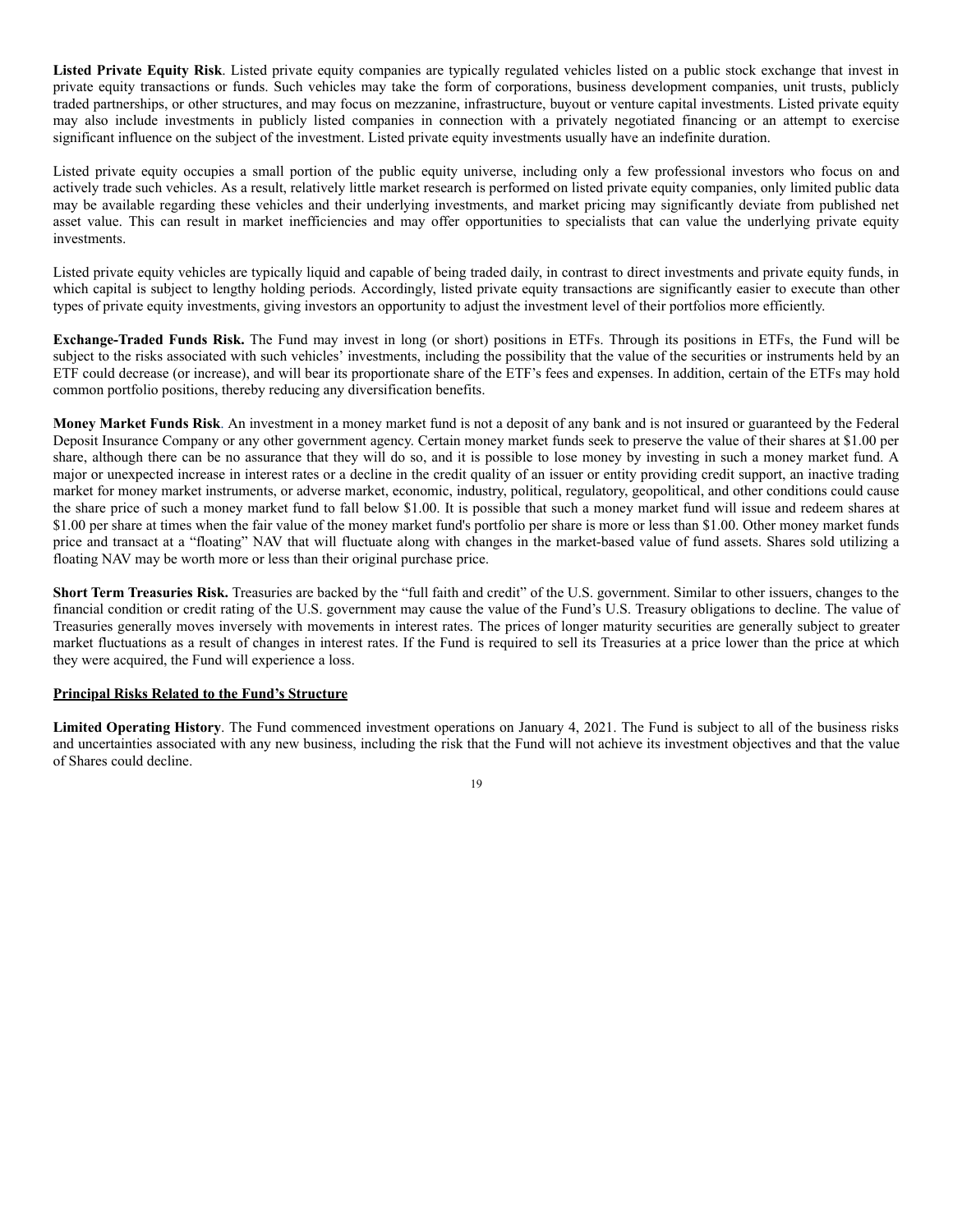**Listed Private Equity Risk**. Listed private equity companies are typically regulated vehicles listed on a public stock exchange that invest in private equity transactions or funds. Such vehicles may take the form of corporations, business development companies, unit trusts, publicly traded partnerships, or other structures, and may focus on mezzanine, infrastructure, buyout or venture capital investments. Listed private equity may also include investments in publicly listed companies in connection with a privately negotiated financing or an attempt to exercise significant influence on the subject of the investment. Listed private equity investments usually have an indefinite duration.

Listed private equity occupies a small portion of the public equity universe, including only a few professional investors who focus on and actively trade such vehicles. As a result, relatively little market research is performed on listed private equity companies, only limited public data may be available regarding these vehicles and their underlying investments, and market pricing may significantly deviate from published net asset value. This can result in market inefficiencies and may offer opportunities to specialists that can value the underlying private equity investments.

Listed private equity vehicles are typically liquid and capable of being traded daily, in contrast to direct investments and private equity funds, in which capital is subject to lengthy holding periods. Accordingly, listed private equity transactions are significantly easier to execute than other types of private equity investments, giving investors an opportunity to adjust the investment level of their portfolios more efficiently.

**Exchange-Traded Funds Risk.** The Fund may invest in long (or short) positions in ETFs. Through its positions in ETFs, the Fund will be subject to the risks associated with such vehicles' investments, including the possibility that the value of the securities or instruments held by an ETF could decrease (or increase), and will bear its proportionate share of the ETF's fees and expenses. In addition, certain of the ETFs may hold common portfolio positions, thereby reducing any diversification benefits.

**Money Market Funds Risk**. An investment in a money market fund is not a deposit of any bank and is not insured or guaranteed by the Federal Deposit Insurance Company or any other government agency. Certain money market funds seek to preserve the value of their shares at $1.00 per share, although there can be no assurance that they will do so, and it is possible to lose money by investing in such a money market fund. A major or unexpected increase in interest rates or a decline in the credit quality of an issuer or entity providing credit support, an inactive trading market for money market instruments, or adverse market, economic, industry, political, regulatory, geopolitical, and other conditions could cause the share price of such a money market fund to fall below $1.00. It is possible that such a money market fund will issue and redeem shares at $1.00 per share at times when the fair value of the money market fund's portfolio per share is more or less than $1.00. Other money market funds price and transact at a "floating" NAV that will fluctuate along with changes in the market-based value of fund assets. Shares sold utilizing a floating NAV may be worth more or less than their original purchase price.

**Short Term Treasuries Risk.** Treasuries are backed by the "full faith and credit" of the U.S. government. Similar to other issuers, changes to the financial condition or credit rating of the U.S. government may cause the value of the Fund's U.S. Treasury obligations to decline. The value of Treasuries generally moves inversely with movements in interest rates. The prices of longer maturity securities are generally subject to greater market fluctuations as a result of changes in interest rates. If the Fund is required to sell its Treasuries at a price lower than the price at which they were acquired, the Fund will experience a loss.

**Principal Risks Related to the Fund's Structure**

**Limited Operating History**. The Fund commenced investment operations on January 4, 2021. The Fund is subject to all of the business risks and uncertainties associated with any new business, including the risk that the Fund will not achieve its investment objectives and that the value of Shares could decline.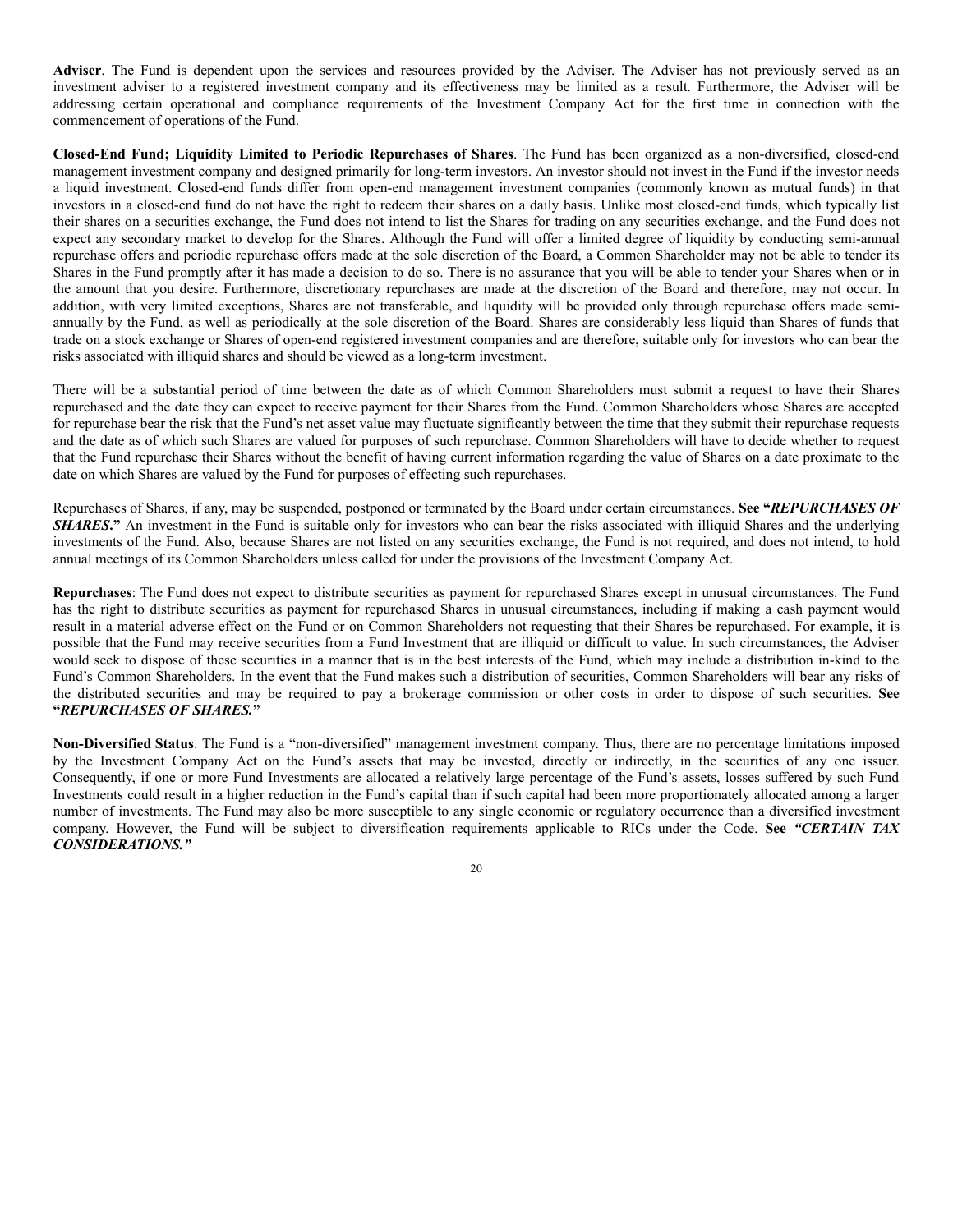**Adviser**. The Fund is dependent upon the services and resources provided by the Adviser. The Adviser has not previously served as an investment adviser to a registered investment company and its effectiveness may be limited as a result. Furthermore, the Adviser will be addressing certain operational and compliance requirements of the Investment Company Act for the first time in connection with the commencement of operations of the Fund.

**Closed-End Fund; Liquidity Limited to Periodic Repurchases of Shares**. The Fund has been organized as a non-diversified, closed-end management investment company and designed primarily for long-term investors. An investor should not invest in the Fund if the investor needs a liquid investment. Closed-end funds differ from open-end management investment companies (commonly known as mutual funds) in that investors in a closed-end fund do not have the right to redeem their shares on a daily basis. Unlike most closed-end funds, which typically list their shares on a securities exchange, the Fund does not intend to list the Shares for trading on any securities exchange, and the Fund does not expect any secondary market to develop for the Shares. Although the Fund will offer a limited degree of liquidity by conducting semi-annual repurchase offers and periodic repurchase offers made at the sole discretion of the Board, a Common Shareholder may not be able to tender its Shares in the Fund promptly after it has made a decision to do so. There is no assurance that you will be able to tender your Shares when or in the amount that you desire. Furthermore, discretionary repurchases are made at the discretion of the Board and therefore, may not occur. In addition, with very limited exceptions, Shares are not transferable, and liquidity will be provided only through repurchase offers made semi-annually by the Fund, as well as periodically at the sole discretion of the Board. Shares are considerably less liquid than Shares of funds that trade on a stock exchange or Shares of open-end registered investment companies and are therefore, suitable only for investors who can bear the risks associated with illiquid shares and should be viewed as a long-term investment.

There will be a substantial period of time between the date as of which Common Shareholders must submit a request to have their Shares repurchased and the date they can expect to receive payment for their Shares from the Fund. Common Shareholders whose Shares are accepted for repurchase bear the risk that the Fund's net asset value may fluctuate significantly between the time that they submit their repurchase requests and the date as of which such Shares are valued for purposes of such repurchase. Common Shareholders will have to decide whether to request that the Fund repurchase their Shares without the benefit of having current information regarding the value of Shares on a date proximate to the date on which Shares are valued by the Fund for purposes of effecting such repurchases.

Repurchases of Shares, if any, may be suspended, postponed or terminated by the Board under certain circumstances. **See "*REPURCHASES OF SHARES*."** An investment in the Fund is suitable only for investors who can bear the risks associated with illiquid Shares and the underlying investments of the Fund. Also, because Shares are not listed on any securities exchange, the Fund is not required, and does not intend, to hold annual meetings of its Common Shareholders unless called for under the provisions of the Investment Company Act.

**Repurchases**: The Fund does not expect to distribute securities as payment for repurchased Shares except in unusual circumstances. The Fund has the right to distribute securities as payment for repurchased Shares in unusual circumstances, including if making a cash payment would result in a material adverse effect on the Fund or on Common Shareholders not requesting that their Shares be repurchased. For example, it is possible that the Fund may receive securities from a Fund Investment that are illiquid or difficult to value. In such circumstances, the Adviser would seek to dispose of these securities in a manner that is in the best interests of the Fund, which may include a distribution in-kind to the Fund's Common Shareholders. In the event that the Fund makes such a distribution of securities, Common Shareholders will bear any risks of the distributed securities and may be required to pay a brokerage commission or other costs in order to dispose of such securities. **See "*REPURCHASES OF SHARES.*"**

**Non-Diversified Status**. The Fund is a "non-diversified" management investment company. Thus, there are no percentage limitations imposed by the Investment Company Act on the Fund's assets that may be invested, directly or indirectly, in the securities of any one issuer. Consequently, if one or more Fund Investments are allocated a relatively large percentage of the Fund's assets, losses suffered by such Fund Investments could result in a higher reduction in the Fund's capital than if such capital had been more proportionately allocated among a larger number of investments. The Fund may also be more susceptible to any single economic or regulatory occurrence than a diversified investment company. However, the Fund will be subject to diversification requirements applicable to RICs under the Code. **See *"CERTAIN TAX CONSIDERATIONS."***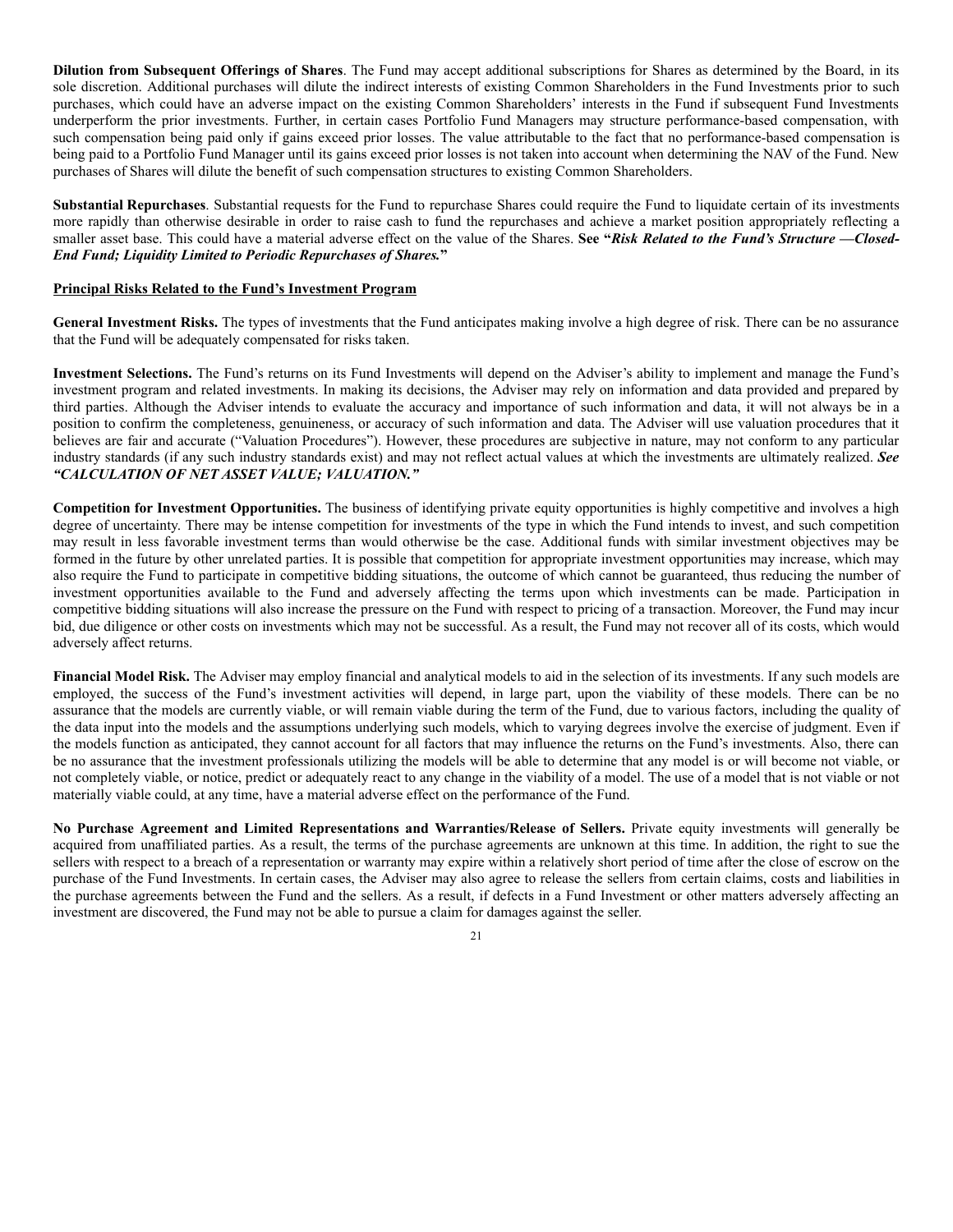**Dilution from Subsequent Offerings of Shares**. The Fund may accept additional subscriptions for Shares as determined by the Board, in its sole discretion. Additional purchases will dilute the indirect interests of existing Common Shareholders in the Fund Investments prior to such purchases, which could have an adverse impact on the existing Common Shareholders' interests in the Fund if subsequent Fund Investments underperform the prior investments. Further, in certain cases Portfolio Fund Managers may structure performance-based compensation, with such compensation being paid only if gains exceed prior losses. The value attributable to the fact that no performance-based compensation is being paid to a Portfolio Fund Manager until its gains exceed prior losses is not taken into account when determining the NAV of the Fund. New purchases of Shares will dilute the benefit of such compensation structures to existing Common Shareholders.

**Substantial Repurchases**. Substantial requests for the Fund to repurchase Shares could require the Fund to liquidate certain of its investments more rapidly than otherwise desirable in order to raise cash to fund the repurchases and achieve a market position appropriately reflecting a smaller asset base. This could have a material adverse effect on the value of the Shares. **See "*Risk Related to the Fund's Structure —Closed-End Fund; Liquidity Limited to Periodic Repurchases of Shares.*"**

**Principal Risks Related to the Fund's Investment Program**

**General Investment Risks.** The types of investments that the Fund anticipates making involve a high degree of risk. There can be no assurance that the Fund will be adequately compensated for risks taken.

**Investment Selections.** The Fund's returns on its Fund Investments will depend on the Adviser's ability to implement and manage the Fund's investment program and related investments. In making its decisions, the Adviser may rely on information and data provided and prepared by third parties. Although the Adviser intends to evaluate the accuracy and importance of such information and data, it will not always be in a position to confirm the completeness, genuineness, or accuracy of such information and data. The Adviser will use valuation procedures that it believes are fair and accurate ("Valuation Procedures"). However, these procedures are subjective in nature, may not conform to any particular industry standards (if any such industry standards exist) and may not reflect actual values at which the investments are ultimately realized. ***See "CALCULATION OF NET ASSET VALUE; VALUATION."***

**Competition for Investment Opportunities.** The business of identifying private equity opportunities is highly competitive and involves a high degree of uncertainty. There may be intense competition for investments of the type in which the Fund intends to invest, and such competition may result in less favorable investment terms than would otherwise be the case. Additional funds with similar investment objectives may be formed in the future by other unrelated parties. It is possible that competition for appropriate investment opportunities may increase, which may also require the Fund to participate in competitive bidding situations, the outcome of which cannot be guaranteed, thus reducing the number of investment opportunities available to the Fund and adversely affecting the terms upon which investments can be made. Participation in competitive bidding situations will also increase the pressure on the Fund with respect to pricing of a transaction. Moreover, the Fund may incur bid, due diligence or other costs on investments which may not be successful. As a result, the Fund may not recover all of its costs, which would adversely affect returns.

**Financial Model Risk.** The Adviser may employ financial and analytical models to aid in the selection of its investments. If any such models are employed, the success of the Fund's investment activities will depend, in large part, upon the viability of these models. There can be no assurance that the models are currently viable, or will remain viable during the term of the Fund, due to various factors, including the quality of the data input into the models and the assumptions underlying such models, which to varying degrees involve the exercise of judgment. Even if the models function as anticipated, they cannot account for all factors that may influence the returns on the Fund's investments. Also, there can be no assurance that the investment professionals utilizing the models will be able to determine that any model is or will become not viable, or not completely viable, or notice, predict or adequately react to any change in the viability of a model. The use of a model that is not viable or not materially viable could, at any time, have a material adverse effect on the performance of the Fund.

**No Purchase Agreement and Limited Representations and Warranties/Release of Sellers.** Private equity investments will generally be acquired from unaffiliated parties. As a result, the terms of the purchase agreements are unknown at this time. In addition, the right to sue the sellers with respect to a breach of a representation or warranty may expire within a relatively short period of time after the close of escrow on the purchase of the Fund Investments. In certain cases, the Adviser may also agree to release the sellers from certain claims, costs and liabilities in the purchase agreements between the Fund and the sellers. As a result, if defects in a Fund Investment or other matters adversely affecting an investment are discovered, the Fund may not be able to pursue a claim for damages against the seller.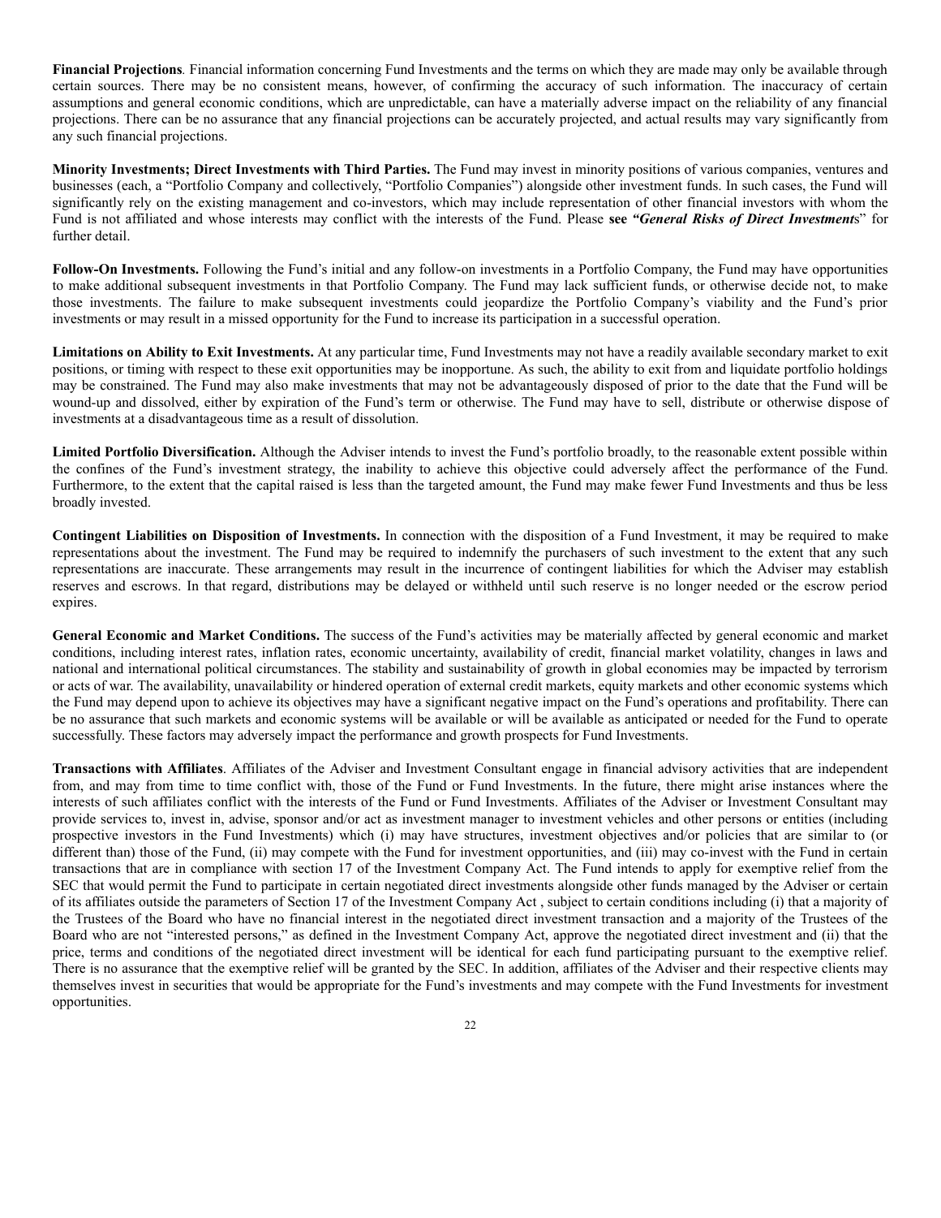**Financial Projections**. Financial information concerning Fund Investments and the terms on which they are made may only be available through certain sources. There may be no consistent means, however, of confirming the accuracy of such information. The inaccuracy of certain assumptions and general economic conditions, which are unpredictable, can have a materially adverse impact on the reliability of any financial projections. There can be no assurance that any financial projections can be accurately projected, and actual results may vary significantly from any such financial projections.

**Minority Investments; Direct Investments with Third Parties.** The Fund may invest in minority positions of various companies, ventures and businesses (each, a "Portfolio Company and collectively, "Portfolio Companies") alongside other investment funds. In such cases, the Fund will significantly rely on the existing management and co-investors, which may include representation of other financial investors with whom the Fund is not affiliated and whose interests may conflict with the interests of the Fund. Please **see** ***"General Risks of Direct Investments***" for further detail.

**Follow-On Investments.** Following the Fund's initial and any follow-on investments in a Portfolio Company, the Fund may have opportunities to make additional subsequent investments in that Portfolio Company. The Fund may lack sufficient funds, or otherwise decide not, to make those investments. The failure to make subsequent investments could jeopardize the Portfolio Company's viability and the Fund's prior investments or may result in a missed opportunity for the Fund to increase its participation in a successful operation.

**Limitations on Ability to Exit Investments.** At any particular time, Fund Investments may not have a readily available secondary market to exit positions, or timing with respect to these exit opportunities may be inopportune. As such, the ability to exit from and liquidate portfolio holdings may be constrained. The Fund may also make investments that may not be advantageously disposed of prior to the date that the Fund will be wound-up and dissolved, either by expiration of the Fund's term or otherwise. The Fund may have to sell, distribute or otherwise dispose of investments at a disadvantageous time as a result of dissolution.

**Limited Portfolio Diversification.** Although the Adviser intends to invest the Fund's portfolio broadly, to the reasonable extent possible within the confines of the Fund's investment strategy, the inability to achieve this objective could adversely affect the performance of the Fund. Furthermore, to the extent that the capital raised is less than the targeted amount, the Fund may make fewer Fund Investments and thus be less broadly invested.

**Contingent Liabilities on Disposition of Investments.** In connection with the disposition of a Fund Investment, it may be required to make representations about the investment. The Fund may be required to indemnify the purchasers of such investment to the extent that any such representations are inaccurate. These arrangements may result in the incurrence of contingent liabilities for which the Adviser may establish reserves and escrows. In that regard, distributions may be delayed or withheld until such reserve is no longer needed or the escrow period expires.

**General Economic and Market Conditions.** The success of the Fund's activities may be materially affected by general economic and market conditions, including interest rates, inflation rates, economic uncertainty, availability of credit, financial market volatility, changes in laws and national and international political circumstances. The stability and sustainability of growth in global economies may be impacted by terrorism or acts of war. The availability, unavailability or hindered operation of external credit markets, equity markets and other economic systems which the Fund may depend upon to achieve its objectives may have a significant negative impact on the Fund's operations and profitability. There can be no assurance that such markets and economic systems will be available or will be available as anticipated or needed for the Fund to operate successfully. These factors may adversely impact the performance and growth prospects for Fund Investments.

**Transactions with Affiliates**. Affiliates of the Adviser and Investment Consultant engage in financial advisory activities that are independent from, and may from time to time conflict with, those of the Fund or Fund Investments. In the future, there might arise instances where the interests of such affiliates conflict with the interests of the Fund or Fund Investments. Affiliates of the Adviser or Investment Consultant may provide services to, invest in, advise, sponsor and/or act as investment manager to investment vehicles and other persons or entities (including prospective investors in the Fund Investments) which (i) may have structures, investment objectives and/or policies that are similar to (or different than) those of the Fund, (ii) may compete with the Fund for investment opportunities, and (iii) may co-invest with the Fund in certain transactions that are in compliance with section 17 of the Investment Company Act. The Fund intends to apply for exemptive relief from the SEC that would permit the Fund to participate in certain negotiated direct investments alongside other funds managed by the Adviser or certain of its affiliates outside the parameters of Section 17 of the Investment Company Act , subject to certain conditions including (i) that a majority of the Trustees of the Board who have no financial interest in the negotiated direct investment transaction and a majority of the Trustees of the Board who are not "interested persons," as defined in the Investment Company Act, approve the negotiated direct investment and (ii) that the price, terms and conditions of the negotiated direct investment will be identical for each fund participating pursuant to the exemptive relief. There is no assurance that the exemptive relief will be granted by the SEC. In addition, affiliates of the Adviser and their respective clients may themselves invest in securities that would be appropriate for the Fund's investments and may compete with the Fund Investments for investment opportunities.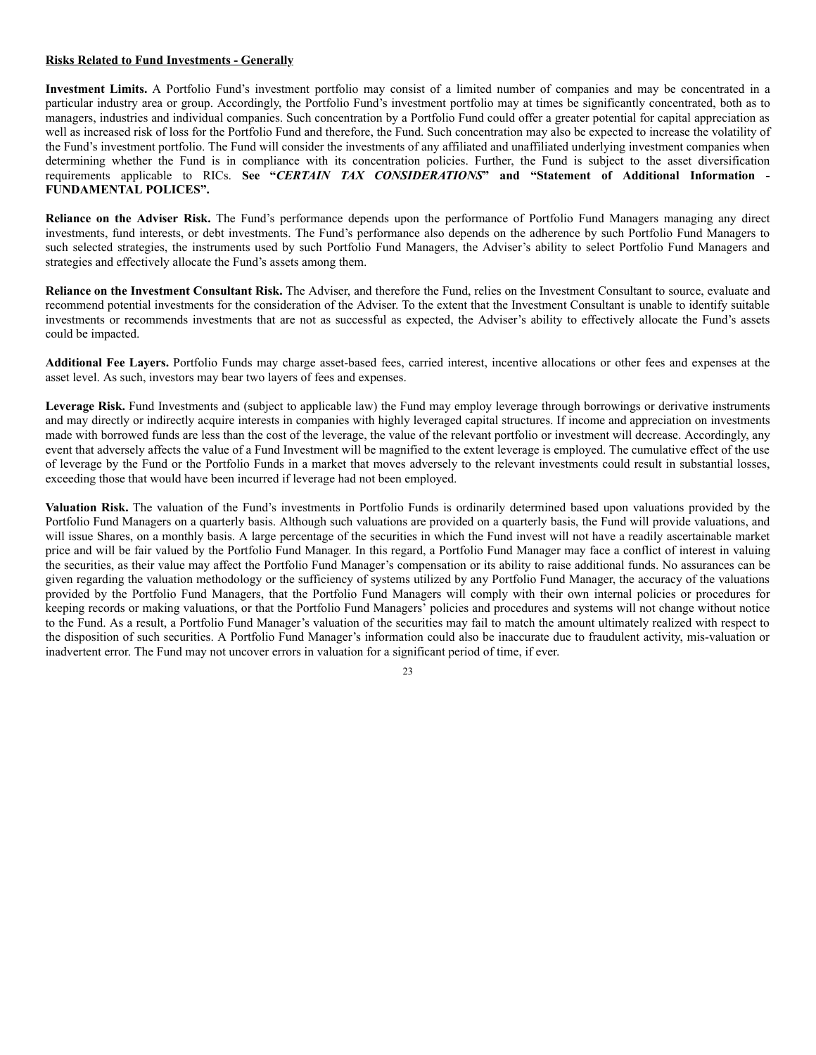**Risks Related to Fund Investments - Generally**

**Investment Limits.** A Portfolio Fund's investment portfolio may consist of a limited number of companies and may be concentrated in a particular industry area or group. Accordingly, the Portfolio Fund's investment portfolio may at times be significantly concentrated, both as to managers, industries and individual companies. Such concentration by a Portfolio Fund could offer a greater potential for capital appreciation as well as increased risk of loss for the Portfolio Fund and therefore, the Fund. Such concentration may also be expected to increase the volatility of the Fund's investment portfolio. The Fund will consider the investments of any affiliated and unaffiliated underlying investment companies when determining whether the Fund is in compliance with its concentration policies. Further, the Fund is subject to the asset diversification requirements applicable to RICs. **See "*CERTAIN TAX CONSIDERATIONS*" and "Statement of Additional Information - FUNDAMENTAL POLICES".**

**Reliance on the Adviser Risk.** The Fund's performance depends upon the performance of Portfolio Fund Managers managing any direct investments, fund interests, or debt investments. The Fund's performance also depends on the adherence by such Portfolio Fund Managers to such selected strategies, the instruments used by such Portfolio Fund Managers, the Adviser's ability to select Portfolio Fund Managers and strategies and effectively allocate the Fund's assets among them.

**Reliance on the Investment Consultant Risk.** The Adviser, and therefore the Fund, relies on the Investment Consultant to source, evaluate and recommend potential investments for the consideration of the Adviser. To the extent that the Investment Consultant is unable to identify suitable investments or recommends investments that are not as successful as expected, the Adviser's ability to effectively allocate the Fund's assets could be impacted.

**Additional Fee Layers.** Portfolio Funds may charge asset-based fees, carried interest, incentive allocations or other fees and expenses at the asset level. As such, investors may bear two layers of fees and expenses.

**Leverage Risk.** Fund Investments and (subject to applicable law) the Fund may employ leverage through borrowings or derivative instruments and may directly or indirectly acquire interests in companies with highly leveraged capital structures. If income and appreciation on investments made with borrowed funds are less than the cost of the leverage, the value of the relevant portfolio or investment will decrease. Accordingly, any event that adversely affects the value of a Fund Investment will be magnified to the extent leverage is employed. The cumulative effect of the use of leverage by the Fund or the Portfolio Funds in a market that moves adversely to the relevant investments could result in substantial losses, exceeding those that would have been incurred if leverage had not been employed.

**Valuation Risk.** The valuation of the Fund's investments in Portfolio Funds is ordinarily determined based upon valuations provided by the Portfolio Fund Managers on a quarterly basis. Although such valuations are provided on a quarterly basis, the Fund will provide valuations, and will issue Shares, on a monthly basis. A large percentage of the securities in which the Fund invest will not have a readily ascertainable market price and will be fair valued by the Portfolio Fund Manager. In this regard, a Portfolio Fund Manager may face a conflict of interest in valuing the securities, as their value may affect the Portfolio Fund Manager's compensation or its ability to raise additional funds. No assurances can be given regarding the valuation methodology or the sufficiency of systems utilized by any Portfolio Fund Manager, the accuracy of the valuations provided by the Portfolio Fund Managers, that the Portfolio Fund Managers will comply with their own internal policies or procedures for keeping records or making valuations, or that the Portfolio Fund Managers' policies and procedures and systems will not change without notice to the Fund. As a result, a Portfolio Fund Manager's valuation of the securities may fail to match the amount ultimately realized with respect to the disposition of such securities. A Portfolio Fund Manager's information could also be inaccurate due to fraudulent activity, mis-valuation or inadvertent error. The Fund may not uncover errors in valuation for a significant period of time, if ever.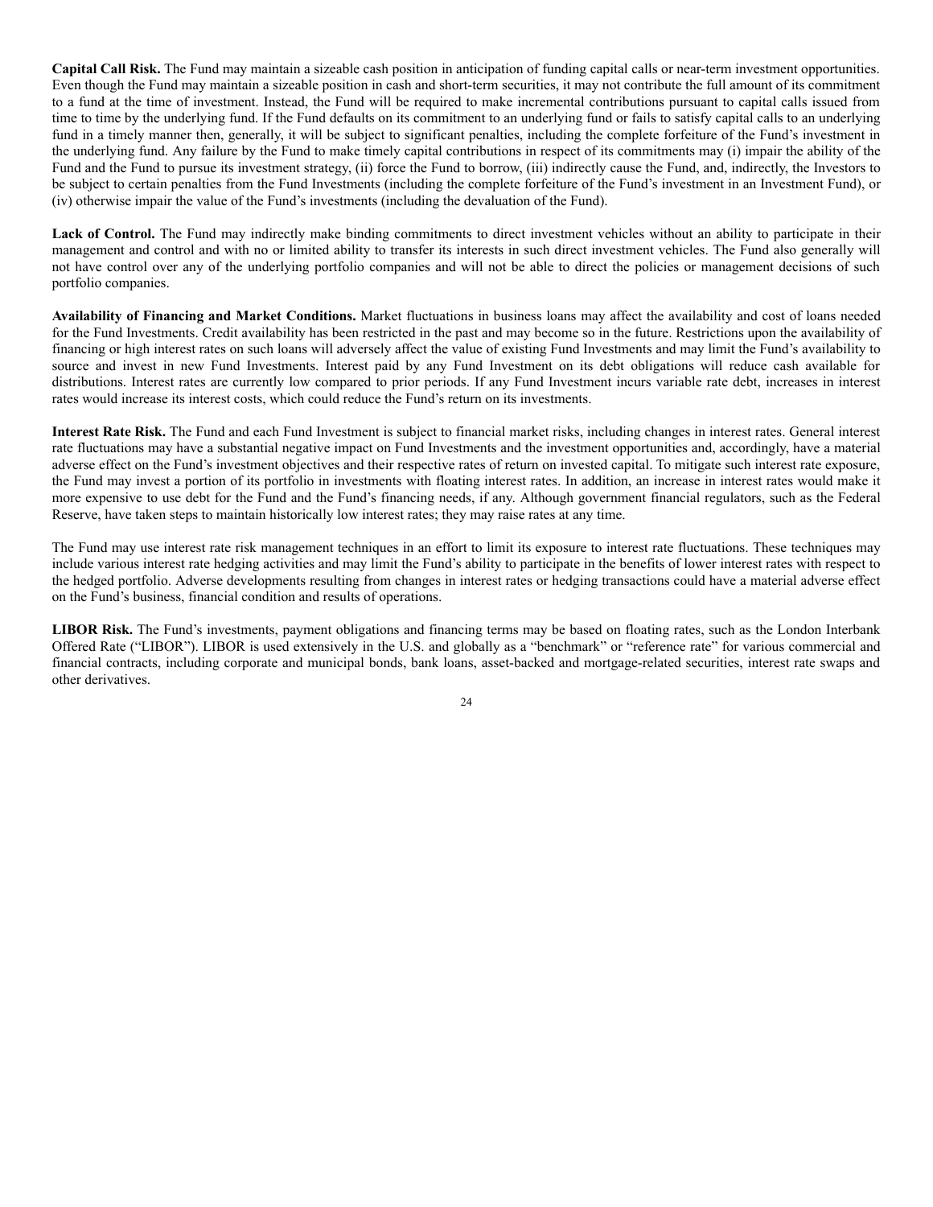**Capital Call Risk.** The Fund may maintain a sizeable cash position in anticipation of funding capital calls or near-term investment opportunities. Even though the Fund may maintain a sizeable position in cash and short-term securities, it may not contribute the full amount of its commitment to a fund at the time of investment. Instead, the Fund will be required to make incremental contributions pursuant to capital calls issued from time to time by the underlying fund. If the Fund defaults on its commitment to an underlying fund or fails to satisfy capital calls to an underlying fund in a timely manner then, generally, it will be subject to significant penalties, including the complete forfeiture of the Fund's investment in the underlying fund. Any failure by the Fund to make timely capital contributions in respect of its commitments may (i) impair the ability of the Fund and the Fund to pursue its investment strategy, (ii) force the Fund to borrow, (iii) indirectly cause the Fund, and, indirectly, the Investors to be subject to certain penalties from the Fund Investments (including the complete forfeiture of the Fund's investment in an Investment Fund), or (iv) otherwise impair the value of the Fund's investments (including the devaluation of the Fund).

**Lack of Control.** The Fund may indirectly make binding commitments to direct investment vehicles without an ability to participate in their management and control and with no or limited ability to transfer its interests in such direct investment vehicles. The Fund also generally will not have control over any of the underlying portfolio companies and will not be able to direct the policies or management decisions of such portfolio companies.

**Availability of Financing and Market Conditions.** Market fluctuations in business loans may affect the availability and cost of loans needed for the Fund Investments. Credit availability has been restricted in the past and may become so in the future. Restrictions upon the availability of financing or high interest rates on such loans will adversely affect the value of existing Fund Investments and may limit the Fund's availability to source and invest in new Fund Investments. Interest paid by any Fund Investment on its debt obligations will reduce cash available for distributions. Interest rates are currently low compared to prior periods. If any Fund Investment incurs variable rate debt, increases in interest rates would increase its interest costs, which could reduce the Fund's return on its investments.

**Interest Rate Risk.** The Fund and each Fund Investment is subject to financial market risks, including changes in interest rates. General interest rate fluctuations may have a substantial negative impact on Fund Investments and the investment opportunities and, accordingly, have a material adverse effect on the Fund's investment objectives and their respective rates of return on invested capital. To mitigate such interest rate exposure, the Fund may invest a portion of its portfolio in investments with floating interest rates. In addition, an increase in interest rates would make it more expensive to use debt for the Fund and the Fund's financing needs, if any. Although government financial regulators, such as the Federal Reserve, have taken steps to maintain historically low interest rates; they may raise rates at any time.

The Fund may use interest rate risk management techniques in an effort to limit its exposure to interest rate fluctuations. These techniques may include various interest rate hedging activities and may limit the Fund's ability to participate in the benefits of lower interest rates with respect to the hedged portfolio. Adverse developments resulting from changes in interest rates or hedging transactions could have a material adverse effect on the Fund's business, financial condition and results of operations.

**LIBOR Risk.** The Fund's investments, payment obligations and financing terms may be based on floating rates, such as the London Interbank Offered Rate ("LIBOR"). LIBOR is used extensively in the U.S. and globally as a "benchmark" or "reference rate" for various commercial and financial contracts, including corporate and municipal bonds, bank loans, asset-backed and mortgage-related securities, interest rate swaps and other derivatives.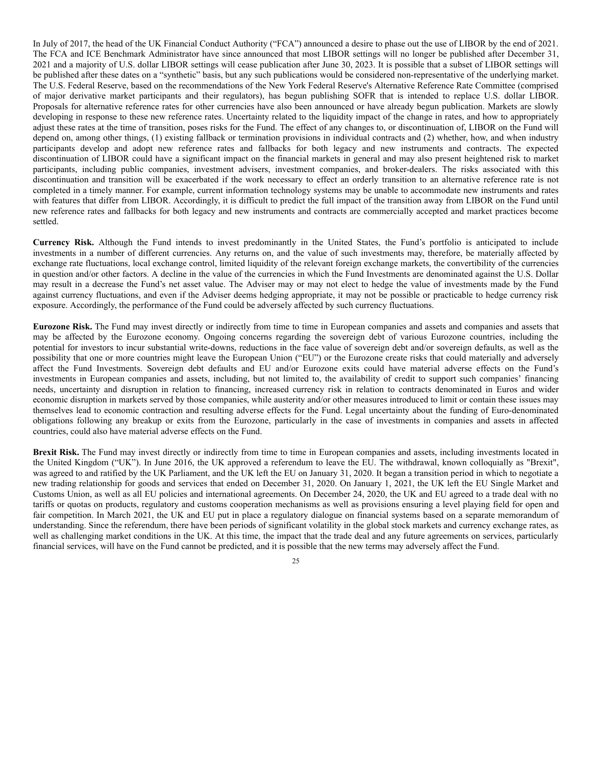In July of 2017, the head of the UK Financial Conduct Authority ("FCA") announced a desire to phase out the use of LIBOR by the end of 2021. The FCA and ICE Benchmark Administrator have since announced that most LIBOR settings will no longer be published after December 31, 2021 and a majority of U.S. dollar LIBOR settings will cease publication after June 30, 2023. It is possible that a subset of LIBOR settings will be published after these dates on a "synthetic" basis, but any such publications would be considered non-representative of the underlying market. The U.S. Federal Reserve, based on the recommendations of the New York Federal Reserve's Alternative Reference Rate Committee (comprised of major derivative market participants and their regulators), has begun publishing SOFR that is intended to replace U.S. dollar LIBOR. Proposals for alternative reference rates for other currencies have also been announced or have already begun publication. Markets are slowly developing in response to these new reference rates. Uncertainty related to the liquidity impact of the change in rates, and how to appropriately adjust these rates at the time of transition, poses risks for the Fund. The effect of any changes to, or discontinuation of, LIBOR on the Fund will depend on, among other things, (1) existing fallback or termination provisions in individual contracts and (2) whether, how, and when industry participants develop and adopt new reference rates and fallbacks for both legacy and new instruments and contracts. The expected discontinuation of LIBOR could have a significant impact on the financial markets in general and may also present heightened risk to market participants, including public companies, investment advisers, investment companies, and broker-dealers. The risks associated with this discontinuation and transition will be exacerbated if the work necessary to effect an orderly transition to an alternative reference rate is not completed in a timely manner. For example, current information technology systems may be unable to accommodate new instruments and rates with features that differ from LIBOR. Accordingly, it is difficult to predict the full impact of the transition away from LIBOR on the Fund until new reference rates and fallbacks for both legacy and new instruments and contracts are commercially accepted and market practices become settled.

**Currency Risk.** Although the Fund intends to invest predominantly in the United States, the Fund's portfolio is anticipated to include investments in a number of different currencies. Any returns on, and the value of such investments may, therefore, be materially affected by exchange rate fluctuations, local exchange control, limited liquidity of the relevant foreign exchange markets, the convertibility of the currencies in question and/or other factors. A decline in the value of the currencies in which the Fund Investments are denominated against the U.S. Dollar may result in a decrease the Fund's net asset value. The Adviser may or may not elect to hedge the value of investments made by the Fund against currency fluctuations, and even if the Adviser deems hedging appropriate, it may not be possible or practicable to hedge currency risk exposure. Accordingly, the performance of the Fund could be adversely affected by such currency fluctuations.

**Eurozone Risk.** The Fund may invest directly or indirectly from time to time in European companies and assets and companies and assets that may be affected by the Eurozone economy. Ongoing concerns regarding the sovereign debt of various Eurozone countries, including the potential for investors to incur substantial write-downs, reductions in the face value of sovereign debt and/or sovereign defaults, as well as the possibility that one or more countries might leave the European Union ("EU") or the Eurozone create risks that could materially and adversely affect the Fund Investments. Sovereign debt defaults and EU and/or Eurozone exits could have material adverse effects on the Fund's investments in European companies and assets, including, but not limited to, the availability of credit to support such companies' financing needs, uncertainty and disruption in relation to financing, increased currency risk in relation to contracts denominated in Euros and wider economic disruption in markets served by those companies, while austerity and/or other measures introduced to limit or contain these issues may themselves lead to economic contraction and resulting adverse effects for the Fund. Legal uncertainty about the funding of Euro-denominated obligations following any breakup or exits from the Eurozone, particularly in the case of investments in companies and assets in affected countries, could also have material adverse effects on the Fund.

**Brexit Risk.** The Fund may invest directly or indirectly from time to time in European companies and assets, including investments located in the United Kingdom ("UK"). In June 2016, the UK approved a referendum to leave the EU. The withdrawal, known colloquially as "Brexit", was agreed to and ratified by the UK Parliament, and the UK left the EU on January 31, 2020. It began a transition period in which to negotiate a new trading relationship for goods and services that ended on December 31, 2020. On January 1, 2021, the UK left the EU Single Market and Customs Union, as well as all EU policies and international agreements. On December 24, 2020, the UK and EU agreed to a trade deal with no tariffs or quotas on products, regulatory and customs cooperation mechanisms as well as provisions ensuring a level playing field for open and fair competition. In March 2021, the UK and EU put in place a regulatory dialogue on financial systems based on a separate memorandum of understanding. Since the referendum, there have been periods of significant volatility in the global stock markets and currency exchange rates, as well as challenging market conditions in the UK. At this time, the impact that the trade deal and any future agreements on services, particularly financial services, will have on the Fund cannot be predicted, and it is possible that the new terms may adversely affect the Fund.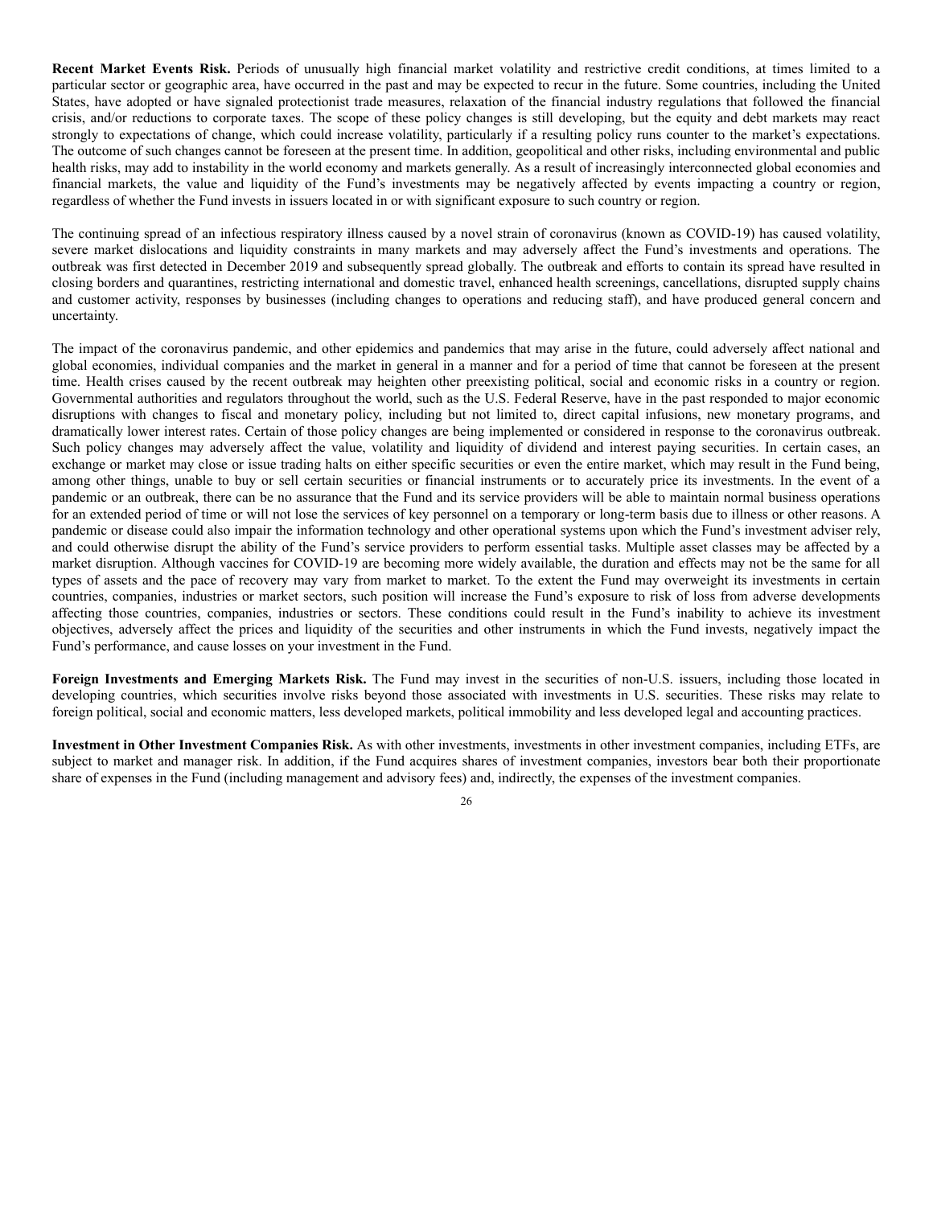**Recent Market Events Risk.** Periods of unusually high financial market volatility and restrictive credit conditions, at times limited to a particular sector or geographic area, have occurred in the past and may be expected to recur in the future. Some countries, including the United States, have adopted or have signaled protectionist trade measures, relaxation of the financial industry regulations that followed the financial crisis, and/or reductions to corporate taxes. The scope of these policy changes is still developing, but the equity and debt markets may react strongly to expectations of change, which could increase volatility, particularly if a resulting policy runs counter to the market's expectations. The outcome of such changes cannot be foreseen at the present time. In addition, geopolitical and other risks, including environmental and public health risks, may add to instability in the world economy and markets generally. As a result of increasingly interconnected global economies and financial markets, the value and liquidity of the Fund's investments may be negatively affected by events impacting a country or region, regardless of whether the Fund invests in issuers located in or with significant exposure to such country or region.

The continuing spread of an infectious respiratory illness caused by a novel strain of coronavirus (known as COVID-19) has caused volatility, severe market dislocations and liquidity constraints in many markets and may adversely affect the Fund's investments and operations. The outbreak was first detected in December 2019 and subsequently spread globally. The outbreak and efforts to contain its spread have resulted in closing borders and quarantines, restricting international and domestic travel, enhanced health screenings, cancellations, disrupted supply chains and customer activity, responses by businesses (including changes to operations and reducing staff), and have produced general concern and uncertainty.

The impact of the coronavirus pandemic, and other epidemics and pandemics that may arise in the future, could adversely affect national and global economies, individual companies and the market in general in a manner and for a period of time that cannot be foreseen at the present time. Health crises caused by the recent outbreak may heighten other preexisting political, social and economic risks in a country or region. Governmental authorities and regulators throughout the world, such as the U.S. Federal Reserve, have in the past responded to major economic disruptions with changes to fiscal and monetary policy, including but not limited to, direct capital infusions, new monetary programs, and dramatically lower interest rates. Certain of those policy changes are being implemented or considered in response to the coronavirus outbreak. Such policy changes may adversely affect the value, volatility and liquidity of dividend and interest paying securities. In certain cases, an exchange or market may close or issue trading halts on either specific securities or even the entire market, which may result in the Fund being, among other things, unable to buy or sell certain securities or financial instruments or to accurately price its investments. In the event of a pandemic or an outbreak, there can be no assurance that the Fund and its service providers will be able to maintain normal business operations for an extended period of time or will not lose the services of key personnel on a temporary or long-term basis due to illness or other reasons. A pandemic or disease could also impair the information technology and other operational systems upon which the Fund's investment adviser rely, and could otherwise disrupt the ability of the Fund's service providers to perform essential tasks. Multiple asset classes may be affected by a market disruption. Although vaccines for COVID-19 are becoming more widely available, the duration and effects may not be the same for all types of assets and the pace of recovery may vary from market to market. To the extent the Fund may overweight its investments in certain countries, companies, industries or market sectors, such position will increase the Fund's exposure to risk of loss from adverse developments affecting those countries, companies, industries or sectors. These conditions could result in the Fund's inability to achieve its investment objectives, adversely affect the prices and liquidity of the securities and other instruments in which the Fund invests, negatively impact the Fund's performance, and cause losses on your investment in the Fund.

**Foreign Investments and Emerging Markets Risk.** The Fund may invest in the securities of non-U.S. issuers, including those located in developing countries, which securities involve risks beyond those associated with investments in U.S. securities. These risks may relate to foreign political, social and economic matters, less developed markets, political immobility and less developed legal and accounting practices.

**Investment in Other Investment Companies Risk.** As with other investments, investments in other investment companies, including ETFs, are subject to market and manager risk. In addition, if the Fund acquires shares of investment companies, investors bear both their proportionate share of expenses in the Fund (including management and advisory fees) and, indirectly, the expenses of the investment companies.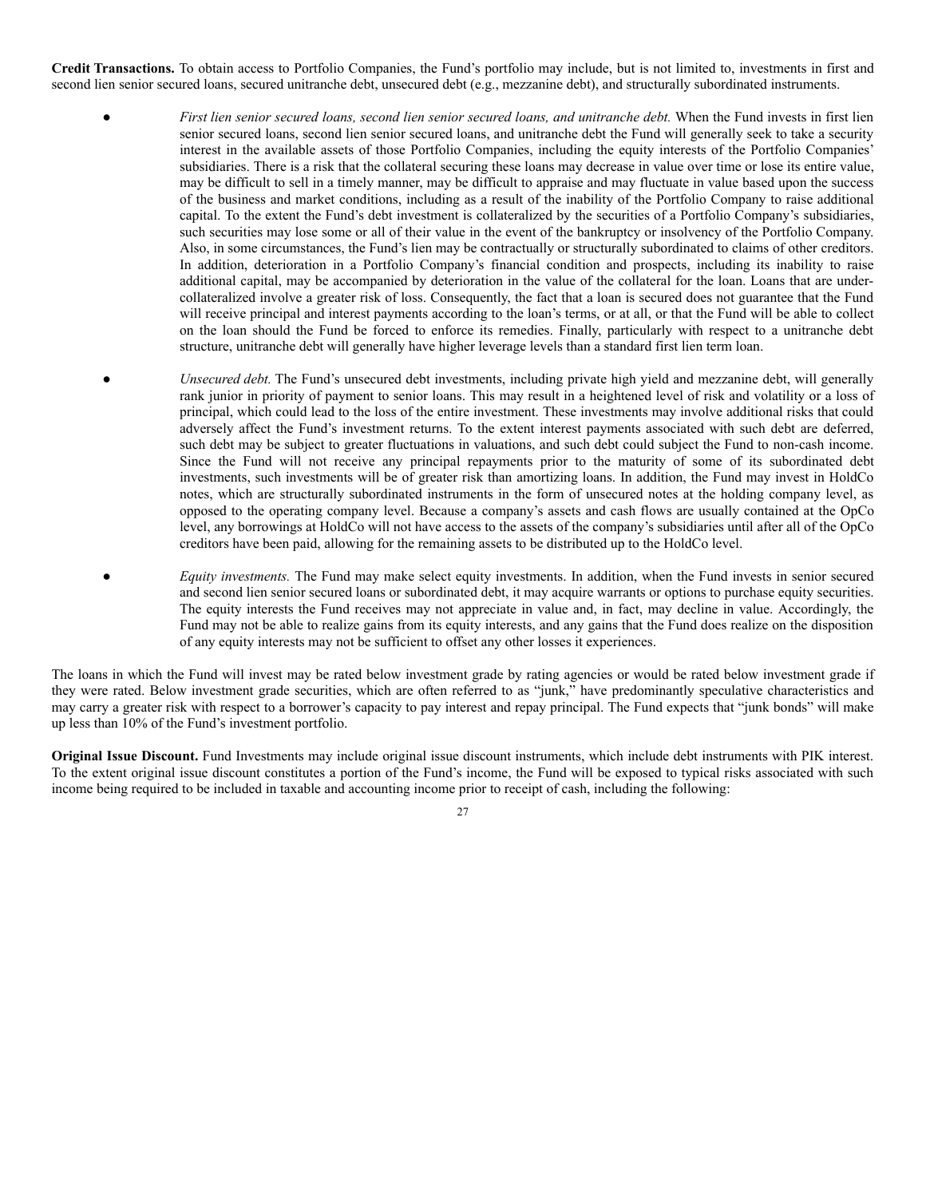**Credit Transactions.** To obtain access to Portfolio Companies, the Fund's portfolio may include, but is not limited to, investments in first and second lien senior secured loans, secured unitranche debt, unsecured debt (e.g., mezzanine debt), and structurally subordinated instruments.

- *First lien senior secured loans, second lien senior secured loans, and unitranche debt.* When the Fund invests in first lien senior secured loans, second lien senior secured loans, and unitranche debt the Fund will generally seek to take a security interest in the available assets of those Portfolio Companies, including the equity interests of the Portfolio Companies' subsidiaries. There is a risk that the collateral securing these loans may decrease in value over time or lose its entire value, may be difficult to sell in a timely manner, may be difficult to appraise and may fluctuate in value based upon the success of the business and market conditions, including as a result of the inability of the Portfolio Company to raise additional capital. To the extent the Fund's debt investment is collateralized by the securities of a Portfolio Company's subsidiaries, such securities may lose some or all of their value in the event of the bankruptcy or insolvency of the Portfolio Company. Also, in some circumstances, the Fund's lien may be contractually or structurally subordinated to claims of other creditors. In addition, deterioration in a Portfolio Company's financial condition and prospects, including its inability to raise additional capital, may be accompanied by deterioration in the value of the collateral for the loan. Loans that are under-collateralized involve a greater risk of loss. Consequently, the fact that a loan is secured does not guarantee that the Fund will receive principal and interest payments according to the loan's terms, or at all, or that the Fund will be able to collect on the loan should the Fund be forced to enforce its remedies. Finally, particularly with respect to a unitranche debt structure, unitranche debt will generally have higher leverage levels than a standard first lien term loan.

- *Unsecured debt.* The Fund's unsecured debt investments, including private high yield and mezzanine debt, will generally rank junior in priority of payment to senior loans. This may result in a heightened level of risk and volatility or a loss of principal, which could lead to the loss of the entire investment. These investments may involve additional risks that could adversely affect the Fund's investment returns. To the extent interest payments associated with such debt are deferred, such debt may be subject to greater fluctuations in valuations, and such debt could subject the Fund to non-cash income. Since the Fund will not receive any principal repayments prior to the maturity of some of its subordinated debt investments, such investments will be of greater risk than amortizing loans. In addition, the Fund may invest in HoldCo notes, which are structurally subordinated instruments in the form of unsecured notes at the holding company level, as opposed to the operating company level. Because a company's assets and cash flows are usually contained at the OpCo level, any borrowings at HoldCo will not have access to the assets of the company's subsidiaries until after all of the OpCo creditors have been paid, allowing for the remaining assets to be distributed up to the HoldCo level.

- *Equity investments.* The Fund may make select equity investments. In addition, when the Fund invests in senior secured and second lien senior secured loans or subordinated debt, it may acquire warrants or options to purchase equity securities. The equity interests the Fund receives may not appreciate in value and, in fact, may decline in value. Accordingly, the Fund may not be able to realize gains from its equity interests, and any gains that the Fund does realize on the disposition of any equity interests may not be sufficient to offset any other losses it experiences.

The loans in which the Fund will invest may be rated below investment grade by rating agencies or would be rated below investment grade if they were rated. Below investment grade securities, which are often referred to as "junk," have predominantly speculative characteristics and may carry a greater risk with respect to a borrower's capacity to pay interest and repay principal. The Fund expects that "junk bonds" will make up less than 10% of the Fund's investment portfolio.

**Original Issue Discount.** Fund Investments may include original issue discount instruments, which include debt instruments with PIK interest. To the extent original issue discount constitutes a portion of the Fund's income, the Fund will be exposed to typical risks associated with such income being required to be included in taxable and accounting income prior to receipt of cash, including the following: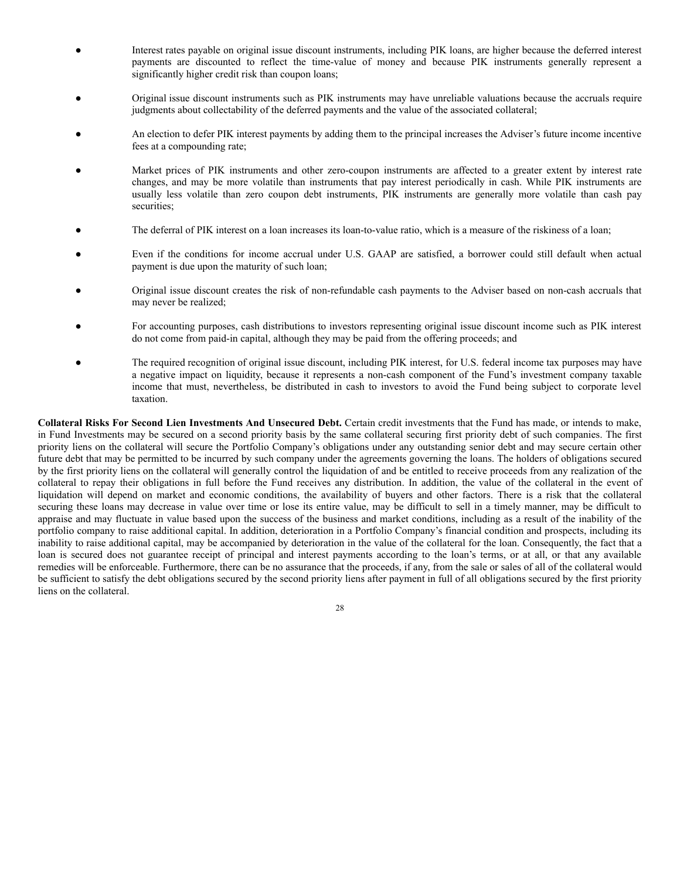- Interest rates payable on original issue discount instruments, including PIK loans, are higher because the deferred interest payments are discounted to reflect the time-value of money and because PIK instruments generally represent a significantly higher credit risk than coupon loans;

- Original issue discount instruments such as PIK instruments may have unreliable valuations because the accruals require judgments about collectability of the deferred payments and the value of the associated collateral;

- An election to defer PIK interest payments by adding them to the principal increases the Adviser's future income incentive fees at a compounding rate;

- Market prices of PIK instruments and other zero-coupon instruments are affected to a greater extent by interest rate changes, and may be more volatile than instruments that pay interest periodically in cash. While PIK instruments are usually less volatile than zero coupon debt instruments, PIK instruments are generally more volatile than cash pay securities;

- The deferral of PIK interest on a loan increases its loan-to-value ratio, which is a measure of the riskiness of a loan;

- Even if the conditions for income accrual under U.S. GAAP are satisfied, a borrower could still default when actual payment is due upon the maturity of such loan;

- Original issue discount creates the risk of non-refundable cash payments to the Adviser based on non-cash accruals that may never be realized;

- For accounting purposes, cash distributions to investors representing original issue discount income such as PIK interest do not come from paid-in capital, although they may be paid from the offering proceeds; and

- The required recognition of original issue discount, including PIK interest, for U.S. federal income tax purposes may have a negative impact on liquidity, because it represents a non-cash component of the Fund's investment company taxable income that must, nevertheless, be distributed in cash to investors to avoid the Fund being subject to corporate level taxation.

**Collateral Risks For Second Lien Investments And Unsecured Debt.** Certain credit investments that the Fund has made, or intends to make, in Fund Investments may be secured on a second priority basis by the same collateral securing first priority debt of such companies. The first priority liens on the collateral will secure the Portfolio Company's obligations under any outstanding senior debt and may secure certain other future debt that may be permitted to be incurred by such company under the agreements governing the loans. The holders of obligations secured by the first priority liens on the collateral will generally control the liquidation of and be entitled to receive proceeds from any realization of the collateral to repay their obligations in full before the Fund receives any distribution. In addition, the value of the collateral in the event of liquidation will depend on market and economic conditions, the availability of buyers and other factors. There is a risk that the collateral securing these loans may decrease in value over time or lose its entire value, may be difficult to sell in a timely manner, may be difficult to appraise and may fluctuate in value based upon the success of the business and market conditions, including as a result of the inability of the portfolio company to raise additional capital. In addition, deterioration in a Portfolio Company's financial condition and prospects, including its inability to raise additional capital, may be accompanied by deterioration in the value of the collateral for the loan. Consequently, the fact that a loan is secured does not guarantee receipt of principal and interest payments according to the loan's terms, or at all, or that any available remedies will be enforceable. Furthermore, there can be no assurance that the proceeds, if any, from the sale or sales of all of the collateral would be sufficient to satisfy the debt obligations secured by the second priority liens after payment in full of all obligations secured by the first priority liens on the collateral.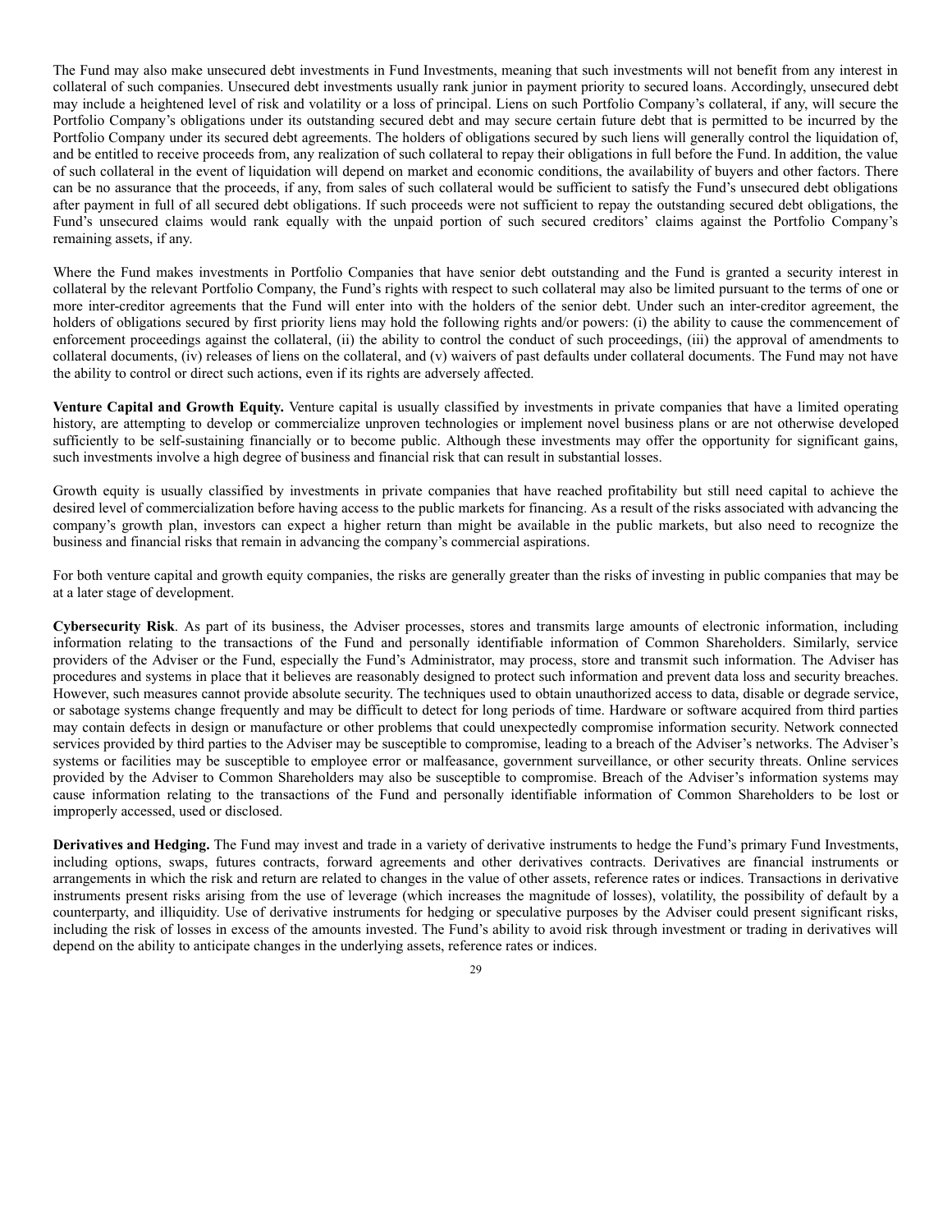The Fund may also make unsecured debt investments in Fund Investments, meaning that such investments will not benefit from any interest in collateral of such companies. Unsecured debt investments usually rank junior in payment priority to secured loans. Accordingly, unsecured debt may include a heightened level of risk and volatility or a loss of principal. Liens on such Portfolio Company's collateral, if any, will secure the Portfolio Company's obligations under its outstanding secured debt and may secure certain future debt that is permitted to be incurred by the Portfolio Company under its secured debt agreements. The holders of obligations secured by such liens will generally control the liquidation of, and be entitled to receive proceeds from, any realization of such collateral to repay their obligations in full before the Fund. In addition, the value of such collateral in the event of liquidation will depend on market and economic conditions, the availability of buyers and other factors. There can be no assurance that the proceeds, if any, from sales of such collateral would be sufficient to satisfy the Fund's unsecured debt obligations after payment in full of all secured debt obligations. If such proceeds were not sufficient to repay the outstanding secured debt obligations, the Fund's unsecured claims would rank equally with the unpaid portion of such secured creditors' claims against the Portfolio Company's remaining assets, if any.

Where the Fund makes investments in Portfolio Companies that have senior debt outstanding and the Fund is granted a security interest in collateral by the relevant Portfolio Company, the Fund's rights with respect to such collateral may also be limited pursuant to the terms of one or more inter-creditor agreements that the Fund will enter into with the holders of the senior debt. Under such an inter-creditor agreement, the holders of obligations secured by first priority liens may hold the following rights and/or powers: (i) the ability to cause the commencement of enforcement proceedings against the collateral, (ii) the ability to control the conduct of such proceedings, (iii) the approval of amendments to collateral documents, (iv) releases of liens on the collateral, and (v) waivers of past defaults under collateral documents. The Fund may not have the ability to control or direct such actions, even if its rights are adversely affected.

**Venture Capital and Growth Equity.** Venture capital is usually classified by investments in private companies that have a limited operating history, are attempting to develop or commercialize unproven technologies or implement novel business plans or are not otherwise developed sufficiently to be self-sustaining financially or to become public. Although these investments may offer the opportunity for significant gains, such investments involve a high degree of business and financial risk that can result in substantial losses.

Growth equity is usually classified by investments in private companies that have reached profitability but still need capital to achieve the desired level of commercialization before having access to the public markets for financing. As a result of the risks associated with advancing the company's growth plan, investors can expect a higher return than might be available in the public markets, but also need to recognize the business and financial risks that remain in advancing the company's commercial aspirations.

For both venture capital and growth equity companies, the risks are generally greater than the risks of investing in public companies that may be at a later stage of development.

**Cybersecurity Risk**. As part of its business, the Adviser processes, stores and transmits large amounts of electronic information, including information relating to the transactions of the Fund and personally identifiable information of Common Shareholders. Similarly, service providers of the Adviser or the Fund, especially the Fund's Administrator, may process, store and transmit such information. The Adviser has procedures and systems in place that it believes are reasonably designed to protect such information and prevent data loss and security breaches. However, such measures cannot provide absolute security. The techniques used to obtain unauthorized access to data, disable or degrade service, or sabotage systems change frequently and may be difficult to detect for long periods of time. Hardware or software acquired from third parties may contain defects in design or manufacture or other problems that could unexpectedly compromise information security. Network connected services provided by third parties to the Adviser may be susceptible to compromise, leading to a breach of the Adviser's networks. The Adviser's systems or facilities may be susceptible to employee error or malfeasance, government surveillance, or other security threats. Online services provided by the Adviser to Common Shareholders may also be susceptible to compromise. Breach of the Adviser's information systems may cause information relating to the transactions of the Fund and personally identifiable information of Common Shareholders to be lost or improperly accessed, used or disclosed.

**Derivatives and Hedging.** The Fund may invest and trade in a variety of derivative instruments to hedge the Fund's primary Fund Investments, including options, swaps, futures contracts, forward agreements and other derivatives contracts. Derivatives are financial instruments or arrangements in which the risk and return are related to changes in the value of other assets, reference rates or indices. Transactions in derivative instruments present risks arising from the use of leverage (which increases the magnitude of losses), volatility, the possibility of default by a counterparty, and illiquidity. Use of derivative instruments for hedging or speculative purposes by the Adviser could present significant risks, including the risk of losses in excess of the amounts invested. The Fund's ability to avoid risk through investment or trading in derivatives will depend on the ability to anticipate changes in the underlying assets, reference rates or indices.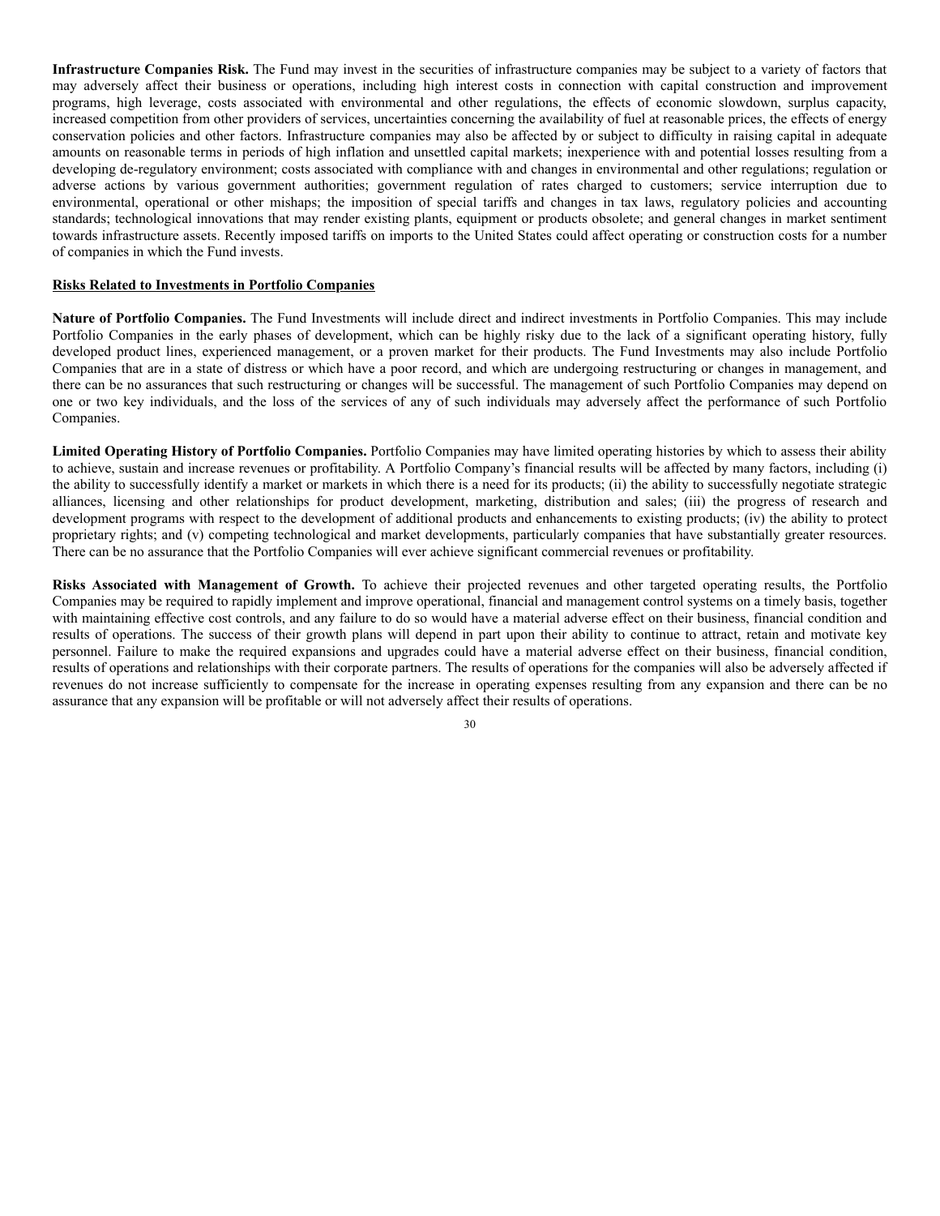**Infrastructure Companies Risk.** The Fund may invest in the securities of infrastructure companies may be subject to a variety of factors that may adversely affect their business or operations, including high interest costs in connection with capital construction and improvement programs, high leverage, costs associated with environmental and other regulations, the effects of economic slowdown, surplus capacity, increased competition from other providers of services, uncertainties concerning the availability of fuel at reasonable prices, the effects of energy conservation policies and other factors. Infrastructure companies may also be affected by or subject to difficulty in raising capital in adequate amounts on reasonable terms in periods of high inflation and unsettled capital markets; inexperience with and potential losses resulting from a developing de-regulatory environment; costs associated with compliance with and changes in environmental and other regulations; regulation or adverse actions by various government authorities; government regulation of rates charged to customers; service interruption due to environmental, operational or other mishaps; the imposition of special tariffs and changes in tax laws, regulatory policies and accounting standards; technological innovations that may render existing plants, equipment or products obsolete; and general changes in market sentiment towards infrastructure assets. Recently imposed tariffs on imports to the United States could affect operating or construction costs for a number of companies in which the Fund invests.

**Risks Related to Investments in Portfolio Companies**

**Nature of Portfolio Companies.** The Fund Investments will include direct and indirect investments in Portfolio Companies. This may include Portfolio Companies in the early phases of development, which can be highly risky due to the lack of a significant operating history, fully developed product lines, experienced management, or a proven market for their products. The Fund Investments may also include Portfolio Companies that are in a state of distress or which have a poor record, and which are undergoing restructuring or changes in management, and there can be no assurances that such restructuring or changes will be successful. The management of such Portfolio Companies may depend on one or two key individuals, and the loss of the services of any of such individuals may adversely affect the performance of such Portfolio Companies.

**Limited Operating History of Portfolio Companies.** Portfolio Companies may have limited operating histories by which to assess their ability to achieve, sustain and increase revenues or profitability. A Portfolio Company's financial results will be affected by many factors, including (i) the ability to successfully identify a market or markets in which there is a need for its products; (ii) the ability to successfully negotiate strategic alliances, licensing and other relationships for product development, marketing, distribution and sales; (iii) the progress of research and development programs with respect to the development of additional products and enhancements to existing products; (iv) the ability to protect proprietary rights; and (v) competing technological and market developments, particularly companies that have substantially greater resources. There can be no assurance that the Portfolio Companies will ever achieve significant commercial revenues or profitability.

**Risks Associated with Management of Growth.** To achieve their projected revenues and other targeted operating results, the Portfolio Companies may be required to rapidly implement and improve operational, financial and management control systems on a timely basis, together with maintaining effective cost controls, and any failure to do so would have a material adverse effect on their business, financial condition and results of operations. The success of their growth plans will depend in part upon their ability to continue to attract, retain and motivate key personnel. Failure to make the required expansions and upgrades could have a material adverse effect on their business, financial condition, results of operations and relationships with their corporate partners. The results of operations for the companies will also be adversely affected if revenues do not increase sufficiently to compensate for the increase in operating expenses resulting from any expansion and there can be no assurance that any expansion will be profitable or will not adversely affect their results of operations.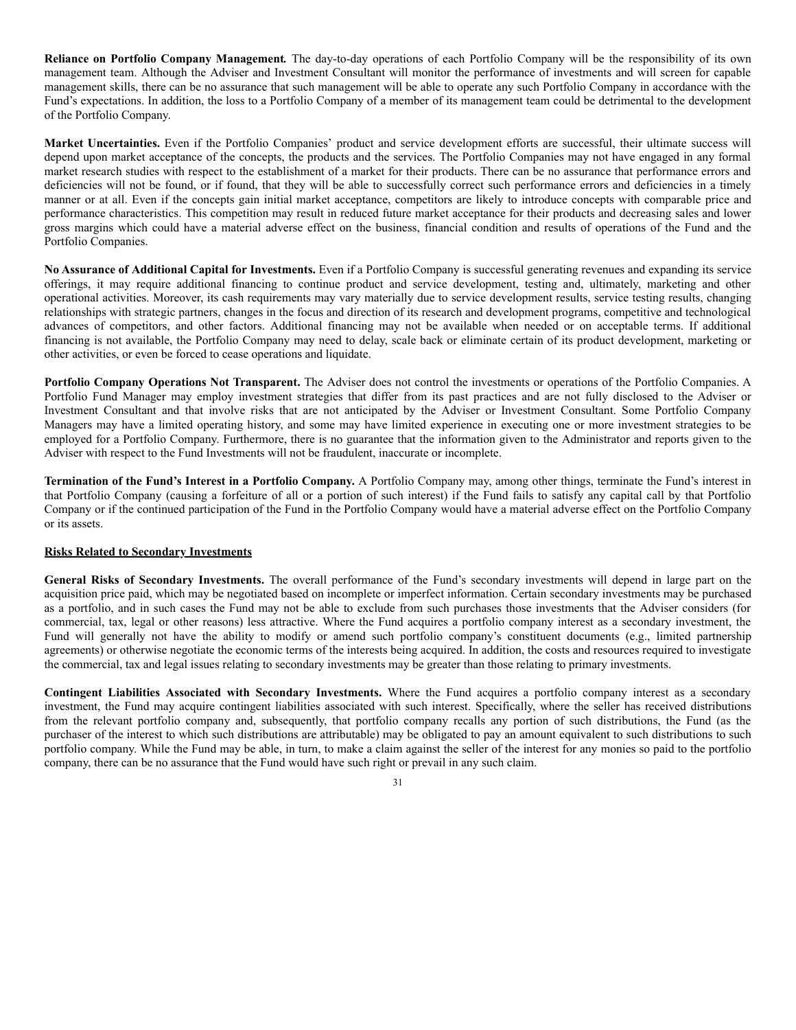**Reliance on Portfolio Company Management.** The day-to-day operations of each Portfolio Company will be the responsibility of its own management team. Although the Adviser and Investment Consultant will monitor the performance of investments and will screen for capable management skills, there can be no assurance that such management will be able to operate any such Portfolio Company in accordance with the Fund's expectations. In addition, the loss to a Portfolio Company of a member of its management team could be detrimental to the development of the Portfolio Company.

**Market Uncertainties.** Even if the Portfolio Companies' product and service development efforts are successful, their ultimate success will depend upon market acceptance of the concepts, the products and the services. The Portfolio Companies may not have engaged in any formal market research studies with respect to the establishment of a market for their products. There can be no assurance that performance errors and deficiencies will not be found, or if found, that they will be able to successfully correct such performance errors and deficiencies in a timely manner or at all. Even if the concepts gain initial market acceptance, competitors are likely to introduce concepts with comparable price and performance characteristics. This competition may result in reduced future market acceptance for their products and decreasing sales and lower gross margins which could have a material adverse effect on the business, financial condition and results of operations of the Fund and the Portfolio Companies.

**No Assurance of Additional Capital for Investments.** Even if a Portfolio Company is successful generating revenues and expanding its service offerings, it may require additional financing to continue product and service development, testing and, ultimately, marketing and other operational activities. Moreover, its cash requirements may vary materially due to service development results, service testing results, changing relationships with strategic partners, changes in the focus and direction of its research and development programs, competitive and technological advances of competitors, and other factors. Additional financing may not be available when needed or on acceptable terms. If additional financing is not available, the Portfolio Company may need to delay, scale back or eliminate certain of its product development, marketing or other activities, or even be forced to cease operations and liquidate.

**Portfolio Company Operations Not Transparent.** The Adviser does not control the investments or operations of the Portfolio Companies. A Portfolio Fund Manager may employ investment strategies that differ from its past practices and are not fully disclosed to the Adviser or Investment Consultant and that involve risks that are not anticipated by the Adviser or Investment Consultant. Some Portfolio Company Managers may have a limited operating history, and some may have limited experience in executing one or more investment strategies to be employed for a Portfolio Company. Furthermore, there is no guarantee that the information given to the Administrator and reports given to the Adviser with respect to the Fund Investments will not be fraudulent, inaccurate or incomplete.

**Termination of the Fund's Interest in a Portfolio Company.** A Portfolio Company may, among other things, terminate the Fund's interest in that Portfolio Company (causing a forfeiture of all or a portion of such interest) if the Fund fails to satisfy any capital call by that Portfolio Company or if the continued participation of the Fund in the Portfolio Company would have a material adverse effect on the Portfolio Company or its assets.

<u>**Risks Related to Secondary Investments**</u>

**General Risks of Secondary Investments.** The overall performance of the Fund's secondary investments will depend in large part on the acquisition price paid, which may be negotiated based on incomplete or imperfect information. Certain secondary investments may be purchased as a portfolio, and in such cases the Fund may not be able to exclude from such purchases those investments that the Adviser considers (for commercial, tax, legal or other reasons) less attractive. Where the Fund acquires a portfolio company interest as a secondary investment, the Fund will generally not have the ability to modify or amend such portfolio company's constituent documents (e.g., limited partnership agreements) or otherwise negotiate the economic terms of the interests being acquired. In addition, the costs and resources required to investigate the commercial, tax and legal issues relating to secondary investments may be greater than those relating to primary investments.

**Contingent Liabilities Associated with Secondary Investments.** Where the Fund acquires a portfolio company interest as a secondary investment, the Fund may acquire contingent liabilities associated with such interest. Specifically, where the seller has received distributions from the relevant portfolio company and, subsequently, that portfolio company recalls any portion of such distributions, the Fund (as the purchaser of the interest to which such distributions are attributable) may be obligated to pay an amount equivalent to such distributions to such portfolio company. While the Fund may be able, in turn, to make a claim against the seller of the interest for any monies so paid to the portfolio company, there can be no assurance that the Fund would have such right or prevail in any such claim.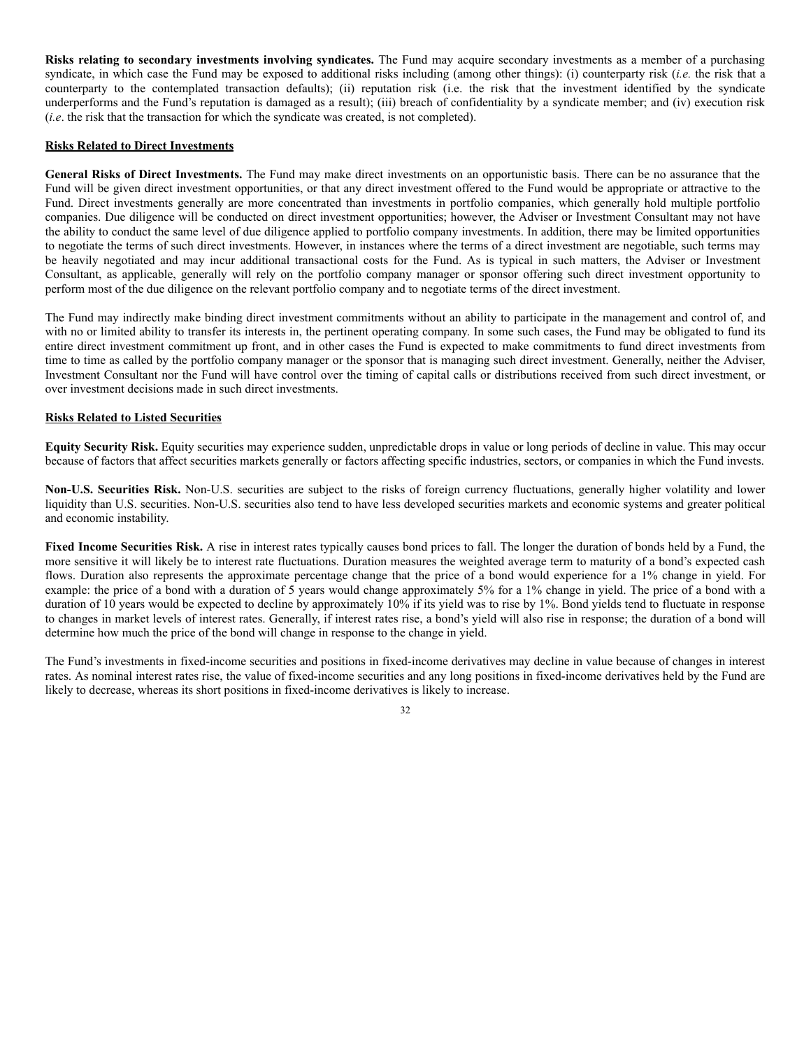**Risks relating to secondary investments involving syndicates.** The Fund may acquire secondary investments as a member of a purchasing syndicate, in which case the Fund may be exposed to additional risks including (among other things): (i) counterparty risk (*i.e.* the risk that a counterparty to the contemplated transaction defaults); (ii) reputation risk (i.e. the risk that the investment identified by the syndicate underperforms and the Fund's reputation is damaged as a result); (iii) breach of confidentiality by a syndicate member; and (iv) execution risk (*i.e*. the risk that the transaction for which the syndicate was created, is not completed).

**Risks Related to Direct Investments**

**General Risks of Direct Investments.** The Fund may make direct investments on an opportunistic basis. There can be no assurance that the Fund will be given direct investment opportunities, or that any direct investment offered to the Fund would be appropriate or attractive to the Fund. Direct investments generally are more concentrated than investments in portfolio companies, which generally hold multiple portfolio companies. Due diligence will be conducted on direct investment opportunities; however, the Adviser or Investment Consultant may not have the ability to conduct the same level of due diligence applied to portfolio company investments. In addition, there may be limited opportunities to negotiate the terms of such direct investments. However, in instances where the terms of a direct investment are negotiable, such terms may be heavily negotiated and may incur additional transactional costs for the Fund. As is typical in such matters, the Adviser or Investment Consultant, as applicable, generally will rely on the portfolio company manager or sponsor offering such direct investment opportunity to perform most of the due diligence on the relevant portfolio company and to negotiate terms of the direct investment.

The Fund may indirectly make binding direct investment commitments without an ability to participate in the management and control of, and with no or limited ability to transfer its interests in, the pertinent operating company. In some such cases, the Fund may be obligated to fund its entire direct investment commitment up front, and in other cases the Fund is expected to make commitments to fund direct investments from time to time as called by the portfolio company manager or the sponsor that is managing such direct investment. Generally, neither the Adviser, Investment Consultant nor the Fund will have control over the timing of capital calls or distributions received from such direct investment, or over investment decisions made in such direct investments.

**Risks Related to Listed Securities**

**Equity Security Risk.** Equity securities may experience sudden, unpredictable drops in value or long periods of decline in value. This may occur because of factors that affect securities markets generally or factors affecting specific industries, sectors, or companies in which the Fund invests.

**Non-U.S. Securities Risk.** Non-U.S. securities are subject to the risks of foreign currency fluctuations, generally higher volatility and lower liquidity than U.S. securities. Non-U.S. securities also tend to have less developed securities markets and economic systems and greater political and economic instability.

**Fixed Income Securities Risk.** A rise in interest rates typically causes bond prices to fall. The longer the duration of bonds held by a Fund, the more sensitive it will likely be to interest rate fluctuations. Duration measures the weighted average term to maturity of a bond's expected cash flows. Duration also represents the approximate percentage change that the price of a bond would experience for a 1% change in yield. For example: the price of a bond with a duration of 5 years would change approximately 5% for a 1% change in yield. The price of a bond with a duration of 10 years would be expected to decline by approximately 10% if its yield was to rise by 1%. Bond yields tend to fluctuate in response to changes in market levels of interest rates. Generally, if interest rates rise, a bond's yield will also rise in response; the duration of a bond will determine how much the price of the bond will change in response to the change in yield.

The Fund's investments in fixed-income securities and positions in fixed-income derivatives may decline in value because of changes in interest rates. As nominal interest rates rise, the value of fixed-income securities and any long positions in fixed-income derivatives held by the Fund are likely to decrease, whereas its short positions in fixed-income derivatives is likely to increase.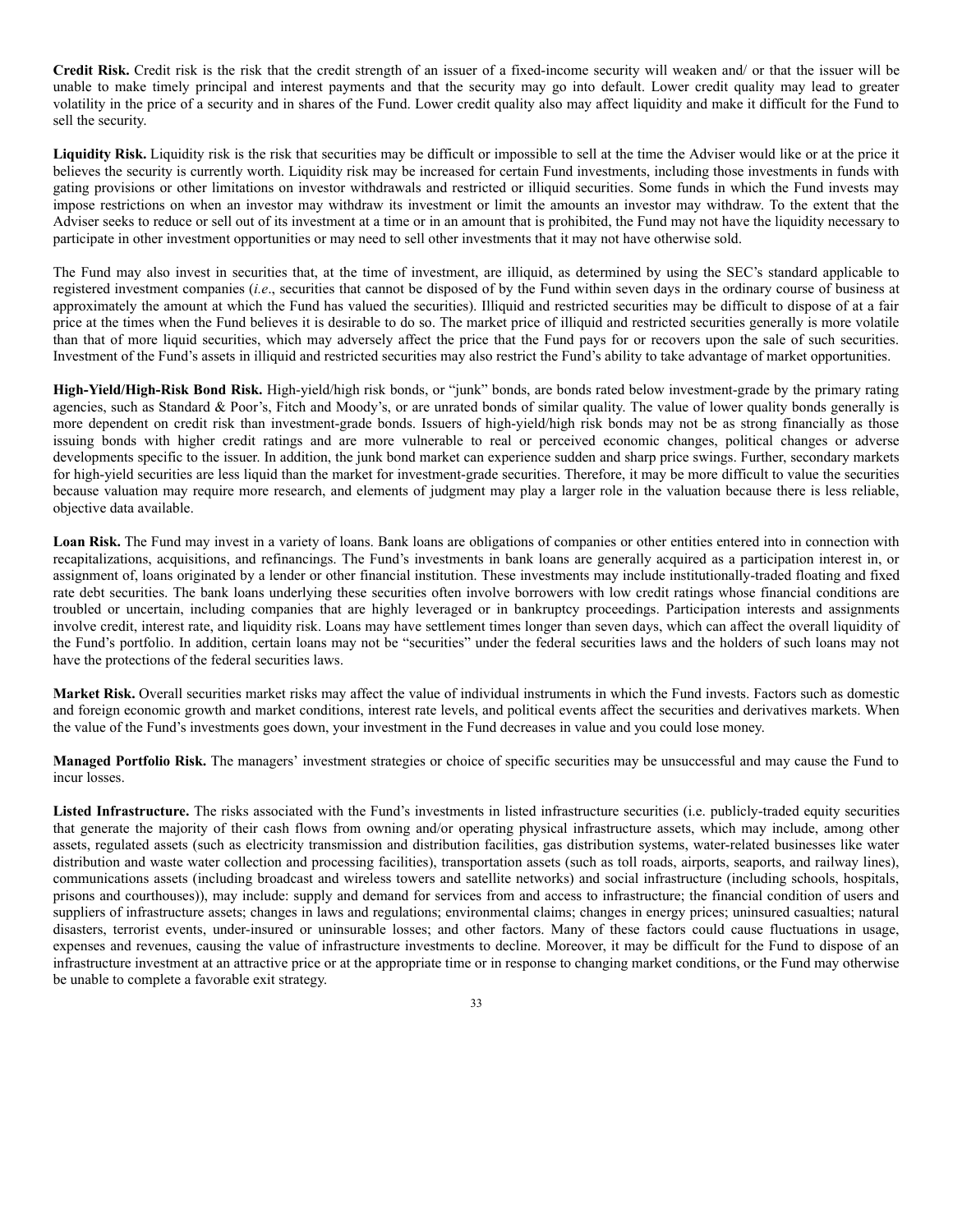**Credit Risk.** Credit risk is the risk that the credit strength of an issuer of a fixed-income security will weaken and/ or that the issuer will be unable to make timely principal and interest payments and that the security may go into default. Lower credit quality may lead to greater volatility in the price of a security and in shares of the Fund. Lower credit quality also may affect liquidity and make it difficult for the Fund to sell the security.

**Liquidity Risk.** Liquidity risk is the risk that securities may be difficult or impossible to sell at the time the Adviser would like or at the price it believes the security is currently worth. Liquidity risk may be increased for certain Fund investments, including those investments in funds with gating provisions or other limitations on investor withdrawals and restricted or illiquid securities. Some funds in which the Fund invests may impose restrictions on when an investor may withdraw its investment or limit the amounts an investor may withdraw. To the extent that the Adviser seeks to reduce or sell out of its investment at a time or in an amount that is prohibited, the Fund may not have the liquidity necessary to participate in other investment opportunities or may need to sell other investments that it may not have otherwise sold.

The Fund may also invest in securities that, at the time of investment, are illiquid, as determined by using the SEC's standard applicable to registered investment companies (*i.e*., securities that cannot be disposed of by the Fund within seven days in the ordinary course of business at approximately the amount at which the Fund has valued the securities). Illiquid and restricted securities may be difficult to dispose of at a fair price at the times when the Fund believes it is desirable to do so. The market price of illiquid and restricted securities generally is more volatile than that of more liquid securities, which may adversely affect the price that the Fund pays for or recovers upon the sale of such securities. Investment of the Fund's assets in illiquid and restricted securities may also restrict the Fund's ability to take advantage of market opportunities.

**High-Yield/High-Risk Bond Risk.** High-yield/high risk bonds, or "junk" bonds, are bonds rated below investment-grade by the primary rating agencies, such as Standard & Poor's, Fitch and Moody's, or are unrated bonds of similar quality. The value of lower quality bonds generally is more dependent on credit risk than investment-grade bonds. Issuers of high-yield/high risk bonds may not be as strong financially as those issuing bonds with higher credit ratings and are more vulnerable to real or perceived economic changes, political changes or adverse developments specific to the issuer. In addition, the junk bond market can experience sudden and sharp price swings. Further, secondary markets for high-yield securities are less liquid than the market for investment-grade securities. Therefore, it may be more difficult to value the securities because valuation may require more research, and elements of judgment may play a larger role in the valuation because there is less reliable, objective data available.

**Loan Risk.** The Fund may invest in a variety of loans. Bank loans are obligations of companies or other entities entered into in connection with recapitalizations, acquisitions, and refinancings. The Fund's investments in bank loans are generally acquired as a participation interest in, or assignment of, loans originated by a lender or other financial institution. These investments may include institutionally-traded floating and fixed rate debt securities. The bank loans underlying these securities often involve borrowers with low credit ratings whose financial conditions are troubled or uncertain, including companies that are highly leveraged or in bankruptcy proceedings. Participation interests and assignments involve credit, interest rate, and liquidity risk. Loans may have settlement times longer than seven days, which can affect the overall liquidity of the Fund's portfolio. In addition, certain loans may not be "securities" under the federal securities laws and the holders of such loans may not have the protections of the federal securities laws.

**Market Risk.** Overall securities market risks may affect the value of individual instruments in which the Fund invests. Factors such as domestic and foreign economic growth and market conditions, interest rate levels, and political events affect the securities and derivatives markets. When the value of the Fund's investments goes down, your investment in the Fund decreases in value and you could lose money.

**Managed Portfolio Risk.** The managers' investment strategies or choice of specific securities may be unsuccessful and may cause the Fund to incur losses.

**Listed Infrastructure.** The risks associated with the Fund's investments in listed infrastructure securities (i.e. publicly-traded equity securities that generate the majority of their cash flows from owning and/or operating physical infrastructure assets, which may include, among other assets, regulated assets (such as electricity transmission and distribution facilities, gas distribution systems, water-related businesses like water distribution and waste water collection and processing facilities), transportation assets (such as toll roads, airports, seaports, and railway lines), communications assets (including broadcast and wireless towers and satellite networks) and social infrastructure (including schools, hospitals, prisons and courthouses)), may include: supply and demand for services from and access to infrastructure; the financial condition of users and suppliers of infrastructure assets; changes in laws and regulations; environmental claims; changes in energy prices; uninsured casualties; natural disasters, terrorist events, under-insured or uninsurable losses; and other factors. Many of these factors could cause fluctuations in usage, expenses and revenues, causing the value of infrastructure investments to decline. Moreover, it may be difficult for the Fund to dispose of an infrastructure investment at an attractive price or at the appropriate time or in response to changing market conditions, or the Fund may otherwise be unable to complete a favorable exit strategy.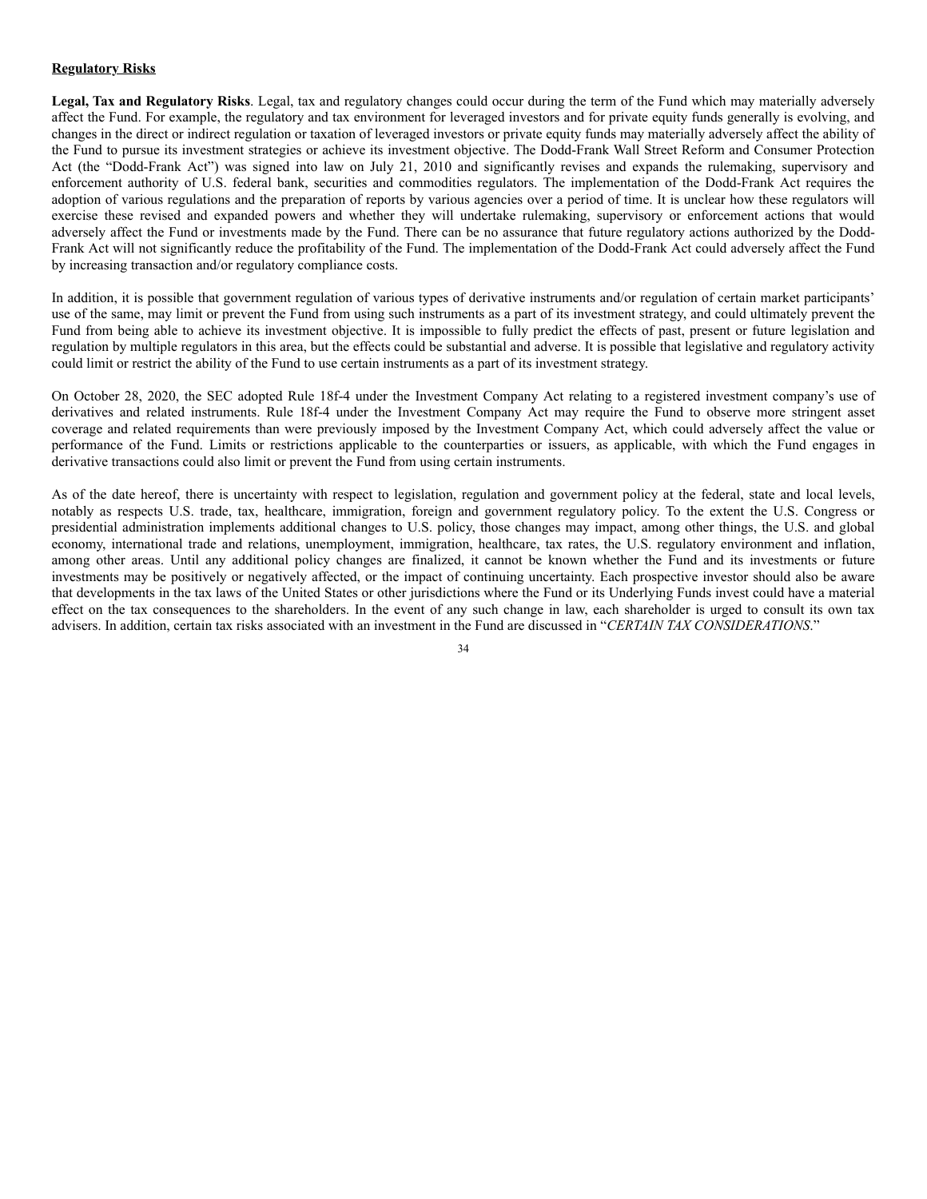**Regulatory Risks**

**Legal, Tax and Regulatory Risks**. Legal, tax and regulatory changes could occur during the term of the Fund which may materially adversely affect the Fund. For example, the regulatory and tax environment for leveraged investors and for private equity funds generally is evolving, and changes in the direct or indirect regulation or taxation of leveraged investors or private equity funds may materially adversely affect the ability of the Fund to pursue its investment strategies or achieve its investment objective. The Dodd-Frank Wall Street Reform and Consumer Protection Act (the "Dodd-Frank Act") was signed into law on July 21, 2010 and significantly revises and expands the rulemaking, supervisory and enforcement authority of U.S. federal bank, securities and commodities regulators. The implementation of the Dodd-Frank Act requires the adoption of various regulations and the preparation of reports by various agencies over a period of time. It is unclear how these regulators will exercise these revised and expanded powers and whether they will undertake rulemaking, supervisory or enforcement actions that would adversely affect the Fund or investments made by the Fund. There can be no assurance that future regulatory actions authorized by the Dodd-Frank Act will not significantly reduce the profitability of the Fund. The implementation of the Dodd-Frank Act could adversely affect the Fund by increasing transaction and/or regulatory compliance costs.

In addition, it is possible that government regulation of various types of derivative instruments and/or regulation of certain market participants' use of the same, may limit or prevent the Fund from using such instruments as a part of its investment strategy, and could ultimately prevent the Fund from being able to achieve its investment objective. It is impossible to fully predict the effects of past, present or future legislation and regulation by multiple regulators in this area, but the effects could be substantial and adverse. It is possible that legislative and regulatory activity could limit or restrict the ability of the Fund to use certain instruments as a part of its investment strategy.

On October 28, 2020, the SEC adopted Rule 18f-4 under the Investment Company Act relating to a registered investment company's use of derivatives and related instruments. Rule 18f-4 under the Investment Company Act may require the Fund to observe more stringent asset coverage and related requirements than were previously imposed by the Investment Company Act, which could adversely affect the value or performance of the Fund. Limits or restrictions applicable to the counterparties or issuers, as applicable, with which the Fund engages in derivative transactions could also limit or prevent the Fund from using certain instruments.

As of the date hereof, there is uncertainty with respect to legislation, regulation and government policy at the federal, state and local levels, notably as respects U.S. trade, tax, healthcare, immigration, foreign and government regulatory policy. To the extent the U.S. Congress or presidential administration implements additional changes to U.S. policy, those changes may impact, among other things, the U.S. and global economy, international trade and relations, unemployment, immigration, healthcare, tax rates, the U.S. regulatory environment and inflation, among other areas. Until any additional policy changes are finalized, it cannot be known whether the Fund and its investments or future investments may be positively or negatively affected, or the impact of continuing uncertainty. Each prospective investor should also be aware that developments in the tax laws of the United States or other jurisdictions where the Fund or its Underlying Funds invest could have a material effect on the tax consequences to the shareholders. In the event of any such change in law, each shareholder is urged to consult its own tax advisers. In addition, certain tax risks associated with an investment in the Fund are discussed in "*CERTAIN TAX CONSIDERATIONS*."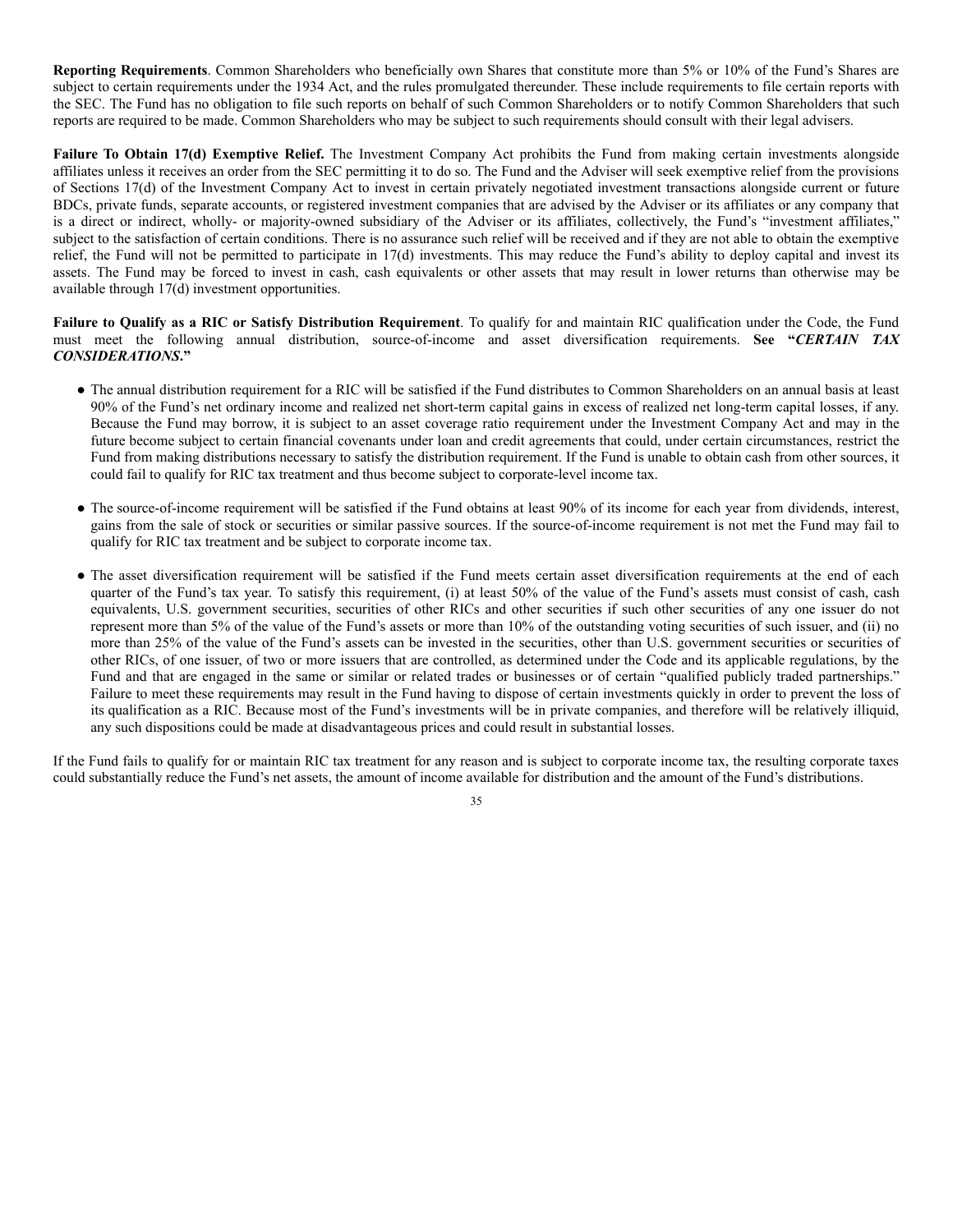**Reporting Requirements**. Common Shareholders who beneficially own Shares that constitute more than 5% or 10% of the Fund's Shares are subject to certain requirements under the 1934 Act, and the rules promulgated thereunder. These include requirements to file certain reports with the SEC. The Fund has no obligation to file such reports on behalf of such Common Shareholders or to notify Common Shareholders that such reports are required to be made. Common Shareholders who may be subject to such requirements should consult with their legal advisers.

**Failure To Obtain 17(d) Exemptive Relief.** The Investment Company Act prohibits the Fund from making certain investments alongside affiliates unless it receives an order from the SEC permitting it to do so. The Fund and the Adviser will seek exemptive relief from the provisions of Sections 17(d) of the Investment Company Act to invest in certain privately negotiated investment transactions alongside current or future BDCs, private funds, separate accounts, or registered investment companies that are advised by the Adviser or its affiliates or any company that is a direct or indirect, wholly- or majority-owned subsidiary of the Adviser or its affiliates, collectively, the Fund's "investment affiliates," subject to the satisfaction of certain conditions. There is no assurance such relief will be received and if they are not able to obtain the exemptive relief, the Fund will not be permitted to participate in 17(d) investments. This may reduce the Fund's ability to deploy capital and invest its assets. The Fund may be forced to invest in cash, cash equivalents or other assets that may result in lower returns than otherwise may be available through 17(d) investment opportunities.

**Failure to Qualify as a RIC or Satisfy Distribution Requirement**. To qualify for and maintain RIC qualification under the Code, the Fund must meet the following annual distribution, source-of-income and asset diversification requirements. **See "*CERTAIN TAX CONSIDERATIONS*."**

- The annual distribution requirement for a RIC will be satisfied if the Fund distributes to Common Shareholders on an annual basis at least 90% of the Fund's net ordinary income and realized net short-term capital gains in excess of realized net long-term capital losses, if any. Because the Fund may borrow, it is subject to an asset coverage ratio requirement under the Investment Company Act and may in the future become subject to certain financial covenants under loan and credit agreements that could, under certain circumstances, restrict the Fund from making distributions necessary to satisfy the distribution requirement. If the Fund is unable to obtain cash from other sources, it could fail to qualify for RIC tax treatment and thus become subject to corporate-level income tax.

- The source-of-income requirement will be satisfied if the Fund obtains at least 90% of its income for each year from dividends, interest, gains from the sale of stock or securities or similar passive sources. If the source-of-income requirement is not met the Fund may fail to qualify for RIC tax treatment and be subject to corporate income tax.

- The asset diversification requirement will be satisfied if the Fund meets certain asset diversification requirements at the end of each quarter of the Fund's tax year. To satisfy this requirement, (i) at least 50% of the value of the Fund's assets must consist of cash, cash equivalents, U.S. government securities, securities of other RICs and other securities if such other securities of any one issuer do not represent more than 5% of the value of the Fund's assets or more than 10% of the outstanding voting securities of such issuer, and (ii) no more than 25% of the value of the Fund's assets can be invested in the securities, other than U.S. government securities or securities of other RICs, of one issuer, of two or more issuers that are controlled, as determined under the Code and its applicable regulations, by the Fund and that are engaged in the same or similar or related trades or businesses or of certain "qualified publicly traded partnerships." Failure to meet these requirements may result in the Fund having to dispose of certain investments quickly in order to prevent the loss of its qualification as a RIC. Because most of the Fund's investments will be in private companies, and therefore will be relatively illiquid, any such dispositions could be made at disadvantageous prices and could result in substantial losses.

If the Fund fails to qualify for or maintain RIC tax treatment for any reason and is subject to corporate income tax, the resulting corporate taxes could substantially reduce the Fund's net assets, the amount of income available for distribution and the amount of the Fund's distributions.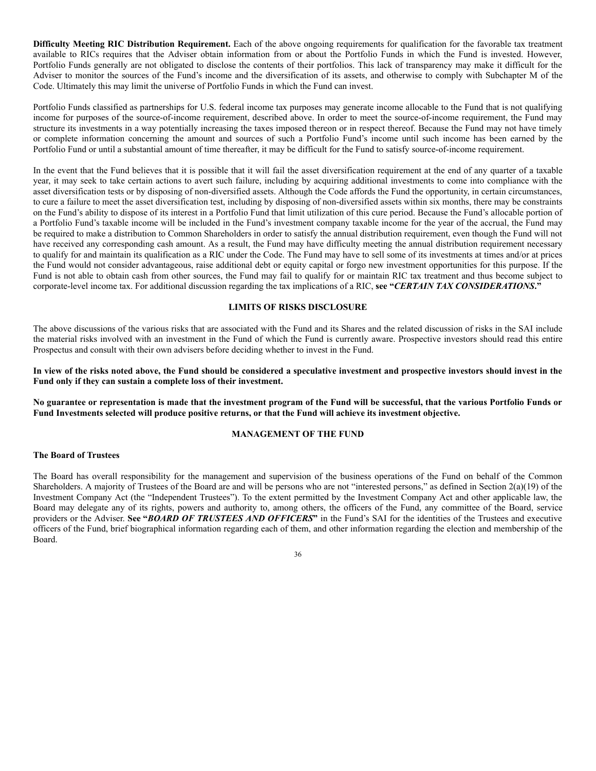**Difficulty Meeting RIC Distribution Requirement.** Each of the above ongoing requirements for qualification for the favorable tax treatment available to RICs requires that the Adviser obtain information from or about the Portfolio Funds in which the Fund is invested. However, Portfolio Funds generally are not obligated to disclose the contents of their portfolios. This lack of transparency may make it difficult for the Adviser to monitor the sources of the Fund's income and the diversification of its assets, and otherwise to comply with Subchapter M of the Code. Ultimately this may limit the universe of Portfolio Funds in which the Fund can invest.

Portfolio Funds classified as partnerships for U.S. federal income tax purposes may generate income allocable to the Fund that is not qualifying income for purposes of the source-of-income requirement, described above. In order to meet the source-of-income requirement, the Fund may structure its investments in a way potentially increasing the taxes imposed thereon or in respect thereof. Because the Fund may not have timely or complete information concerning the amount and sources of such a Portfolio Fund's income until such income has been earned by the Portfolio Fund or until a substantial amount of time thereafter, it may be difficult for the Fund to satisfy source-of-income requirement.

In the event that the Fund believes that it is possible that it will fail the asset diversification requirement at the end of any quarter of a taxable year, it may seek to take certain actions to avert such failure, including by acquiring additional investments to come into compliance with the asset diversification tests or by disposing of non-diversified assets. Although the Code affords the Fund the opportunity, in certain circumstances, to cure a failure to meet the asset diversification test, including by disposing of non-diversified assets within six months, there may be constraints on the Fund's ability to dispose of its interest in a Portfolio Fund that limit utilization of this cure period. Because the Fund's allocable portion of a Portfolio Fund's taxable income will be included in the Fund's investment company taxable income for the year of the accrual, the Fund may be required to make a distribution to Common Shareholders in order to satisfy the annual distribution requirement, even though the Fund will not have received any corresponding cash amount. As a result, the Fund may have difficulty meeting the annual distribution requirement necessary to qualify for and maintain its qualification as a RIC under the Code. The Fund may have to sell some of its investments at times and/or at prices the Fund would not consider advantageous, raise additional debt or equity capital or forgo new investment opportunities for this purpose. If the Fund is not able to obtain cash from other sources, the Fund may fail to qualify for or maintain RIC tax treatment and thus become subject to corporate-level income tax. For additional discussion regarding the tax implications of a RIC, **see "*CERTAIN TAX CONSIDERATIONS*."**

## LIMITS OF RISKS DISCLOSURE

The above discussions of the various risks that are associated with the Fund and its Shares and the related discussion of risks in the SAI include the material risks involved with an investment in the Fund of which the Fund is currently aware. Prospective investors should read this entire Prospectus and consult with their own advisers before deciding whether to invest in the Fund.

**In view of the risks noted above, the Fund should be considered a speculative investment and prospective investors should invest in the Fund only if they can sustain a complete loss of their investment.**

**No guarantee or representation is made that the investment program of the Fund will be successful, that the various Portfolio Funds or Fund Investments selected will produce positive returns, or that the Fund will achieve its investment objective.**

## MANAGEMENT OF THE FUND

### The Board of Trustees

The Board has overall responsibility for the management and supervision of the business operations of the Fund on behalf of the Common Shareholders. A majority of Trustees of the Board are and will be persons who are not "interested persons," as defined in Section 2(a)(19) of the Investment Company Act (the "Independent Trustees"). To the extent permitted by the Investment Company Act and other applicable law, the Board may delegate any of its rights, powers and authority to, among others, the officers of the Fund, any committee of the Board, service providers or the Adviser. **See "*BOARD OF TRUSTEES AND OFFICERS*"** in the Fund's SAI for the identities of the Trustees and executive officers of the Fund, brief biographical information regarding each of them, and other information regarding the election and membership of the Board.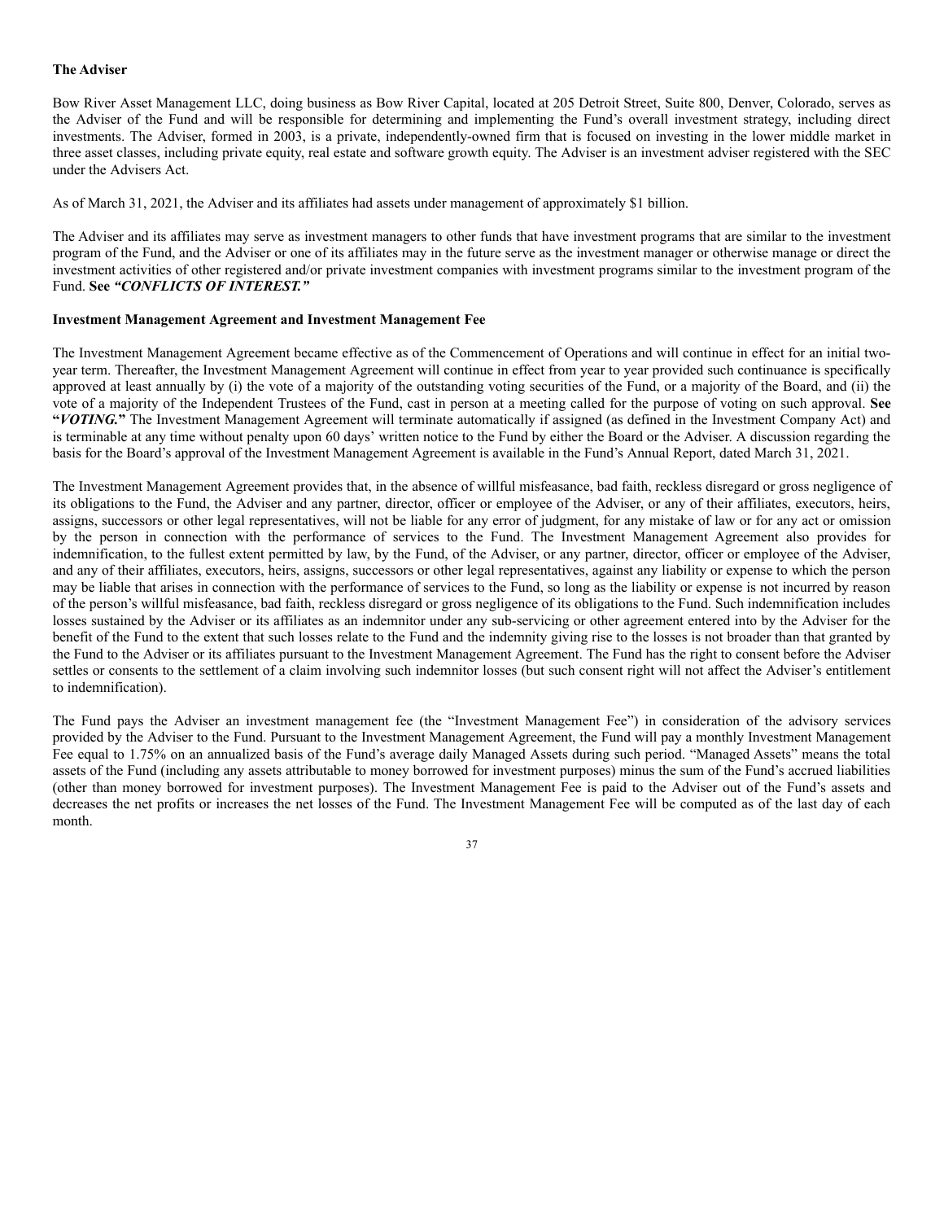**The Adviser**

Bow River Asset Management LLC, doing business as Bow River Capital, located at 205 Detroit Street, Suite 800, Denver, Colorado, serves as the Adviser of the Fund and will be responsible for determining and implementing the Fund's overall investment strategy, including direct investments. The Adviser, formed in 2003, is a private, independently-owned firm that is focused on investing in the lower middle market in three asset classes, including private equity, real estate and software growth equity. The Adviser is an investment adviser registered with the SEC under the Advisers Act.

As of March 31, 2021, the Adviser and its affiliates had assets under management of approximately $1 billion.

The Adviser and its affiliates may serve as investment managers to other funds that have investment programs that are similar to the investment program of the Fund, and the Adviser or one of its affiliates may in the future serve as the investment manager or otherwise manage or direct the investment activities of other registered and/or private investment companies with investment programs similar to the investment program of the Fund. **See** ***"CONFLICTS OF INTEREST."***

**Investment Management Agreement and Investment Management Fee**

The Investment Management Agreement became effective as of the Commencement of Operations and will continue in effect for an initial two-year term. Thereafter, the Investment Management Agreement will continue in effect from year to year provided such continuance is specifically approved at least annually by (i) the vote of a majority of the outstanding voting securities of the Fund, or a majority of the Board, and (ii) the vote of a majority of the Independent Trustees of the Fund, cast in person at a meeting called for the purpose of voting on such approval. **See "*VOTING.*"** The Investment Management Agreement will terminate automatically if assigned (as defined in the Investment Company Act) and is terminable at any time without penalty upon 60 days' written notice to the Fund by either the Board or the Adviser. A discussion regarding the basis for the Board's approval of the Investment Management Agreement is available in the Fund's Annual Report, dated March 31, 2021.

The Investment Management Agreement provides that, in the absence of willful misfeasance, bad faith, reckless disregard or gross negligence of its obligations to the Fund, the Adviser and any partner, director, officer or employee of the Adviser, or any of their affiliates, executors, heirs, assigns, successors or other legal representatives, will not be liable for any error of judgment, for any mistake of law or for any act or omission by the person in connection with the performance of services to the Fund. The Investment Management Agreement also provides for indemnification, to the fullest extent permitted by law, by the Fund, of the Adviser, or any partner, director, officer or employee of the Adviser, and any of their affiliates, executors, heirs, assigns, successors or other legal representatives, against any liability or expense to which the person may be liable that arises in connection with the performance of services to the Fund, so long as the liability or expense is not incurred by reason of the person's willful misfeasance, bad faith, reckless disregard or gross negligence of its obligations to the Fund. Such indemnification includes losses sustained by the Adviser or its affiliates as an indemnitor under any sub-servicing or other agreement entered into by the Adviser for the benefit of the Fund to the extent that such losses relate to the Fund and the indemnity giving rise to the losses is not broader than that granted by the Fund to the Adviser or its affiliates pursuant to the Investment Management Agreement. The Fund has the right to consent before the Adviser settles or consents to the settlement of a claim involving such indemnitor losses (but such consent right will not affect the Adviser's entitlement to indemnification).

The Fund pays the Adviser an investment management fee (the "Investment Management Fee") in consideration of the advisory services provided by the Adviser to the Fund. Pursuant to the Investment Management Agreement, the Fund will pay a monthly Investment Management Fee equal to 1.75% on an annualized basis of the Fund's average daily Managed Assets during such period. "Managed Assets" means the total assets of the Fund (including any assets attributable to money borrowed for investment purposes) minus the sum of the Fund's accrued liabilities (other than money borrowed for investment purposes). The Investment Management Fee is paid to the Adviser out of the Fund's assets and decreases the net profits or increases the net losses of the Fund. The Investment Management Fee will be computed as of the last day of each month.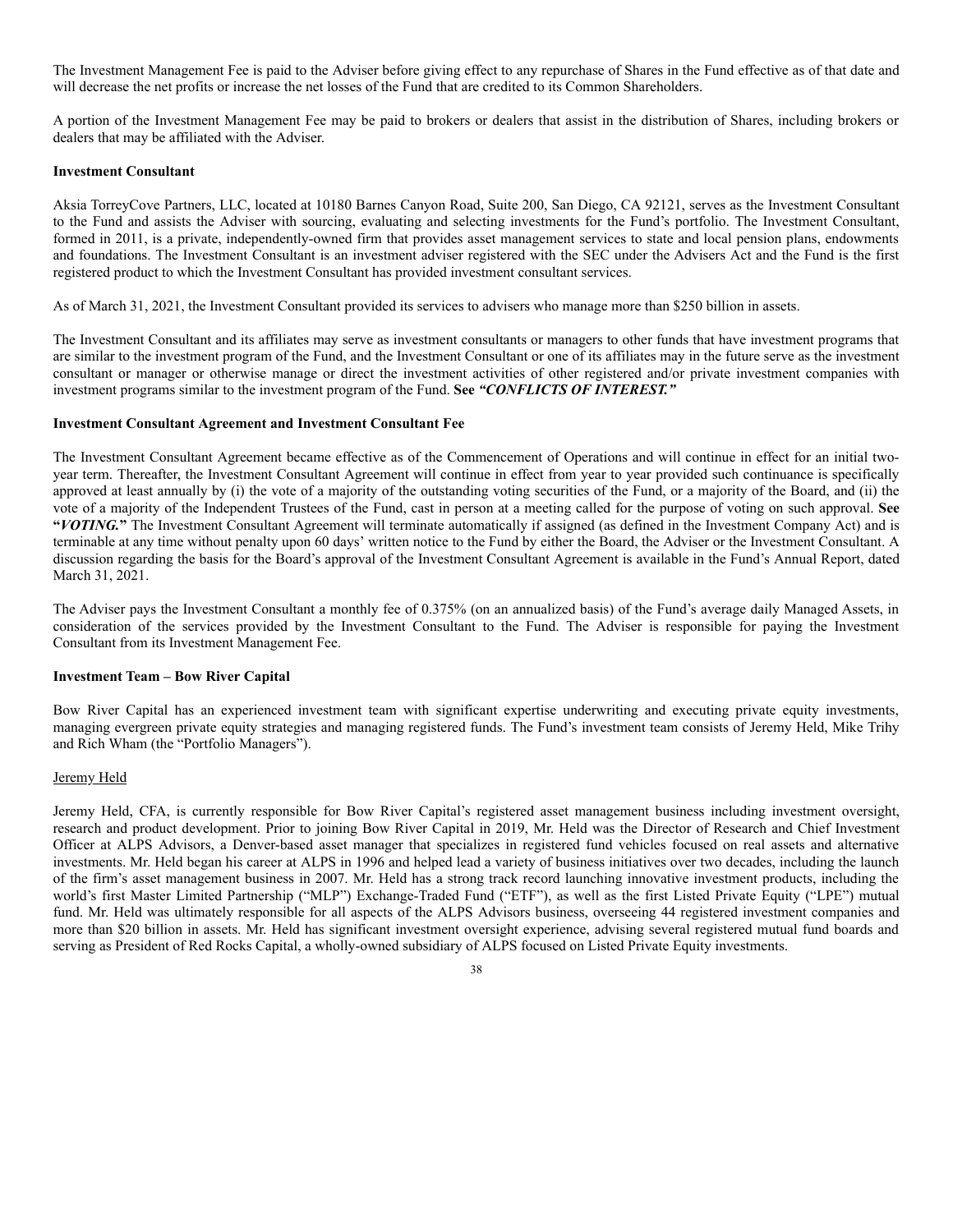The Investment Management Fee is paid to the Adviser before giving effect to any repurchase of Shares in the Fund effective as of that date and will decrease the net profits or increase the net losses of the Fund that are credited to its Common Shareholders.

A portion of the Investment Management Fee may be paid to brokers or dealers that assist in the distribution of Shares, including brokers or dealers that may be affiliated with the Adviser.

**Investment Consultant**

Aksia TorreyCove Partners, LLC, located at 10180 Barnes Canyon Road, Suite 200, San Diego, CA 92121, serves as the Investment Consultant to the Fund and assists the Adviser with sourcing, evaluating and selecting investments for the Fund's portfolio. The Investment Consultant, formed in 2011, is a private, independently-owned firm that provides asset management services to state and local pension plans, endowments and foundations. The Investment Consultant is an investment adviser registered with the SEC under the Advisers Act and the Fund is the first registered product to which the Investment Consultant has provided investment consultant services.

As of March 31, 2021, the Investment Consultant provided its services to advisers who manage more than $250 billion in assets.

The Investment Consultant and its affiliates may serve as investment consultants or managers to other funds that have investment programs that are similar to the investment program of the Fund, and the Investment Consultant or one of its affiliates may in the future serve as the investment consultant or manager or otherwise manage or direct the investment activities of other registered and/or private investment companies with investment programs similar to the investment program of the Fund. **See** ***"CONFLICTS OF INTEREST."***

**Investment Consultant Agreement and Investment Consultant Fee**

The Investment Consultant Agreement became effective as of the Commencement of Operations and will continue in effect for an initial two-year term. Thereafter, the Investment Consultant Agreement will continue in effect from year to year provided such continuance is specifically approved at least annually by (i) the vote of a majority of the outstanding voting securities of the Fund, or a majority of the Board, and (ii) the vote of a majority of the Independent Trustees of the Fund, cast in person at a meeting called for the purpose of voting on such approval. **See "*VOTING.*"** The Investment Consultant Agreement will terminate automatically if assigned (as defined in the Investment Company Act) and is terminable at any time without penalty upon 60 days' written notice to the Fund by either the Board, the Adviser or the Investment Consultant. A discussion regarding the basis for the Board's approval of the Investment Consultant Agreement is available in the Fund's Annual Report, dated March 31, 2021.

The Adviser pays the Investment Consultant a monthly fee of 0.375% (on an annualized basis) of the Fund's average daily Managed Assets, in consideration of the services provided by the Investment Consultant to the Fund. The Adviser is responsible for paying the Investment Consultant from its Investment Management Fee.

**Investment Team – Bow River Capital**

Bow River Capital has an experienced investment team with significant expertise underwriting and executing private equity investments, managing evergreen private equity strategies and managing registered funds. The Fund's investment team consists of Jeremy Held, Mike Trihy and Rich Wham (the "Portfolio Managers").

Jeremy Held

Jeremy Held, CFA, is currently responsible for Bow River Capital's registered asset management business including investment oversight, research and product development. Prior to joining Bow River Capital in 2019, Mr. Held was the Director of Research and Chief Investment Officer at ALPS Advisors, a Denver-based asset manager that specializes in registered fund vehicles focused on real assets and alternative investments. Mr. Held began his career at ALPS in 1996 and helped lead a variety of business initiatives over two decades, including the launch of the firm's asset management business in 2007. Mr. Held has a strong track record launching innovative investment products, including the world's first Master Limited Partnership ("MLP") Exchange-Traded Fund ("ETF"), as well as the first Listed Private Equity ("LPE") mutual fund. Mr. Held was ultimately responsible for all aspects of the ALPS Advisors business, overseeing 44 registered investment companies and more than $20 billion in assets. Mr. Held has significant investment oversight experience, advising several registered mutual fund boards and serving as President of Red Rocks Capital, a wholly-owned subsidiary of ALPS focused on Listed Private Equity investments.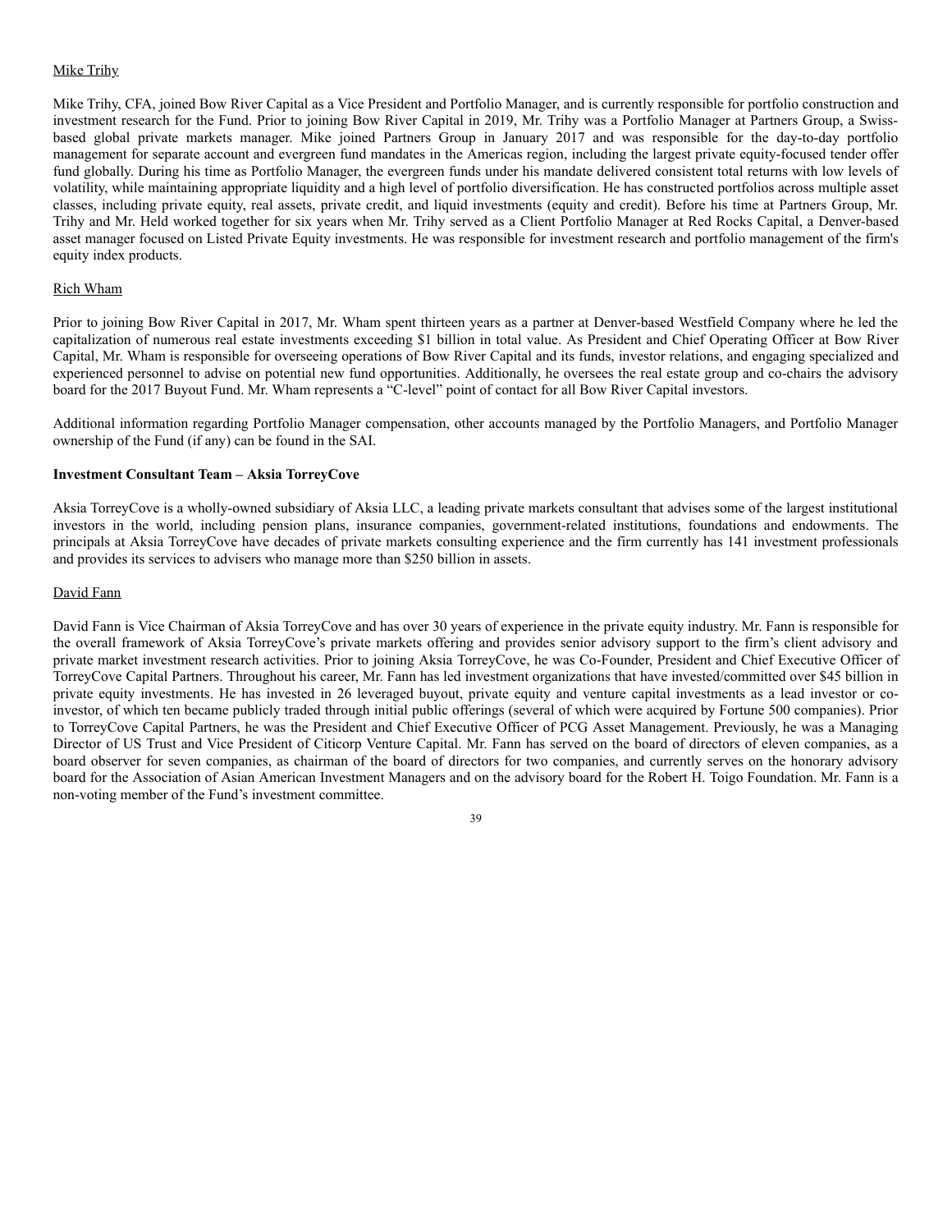Mike Trihy

Mike Trihy, CFA, joined Bow River Capital as a Vice President and Portfolio Manager, and is currently responsible for portfolio construction and investment research for the Fund. Prior to joining Bow River Capital in 2019, Mr. Trihy was a Portfolio Manager at Partners Group, a Swiss-based global private markets manager. Mike joined Partners Group in January 2017 and was responsible for the day-to-day portfolio management for separate account and evergreen fund mandates in the Americas region, including the largest private equity-focused tender offer fund globally. During his time as Portfolio Manager, the evergreen funds under his mandate delivered consistent total returns with low levels of volatility, while maintaining appropriate liquidity and a high level of portfolio diversification. He has constructed portfolios across multiple asset classes, including private equity, real assets, private credit, and liquid investments (equity and credit). Before his time at Partners Group, Mr. Trihy and Mr. Held worked together for six years when Mr. Trihy served as a Client Portfolio Manager at Red Rocks Capital, a Denver-based asset manager focused on Listed Private Equity investments. He was responsible for investment research and portfolio management of the firm's equity index products.

Rich Wham

Prior to joining Bow River Capital in 2017, Mr. Wham spent thirteen years as a partner at Denver-based Westfield Company where he led the capitalization of numerous real estate investments exceeding $1 billion in total value. As President and Chief Operating Officer at Bow River Capital, Mr. Wham is responsible for overseeing operations of Bow River Capital and its funds, investor relations, and engaging specialized and experienced personnel to advise on potential new fund opportunities. Additionally, he oversees the real estate group and co-chairs the advisory board for the 2017 Buyout Fund. Mr. Wham represents a "C-level" point of contact for all Bow River Capital investors.

Additional information regarding Portfolio Manager compensation, other accounts managed by the Portfolio Managers, and Portfolio Manager ownership of the Fund (if any) can be found in the SAI.

**Investment Consultant Team – Aksia TorreyCove**

Aksia TorreyCove is a wholly-owned subsidiary of Aksia LLC, a leading private markets consultant that advises some of the largest institutional investors in the world, including pension plans, insurance companies, government-related institutions, foundations and endowments. The principals at Aksia TorreyCove have decades of private markets consulting experience and the firm currently has 141 investment professionals and provides its services to advisers who manage more than $250 billion in assets.

David Fann

David Fann is Vice Chairman of Aksia TorreyCove and has over 30 years of experience in the private equity industry. Mr. Fann is responsible for the overall framework of Aksia TorreyCove's private markets offering and provides senior advisory support to the firm's client advisory and private market investment research activities. Prior to joining Aksia TorreyCove, he was Co-Founder, President and Chief Executive Officer of TorreyCove Capital Partners. Throughout his career, Mr. Fann has led investment organizations that have invested/committed over $45 billion in private equity investments. He has invested in 26 leveraged buyout, private equity and venture capital investments as a lead investor or co-investor, of which ten became publicly traded through initial public offerings (several of which were acquired by Fortune 500 companies). Prior to TorreyCove Capital Partners, he was the President and Chief Executive Officer of PCG Asset Management. Previously, he was a Managing Director of US Trust and Vice President of Citicorp Venture Capital. Mr. Fann has served on the board of directors of eleven companies, as a board observer for seven companies, as chairman of the board of directors for two companies, and currently serves on the honorary advisory board for the Association of Asian American Investment Managers and on the advisory board for the Robert H. Toigo Foundation. Mr. Fann is a non-voting member of the Fund's investment committee.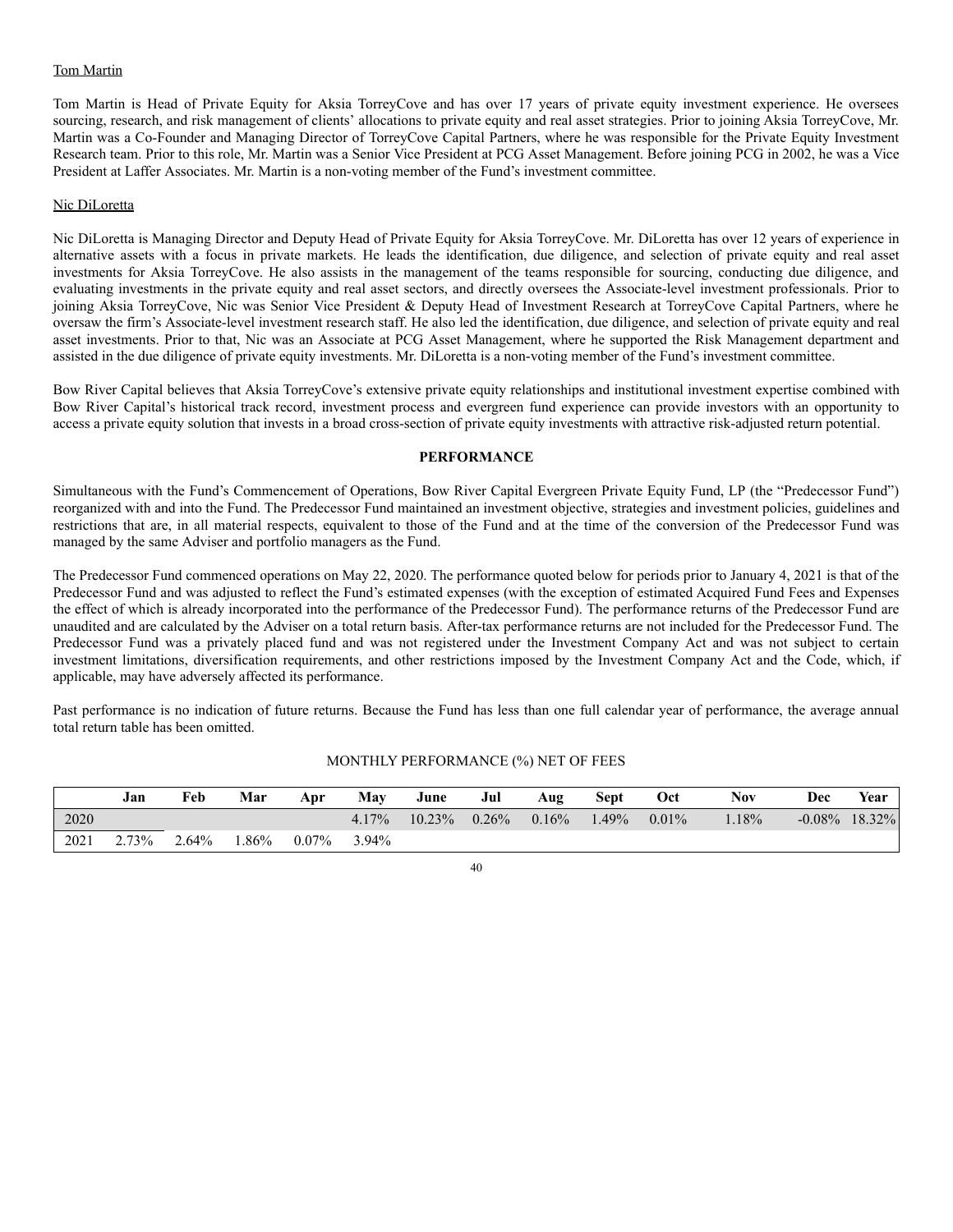Tom Martin

Tom Martin is Head of Private Equity for Aksia TorreyCove and has over 17 years of private equity investment experience. He oversees sourcing, research, and risk management of clients' allocations to private equity and real asset strategies. Prior to joining Aksia TorreyCove, Mr. Martin was a Co-Founder and Managing Director of TorreyCove Capital Partners, where he was responsible for the Private Equity Investment Research team. Prior to this role, Mr. Martin was a Senior Vice President at PCG Asset Management. Before joining PCG in 2002, he was a Vice President at Laffer Associates. Mr. Martin is a non-voting member of the Fund's investment committee.

Nic DiLoretta

Nic DiLoretta is Managing Director and Deputy Head of Private Equity for Aksia TorreyCove. Mr. DiLoretta has over 12 years of experience in alternative assets with a focus in private markets. He leads the identification, due diligence, and selection of private equity and real asset investments for Aksia TorreyCove. He also assists in the management of the teams responsible for sourcing, conducting due diligence, and evaluating investments in the private equity and real asset sectors, and directly oversees the Associate-level investment professionals. Prior to joining Aksia TorreyCove, Nic was Senior Vice President & Deputy Head of Investment Research at TorreyCove Capital Partners, where he oversaw the firm's Associate-level investment research staff. He also led the identification, due diligence, and selection of private equity and real asset investments. Prior to that, Nic was an Associate at PCG Asset Management, where he supported the Risk Management department and assisted in the due diligence of private equity investments. Mr. DiLoretta is a non-voting member of the Fund's investment committee.

Bow River Capital believes that Aksia TorreyCove's extensive private equity relationships and institutional investment expertise combined with Bow River Capital's historical track record, investment process and evergreen fund experience can provide investors with an opportunity to access a private equity solution that invests in a broad cross-section of private equity investments with attractive risk-adjusted return potential.

## PERFORMANCE

Simultaneous with the Fund's Commencement of Operations, Bow River Capital Evergreen Private Equity Fund, LP (the "Predecessor Fund") reorganized with and into the Fund. The Predecessor Fund maintained an investment objective, strategies and investment policies, guidelines and restrictions that are, in all material respects, equivalent to those of the Fund and at the time of the conversion of the Predecessor Fund was managed by the same Adviser and portfolio managers as the Fund.

The Predecessor Fund commenced operations on May 22, 2020. The performance quoted below for periods prior to January 4, 2021 is that of the Predecessor Fund and was adjusted to reflect the Fund's estimated expenses (with the exception of estimated Acquired Fund Fees and Expenses the effect of which is already incorporated into the performance of the Predecessor Fund). The performance returns of the Predecessor Fund are unaudited and are calculated by the Adviser on a total return basis. After-tax performance returns are not included for the Predecessor Fund. The Predecessor Fund was a privately placed fund and was not registered under the Investment Company Act and was not subject to certain investment limitations, diversification requirements, and other restrictions imposed by the Investment Company Act and the Code, which, if applicable, may have adversely affected its performance.

Past performance is no indication of future returns. Because the Fund has less than one full calendar year of performance, the average annual total return table has been omitted.

MONTHLY PERFORMANCE (%) NET OF FEES

| | Jan | Feb | Mar | Apr | May | June | Jul | Aug | Sept | Oct | Nov | Dec | Year |
|---|---|---|---|---|---|---|---|---|---|---|---|---|---|
| 2020 | | | | | 4.17% | 10.23% | 0.26% | 0.16% | 1.49% | 0.01% | 1.18% | -0.08% | 18.32% |
| 2021 | 2.73% | 2.64% | 1.86% | 0.07% | 3.94% | | | | | | | | |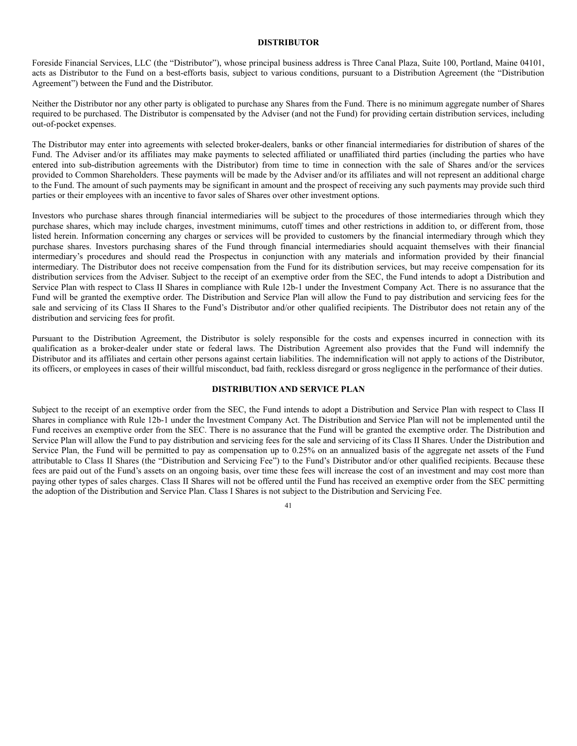## DISTRIBUTOR

Foreside Financial Services, LLC (the "Distributor"), whose principal business address is Three Canal Plaza, Suite 100, Portland, Maine 04101, acts as Distributor to the Fund on a best-efforts basis, subject to various conditions, pursuant to a Distribution Agreement (the "Distribution Agreement") between the Fund and the Distributor.

Neither the Distributor nor any other party is obligated to purchase any Shares from the Fund. There is no minimum aggregate number of Shares required to be purchased. The Distributor is compensated by the Adviser (and not the Fund) for providing certain distribution services, including out-of-pocket expenses.

The Distributor may enter into agreements with selected broker-dealers, banks or other financial intermediaries for distribution of shares of the Fund. The Adviser and/or its affiliates may make payments to selected affiliated or unaffiliated third parties (including the parties who have entered into sub-distribution agreements with the Distributor) from time to time in connection with the sale of Shares and/or the services provided to Common Shareholders. These payments will be made by the Adviser and/or its affiliates and will not represent an additional charge to the Fund. The amount of such payments may be significant in amount and the prospect of receiving any such payments may provide such third parties or their employees with an incentive to favor sales of Shares over other investment options.

Investors who purchase shares through financial intermediaries will be subject to the procedures of those intermediaries through which they purchase shares, which may include charges, investment minimums, cutoff times and other restrictions in addition to, or different from, those listed herein. Information concerning any charges or services will be provided to customers by the financial intermediary through which they purchase shares. Investors purchasing shares of the Fund through financial intermediaries should acquaint themselves with their financial intermediary's procedures and should read the Prospectus in conjunction with any materials and information provided by their financial intermediary. The Distributor does not receive compensation from the Fund for its distribution services, but may receive compensation for its distribution services from the Adviser. Subject to the receipt of an exemptive order from the SEC, the Fund intends to adopt a Distribution and Service Plan with respect to Class II Shares in compliance with Rule 12b-1 under the Investment Company Act. There is no assurance that the Fund will be granted the exemptive order. The Distribution and Service Plan will allow the Fund to pay distribution and servicing fees for the sale and servicing of its Class II Shares to the Fund's Distributor and/or other qualified recipients. The Distributor does not retain any of the distribution and servicing fees for profit.

Pursuant to the Distribution Agreement, the Distributor is solely responsible for the costs and expenses incurred in connection with its qualification as a broker-dealer under state or federal laws. The Distribution Agreement also provides that the Fund will indemnify the Distributor and its affiliates and certain other persons against certain liabilities. The indemnification will not apply to actions of the Distributor, its officers, or employees in cases of their willful misconduct, bad faith, reckless disregard or gross negligence in the performance of their duties.

## DISTRIBUTION AND SERVICE PLAN

Subject to the receipt of an exemptive order from the SEC, the Fund intends to adopt a Distribution and Service Plan with respect to Class II Shares in compliance with Rule 12b-1 under the Investment Company Act. The Distribution and Service Plan will not be implemented until the Fund receives an exemptive order from the SEC. There is no assurance that the Fund will be granted the exemptive order. The Distribution and Service Plan will allow the Fund to pay distribution and servicing fees for the sale and servicing of its Class II Shares. Under the Distribution and Service Plan, the Fund will be permitted to pay as compensation up to 0.25% on an annualized basis of the aggregate net assets of the Fund attributable to Class II Shares (the "Distribution and Servicing Fee") to the Fund's Distributor and/or other qualified recipients. Because these fees are paid out of the Fund's assets on an ongoing basis, over time these fees will increase the cost of an investment and may cost more than paying other types of sales charges. Class II Shares will not be offered until the Fund has received an exemptive order from the SEC permitting the adoption of the Distribution and Service Plan. Class I Shares is not subject to the Distribution and Servicing Fee.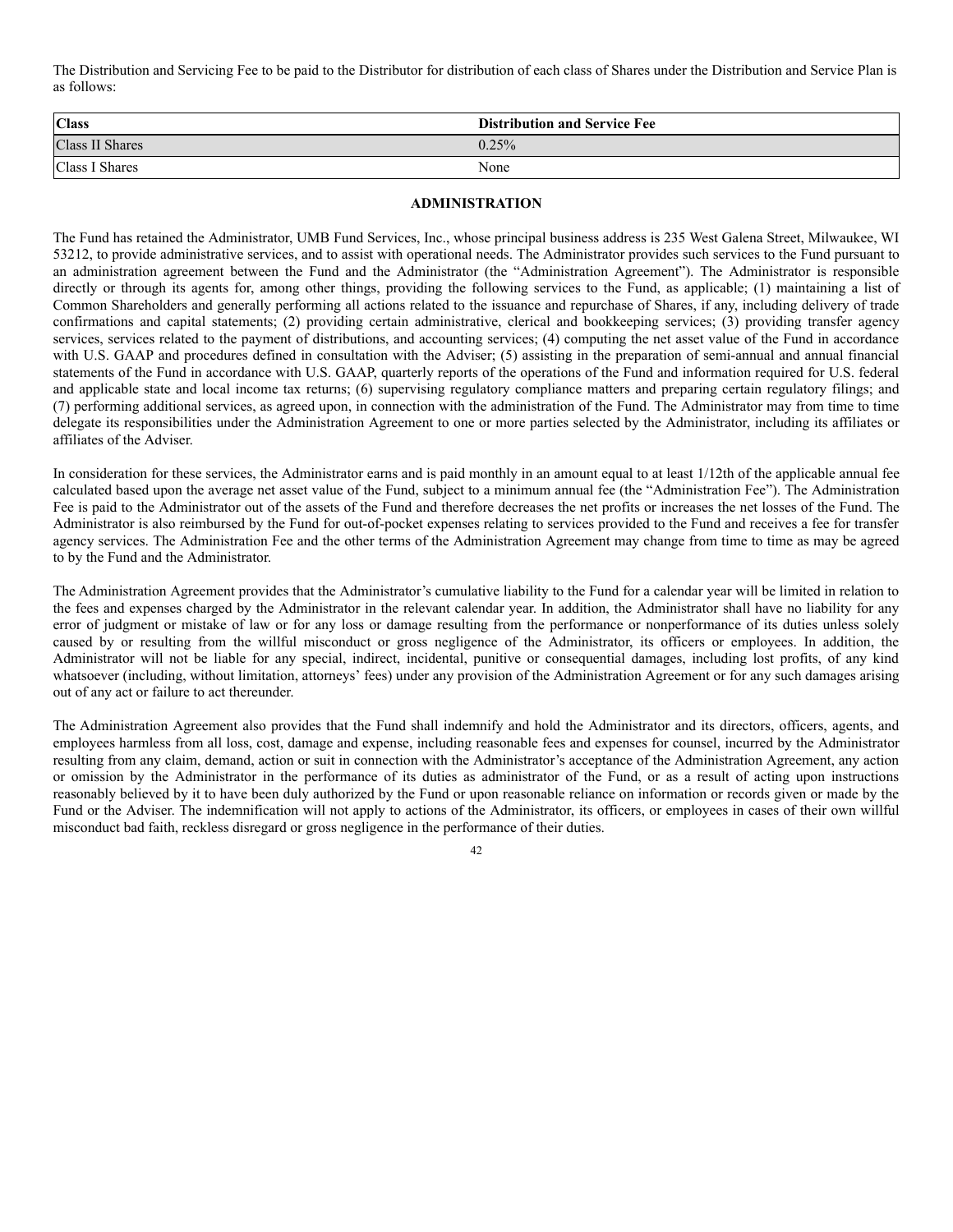The Distribution and Servicing Fee to be paid to the Distributor for distribution of each class of Shares under the Distribution and Service Plan is as follows:

| Class | Distribution and Service Fee |
| --- | --- |
| Class II Shares | 0.25% |
| Class I Shares | None |

## ADMINISTRATION

The Fund has retained the Administrator, UMB Fund Services, Inc., whose principal business address is 235 West Galena Street, Milwaukee, WI 53212, to provide administrative services, and to assist with operational needs. The Administrator provides such services to the Fund pursuant to an administration agreement between the Fund and the Administrator (the "Administration Agreement"). The Administrator is responsible directly or through its agents for, among other things, providing the following services to the Fund, as applicable; (1) maintaining a list of Common Shareholders and generally performing all actions related to the issuance and repurchase of Shares, if any, including delivery of trade confirmations and capital statements; (2) providing certain administrative, clerical and bookkeeping services; (3) providing transfer agency services, services related to the payment of distributions, and accounting services; (4) computing the net asset value of the Fund in accordance with U.S. GAAP and procedures defined in consultation with the Adviser; (5) assisting in the preparation of semi-annual and annual financial statements of the Fund in accordance with U.S. GAAP, quarterly reports of the operations of the Fund and information required for U.S. federal and applicable state and local income tax returns; (6) supervising regulatory compliance matters and preparing certain regulatory filings; and (7) performing additional services, as agreed upon, in connection with the administration of the Fund. The Administrator may from time to time delegate its responsibilities under the Administration Agreement to one or more parties selected by the Administrator, including its affiliates or affiliates of the Adviser.

In consideration for these services, the Administrator earns and is paid monthly in an amount equal to at least 1/12th of the applicable annual fee calculated based upon the average net asset value of the Fund, subject to a minimum annual fee (the "Administration Fee"). The Administration Fee is paid to the Administrator out of the assets of the Fund and therefore decreases the net profits or increases the net losses of the Fund. The Administrator is also reimbursed by the Fund for out-of-pocket expenses relating to services provided to the Fund and receives a fee for transfer agency services. The Administration Fee and the other terms of the Administration Agreement may change from time to time as may be agreed to by the Fund and the Administrator.

The Administration Agreement provides that the Administrator's cumulative liability to the Fund for a calendar year will be limited in relation to the fees and expenses charged by the Administrator in the relevant calendar year. In addition, the Administrator shall have no liability for any error of judgment or mistake of law or for any loss or damage resulting from the performance or nonperformance of its duties unless solely caused by or resulting from the willful misconduct or gross negligence of the Administrator, its officers or employees. In addition, the Administrator will not be liable for any special, indirect, incidental, punitive or consequential damages, including lost profits, of any kind whatsoever (including, without limitation, attorneys' fees) under any provision of the Administration Agreement or for any such damages arising out of any act or failure to act thereunder.

The Administration Agreement also provides that the Fund shall indemnify and hold the Administrator and its directors, officers, agents, and employees harmless from all loss, cost, damage and expense, including reasonable fees and expenses for counsel, incurred by the Administrator resulting from any claim, demand, action or suit in connection with the Administrator's acceptance of the Administration Agreement, any action or omission by the Administrator in the performance of its duties as administrator of the Fund, or as a result of acting upon instructions reasonably believed by it to have been duly authorized by the Fund or upon reasonable reliance on information or records given or made by the Fund or the Adviser. The indemnification will not apply to actions of the Administrator, its officers, or employees in cases of their own willful misconduct bad faith, reckless disregard or gross negligence in the performance of their duties.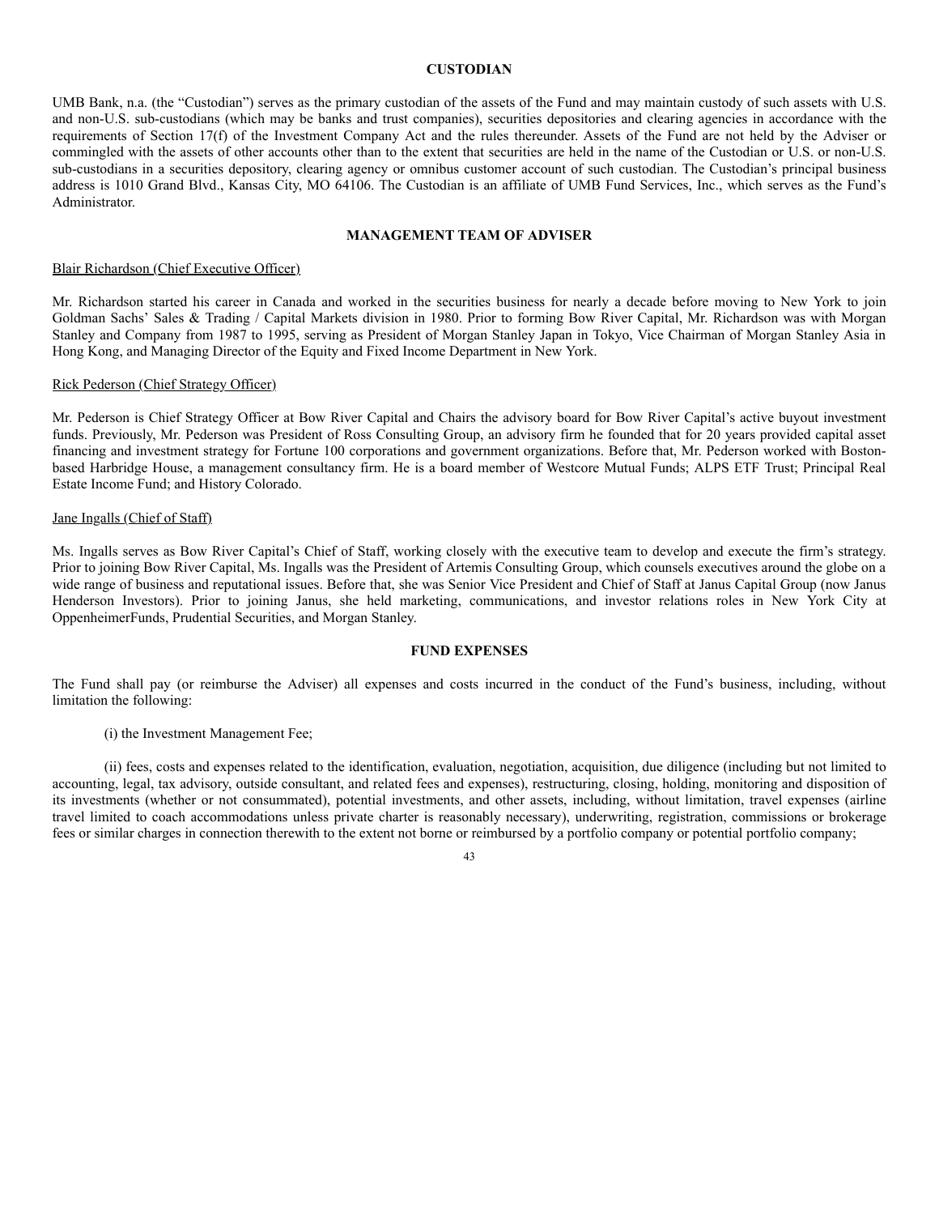## CUSTODIAN

UMB Bank, n.a. (the "Custodian") serves as the primary custodian of the assets of the Fund and may maintain custody of such assets with U.S. and non-U.S. sub-custodians (which may be banks and trust companies), securities depositories and clearing agencies in accordance with the requirements of Section 17(f) of the Investment Company Act and the rules thereunder. Assets of the Fund are not held by the Adviser or commingled with the assets of other accounts other than to the extent that securities are held in the name of the Custodian or U.S. or non-U.S. sub-custodians in a securities depository, clearing agency or omnibus customer account of such custodian. The Custodian's principal business address is 1010 Grand Blvd., Kansas City, MO 64106. The Custodian is an affiliate of UMB Fund Services, Inc., which serves as the Fund's Administrator.

## MANAGEMENT TEAM OF ADVISER

Blair Richardson (Chief Executive Officer)

Mr. Richardson started his career in Canada and worked in the securities business for nearly a decade before moving to New York to join Goldman Sachs' Sales & Trading / Capital Markets division in 1980. Prior to forming Bow River Capital, Mr. Richardson was with Morgan Stanley and Company from 1987 to 1995, serving as President of Morgan Stanley Japan in Tokyo, Vice Chairman of Morgan Stanley Asia in Hong Kong, and Managing Director of the Equity and Fixed Income Department in New York.

Rick Pederson (Chief Strategy Officer)

Mr. Pederson is Chief Strategy Officer at Bow River Capital and Chairs the advisory board for Bow River Capital's active buyout investment funds. Previously, Mr. Pederson was President of Ross Consulting Group, an advisory firm he founded that for 20 years provided capital asset financing and investment strategy for Fortune 100 corporations and government organizations. Before that, Mr. Pederson worked with Boston-based Harbridge House, a management consultancy firm. He is a board member of Westcore Mutual Funds; ALPS ETF Trust; Principal Real Estate Income Fund; and History Colorado.

Jane Ingalls (Chief of Staff)

Ms. Ingalls serves as Bow River Capital's Chief of Staff, working closely with the executive team to develop and execute the firm's strategy. Prior to joining Bow River Capital, Ms. Ingalls was the President of Artemis Consulting Group, which counsels executives around the globe on a wide range of business and reputational issues. Before that, she was Senior Vice President and Chief of Staff at Janus Capital Group (now Janus Henderson Investors). Prior to joining Janus, she held marketing, communications, and investor relations roles in New York City at OppenheimerFunds, Prudential Securities, and Morgan Stanley.

## FUND EXPENSES

The Fund shall pay (or reimburse the Adviser) all expenses and costs incurred in the conduct of the Fund's business, including, without limitation the following:

(i) the Investment Management Fee;

(ii) fees, costs and expenses related to the identification, evaluation, negotiation, acquisition, due diligence (including but not limited to accounting, legal, tax advisory, outside consultant, and related fees and expenses), restructuring, closing, holding, monitoring and disposition of its investments (whether or not consummated), potential investments, and other assets, including, without limitation, travel expenses (airline travel limited to coach accommodations unless private charter is reasonably necessary), underwriting, registration, commissions or brokerage fees or similar charges in connection therewith to the extent not borne or reimbursed by a portfolio company or potential portfolio company;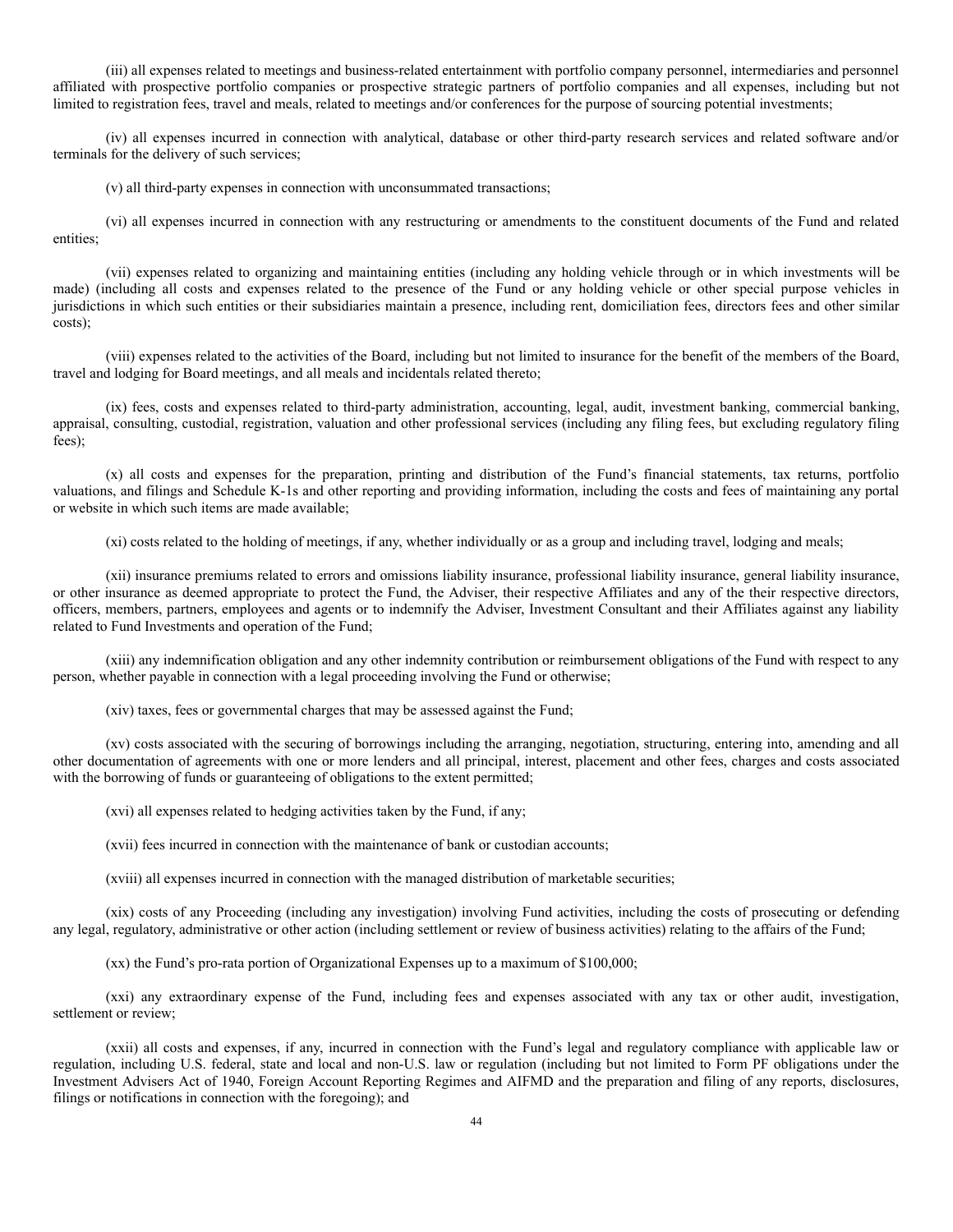(iii) all expenses related to meetings and business-related entertainment with portfolio company personnel, intermediaries and personnel affiliated with prospective portfolio companies or prospective strategic partners of portfolio companies and all expenses, including but not limited to registration fees, travel and meals, related to meetings and/or conferences for the purpose of sourcing potential investments;

(iv) all expenses incurred in connection with analytical, database or other third-party research services and related software and/or terminals for the delivery of such services;

(v) all third-party expenses in connection with unconsummated transactions;

(vi) all expenses incurred in connection with any restructuring or amendments to the constituent documents of the Fund and related entities;

(vii) expenses related to organizing and maintaining entities (including any holding vehicle through or in which investments will be made) (including all costs and expenses related to the presence of the Fund or any holding vehicle or other special purpose vehicles in jurisdictions in which such entities or their subsidiaries maintain a presence, including rent, domiciliation fees, directors fees and other similar costs);

(viii) expenses related to the activities of the Board, including but not limited to insurance for the benefit of the members of the Board, travel and lodging for Board meetings, and all meals and incidentals related thereto;

(ix) fees, costs and expenses related to third-party administration, accounting, legal, audit, investment banking, commercial banking, appraisal, consulting, custodial, registration, valuation and other professional services (including any filing fees, but excluding regulatory filing fees);

(x) all costs and expenses for the preparation, printing and distribution of the Fund's financial statements, tax returns, portfolio valuations, and filings and Schedule K-1s and other reporting and providing information, including the costs and fees of maintaining any portal or website in which such items are made available;

(xi) costs related to the holding of meetings, if any, whether individually or as a group and including travel, lodging and meals;

(xii) insurance premiums related to errors and omissions liability insurance, professional liability insurance, general liability insurance, or other insurance as deemed appropriate to protect the Fund, the Adviser, their respective Affiliates and any of the their respective directors, officers, members, partners, employees and agents or to indemnify the Adviser, Investment Consultant and their Affiliates against any liability related to Fund Investments and operation of the Fund;

(xiii) any indemnification obligation and any other indemnity contribution or reimbursement obligations of the Fund with respect to any person, whether payable in connection with a legal proceeding involving the Fund or otherwise;

(xiv) taxes, fees or governmental charges that may be assessed against the Fund;

(xv) costs associated with the securing of borrowings including the arranging, negotiation, structuring, entering into, amending and all other documentation of agreements with one or more lenders and all principal, interest, placement and other fees, charges and costs associated with the borrowing of funds or guaranteeing of obligations to the extent permitted;

(xvi) all expenses related to hedging activities taken by the Fund, if any;

(xvii) fees incurred in connection with the maintenance of bank or custodian accounts;

(xviii) all expenses incurred in connection with the managed distribution of marketable securities;

(xix) costs of any Proceeding (including any investigation) involving Fund activities, including the costs of prosecuting or defending any legal, regulatory, administrative or other action (including settlement or review of business activities) relating to the affairs of the Fund;

(xx) the Fund's pro-rata portion of Organizational Expenses up to a maximum of $100,000;

(xxi) any extraordinary expense of the Fund, including fees and expenses associated with any tax or other audit, investigation, settlement or review;

(xxii) all costs and expenses, if any, incurred in connection with the Fund's legal and regulatory compliance with applicable law or regulation, including U.S. federal, state and local and non-U.S. law or regulation (including but not limited to Form PF obligations under the Investment Advisers Act of 1940, Foreign Account Reporting Regimes and AIFMD and the preparation and filing of any reports, disclosures, filings or notifications in connection with the foregoing); and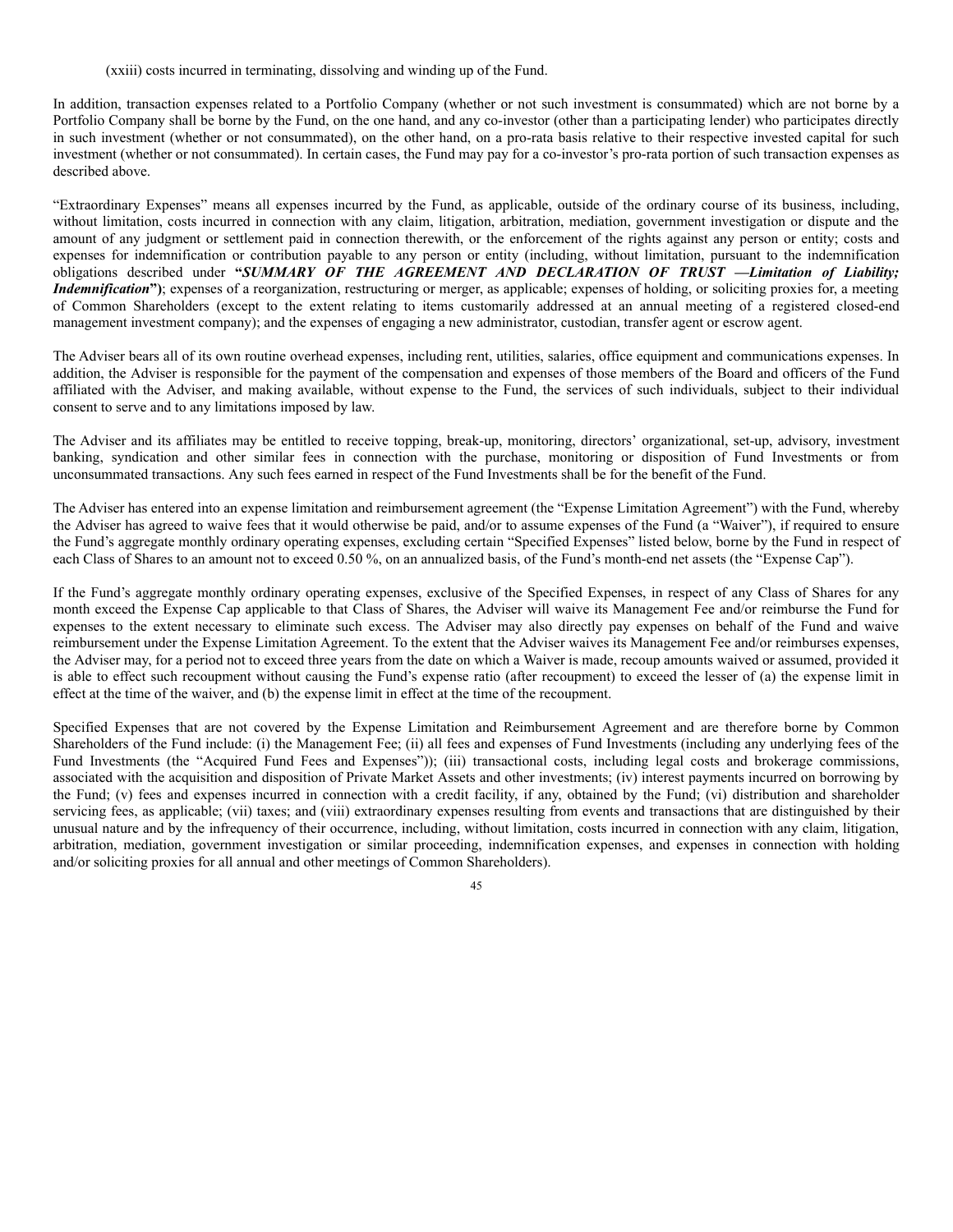(xxiii) costs incurred in terminating, dissolving and winding up of the Fund.

In addition, transaction expenses related to a Portfolio Company (whether or not such investment is consummated) which are not borne by a Portfolio Company shall be borne by the Fund, on the one hand, and any co-investor (other than a participating lender) who participates directly in such investment (whether or not consummated), on the other hand, on a pro-rata basis relative to their respective invested capital for such investment (whether or not consummated). In certain cases, the Fund may pay for a co-investor's pro-rata portion of such transaction expenses as described above.

"Extraordinary Expenses" means all expenses incurred by the Fund, as applicable, outside of the ordinary course of its business, including, without limitation, costs incurred in connection with any claim, litigation, arbitration, mediation, government investigation or dispute and the amount of any judgment or settlement paid in connection therewith, or the enforcement of the rights against any person or entity; costs and expenses for indemnification or contribution payable to any person or entity (including, without limitation, pursuant to the indemnification obligations described under **"*SUMMARY OF THE AGREEMENT AND DECLARATION OF TRUST —Limitation of Liability; Indemnification*")**; expenses of a reorganization, restructuring or merger, as applicable; expenses of holding, or soliciting proxies for, a meeting of Common Shareholders (except to the extent relating to items customarily addressed at an annual meeting of a registered closed-end management investment company); and the expenses of engaging a new administrator, custodian, transfer agent or escrow agent.

The Adviser bears all of its own routine overhead expenses, including rent, utilities, salaries, office equipment and communications expenses. In addition, the Adviser is responsible for the payment of the compensation and expenses of those members of the Board and officers of the Fund affiliated with the Adviser, and making available, without expense to the Fund, the services of such individuals, subject to their individual consent to serve and to any limitations imposed by law.

The Adviser and its affiliates may be entitled to receive topping, break-up, monitoring, directors' organizational, set-up, advisory, investment banking, syndication and other similar fees in connection with the purchase, monitoring or disposition of Fund Investments or from unconsummated transactions. Any such fees earned in respect of the Fund Investments shall be for the benefit of the Fund.

The Adviser has entered into an expense limitation and reimbursement agreement (the "Expense Limitation Agreement") with the Fund, whereby the Adviser has agreed to waive fees that it would otherwise be paid, and/or to assume expenses of the Fund (a "Waiver"), if required to ensure the Fund's aggregate monthly ordinary operating expenses, excluding certain "Specified Expenses" listed below, borne by the Fund in respect of each Class of Shares to an amount not to exceed 0.50 %, on an annualized basis, of the Fund's month-end net assets (the "Expense Cap").

If the Fund's aggregate monthly ordinary operating expenses, exclusive of the Specified Expenses, in respect of any Class of Shares for any month exceed the Expense Cap applicable to that Class of Shares, the Adviser will waive its Management Fee and/or reimburse the Fund for expenses to the extent necessary to eliminate such excess. The Adviser may also directly pay expenses on behalf of the Fund and waive reimbursement under the Expense Limitation Agreement. To the extent that the Adviser waives its Management Fee and/or reimburses expenses, the Adviser may, for a period not to exceed three years from the date on which a Waiver is made, recoup amounts waived or assumed, provided it is able to effect such recoupment without causing the Fund's expense ratio (after recoupment) to exceed the lesser of (a) the expense limit in effect at the time of the waiver, and (b) the expense limit in effect at the time of the recoupment.

Specified Expenses that are not covered by the Expense Limitation and Reimbursement Agreement and are therefore borne by Common Shareholders of the Fund include: (i) the Management Fee; (ii) all fees and expenses of Fund Investments (including any underlying fees of the Fund Investments (the "Acquired Fund Fees and Expenses")); (iii) transactional costs, including legal costs and brokerage commissions, associated with the acquisition and disposition of Private Market Assets and other investments; (iv) interest payments incurred on borrowing by the Fund; (v) fees and expenses incurred in connection with a credit facility, if any, obtained by the Fund; (vi) distribution and shareholder servicing fees, as applicable; (vii) taxes; and (viii) extraordinary expenses resulting from events and transactions that are distinguished by their unusual nature and by the infrequency of their occurrence, including, without limitation, costs incurred in connection with any claim, litigation, arbitration, mediation, government investigation or similar proceeding, indemnification expenses, and expenses in connection with holding and/or soliciting proxies for all annual and other meetings of Common Shareholders).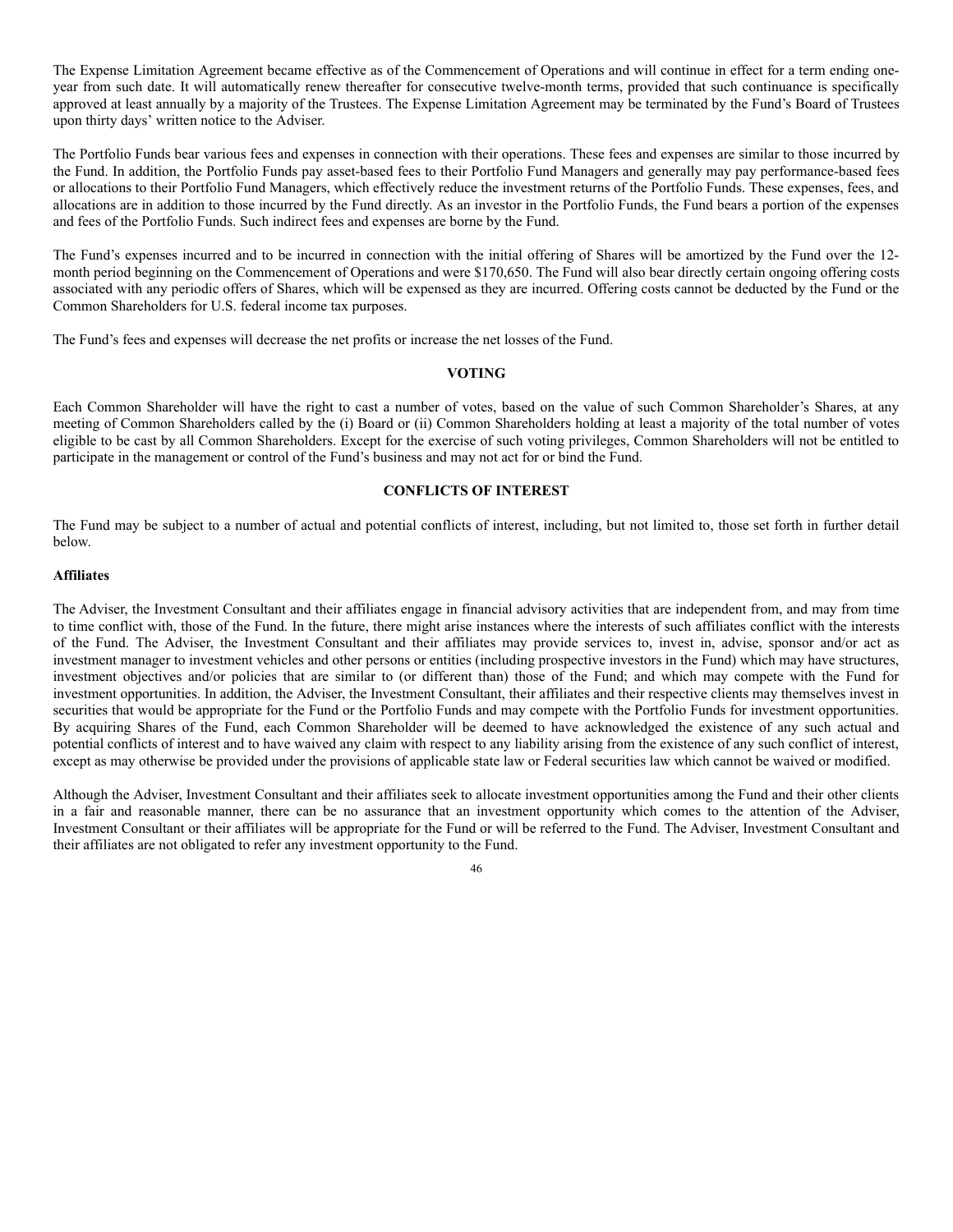The Expense Limitation Agreement became effective as of the Commencement of Operations and will continue in effect for a term ending one-year from such date. It will automatically renew thereafter for consecutive twelve-month terms, provided that such continuance is specifically approved at least annually by a majority of the Trustees. The Expense Limitation Agreement may be terminated by the Fund's Board of Trustees upon thirty days' written notice to the Adviser.

The Portfolio Funds bear various fees and expenses in connection with their operations. These fees and expenses are similar to those incurred by the Fund. In addition, the Portfolio Funds pay asset-based fees to their Portfolio Fund Managers and generally may pay performance-based fees or allocations to their Portfolio Fund Managers, which effectively reduce the investment returns of the Portfolio Funds. These expenses, fees, and allocations are in addition to those incurred by the Fund directly. As an investor in the Portfolio Funds, the Fund bears a portion of the expenses and fees of the Portfolio Funds. Such indirect fees and expenses are borne by the Fund.

The Fund's expenses incurred and to be incurred in connection with the initial offering of Shares will be amortized by the Fund over the 12-month period beginning on the Commencement of Operations and were $170,650. The Fund will also bear directly certain ongoing offering costs associated with any periodic offers of Shares, which will be expensed as they are incurred. Offering costs cannot be deducted by the Fund or the Common Shareholders for U.S. federal income tax purposes.

The Fund's fees and expenses will decrease the net profits or increase the net losses of the Fund.

## VOTING

Each Common Shareholder will have the right to cast a number of votes, based on the value of such Common Shareholder's Shares, at any meeting of Common Shareholders called by the (i) Board or (ii) Common Shareholders holding at least a majority of the total number of votes eligible to be cast by all Common Shareholders. Except for the exercise of such voting privileges, Common Shareholders will not be entitled to participate in the management or control of the Fund's business and may not act for or bind the Fund.

## CONFLICTS OF INTEREST

The Fund may be subject to a number of actual and potential conflicts of interest, including, but not limited to, those set forth in further detail below.

### Affiliates

The Adviser, the Investment Consultant and their affiliates engage in financial advisory activities that are independent from, and may from time to time conflict with, those of the Fund. In the future, there might arise instances where the interests of such affiliates conflict with the interests of the Fund. The Adviser, the Investment Consultant and their affiliates may provide services to, invest in, advise, sponsor and/or act as investment manager to investment vehicles and other persons or entities (including prospective investors in the Fund) which may have structures, investment objectives and/or policies that are similar to (or different than) those of the Fund; and which may compete with the Fund for investment opportunities. In addition, the Adviser, the Investment Consultant, their affiliates and their respective clients may themselves invest in securities that would be appropriate for the Fund or the Portfolio Funds and may compete with the Portfolio Funds for investment opportunities. By acquiring Shares of the Fund, each Common Shareholder will be deemed to have acknowledged the existence of any such actual and potential conflicts of interest and to have waived any claim with respect to any liability arising from the existence of any such conflict of interest, except as may otherwise be provided under the provisions of applicable state law or Federal securities law which cannot be waived or modified.

Although the Adviser, Investment Consultant and their affiliates seek to allocate investment opportunities among the Fund and their other clients in a fair and reasonable manner, there can be no assurance that an investment opportunity which comes to the attention of the Adviser, Investment Consultant or their affiliates will be appropriate for the Fund or will be referred to the Fund. The Adviser, Investment Consultant and their affiliates are not obligated to refer any investment opportunity to the Fund.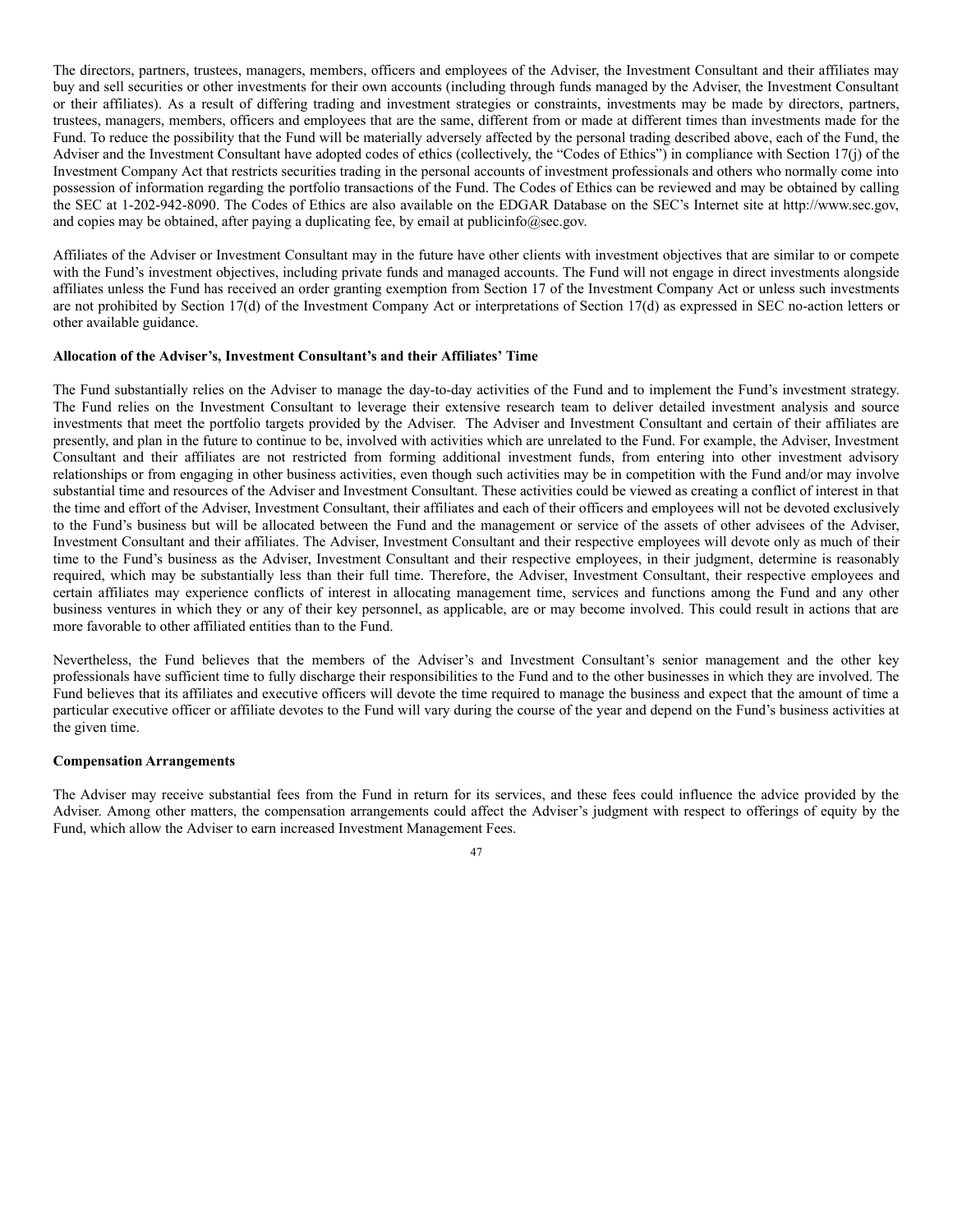The directors, partners, trustees, managers, members, officers and employees of the Adviser, the Investment Consultant and their affiliates may buy and sell securities or other investments for their own accounts (including through funds managed by the Adviser, the Investment Consultant or their affiliates). As a result of differing trading and investment strategies or constraints, investments may be made by directors, partners, trustees, managers, members, officers and employees that are the same, different from or made at different times than investments made for the Fund. To reduce the possibility that the Fund will be materially adversely affected by the personal trading described above, each of the Fund, the Adviser and the Investment Consultant have adopted codes of ethics (collectively, the "Codes of Ethics") in compliance with Section 17(j) of the Investment Company Act that restricts securities trading in the personal accounts of investment professionals and others who normally come into possession of information regarding the portfolio transactions of the Fund. The Codes of Ethics can be reviewed and may be obtained by calling the SEC at 1-202-942-8090. The Codes of Ethics are also available on the EDGAR Database on the SEC's Internet site at http://www.sec.gov, and copies may be obtained, after paying a duplicating fee, by email at publicinfo@sec.gov.

Affiliates of the Adviser or Investment Consultant may in the future have other clients with investment objectives that are similar to or compete with the Fund's investment objectives, including private funds and managed accounts. The Fund will not engage in direct investments alongside affiliates unless the Fund has received an order granting exemption from Section 17 of the Investment Company Act or unless such investments are not prohibited by Section 17(d) of the Investment Company Act or interpretations of Section 17(d) as expressed in SEC no-action letters or other available guidance.

**Allocation of the Adviser's, Investment Consultant's and their Affiliates' Time**

The Fund substantially relies on the Adviser to manage the day-to-day activities of the Fund and to implement the Fund's investment strategy. The Fund relies on the Investment Consultant to leverage their extensive research team to deliver detailed investment analysis and source investments that meet the portfolio targets provided by the Adviser. The Adviser and Investment Consultant and certain of their affiliates are presently, and plan in the future to continue to be, involved with activities which are unrelated to the Fund. For example, the Adviser, Investment Consultant and their affiliates are not restricted from forming additional investment funds, from entering into other investment advisory relationships or from engaging in other business activities, even though such activities may be in competition with the Fund and/or may involve substantial time and resources of the Adviser and Investment Consultant. These activities could be viewed as creating a conflict of interest in that the time and effort of the Adviser, Investment Consultant, their affiliates and each of their officers and employees will not be devoted exclusively to the Fund's business but will be allocated between the Fund and the management or service of the assets of other advisees of the Adviser, Investment Consultant and their affiliates. The Adviser, Investment Consultant and their respective employees will devote only as much of their time to the Fund's business as the Adviser, Investment Consultant and their respective employees, in their judgment, determine is reasonably required, which may be substantially less than their full time. Therefore, the Adviser, Investment Consultant, their respective employees and certain affiliates may experience conflicts of interest in allocating management time, services and functions among the Fund and any other business ventures in which they or any of their key personnel, as applicable, are or may become involved. This could result in actions that are more favorable to other affiliated entities than to the Fund.

Nevertheless, the Fund believes that the members of the Adviser's and Investment Consultant's senior management and the other key professionals have sufficient time to fully discharge their responsibilities to the Fund and to the other businesses in which they are involved. The Fund believes that its affiliates and executive officers will devote the time required to manage the business and expect that the amount of time a particular executive officer or affiliate devotes to the Fund will vary during the course of the year and depend on the Fund's business activities at the given time.

**Compensation Arrangements**

The Adviser may receive substantial fees from the Fund in return for its services, and these fees could influence the advice provided by the Adviser. Among other matters, the compensation arrangements could affect the Adviser's judgment with respect to offerings of equity by the Fund, which allow the Adviser to earn increased Investment Management Fees.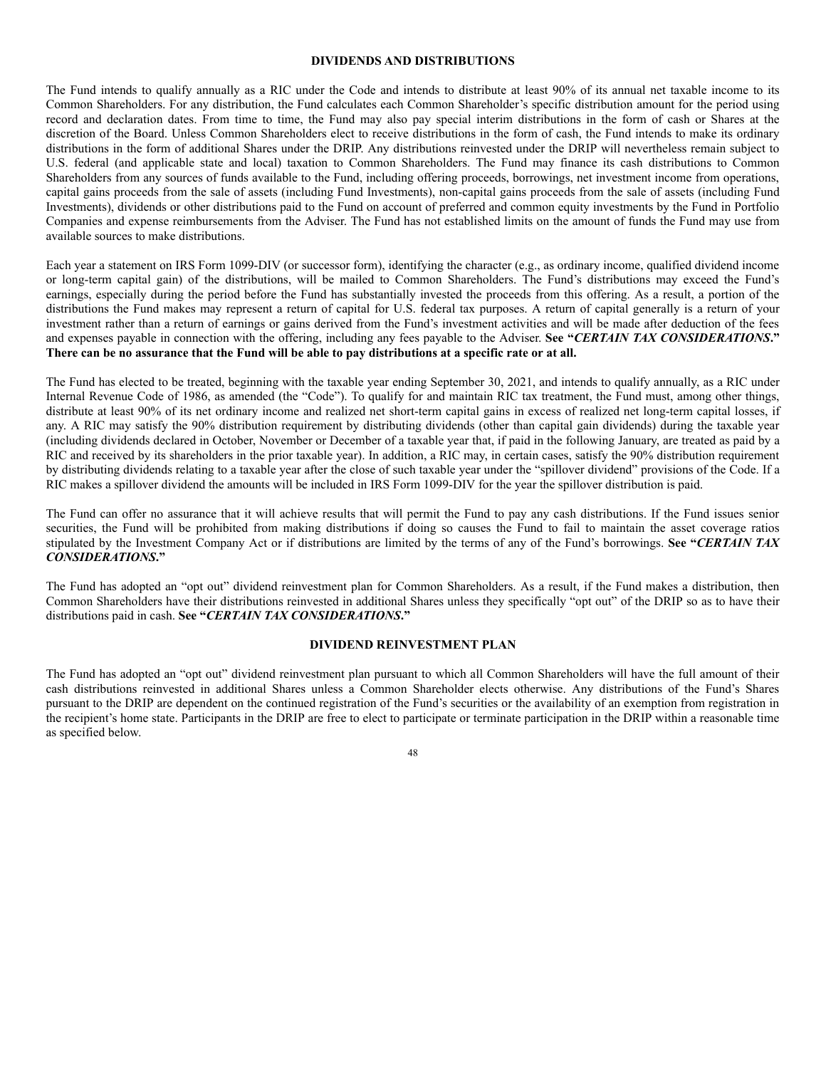## DIVIDENDS AND DISTRIBUTIONS

The Fund intends to qualify annually as a RIC under the Code and intends to distribute at least 90% of its annual net taxable income to its Common Shareholders. For any distribution, the Fund calculates each Common Shareholder's specific distribution amount for the period using record and declaration dates. From time to time, the Fund may also pay special interim distributions in the form of cash or Shares at the discretion of the Board. Unless Common Shareholders elect to receive distributions in the form of cash, the Fund intends to make its ordinary distributions in the form of additional Shares under the DRIP. Any distributions reinvested under the DRIP will nevertheless remain subject to U.S. federal (and applicable state and local) taxation to Common Shareholders. The Fund may finance its cash distributions to Common Shareholders from any sources of funds available to the Fund, including offering proceeds, borrowings, net investment income from operations, capital gains proceeds from the sale of assets (including Fund Investments), non-capital gains proceeds from the sale of assets (including Fund Investments), dividends or other distributions paid to the Fund on account of preferred and common equity investments by the Fund in Portfolio Companies and expense reimbursements from the Adviser. The Fund has not established limits on the amount of funds the Fund may use from available sources to make distributions.

Each year a statement on IRS Form 1099-DIV (or successor form), identifying the character (e.g., as ordinary income, qualified dividend income or long-term capital gain) of the distributions, will be mailed to Common Shareholders. The Fund's distributions may exceed the Fund's earnings, especially during the period before the Fund has substantially invested the proceeds from this offering. As a result, a portion of the distributions the Fund makes may represent a return of capital for U.S. federal tax purposes. A return of capital generally is a return of your investment rather than a return of earnings or gains derived from the Fund's investment activities and will be made after deduction of the fees and expenses payable in connection with the offering, including any fees payable to the Adviser. **See "*CERTAIN TAX CONSIDERATIONS*." There can be no assurance that the Fund will be able to pay distributions at a specific rate or at all.**

The Fund has elected to be treated, beginning with the taxable year ending September 30, 2021, and intends to qualify annually, as a RIC under Internal Revenue Code of 1986, as amended (the "Code"). To qualify for and maintain RIC tax treatment, the Fund must, among other things, distribute at least 90% of its net ordinary income and realized net short-term capital gains in excess of realized net long-term capital losses, if any. A RIC may satisfy the 90% distribution requirement by distributing dividends (other than capital gain dividends) during the taxable year (including dividends declared in October, November or December of a taxable year that, if paid in the following January, are treated as paid by a RIC and received by its shareholders in the prior taxable year). In addition, a RIC may, in certain cases, satisfy the 90% distribution requirement by distributing dividends relating to a taxable year after the close of such taxable year under the "spillover dividend" provisions of the Code. If a RIC makes a spillover dividend the amounts will be included in IRS Form 1099-DIV for the year the spillover distribution is paid.

The Fund can offer no assurance that it will achieve results that will permit the Fund to pay any cash distributions. If the Fund issues senior securities, the Fund will be prohibited from making distributions if doing so causes the Fund to fail to maintain the asset coverage ratios stipulated by the Investment Company Act or if distributions are limited by the terms of any of the Fund's borrowings. **See "*CERTAIN TAX CONSIDERATIONS*."**

The Fund has adopted an "opt out" dividend reinvestment plan for Common Shareholders. As a result, if the Fund makes a distribution, then Common Shareholders have their distributions reinvested in additional Shares unless they specifically "opt out" of the DRIP so as to have their distributions paid in cash. **See "*CERTAIN TAX CONSIDERATIONS*."**

## DIVIDEND REINVESTMENT PLAN

The Fund has adopted an "opt out" dividend reinvestment plan pursuant to which all Common Shareholders will have the full amount of their cash distributions reinvested in additional Shares unless a Common Shareholder elects otherwise. Any distributions of the Fund's Shares pursuant to the DRIP are dependent on the continued registration of the Fund's securities or the availability of an exemption from registration in the recipient's home state. Participants in the DRIP are free to elect to participate or terminate participation in the DRIP within a reasonable time as specified below.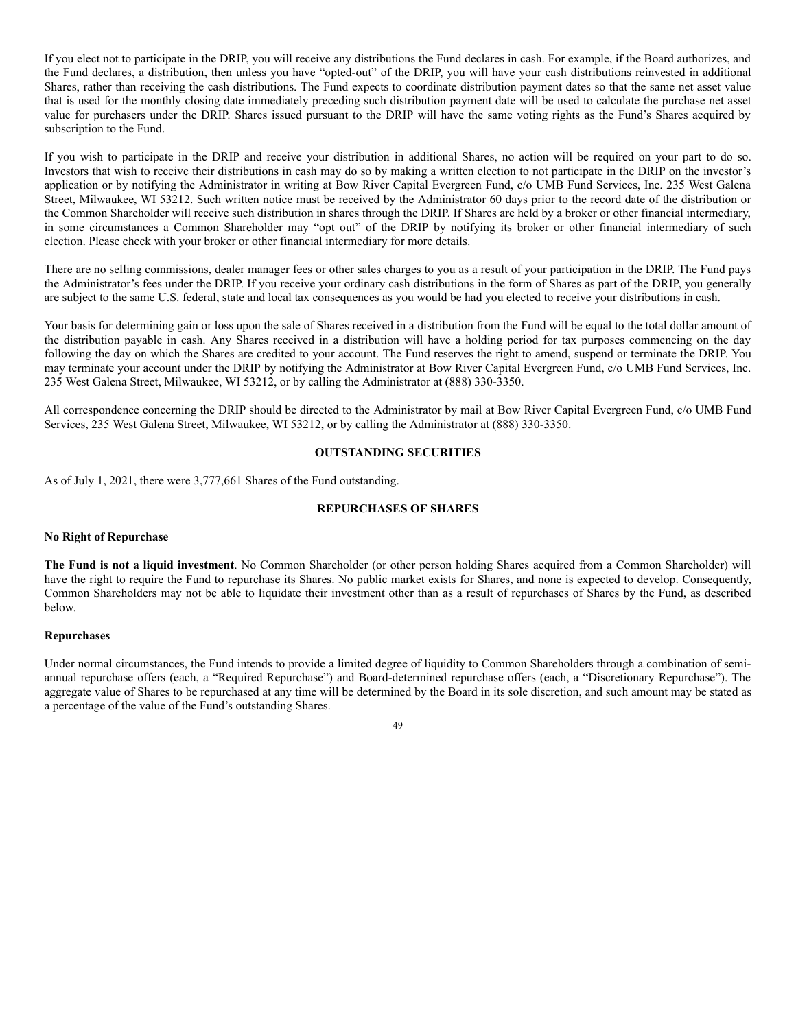If you elect not to participate in the DRIP, you will receive any distributions the Fund declares in cash. For example, if the Board authorizes, and the Fund declares, a distribution, then unless you have "opted-out" of the DRIP, you will have your cash distributions reinvested in additional Shares, rather than receiving the cash distributions. The Fund expects to coordinate distribution payment dates so that the same net asset value that is used for the monthly closing date immediately preceding such distribution payment date will be used to calculate the purchase net asset value for purchasers under the DRIP. Shares issued pursuant to the DRIP will have the same voting rights as the Fund's Shares acquired by subscription to the Fund.

If you wish to participate in the DRIP and receive your distribution in additional Shares, no action will be required on your part to do so. Investors that wish to receive their distributions in cash may do so by making a written election to not participate in the DRIP on the investor's application or by notifying the Administrator in writing at Bow River Capital Evergreen Fund, c/o UMB Fund Services, Inc. 235 West Galena Street, Milwaukee, WI 53212. Such written notice must be received by the Administrator 60 days prior to the record date of the distribution or the Common Shareholder will receive such distribution in shares through the DRIP. If Shares are held by a broker or other financial intermediary, in some circumstances a Common Shareholder may "opt out" of the DRIP by notifying its broker or other financial intermediary of such election. Please check with your broker or other financial intermediary for more details.

There are no selling commissions, dealer manager fees or other sales charges to you as a result of your participation in the DRIP. The Fund pays the Administrator's fees under the DRIP. If you receive your ordinary cash distributions in the form of Shares as part of the DRIP, you generally are subject to the same U.S. federal, state and local tax consequences as you would be had you elected to receive your distributions in cash.

Your basis for determining gain or loss upon the sale of Shares received in a distribution from the Fund will be equal to the total dollar amount of the distribution payable in cash. Any Shares received in a distribution will have a holding period for tax purposes commencing on the day following the day on which the Shares are credited to your account. The Fund reserves the right to amend, suspend or terminate the DRIP. You may terminate your account under the DRIP by notifying the Administrator at Bow River Capital Evergreen Fund, c/o UMB Fund Services, Inc. 235 West Galena Street, Milwaukee, WI 53212, or by calling the Administrator at (888) 330-3350.

All correspondence concerning the DRIP should be directed to the Administrator by mail at Bow River Capital Evergreen Fund, c/o UMB Fund Services, 235 West Galena Street, Milwaukee, WI 53212, or by calling the Administrator at (888) 330-3350.

## OUTSTANDING SECURITIES

As of July 1, 2021, there were 3,777,661 Shares of the Fund outstanding.

## REPURCHASES OF SHARES

### No Right of Repurchase

**The Fund is not a liquid investment**. No Common Shareholder (or other person holding Shares acquired from a Common Shareholder) will have the right to require the Fund to repurchase its Shares. No public market exists for Shares, and none is expected to develop. Consequently, Common Shareholders may not be able to liquidate their investment other than as a result of repurchases of Shares by the Fund, as described below.

### Repurchases

Under normal circumstances, the Fund intends to provide a limited degree of liquidity to Common Shareholders through a combination of semi-annual repurchase offers (each, a "Required Repurchase") and Board-determined repurchase offers (each, a "Discretionary Repurchase"). The aggregate value of Shares to be repurchased at any time will be determined by the Board in its sole discretion, and such amount may be stated as a percentage of the value of the Fund's outstanding Shares.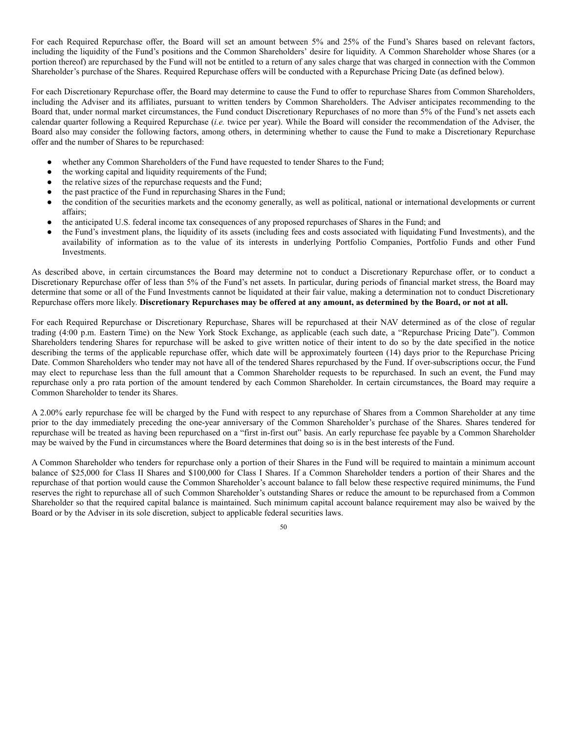For each Required Repurchase offer, the Board will set an amount between 5% and 25% of the Fund's Shares based on relevant factors, including the liquidity of the Fund's positions and the Common Shareholders' desire for liquidity. A Common Shareholder whose Shares (or a portion thereof) are repurchased by the Fund will not be entitled to a return of any sales charge that was charged in connection with the Common Shareholder's purchase of the Shares. Required Repurchase offers will be conducted with a Repurchase Pricing Date (as defined below).

For each Discretionary Repurchase offer, the Board may determine to cause the Fund to offer to repurchase Shares from Common Shareholders, including the Adviser and its affiliates, pursuant to written tenders by Common Shareholders. The Adviser anticipates recommending to the Board that, under normal market circumstances, the Fund conduct Discretionary Repurchases of no more than 5% of the Fund's net assets each calendar quarter following a Required Repurchase (*i.e.* twice per year). While the Board will consider the recommendation of the Adviser, the Board also may consider the following factors, among others, in determining whether to cause the Fund to make a Discretionary Repurchase offer and the number of Shares to be repurchased:

- whether any Common Shareholders of the Fund have requested to tender Shares to the Fund;
- the working capital and liquidity requirements of the Fund;
- the relative sizes of the repurchase requests and the Fund;
- the past practice of the Fund in repurchasing Shares in the Fund;
- the condition of the securities markets and the economy generally, as well as political, national or international developments or current affairs;
- the anticipated U.S. federal income tax consequences of any proposed repurchases of Shares in the Fund; and
- the Fund's investment plans, the liquidity of its assets (including fees and costs associated with liquidating Fund Investments), and the availability of information as to the value of its interests in underlying Portfolio Companies, Portfolio Funds and other Fund Investments.

As described above, in certain circumstances the Board may determine not to conduct a Discretionary Repurchase offer, or to conduct a Discretionary Repurchase offer of less than 5% of the Fund's net assets. In particular, during periods of financial market stress, the Board may determine that some or all of the Fund Investments cannot be liquidated at their fair value, making a determination not to conduct Discretionary Repurchase offers more likely. **Discretionary Repurchases may be offered at any amount, as determined by the Board, or not at all.**

For each Required Repurchase or Discretionary Repurchase, Shares will be repurchased at their NAV determined as of the close of regular trading (4:00 p.m. Eastern Time) on the New York Stock Exchange, as applicable (each such date, a "Repurchase Pricing Date"). Common Shareholders tendering Shares for repurchase will be asked to give written notice of their intent to do so by the date specified in the notice describing the terms of the applicable repurchase offer, which date will be approximately fourteen (14) days prior to the Repurchase Pricing Date. Common Shareholders who tender may not have all of the tendered Shares repurchased by the Fund. If over-subscriptions occur, the Fund may elect to repurchase less than the full amount that a Common Shareholder requests to be repurchased. In such an event, the Fund may repurchase only a pro rata portion of the amount tendered by each Common Shareholder. In certain circumstances, the Board may require a Common Shareholder to tender its Shares.

A 2.00% early repurchase fee will be charged by the Fund with respect to any repurchase of Shares from a Common Shareholder at any time prior to the day immediately preceding the one-year anniversary of the Common Shareholder's purchase of the Shares. Shares tendered for repurchase will be treated as having been repurchased on a "first in-first out" basis. An early repurchase fee payable by a Common Shareholder may be waived by the Fund in circumstances where the Board determines that doing so is in the best interests of the Fund.

A Common Shareholder who tenders for repurchase only a portion of their Shares in the Fund will be required to maintain a minimum account balance of $25,000 for Class II Shares and $100,000 for Class I Shares. If a Common Shareholder tenders a portion of their Shares and the repurchase of that portion would cause the Common Shareholder's account balance to fall below these respective required minimums, the Fund reserves the right to repurchase all of such Common Shareholder's outstanding Shares or reduce the amount to be repurchased from a Common Shareholder so that the required capital balance is maintained. Such minimum capital account balance requirement may also be waived by the Board or by the Adviser in its sole discretion, subject to applicable federal securities laws.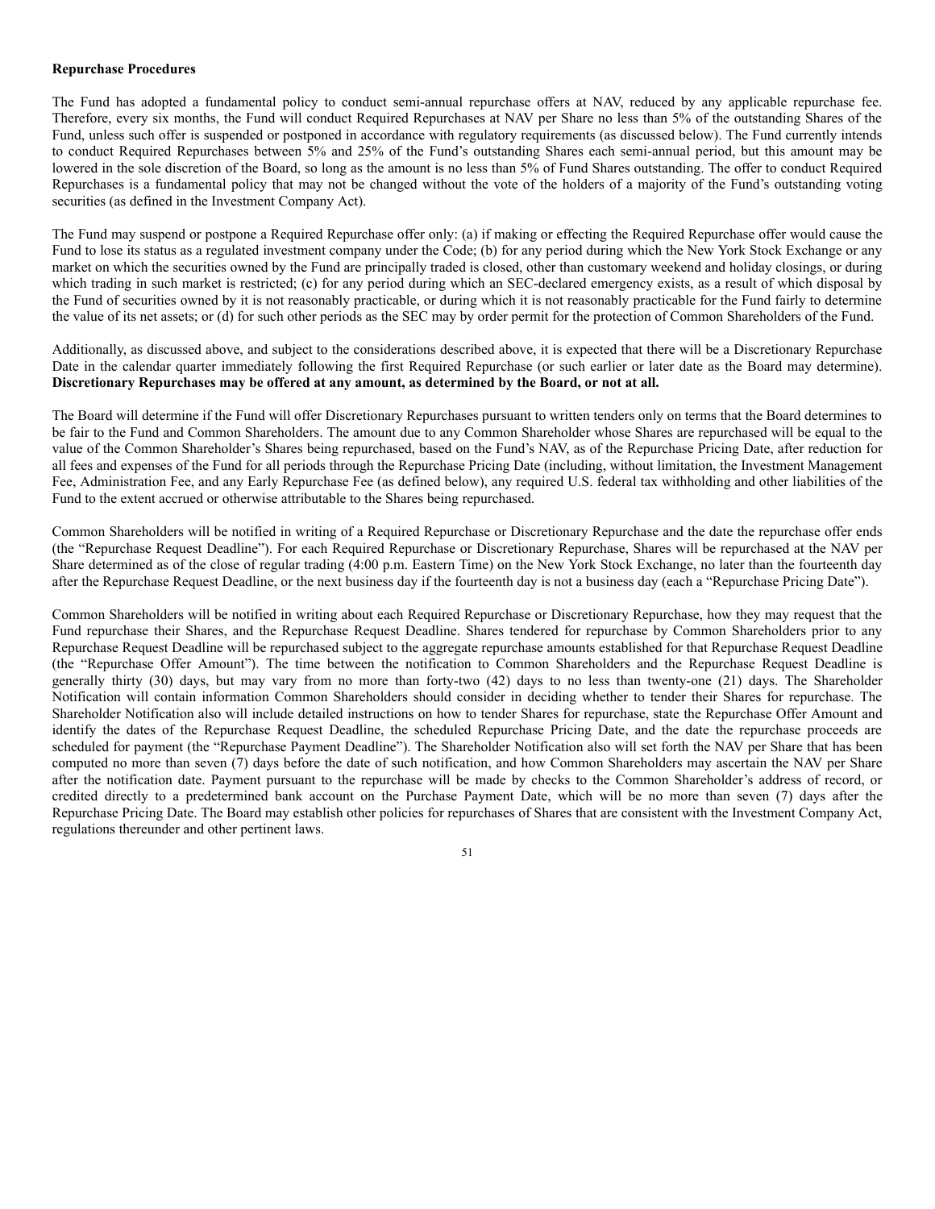**Repurchase Procedures**

The Fund has adopted a fundamental policy to conduct semi-annual repurchase offers at NAV, reduced by any applicable repurchase fee. Therefore, every six months, the Fund will conduct Required Repurchases at NAV per Share no less than 5% of the outstanding Shares of the Fund, unless such offer is suspended or postponed in accordance with regulatory requirements (as discussed below). The Fund currently intends to conduct Required Repurchases between 5% and 25% of the Fund's outstanding Shares each semi-annual period, but this amount may be lowered in the sole discretion of the Board, so long as the amount is no less than 5% of Fund Shares outstanding. The offer to conduct Required Repurchases is a fundamental policy that may not be changed without the vote of the holders of a majority of the Fund's outstanding voting securities (as defined in the Investment Company Act).

The Fund may suspend or postpone a Required Repurchase offer only: (a) if making or effecting the Required Repurchase offer would cause the Fund to lose its status as a regulated investment company under the Code; (b) for any period during which the New York Stock Exchange or any market on which the securities owned by the Fund are principally traded is closed, other than customary weekend and holiday closings, or during which trading in such market is restricted; (c) for any period during which an SEC-declared emergency exists, as a result of which disposal by the Fund of securities owned by it is not reasonably practicable, or during which it is not reasonably practicable for the Fund fairly to determine the value of its net assets; or (d) for such other periods as the SEC may by order permit for the protection of Common Shareholders of the Fund.

Additionally, as discussed above, and subject to the considerations described above, it is expected that there will be a Discretionary Repurchase Date in the calendar quarter immediately following the first Required Repurchase (or such earlier or later date as the Board may determine). **Discretionary Repurchases may be offered at any amount, as determined by the Board, or not at all.**

The Board will determine if the Fund will offer Discretionary Repurchases pursuant to written tenders only on terms that the Board determines to be fair to the Fund and Common Shareholders. The amount due to any Common Shareholder whose Shares are repurchased will be equal to the value of the Common Shareholder's Shares being repurchased, based on the Fund's NAV, as of the Repurchase Pricing Date, after reduction for all fees and expenses of the Fund for all periods through the Repurchase Pricing Date (including, without limitation, the Investment Management Fee, Administration Fee, and any Early Repurchase Fee (as defined below), any required U.S. federal tax withholding and other liabilities of the Fund to the extent accrued or otherwise attributable to the Shares being repurchased.

Common Shareholders will be notified in writing of a Required Repurchase or Discretionary Repurchase and the date the repurchase offer ends (the "Repurchase Request Deadline"). For each Required Repurchase or Discretionary Repurchase, Shares will be repurchased at the NAV per Share determined as of the close of regular trading (4:00 p.m. Eastern Time) on the New York Stock Exchange, no later than the fourteenth day after the Repurchase Request Deadline, or the next business day if the fourteenth day is not a business day (each a "Repurchase Pricing Date").

Common Shareholders will be notified in writing about each Required Repurchase or Discretionary Repurchase, how they may request that the Fund repurchase their Shares, and the Repurchase Request Deadline. Shares tendered for repurchase by Common Shareholders prior to any Repurchase Request Deadline will be repurchased subject to the aggregate repurchase amounts established for that Repurchase Request Deadline (the "Repurchase Offer Amount"). The time between the notification to Common Shareholders and the Repurchase Request Deadline is generally thirty (30) days, but may vary from no more than forty-two (42) days to no less than twenty-one (21) days. The Shareholder Notification will contain information Common Shareholders should consider in deciding whether to tender their Shares for repurchase. The Shareholder Notification also will include detailed instructions on how to tender Shares for repurchase, state the Repurchase Offer Amount and identify the dates of the Repurchase Request Deadline, the scheduled Repurchase Pricing Date, and the date the repurchase proceeds are scheduled for payment (the "Repurchase Payment Deadline"). The Shareholder Notification also will set forth the NAV per Share that has been computed no more than seven (7) days before the date of such notification, and how Common Shareholders may ascertain the NAV per Share after the notification date. Payment pursuant to the repurchase will be made by checks to the Common Shareholder's address of record, or credited directly to a predetermined bank account on the Purchase Payment Date, which will be no more than seven (7) days after the Repurchase Pricing Date. The Board may establish other policies for repurchases of Shares that are consistent with the Investment Company Act, regulations thereunder and other pertinent laws.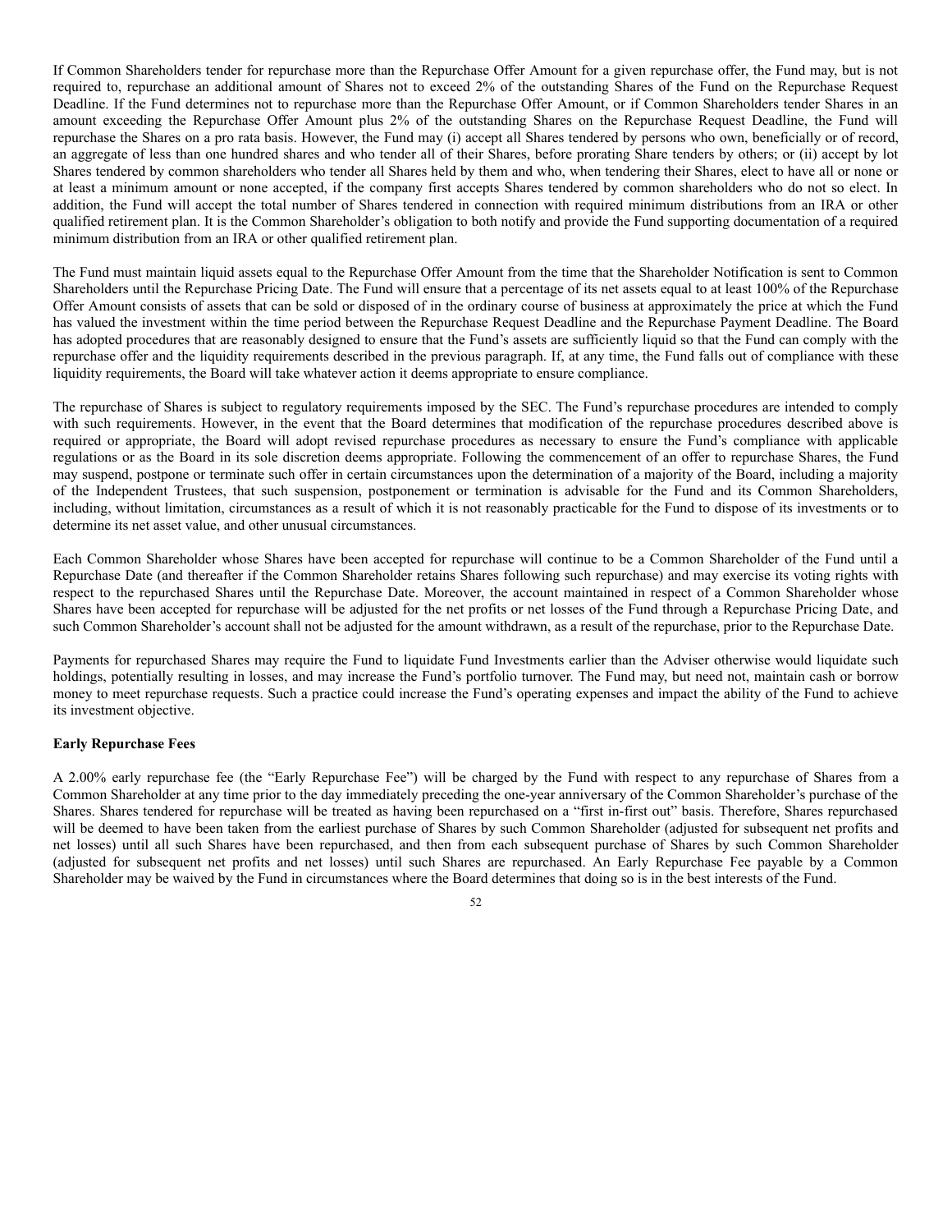If Common Shareholders tender for repurchase more than the Repurchase Offer Amount for a given repurchase offer, the Fund may, but is not required to, repurchase an additional amount of Shares not to exceed 2% of the outstanding Shares of the Fund on the Repurchase Request Deadline. If the Fund determines not to repurchase more than the Repurchase Offer Amount, or if Common Shareholders tender Shares in an amount exceeding the Repurchase Offer Amount plus 2% of the outstanding Shares on the Repurchase Request Deadline, the Fund will repurchase the Shares on a pro rata basis. However, the Fund may (i) accept all Shares tendered by persons who own, beneficially or of record, an aggregate of less than one hundred shares and who tender all of their Shares, before prorating Share tenders by others; or (ii) accept by lot Shares tendered by common shareholders who tender all Shares held by them and who, when tendering their Shares, elect to have all or none or at least a minimum amount or none accepted, if the company first accepts Shares tendered by common shareholders who do not so elect. In addition, the Fund will accept the total number of Shares tendered in connection with required minimum distributions from an IRA or other qualified retirement plan. It is the Common Shareholder's obligation to both notify and provide the Fund supporting documentation of a required minimum distribution from an IRA or other qualified retirement plan.

The Fund must maintain liquid assets equal to the Repurchase Offer Amount from the time that the Shareholder Notification is sent to Common Shareholders until the Repurchase Pricing Date. The Fund will ensure that a percentage of its net assets equal to at least 100% of the Repurchase Offer Amount consists of assets that can be sold or disposed of in the ordinary course of business at approximately the price at which the Fund has valued the investment within the time period between the Repurchase Request Deadline and the Repurchase Payment Deadline. The Board has adopted procedures that are reasonably designed to ensure that the Fund's assets are sufficiently liquid so that the Fund can comply with the repurchase offer and the liquidity requirements described in the previous paragraph. If, at any time, the Fund falls out of compliance with these liquidity requirements, the Board will take whatever action it deems appropriate to ensure compliance.

The repurchase of Shares is subject to regulatory requirements imposed by the SEC. The Fund's repurchase procedures are intended to comply with such requirements. However, in the event that the Board determines that modification of the repurchase procedures described above is required or appropriate, the Board will adopt revised repurchase procedures as necessary to ensure the Fund's compliance with applicable regulations or as the Board in its sole discretion deems appropriate. Following the commencement of an offer to repurchase Shares, the Fund may suspend, postpone or terminate such offer in certain circumstances upon the determination of a majority of the Board, including a majority of the Independent Trustees, that such suspension, postponement or termination is advisable for the Fund and its Common Shareholders, including, without limitation, circumstances as a result of which it is not reasonably practicable for the Fund to dispose of its investments or to determine its net asset value, and other unusual circumstances.

Each Common Shareholder whose Shares have been accepted for repurchase will continue to be a Common Shareholder of the Fund until a Repurchase Date (and thereafter if the Common Shareholder retains Shares following such repurchase) and may exercise its voting rights with respect to the repurchased Shares until the Repurchase Date. Moreover, the account maintained in respect of a Common Shareholder whose Shares have been accepted for repurchase will be adjusted for the net profits or net losses of the Fund through a Repurchase Pricing Date, and such Common Shareholder's account shall not be adjusted for the amount withdrawn, as a result of the repurchase, prior to the Repurchase Date.

Payments for repurchased Shares may require the Fund to liquidate Fund Investments earlier than the Adviser otherwise would liquidate such holdings, potentially resulting in losses, and may increase the Fund's portfolio turnover. The Fund may, but need not, maintain cash or borrow money to meet repurchase requests. Such a practice could increase the Fund's operating expenses and impact the ability of the Fund to achieve its investment objective.

**Early Repurchase Fees**

A 2.00% early repurchase fee (the "Early Repurchase Fee") will be charged by the Fund with respect to any repurchase of Shares from a Common Shareholder at any time prior to the day immediately preceding the one-year anniversary of the Common Shareholder's purchase of the Shares. Shares tendered for repurchase will be treated as having been repurchased on a "first in-first out" basis. Therefore, Shares repurchased will be deemed to have been taken from the earliest purchase of Shares by such Common Shareholder (adjusted for subsequent net profits and net losses) until all such Shares have been repurchased, and then from each subsequent purchase of Shares by such Common Shareholder (adjusted for subsequent net profits and net losses) until such Shares are repurchased. An Early Repurchase Fee payable by a Common Shareholder may be waived by the Fund in circumstances where the Board determines that doing so is in the best interests of the Fund.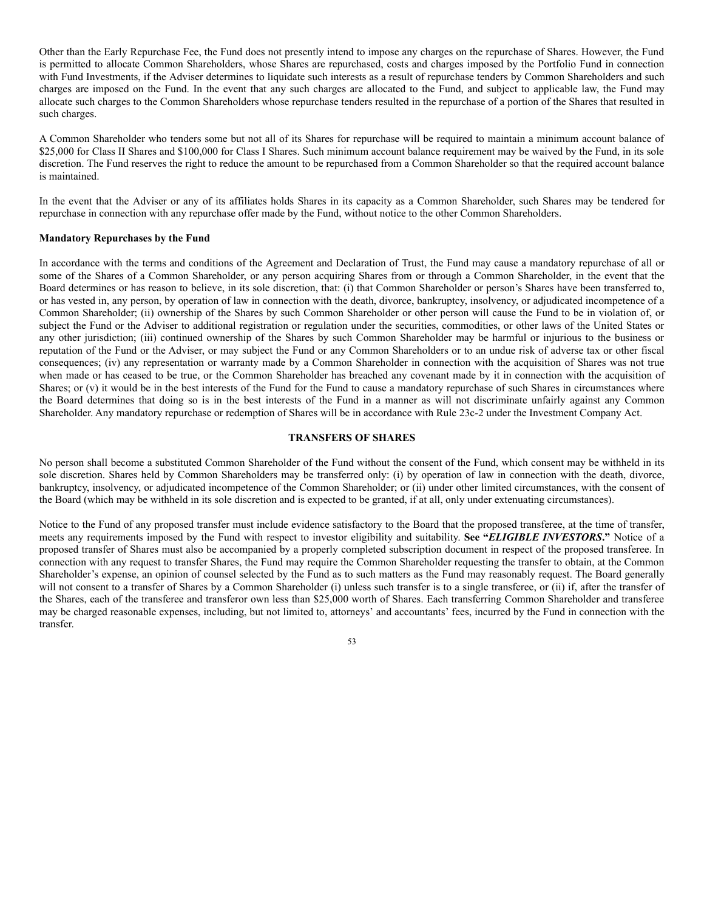Other than the Early Repurchase Fee, the Fund does not presently intend to impose any charges on the repurchase of Shares. However, the Fund is permitted to allocate Common Shareholders, whose Shares are repurchased, costs and charges imposed by the Portfolio Fund in connection with Fund Investments, if the Adviser determines to liquidate such interests as a result of repurchase tenders by Common Shareholders and such charges are imposed on the Fund. In the event that any such charges are allocated to the Fund, and subject to applicable law, the Fund may allocate such charges to the Common Shareholders whose repurchase tenders resulted in the repurchase of a portion of the Shares that resulted in such charges.

A Common Shareholder who tenders some but not all of its Shares for repurchase will be required to maintain a minimum account balance of $25,000 for Class II Shares and $100,000 for Class I Shares. Such minimum account balance requirement may be waived by the Fund, in its sole discretion. The Fund reserves the right to reduce the amount to be repurchased from a Common Shareholder so that the required account balance is maintained.

In the event that the Adviser or any of its affiliates holds Shares in its capacity as a Common Shareholder, such Shares may be tendered for repurchase in connection with any repurchase offer made by the Fund, without notice to the other Common Shareholders.

**Mandatory Repurchases by the Fund**

In accordance with the terms and conditions of the Agreement and Declaration of Trust, the Fund may cause a mandatory repurchase of all or some of the Shares of a Common Shareholder, or any person acquiring Shares from or through a Common Shareholder, in the event that the Board determines or has reason to believe, in its sole discretion, that: (i) that Common Shareholder or person's Shares have been transferred to, or has vested in, any person, by operation of law in connection with the death, divorce, bankruptcy, insolvency, or adjudicated incompetence of a Common Shareholder; (ii) ownership of the Shares by such Common Shareholder or other person will cause the Fund to be in violation of, or subject the Fund or the Adviser to additional registration or regulation under the securities, commodities, or other laws of the United States or any other jurisdiction; (iii) continued ownership of the Shares by such Common Shareholder may be harmful or injurious to the business or reputation of the Fund or the Adviser, or may subject the Fund or any Common Shareholders or to an undue risk of adverse tax or other fiscal consequences; (iv) any representation or warranty made by a Common Shareholder in connection with the acquisition of Shares was not true when made or has ceased to be true, or the Common Shareholder has breached any covenant made by it in connection with the acquisition of Shares; or (v) it would be in the best interests of the Fund for the Fund to cause a mandatory repurchase of such Shares in circumstances where the Board determines that doing so is in the best interests of the Fund in a manner as will not discriminate unfairly against any Common Shareholder. Any mandatory repurchase or redemption of Shares will be in accordance with Rule 23c-2 under the Investment Company Act.

## TRANSFERS OF SHARES

No person shall become a substituted Common Shareholder of the Fund without the consent of the Fund, which consent may be withheld in its sole discretion. Shares held by Common Shareholders may be transferred only: (i) by operation of law in connection with the death, divorce, bankruptcy, insolvency, or adjudicated incompetence of the Common Shareholder; or (ii) under other limited circumstances, with the consent of the Board (which may be withheld in its sole discretion and is expected to be granted, if at all, only under extenuating circumstances).

Notice to the Fund of any proposed transfer must include evidence satisfactory to the Board that the proposed transferee, at the time of transfer, meets any requirements imposed by the Fund with respect to investor eligibility and suitability. **See "*ELIGIBLE INVESTORS*."** Notice of a proposed transfer of Shares must also be accompanied by a properly completed subscription document in respect of the proposed transferee. In connection with any request to transfer Shares, the Fund may require the Common Shareholder requesting the transfer to obtain, at the Common Shareholder's expense, an opinion of counsel selected by the Fund as to such matters as the Fund may reasonably request. The Board generally will not consent to a transfer of Shares by a Common Shareholder (i) unless such transfer is to a single transferee, or (ii) if, after the transfer of the Shares, each of the transferee and transferor own less than $25,000 worth of Shares. Each transferring Common Shareholder and transferee may be charged reasonable expenses, including, but not limited to, attorneys' and accountants' fees, incurred by the Fund in connection with the transfer.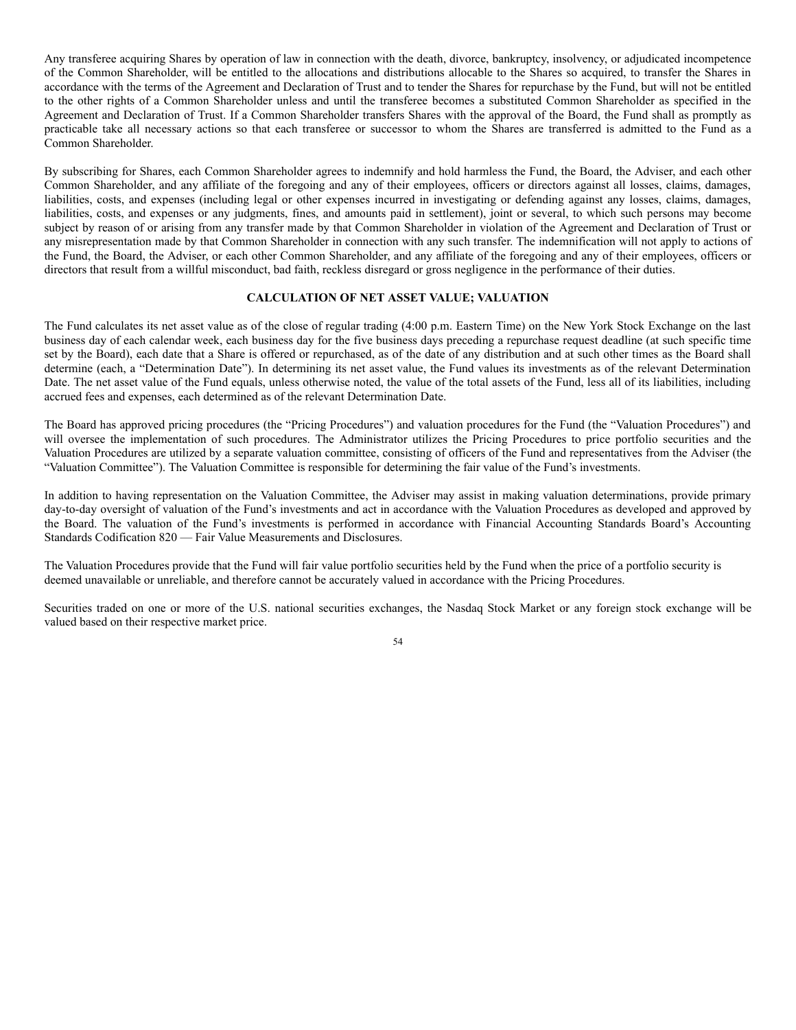Any transferee acquiring Shares by operation of law in connection with the death, divorce, bankruptcy, insolvency, or adjudicated incompetence of the Common Shareholder, will be entitled to the allocations and distributions allocable to the Shares so acquired, to transfer the Shares in accordance with the terms of the Agreement and Declaration of Trust and to tender the Shares for repurchase by the Fund, but will not be entitled to the other rights of a Common Shareholder unless and until the transferee becomes a substituted Common Shareholder as specified in the Agreement and Declaration of Trust. If a Common Shareholder transfers Shares with the approval of the Board, the Fund shall as promptly as practicable take all necessary actions so that each transferee or successor to whom the Shares are transferred is admitted to the Fund as a Common Shareholder.

By subscribing for Shares, each Common Shareholder agrees to indemnify and hold harmless the Fund, the Board, the Adviser, and each other Common Shareholder, and any affiliate of the foregoing and any of their employees, officers or directors against all losses, claims, damages, liabilities, costs, and expenses (including legal or other expenses incurred in investigating or defending against any losses, claims, damages, liabilities, costs, and expenses or any judgments, fines, and amounts paid in settlement), joint or several, to which such persons may become subject by reason of or arising from any transfer made by that Common Shareholder in violation of the Agreement and Declaration of Trust or any misrepresentation made by that Common Shareholder in connection with any such transfer. The indemnification will not apply to actions of the Fund, the Board, the Adviser, or each other Common Shareholder, and any affiliate of the foregoing and any of their employees, officers or directors that result from a willful misconduct, bad faith, reckless disregard or gross negligence in the performance of their duties.

## CALCULATION OF NET ASSET VALUE; VALUATION

The Fund calculates its net asset value as of the close of regular trading (4:00 p.m. Eastern Time) on the New York Stock Exchange on the last business day of each calendar week, each business day for the five business days preceding a repurchase request deadline (at such specific time set by the Board), each date that a Share is offered or repurchased, as of the date of any distribution and at such other times as the Board shall determine (each, a "Determination Date"). In determining its net asset value, the Fund values its investments as of the relevant Determination Date. The net asset value of the Fund equals, unless otherwise noted, the value of the total assets of the Fund, less all of its liabilities, including accrued fees and expenses, each determined as of the relevant Determination Date.

The Board has approved pricing procedures (the "Pricing Procedures") and valuation procedures for the Fund (the "Valuation Procedures") and will oversee the implementation of such procedures. The Administrator utilizes the Pricing Procedures to price portfolio securities and the Valuation Procedures are utilized by a separate valuation committee, consisting of officers of the Fund and representatives from the Adviser (the "Valuation Committee"). The Valuation Committee is responsible for determining the fair value of the Fund's investments.

In addition to having representation on the Valuation Committee, the Adviser may assist in making valuation determinations, provide primary day-to-day oversight of valuation of the Fund's investments and act in accordance with the Valuation Procedures as developed and approved by the Board. The valuation of the Fund's investments is performed in accordance with Financial Accounting Standards Board's Accounting Standards Codification 820 — Fair Value Measurements and Disclosures.

The Valuation Procedures provide that the Fund will fair value portfolio securities held by the Fund when the price of a portfolio security is deemed unavailable or unreliable, and therefore cannot be accurately valued in accordance with the Pricing Procedures.

Securities traded on one or more of the U.S. national securities exchanges, the Nasdaq Stock Market or any foreign stock exchange will be valued based on their respective market price.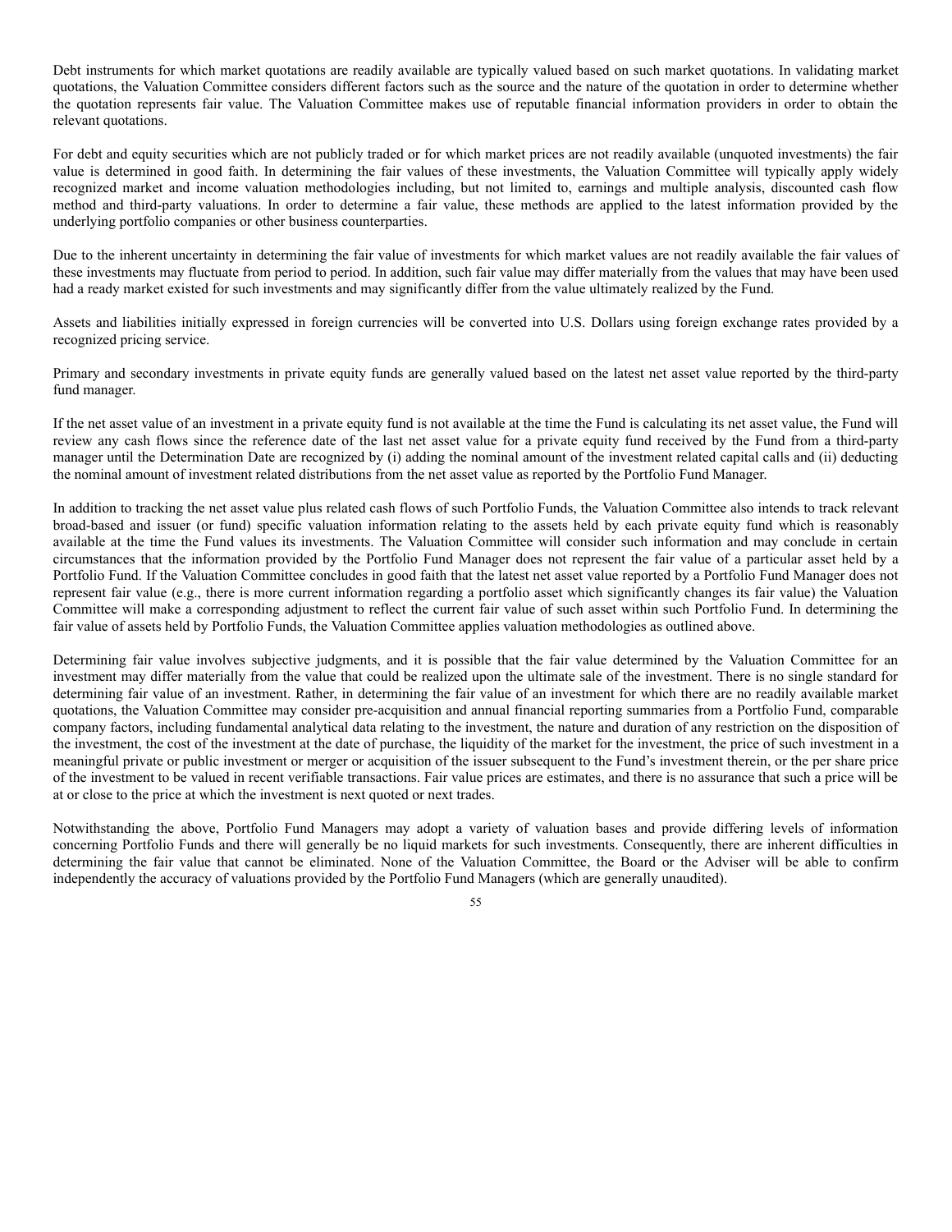Debt instruments for which market quotations are readily available are typically valued based on such market quotations. In validating market quotations, the Valuation Committee considers different factors such as the source and the nature of the quotation in order to determine whether the quotation represents fair value. The Valuation Committee makes use of reputable financial information providers in order to obtain the relevant quotations.

For debt and equity securities which are not publicly traded or for which market prices are not readily available (unquoted investments) the fair value is determined in good faith. In determining the fair values of these investments, the Valuation Committee will typically apply widely recognized market and income valuation methodologies including, but not limited to, earnings and multiple analysis, discounted cash flow method and third-party valuations. In order to determine a fair value, these methods are applied to the latest information provided by the underlying portfolio companies or other business counterparties.

Due to the inherent uncertainty in determining the fair value of investments for which market values are not readily available the fair values of these investments may fluctuate from period to period. In addition, such fair value may differ materially from the values that may have been used had a ready market existed for such investments and may significantly differ from the value ultimately realized by the Fund.

Assets and liabilities initially expressed in foreign currencies will be converted into U.S. Dollars using foreign exchange rates provided by a recognized pricing service.

Primary and secondary investments in private equity funds are generally valued based on the latest net asset value reported by the third-party fund manager.

If the net asset value of an investment in a private equity fund is not available at the time the Fund is calculating its net asset value, the Fund will review any cash flows since the reference date of the last net asset value for a private equity fund received by the Fund from a third-party manager until the Determination Date are recognized by (i) adding the nominal amount of the investment related capital calls and (ii) deducting the nominal amount of investment related distributions from the net asset value as reported by the Portfolio Fund Manager.

In addition to tracking the net asset value plus related cash flows of such Portfolio Funds, the Valuation Committee also intends to track relevant broad-based and issuer (or fund) specific valuation information relating to the assets held by each private equity fund which is reasonably available at the time the Fund values its investments. The Valuation Committee will consider such information and may conclude in certain circumstances that the information provided by the Portfolio Fund Manager does not represent the fair value of a particular asset held by a Portfolio Fund. If the Valuation Committee concludes in good faith that the latest net asset value reported by a Portfolio Fund Manager does not represent fair value (e.g., there is more current information regarding a portfolio asset which significantly changes its fair value) the Valuation Committee will make a corresponding adjustment to reflect the current fair value of such asset within such Portfolio Fund. In determining the fair value of assets held by Portfolio Funds, the Valuation Committee applies valuation methodologies as outlined above.

Determining fair value involves subjective judgments, and it is possible that the fair value determined by the Valuation Committee for an investment may differ materially from the value that could be realized upon the ultimate sale of the investment. There is no single standard for determining fair value of an investment. Rather, in determining the fair value of an investment for which there are no readily available market quotations, the Valuation Committee may consider pre-acquisition and annual financial reporting summaries from a Portfolio Fund, comparable company factors, including fundamental analytical data relating to the investment, the nature and duration of any restriction on the disposition of the investment, the cost of the investment at the date of purchase, the liquidity of the market for the investment, the price of such investment in a meaningful private or public investment or merger or acquisition of the issuer subsequent to the Fund's investment therein, or the per share price of the investment to be valued in recent verifiable transactions. Fair value prices are estimates, and there is no assurance that such a price will be at or close to the price at which the investment is next quoted or next trades.

Notwithstanding the above, Portfolio Fund Managers may adopt a variety of valuation bases and provide differing levels of information concerning Portfolio Funds and there will generally be no liquid markets for such investments. Consequently, there are inherent difficulties in determining the fair value that cannot be eliminated. None of the Valuation Committee, the Board or the Adviser will be able to confirm independently the accuracy of valuations provided by the Portfolio Fund Managers (which are generally unaudited).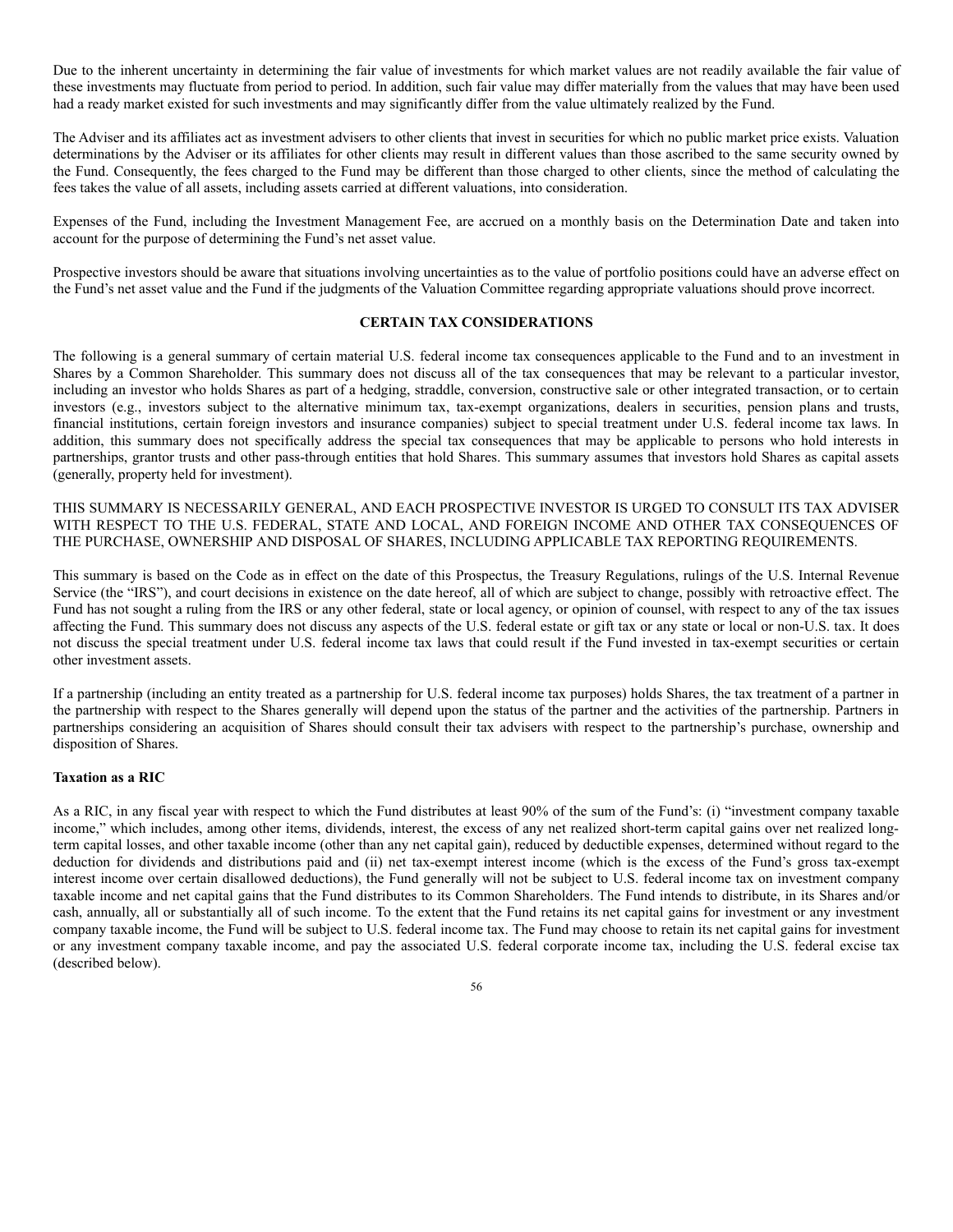Due to the inherent uncertainty in determining the fair value of investments for which market values are not readily available the fair value of these investments may fluctuate from period to period. In addition, such fair value may differ materially from the values that may have been used had a ready market existed for such investments and may significantly differ from the value ultimately realized by the Fund.

The Adviser and its affiliates act as investment advisers to other clients that invest in securities for which no public market price exists. Valuation determinations by the Adviser or its affiliates for other clients may result in different values than those ascribed to the same security owned by the Fund. Consequently, the fees charged to the Fund may be different than those charged to other clients, since the method of calculating the fees takes the value of all assets, including assets carried at different valuations, into consideration.

Expenses of the Fund, including the Investment Management Fee, are accrued on a monthly basis on the Determination Date and taken into account for the purpose of determining the Fund's net asset value.

Prospective investors should be aware that situations involving uncertainties as to the value of portfolio positions could have an adverse effect on the Fund's net asset value and the Fund if the judgments of the Valuation Committee regarding appropriate valuations should prove incorrect.

## CERTAIN TAX CONSIDERATIONS

The following is a general summary of certain material U.S. federal income tax consequences applicable to the Fund and to an investment in Shares by a Common Shareholder. This summary does not discuss all of the tax consequences that may be relevant to a particular investor, including an investor who holds Shares as part of a hedging, straddle, conversion, constructive sale or other integrated transaction, or to certain investors (e.g., investors subject to the alternative minimum tax, tax-exempt organizations, dealers in securities, pension plans and trusts, financial institutions, certain foreign investors and insurance companies) subject to special treatment under U.S. federal income tax laws. In addition, this summary does not specifically address the special tax consequences that may be applicable to persons who hold interests in partnerships, grantor trusts and other pass-through entities that hold Shares. This summary assumes that investors hold Shares as capital assets (generally, property held for investment).

THIS SUMMARY IS NECESSARILY GENERAL, AND EACH PROSPECTIVE INVESTOR IS URGED TO CONSULT ITS TAX ADVISER WITH RESPECT TO THE U.S. FEDERAL, STATE AND LOCAL, AND FOREIGN INCOME AND OTHER TAX CONSEQUENCES OF THE PURCHASE, OWNERSHIP AND DISPOSAL OF SHARES, INCLUDING APPLICABLE TAX REPORTING REQUIREMENTS.

This summary is based on the Code as in effect on the date of this Prospectus, the Treasury Regulations, rulings of the U.S. Internal Revenue Service (the "IRS"), and court decisions in existence on the date hereof, all of which are subject to change, possibly with retroactive effect. The Fund has not sought a ruling from the IRS or any other federal, state or local agency, or opinion of counsel, with respect to any of the tax issues affecting the Fund. This summary does not discuss any aspects of the U.S. federal estate or gift tax or any state or local or non-U.S. tax. It does not discuss the special treatment under U.S. federal income tax laws that could result if the Fund invested in tax-exempt securities or certain other investment assets.

If a partnership (including an entity treated as a partnership for U.S. federal income tax purposes) holds Shares, the tax treatment of a partner in the partnership with respect to the Shares generally will depend upon the status of the partner and the activities of the partnership. Partners in partnerships considering an acquisition of Shares should consult their tax advisers with respect to the partnership's purchase, ownership and disposition of Shares.

### Taxation as a RIC

As a RIC, in any fiscal year with respect to which the Fund distributes at least 90% of the sum of the Fund's: (i) "investment company taxable income," which includes, among other items, dividends, interest, the excess of any net realized short-term capital gains over net realized long-term capital losses, and other taxable income (other than any net capital gain), reduced by deductible expenses, determined without regard to the deduction for dividends and distributions paid and (ii) net tax-exempt interest income (which is the excess of the Fund's gross tax-exempt interest income over certain disallowed deductions), the Fund generally will not be subject to U.S. federal income tax on investment company taxable income and net capital gains that the Fund distributes to its Common Shareholders. The Fund intends to distribute, in its Shares and/or cash, annually, all or substantially all of such income. To the extent that the Fund retains its net capital gains for investment or any investment company taxable income, the Fund will be subject to U.S. federal income tax. The Fund may choose to retain its net capital gains for investment or any investment company taxable income, and pay the associated U.S. federal corporate income tax, including the U.S. federal excise tax (described below).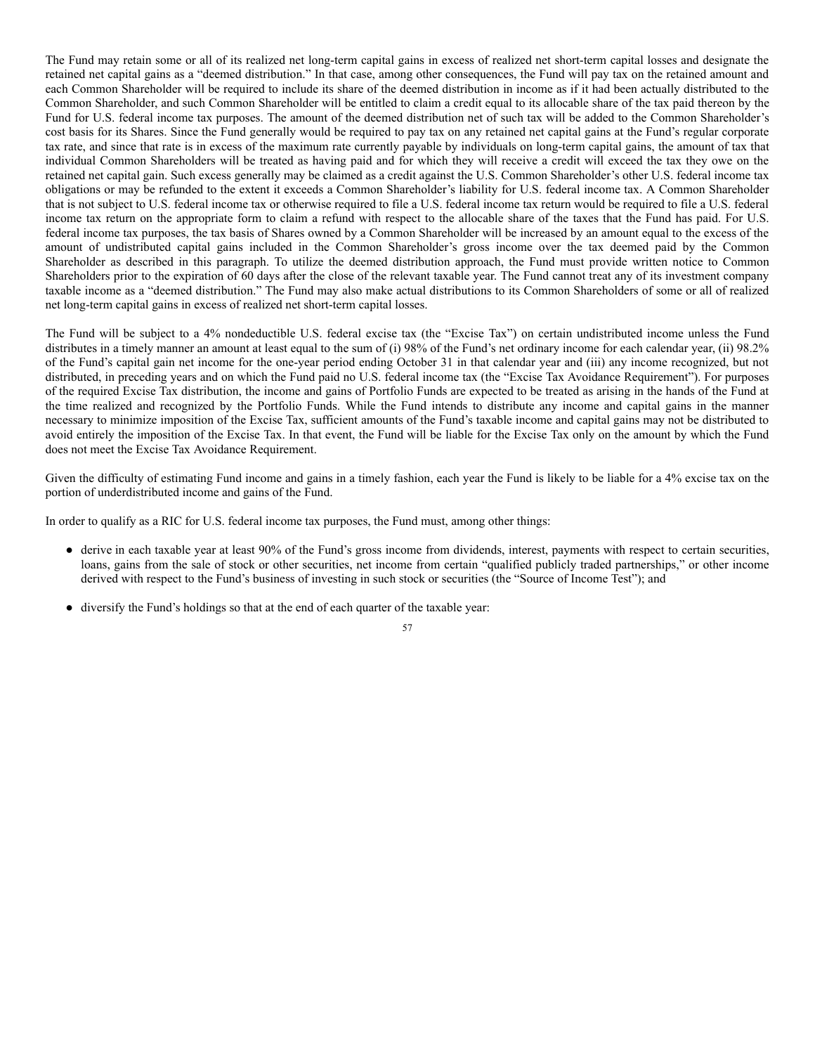The Fund may retain some or all of its realized net long-term capital gains in excess of realized net short-term capital losses and designate the retained net capital gains as a "deemed distribution." In that case, among other consequences, the Fund will pay tax on the retained amount and each Common Shareholder will be required to include its share of the deemed distribution in income as if it had been actually distributed to the Common Shareholder, and such Common Shareholder will be entitled to claim a credit equal to its allocable share of the tax paid thereon by the Fund for U.S. federal income tax purposes. The amount of the deemed distribution net of such tax will be added to the Common Shareholder's cost basis for its Shares. Since the Fund generally would be required to pay tax on any retained net capital gains at the Fund's regular corporate tax rate, and since that rate is in excess of the maximum rate currently payable by individuals on long-term capital gains, the amount of tax that individual Common Shareholders will be treated as having paid and for which they will receive a credit will exceed the tax they owe on the retained net capital gain. Such excess generally may be claimed as a credit against the U.S. Common Shareholder's other U.S. federal income tax obligations or may be refunded to the extent it exceeds a Common Shareholder's liability for U.S. federal income tax. A Common Shareholder that is not subject to U.S. federal income tax or otherwise required to file a U.S. federal income tax return would be required to file a U.S. federal income tax return on the appropriate form to claim a refund with respect to the allocable share of the taxes that the Fund has paid. For U.S. federal income tax purposes, the tax basis of Shares owned by a Common Shareholder will be increased by an amount equal to the excess of the amount of undistributed capital gains included in the Common Shareholder's gross income over the tax deemed paid by the Common Shareholder as described in this paragraph. To utilize the deemed distribution approach, the Fund must provide written notice to Common Shareholders prior to the expiration of 60 days after the close of the relevant taxable year. The Fund cannot treat any of its investment company taxable income as a "deemed distribution." The Fund may also make actual distributions to its Common Shareholders of some or all of realized net long-term capital gains in excess of realized net short-term capital losses.

The Fund will be subject to a 4% nondeductible U.S. federal excise tax (the "Excise Tax") on certain undistributed income unless the Fund distributes in a timely manner an amount at least equal to the sum of (i) 98% of the Fund's net ordinary income for each calendar year, (ii) 98.2% of the Fund's capital gain net income for the one-year period ending October 31 in that calendar year and (iii) any income recognized, but not distributed, in preceding years and on which the Fund paid no U.S. federal income tax (the "Excise Tax Avoidance Requirement"). For purposes of the required Excise Tax distribution, the income and gains of Portfolio Funds are expected to be treated as arising in the hands of the Fund at the time realized and recognized by the Portfolio Funds. While the Fund intends to distribute any income and capital gains in the manner necessary to minimize imposition of the Excise Tax, sufficient amounts of the Fund's taxable income and capital gains may not be distributed to avoid entirely the imposition of the Excise Tax. In that event, the Fund will be liable for the Excise Tax only on the amount by which the Fund does not meet the Excise Tax Avoidance Requirement.

Given the difficulty of estimating Fund income and gains in a timely fashion, each year the Fund is likely to be liable for a 4% excise tax on the portion of underdistributed income and gains of the Fund.

In order to qualify as a RIC for U.S. federal income tax purposes, the Fund must, among other things:

- derive in each taxable year at least 90% of the Fund's gross income from dividends, interest, payments with respect to certain securities, loans, gains from the sale of stock or other securities, net income from certain "qualified publicly traded partnerships," or other income derived with respect to the Fund's business of investing in such stock or securities (the "Source of Income Test"); and
- diversify the Fund's holdings so that at the end of each quarter of the taxable year: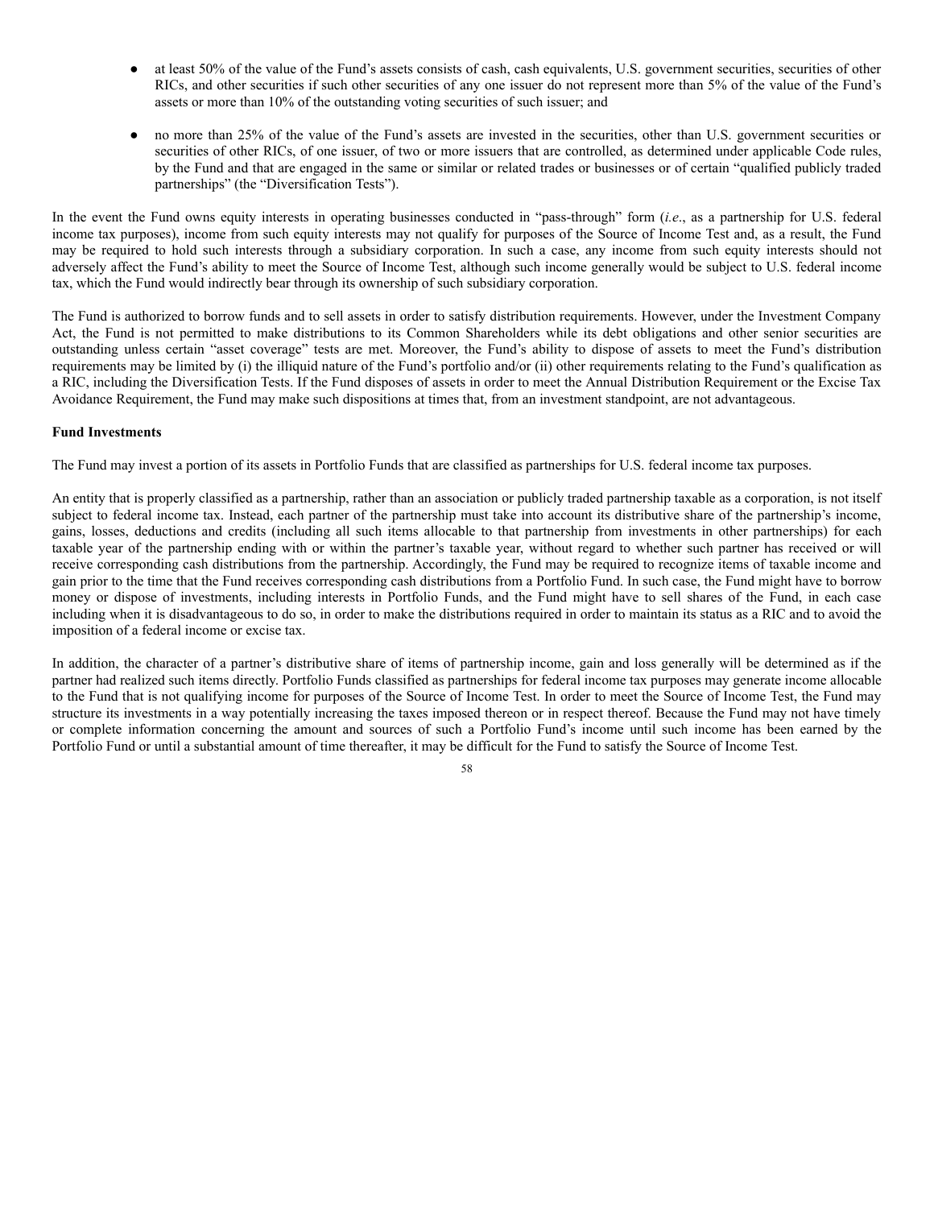- at least 50% of the value of the Fund's assets consists of cash, cash equivalents, U.S. government securities, securities of other RICs, and other securities if such other securities of any one issuer do not represent more than 5% of the value of the Fund's assets or more than 10% of the outstanding voting securities of such issuer; and

- no more than 25% of the value of the Fund's assets are invested in the securities, other than U.S. government securities or securities of other RICs, of one issuer, of two or more issuers that are controlled, as determined under applicable Code rules, by the Fund and that are engaged in the same or similar or related trades or businesses or of certain "qualified publicly traded partnerships" (the "Diversification Tests").

In the event the Fund owns equity interests in operating businesses conducted in "pass-through" form (*i.e*., as a partnership for U.S. federal income tax purposes), income from such equity interests may not qualify for purposes of the Source of Income Test and, as a result, the Fund may be required to hold such interests through a subsidiary corporation. In such a case, any income from such equity interests should not adversely affect the Fund's ability to meet the Source of Income Test, although such income generally would be subject to U.S. federal income tax, which the Fund would indirectly bear through its ownership of such subsidiary corporation.

The Fund is authorized to borrow funds and to sell assets in order to satisfy distribution requirements. However, under the Investment Company Act, the Fund is not permitted to make distributions to its Common Shareholders while its debt obligations and other senior securities are outstanding unless certain "asset coverage" tests are met. Moreover, the Fund's ability to dispose of assets to meet the Fund's distribution requirements may be limited by (i) the illiquid nature of the Fund's portfolio and/or (ii) other requirements relating to the Fund's qualification as a RIC, including the Diversification Tests. If the Fund disposes of assets in order to meet the Annual Distribution Requirement or the Excise Tax Avoidance Requirement, the Fund may make such dispositions at times that, from an investment standpoint, are not advantageous.

**Fund Investments**

The Fund may invest a portion of its assets in Portfolio Funds that are classified as partnerships for U.S. federal income tax purposes.

An entity that is properly classified as a partnership, rather than an association or publicly traded partnership taxable as a corporation, is not itself subject to federal income tax. Instead, each partner of the partnership must take into account its distributive share of the partnership's income, gains, losses, deductions and credits (including all such items allocable to that partnership from investments in other partnerships) for each taxable year of the partnership ending with or within the partner's taxable year, without regard to whether such partner has received or will receive corresponding cash distributions from the partnership. Accordingly, the Fund may be required to recognize items of taxable income and gain prior to the time that the Fund receives corresponding cash distributions from a Portfolio Fund. In such case, the Fund might have to borrow money or dispose of investments, including interests in Portfolio Funds, and the Fund might have to sell shares of the Fund, in each case including when it is disadvantageous to do so, in order to make the distributions required in order to maintain its status as a RIC and to avoid the imposition of a federal income or excise tax.

In addition, the character of a partner's distributive share of items of partnership income, gain and loss generally will be determined as if the partner had realized such items directly. Portfolio Funds classified as partnerships for federal income tax purposes may generate income allocable to the Fund that is not qualifying income for purposes of the Source of Income Test. In order to meet the Source of Income Test, the Fund may structure its investments in a way potentially increasing the taxes imposed thereon or in respect thereof. Because the Fund may not have timely or complete information concerning the amount and sources of such a Portfolio Fund's income until such income has been earned by the Portfolio Fund or until a substantial amount of time thereafter, it may be difficult for the Fund to satisfy the Source of Income Test.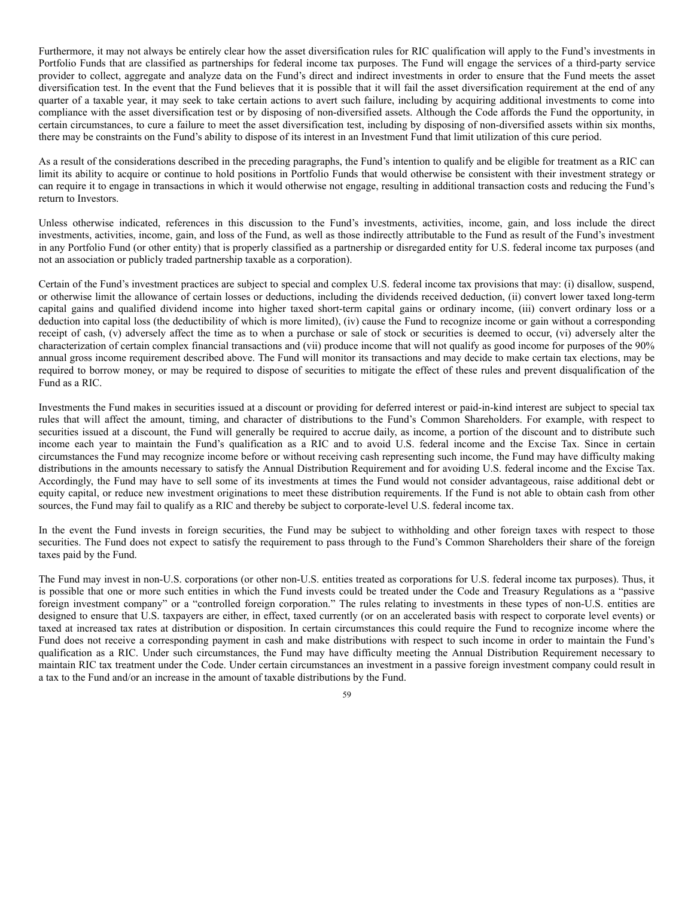Furthermore, it may not always be entirely clear how the asset diversification rules for RIC qualification will apply to the Fund's investments in Portfolio Funds that are classified as partnerships for federal income tax purposes. The Fund will engage the services of a third-party service provider to collect, aggregate and analyze data on the Fund's direct and indirect investments in order to ensure that the Fund meets the asset diversification test. In the event that the Fund believes that it is possible that it will fail the asset diversification requirement at the end of any quarter of a taxable year, it may seek to take certain actions to avert such failure, including by acquiring additional investments to come into compliance with the asset diversification test or by disposing of non-diversified assets. Although the Code affords the Fund the opportunity, in certain circumstances, to cure a failure to meet the asset diversification test, including by disposing of non-diversified assets within six months, there may be constraints on the Fund's ability to dispose of its interest in an Investment Fund that limit utilization of this cure period.

As a result of the considerations described in the preceding paragraphs, the Fund's intention to qualify and be eligible for treatment as a RIC can limit its ability to acquire or continue to hold positions in Portfolio Funds that would otherwise be consistent with their investment strategy or can require it to engage in transactions in which it would otherwise not engage, resulting in additional transaction costs and reducing the Fund's return to Investors.

Unless otherwise indicated, references in this discussion to the Fund's investments, activities, income, gain, and loss include the direct investments, activities, income, gain, and loss of the Fund, as well as those indirectly attributable to the Fund as result of the Fund's investment in any Portfolio Fund (or other entity) that is properly classified as a partnership or disregarded entity for U.S. federal income tax purposes (and not an association or publicly traded partnership taxable as a corporation).

Certain of the Fund's investment practices are subject to special and complex U.S. federal income tax provisions that may: (i) disallow, suspend, or otherwise limit the allowance of certain losses or deductions, including the dividends received deduction, (ii) convert lower taxed long-term capital gains and qualified dividend income into higher taxed short-term capital gains or ordinary income, (iii) convert ordinary loss or a deduction into capital loss (the deductibility of which is more limited), (iv) cause the Fund to recognize income or gain without a corresponding receipt of cash, (v) adversely affect the time as to when a purchase or sale of stock or securities is deemed to occur, (vi) adversely alter the characterization of certain complex financial transactions and (vii) produce income that will not qualify as good income for purposes of the 90% annual gross income requirement described above. The Fund will monitor its transactions and may decide to make certain tax elections, may be required to borrow money, or may be required to dispose of securities to mitigate the effect of these rules and prevent disqualification of the Fund as a RIC.

Investments the Fund makes in securities issued at a discount or providing for deferred interest or paid-in-kind interest are subject to special tax rules that will affect the amount, timing, and character of distributions to the Fund's Common Shareholders. For example, with respect to securities issued at a discount, the Fund will generally be required to accrue daily, as income, a portion of the discount and to distribute such income each year to maintain the Fund's qualification as a RIC and to avoid U.S. federal income and the Excise Tax. Since in certain circumstances the Fund may recognize income before or without receiving cash representing such income, the Fund may have difficulty making distributions in the amounts necessary to satisfy the Annual Distribution Requirement and for avoiding U.S. federal income and the Excise Tax. Accordingly, the Fund may have to sell some of its investments at times the Fund would not consider advantageous, raise additional debt or equity capital, or reduce new investment originations to meet these distribution requirements. If the Fund is not able to obtain cash from other sources, the Fund may fail to qualify as a RIC and thereby be subject to corporate-level U.S. federal income tax.

In the event the Fund invests in foreign securities, the Fund may be subject to withholding and other foreign taxes with respect to those securities. The Fund does not expect to satisfy the requirement to pass through to the Fund's Common Shareholders their share of the foreign taxes paid by the Fund.

The Fund may invest in non-U.S. corporations (or other non-U.S. entities treated as corporations for U.S. federal income tax purposes). Thus, it is possible that one or more such entities in which the Fund invests could be treated under the Code and Treasury Regulations as a "passive foreign investment company" or a "controlled foreign corporation." The rules relating to investments in these types of non-U.S. entities are designed to ensure that U.S. taxpayers are either, in effect, taxed currently (or on an accelerated basis with respect to corporate level events) or taxed at increased tax rates at distribution or disposition. In certain circumstances this could require the Fund to recognize income where the Fund does not receive a corresponding payment in cash and make distributions with respect to such income in order to maintain the Fund's qualification as a RIC. Under such circumstances, the Fund may have difficulty meeting the Annual Distribution Requirement necessary to maintain RIC tax treatment under the Code. Under certain circumstances an investment in a passive foreign investment company could result in a tax to the Fund and/or an increase in the amount of taxable distributions by the Fund.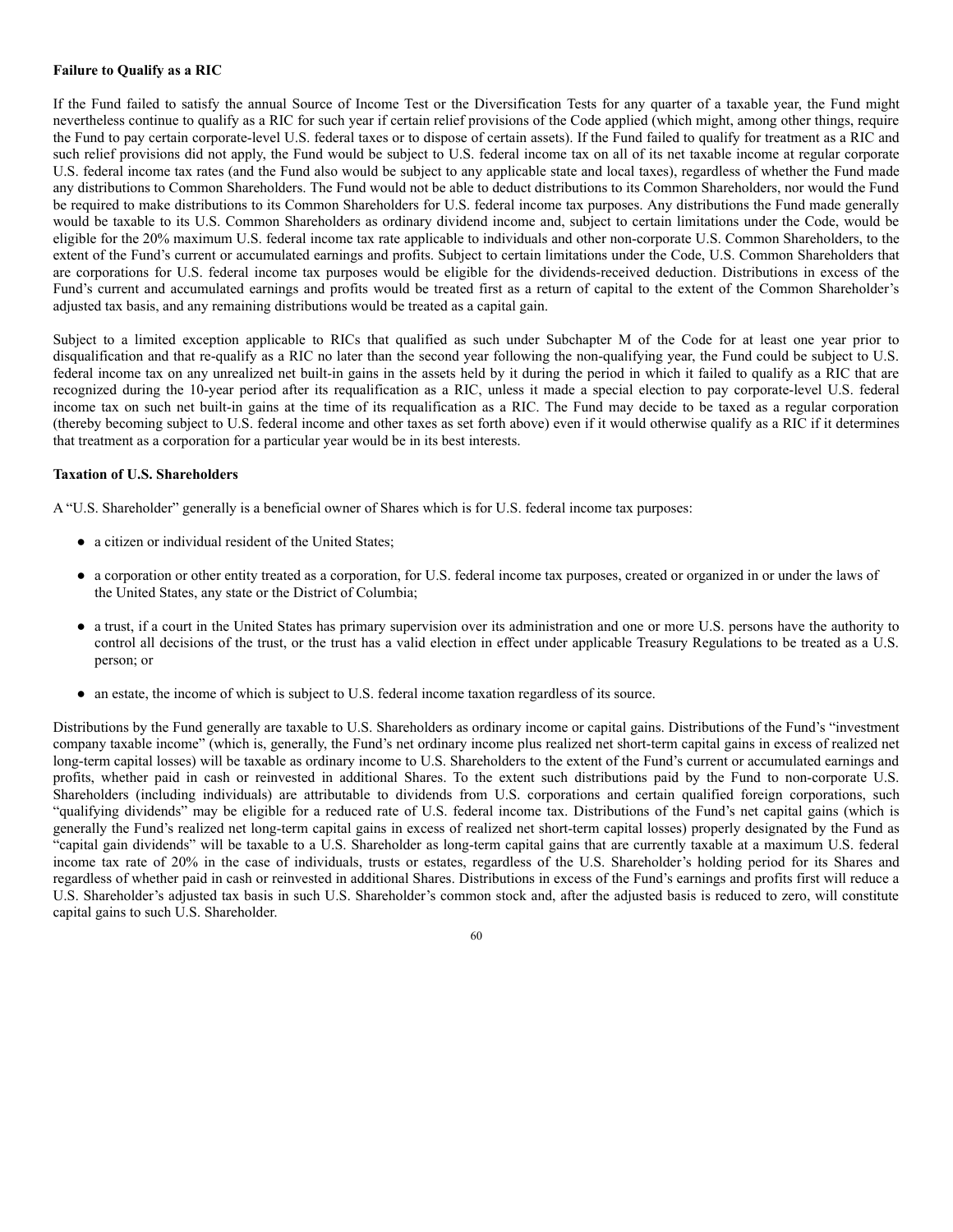**Failure to Qualify as a RIC**

If the Fund failed to satisfy the annual Source of Income Test or the Diversification Tests for any quarter of a taxable year, the Fund might nevertheless continue to qualify as a RIC for such year if certain relief provisions of the Code applied (which might, among other things, require the Fund to pay certain corporate-level U.S. federal taxes or to dispose of certain assets). If the Fund failed to qualify for treatment as a RIC and such relief provisions did not apply, the Fund would be subject to U.S. federal income tax on all of its net taxable income at regular corporate U.S. federal income tax rates (and the Fund also would be subject to any applicable state and local taxes), regardless of whether the Fund made any distributions to Common Shareholders. The Fund would not be able to deduct distributions to its Common Shareholders, nor would the Fund be required to make distributions to its Common Shareholders for U.S. federal income tax purposes. Any distributions the Fund made generally would be taxable to its U.S. Common Shareholders as ordinary dividend income and, subject to certain limitations under the Code, would be eligible for the 20% maximum U.S. federal income tax rate applicable to individuals and other non-corporate U.S. Common Shareholders, to the extent of the Fund's current or accumulated earnings and profits. Subject to certain limitations under the Code, U.S. Common Shareholders that are corporations for U.S. federal income tax purposes would be eligible for the dividends-received deduction. Distributions in excess of the Fund's current and accumulated earnings and profits would be treated first as a return of capital to the extent of the Common Shareholder's adjusted tax basis, and any remaining distributions would be treated as a capital gain.

Subject to a limited exception applicable to RICs that qualified as such under Subchapter M of the Code for at least one year prior to disqualification and that re-qualify as a RIC no later than the second year following the non-qualifying year, the Fund could be subject to U.S. federal income tax on any unrealized net built-in gains in the assets held by it during the period in which it failed to qualify as a RIC that are recognized during the 10-year period after its requalification as a RIC, unless it made a special election to pay corporate-level U.S. federal income tax on such net built-in gains at the time of its requalification as a RIC. The Fund may decide to be taxed as a regular corporation (thereby becoming subject to U.S. federal income and other taxes as set forth above) even if it would otherwise qualify as a RIC if it determines that treatment as a corporation for a particular year would be in its best interests.

**Taxation of U.S. Shareholders**

A "U.S. Shareholder" generally is a beneficial owner of Shares which is for U.S. federal income tax purposes:

- a citizen or individual resident of the United States;
- a corporation or other entity treated as a corporation, for U.S. federal income tax purposes, created or organized in or under the laws of the United States, any state or the District of Columbia;
- a trust, if a court in the United States has primary supervision over its administration and one or more U.S. persons have the authority to control all decisions of the trust, or the trust has a valid election in effect under applicable Treasury Regulations to be treated as a U.S. person; or
- an estate, the income of which is subject to U.S. federal income taxation regardless of its source.

Distributions by the Fund generally are taxable to U.S. Shareholders as ordinary income or capital gains. Distributions of the Fund's "investment company taxable income" (which is, generally, the Fund's net ordinary income plus realized net short-term capital gains in excess of realized net long-term capital losses) will be taxable as ordinary income to U.S. Shareholders to the extent of the Fund's current or accumulated earnings and profits, whether paid in cash or reinvested in additional Shares. To the extent such distributions paid by the Fund to non-corporate U.S. Shareholders (including individuals) are attributable to dividends from U.S. corporations and certain qualified foreign corporations, such "qualifying dividends" may be eligible for a reduced rate of U.S. federal income tax. Distributions of the Fund's net capital gains (which is generally the Fund's realized net long-term capital gains in excess of realized net short-term capital losses) properly designated by the Fund as "capital gain dividends" will be taxable to a U.S. Shareholder as long-term capital gains that are currently taxable at a maximum U.S. federal income tax rate of 20% in the case of individuals, trusts or estates, regardless of the U.S. Shareholder's holding period for its Shares and regardless of whether paid in cash or reinvested in additional Shares. Distributions in excess of the Fund's earnings and profits first will reduce a U.S. Shareholder's adjusted tax basis in such U.S. Shareholder's common stock and, after the adjusted basis is reduced to zero, will constitute capital gains to such U.S. Shareholder.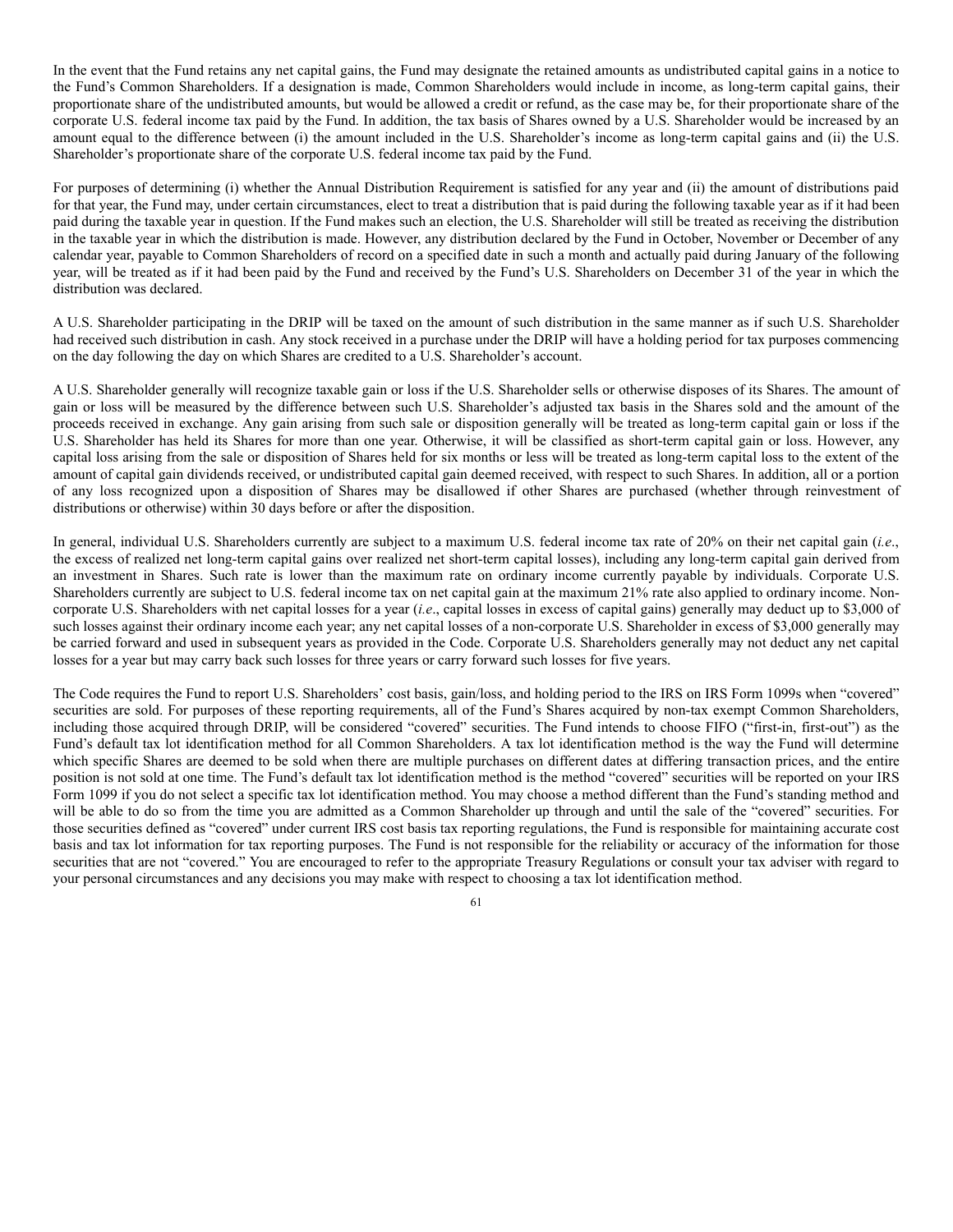In the event that the Fund retains any net capital gains, the Fund may designate the retained amounts as undistributed capital gains in a notice to the Fund's Common Shareholders. If a designation is made, Common Shareholders would include in income, as long-term capital gains, their proportionate share of the undistributed amounts, but would be allowed a credit or refund, as the case may be, for their proportionate share of the corporate U.S. federal income tax paid by the Fund. In addition, the tax basis of Shares owned by a U.S. Shareholder would be increased by an amount equal to the difference between (i) the amount included in the U.S. Shareholder's income as long-term capital gains and (ii) the U.S. Shareholder's proportionate share of the corporate U.S. federal income tax paid by the Fund.

For purposes of determining (i) whether the Annual Distribution Requirement is satisfied for any year and (ii) the amount of distributions paid for that year, the Fund may, under certain circumstances, elect to treat a distribution that is paid during the following taxable year as if it had been paid during the taxable year in question. If the Fund makes such an election, the U.S. Shareholder will still be treated as receiving the distribution in the taxable year in which the distribution is made. However, any distribution declared by the Fund in October, November or December of any calendar year, payable to Common Shareholders of record on a specified date in such a month and actually paid during January of the following year, will be treated as if it had been paid by the Fund and received by the Fund's U.S. Shareholders on December 31 of the year in which the distribution was declared.

A U.S. Shareholder participating in the DRIP will be taxed on the amount of such distribution in the same manner as if such U.S. Shareholder had received such distribution in cash. Any stock received in a purchase under the DRIP will have a holding period for tax purposes commencing on the day following the day on which Shares are credited to a U.S. Shareholder's account.

A U.S. Shareholder generally will recognize taxable gain or loss if the U.S. Shareholder sells or otherwise disposes of its Shares. The amount of gain or loss will be measured by the difference between such U.S. Shareholder's adjusted tax basis in the Shares sold and the amount of the proceeds received in exchange. Any gain arising from such sale or disposition generally will be treated as long-term capital gain or loss if the U.S. Shareholder has held its Shares for more than one year. Otherwise, it will be classified as short-term capital gain or loss. However, any capital loss arising from the sale or disposition of Shares held for six months or less will be treated as long-term capital loss to the extent of the amount of capital gain dividends received, or undistributed capital gain deemed received, with respect to such Shares. In addition, all or a portion of any loss recognized upon a disposition of Shares may be disallowed if other Shares are purchased (whether through reinvestment of distributions or otherwise) within 30 days before or after the disposition.

In general, individual U.S. Shareholders currently are subject to a maximum U.S. federal income tax rate of 20% on their net capital gain (*i.e*., the excess of realized net long-term capital gains over realized net short-term capital losses), including any long-term capital gain derived from an investment in Shares. Such rate is lower than the maximum rate on ordinary income currently payable by individuals. Corporate U.S. Shareholders currently are subject to U.S. federal income tax on net capital gain at the maximum 21% rate also applied to ordinary income. Non-corporate U.S. Shareholders with net capital losses for a year (*i.e*., capital losses in excess of capital gains) generally may deduct up to $3,000 of such losses against their ordinary income each year; any net capital losses of a non-corporate U.S. Shareholder in excess of $3,000 generally may be carried forward and used in subsequent years as provided in the Code. Corporate U.S. Shareholders generally may not deduct any net capital losses for a year but may carry back such losses for three years or carry forward such losses for five years.

The Code requires the Fund to report U.S. Shareholders' cost basis, gain/loss, and holding period to the IRS on IRS Form 1099s when "covered" securities are sold. For purposes of these reporting requirements, all of the Fund's Shares acquired by non-tax exempt Common Shareholders, including those acquired through DRIP, will be considered "covered" securities. The Fund intends to choose FIFO ("first-in, first-out") as the Fund's default tax lot identification method for all Common Shareholders. A tax lot identification method is the way the Fund will determine which specific Shares are deemed to be sold when there are multiple purchases on different dates at differing transaction prices, and the entire position is not sold at one time. The Fund's default tax lot identification method is the method "covered" securities will be reported on your IRS Form 1099 if you do not select a specific tax lot identification method. You may choose a method different than the Fund's standing method and will be able to do so from the time you are admitted as a Common Shareholder up through and until the sale of the "covered" securities. For those securities defined as "covered" under current IRS cost basis tax reporting regulations, the Fund is responsible for maintaining accurate cost basis and tax lot information for tax reporting purposes. The Fund is not responsible for the reliability or accuracy of the information for those securities that are not "covered." You are encouraged to refer to the appropriate Treasury Regulations or consult your tax adviser with regard to your personal circumstances and any decisions you may make with respect to choosing a tax lot identification method.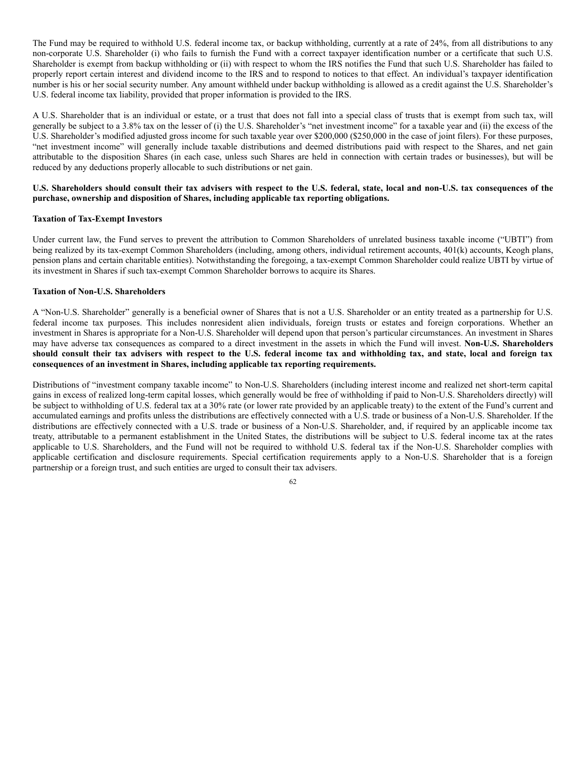The Fund may be required to withhold U.S. federal income tax, or backup withholding, currently at a rate of 24%, from all distributions to any non-corporate U.S. Shareholder (i) who fails to furnish the Fund with a correct taxpayer identification number or a certificate that such U.S. Shareholder is exempt from backup withholding or (ii) with respect to whom the IRS notifies the Fund that such U.S. Shareholder has failed to properly report certain interest and dividend income to the IRS and to respond to notices to that effect. An individual's taxpayer identification number is his or her social security number. Any amount withheld under backup withholding is allowed as a credit against the U.S. Shareholder's U.S. federal income tax liability, provided that proper information is provided to the IRS.

A U.S. Shareholder that is an individual or estate, or a trust that does not fall into a special class of trusts that is exempt from such tax, will generally be subject to a 3.8% tax on the lesser of (i) the U.S. Shareholder's "net investment income" for a taxable year and (ii) the excess of the U.S. Shareholder's modified adjusted gross income for such taxable year over $200,000 ($250,000 in the case of joint filers). For these purposes, "net investment income" will generally include taxable distributions and deemed distributions paid with respect to the Shares, and net gain attributable to the disposition Shares (in each case, unless such Shares are held in connection with certain trades or businesses), but will be reduced by any deductions properly allocable to such distributions or net gain.

**U.S. Shareholders should consult their tax advisers with respect to the U.S. federal, state, local and non-U.S. tax consequences of the purchase, ownership and disposition of Shares, including applicable tax reporting obligations.**

**Taxation of Tax-Exempt Investors**

Under current law, the Fund serves to prevent the attribution to Common Shareholders of unrelated business taxable income ("UBTI") from being realized by its tax-exempt Common Shareholders (including, among others, individual retirement accounts, 401(k) accounts, Keogh plans, pension plans and certain charitable entities). Notwithstanding the foregoing, a tax-exempt Common Shareholder could realize UBTI by virtue of its investment in Shares if such tax-exempt Common Shareholder borrows to acquire its Shares.

**Taxation of Non-U.S. Shareholders**

A "Non-U.S. Shareholder" generally is a beneficial owner of Shares that is not a U.S. Shareholder or an entity treated as a partnership for U.S. federal income tax purposes. This includes nonresident alien individuals, foreign trusts or estates and foreign corporations. Whether an investment in Shares is appropriate for a Non-U.S. Shareholder will depend upon that person's particular circumstances. An investment in Shares may have adverse tax consequences as compared to a direct investment in the assets in which the Fund will invest. **Non-U.S. Shareholders should consult their tax advisers with respect to the U.S. federal income tax and withholding tax, and state, local and foreign tax consequences of an investment in Shares, including applicable tax reporting requirements.**

Distributions of "investment company taxable income" to Non-U.S. Shareholders (including interest income and realized net short-term capital gains in excess of realized long-term capital losses, which generally would be free of withholding if paid to Non-U.S. Shareholders directly) will be subject to withholding of U.S. federal tax at a 30% rate (or lower rate provided by an applicable treaty) to the extent of the Fund's current and accumulated earnings and profits unless the distributions are effectively connected with a U.S. trade or business of a Non-U.S. Shareholder. If the distributions are effectively connected with a U.S. trade or business of a Non-U.S. Shareholder, and, if required by an applicable income tax treaty, attributable to a permanent establishment in the United States, the distributions will be subject to U.S. federal income tax at the rates applicable to U.S. Shareholders, and the Fund will not be required to withhold U.S. federal tax if the Non-U.S. Shareholder complies with applicable certification and disclosure requirements. Special certification requirements apply to a Non-U.S. Shareholder that is a foreign partnership or a foreign trust, and such entities are urged to consult their tax advisers.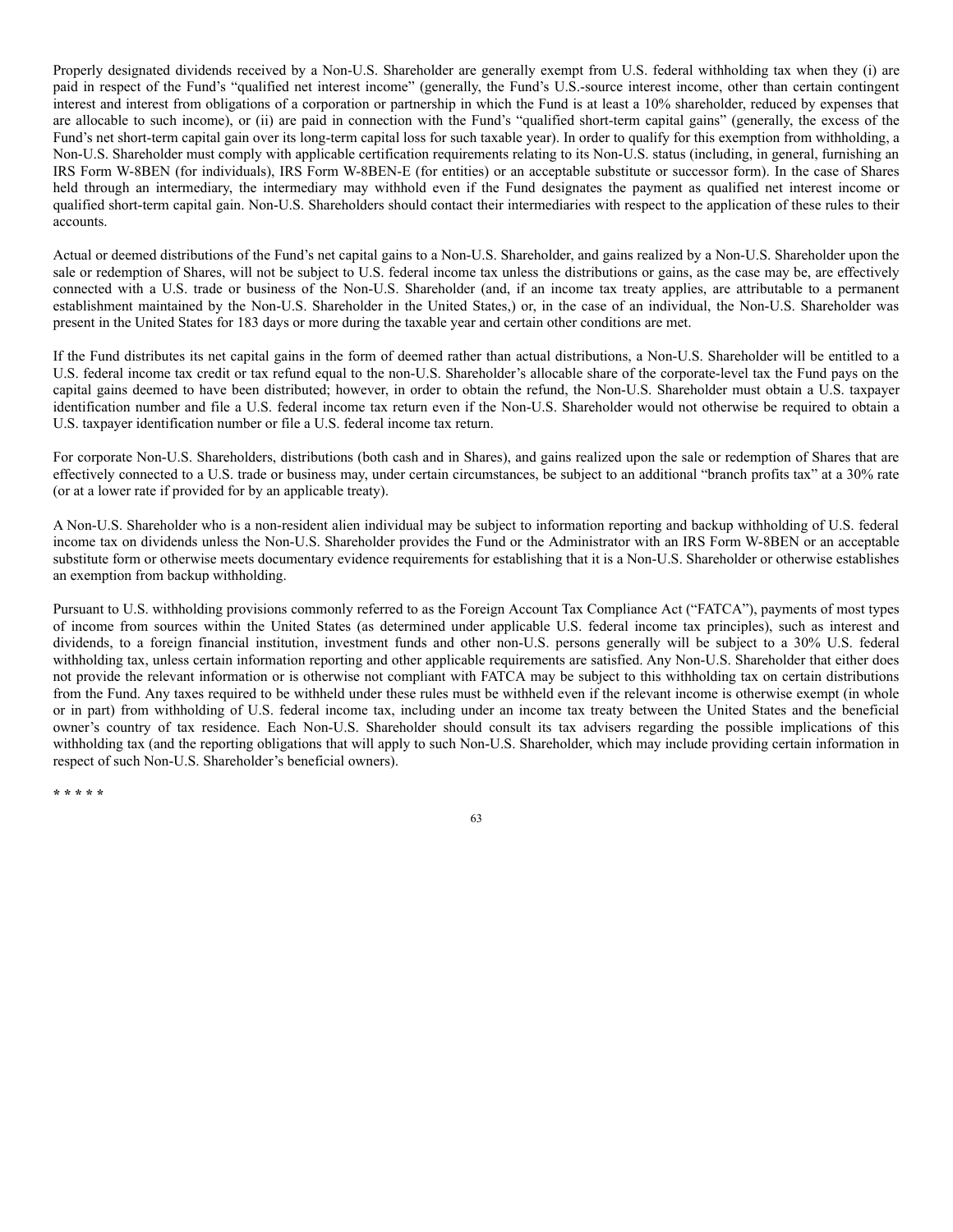Properly designated dividends received by a Non-U.S. Shareholder are generally exempt from U.S. federal withholding tax when they (i) are paid in respect of the Fund's "qualified net interest income" (generally, the Fund's U.S.-source interest income, other than certain contingent interest and interest from obligations of a corporation or partnership in which the Fund is at least a 10% shareholder, reduced by expenses that are allocable to such income), or (ii) are paid in connection with the Fund's "qualified short-term capital gains" (generally, the excess of the Fund's net short-term capital gain over its long-term capital loss for such taxable year). In order to qualify for this exemption from withholding, a Non-U.S. Shareholder must comply with applicable certification requirements relating to its Non-U.S. status (including, in general, furnishing an IRS Form W-8BEN (for individuals), IRS Form W-8BEN-E (for entities) or an acceptable substitute or successor form). In the case of Shares held through an intermediary, the intermediary may withhold even if the Fund designates the payment as qualified net interest income or qualified short-term capital gain. Non-U.S. Shareholders should contact their intermediaries with respect to the application of these rules to their accounts.

Actual or deemed distributions of the Fund's net capital gains to a Non-U.S. Shareholder, and gains realized by a Non-U.S. Shareholder upon the sale or redemption of Shares, will not be subject to U.S. federal income tax unless the distributions or gains, as the case may be, are effectively connected with a U.S. trade or business of the Non-U.S. Shareholder (and, if an income tax treaty applies, are attributable to a permanent establishment maintained by the Non-U.S. Shareholder in the United States,) or, in the case of an individual, the Non-U.S. Shareholder was present in the United States for 183 days or more during the taxable year and certain other conditions are met.

If the Fund distributes its net capital gains in the form of deemed rather than actual distributions, a Non-U.S. Shareholder will be entitled to a U.S. federal income tax credit or tax refund equal to the non-U.S. Shareholder's allocable share of the corporate-level tax the Fund pays on the capital gains deemed to have been distributed; however, in order to obtain the refund, the Non-U.S. Shareholder must obtain a U.S. taxpayer identification number and file a U.S. federal income tax return even if the Non-U.S. Shareholder would not otherwise be required to obtain a U.S. taxpayer identification number or file a U.S. federal income tax return.

For corporate Non-U.S. Shareholders, distributions (both cash and in Shares), and gains realized upon the sale or redemption of Shares that are effectively connected to a U.S. trade or business may, under certain circumstances, be subject to an additional "branch profits tax" at a 30% rate (or at a lower rate if provided for by an applicable treaty).

A Non-U.S. Shareholder who is a non-resident alien individual may be subject to information reporting and backup withholding of U.S. federal income tax on dividends unless the Non-U.S. Shareholder provides the Fund or the Administrator with an IRS Form W-8BEN or an acceptable substitute form or otherwise meets documentary evidence requirements for establishing that it is a Non-U.S. Shareholder or otherwise establishes an exemption from backup withholding.

Pursuant to U.S. withholding provisions commonly referred to as the Foreign Account Tax Compliance Act ("FATCA"), payments of most types of income from sources within the United States (as determined under applicable U.S. federal income tax principles), such as interest and dividends, to a foreign financial institution, investment funds and other non-U.S. persons generally will be subject to a 30% U.S. federal withholding tax, unless certain information reporting and other applicable requirements are satisfied. Any Non-U.S. Shareholder that either does not provide the relevant information or is otherwise not compliant with FATCA may be subject to this withholding tax on certain distributions from the Fund. Any taxes required to be withheld under these rules must be withheld even if the relevant income is otherwise exempt (in whole or in part) from withholding of U.S. federal income tax, including under an income tax treaty between the United States and the beneficial owner's country of tax residence. Each Non-U.S. Shareholder should consult its tax advisers regarding the possible implications of this withholding tax (and the reporting obligations that will apply to such Non-U.S. Shareholder, which may include providing certain information in respect of such Non-U.S. Shareholder's beneficial owners).

**\* \* \* \* \***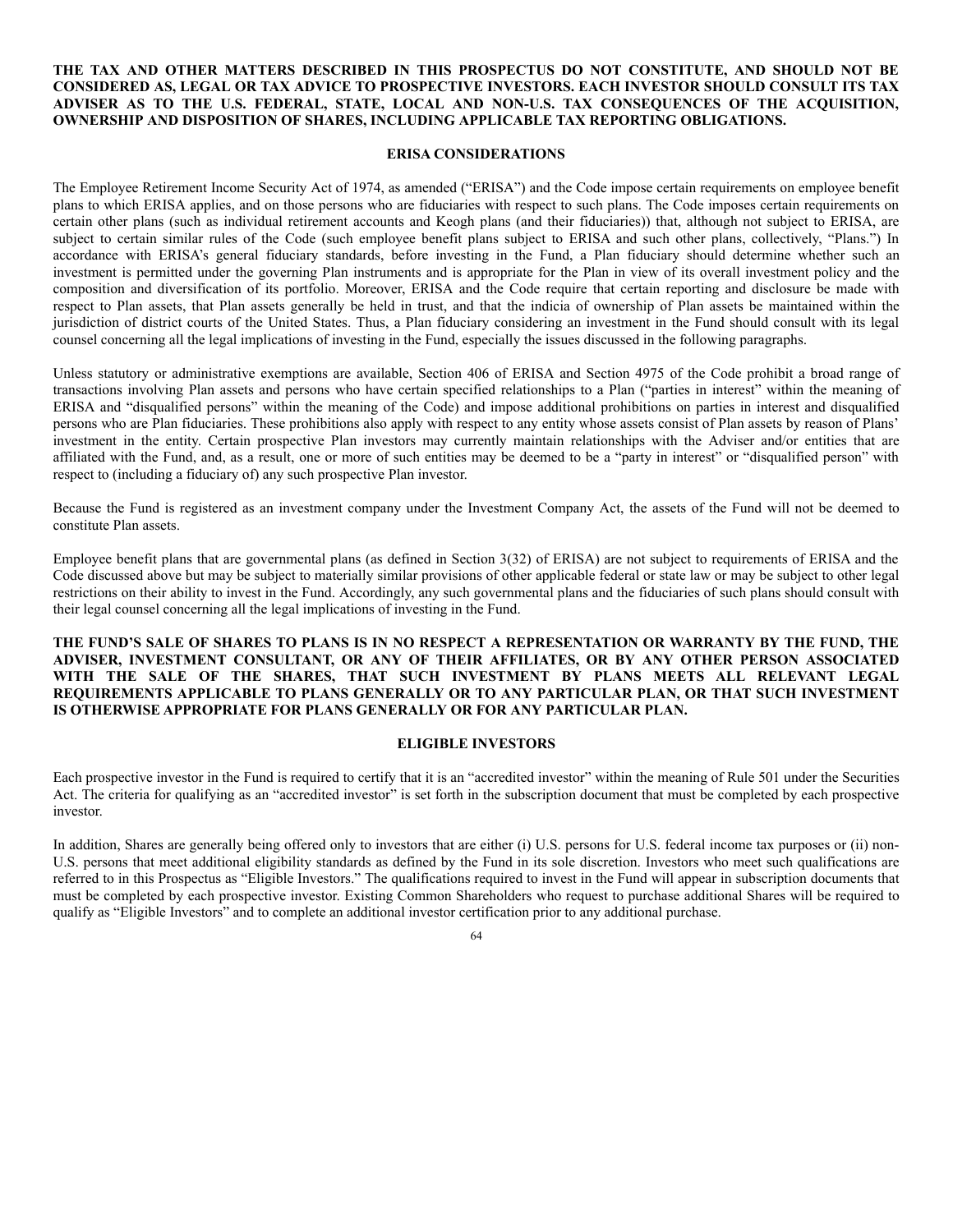**THE TAX AND OTHER MATTERS DESCRIBED IN THIS PROSPECTUS DO NOT CONSTITUTE, AND SHOULD NOT BE CONSIDERED AS, LEGAL OR TAX ADVICE TO PROSPECTIVE INVESTORS. EACH INVESTOR SHOULD CONSULT ITS TAX ADVISER AS TO THE U.S. FEDERAL, STATE, LOCAL AND NON-U.S. TAX CONSEQUENCES OF THE ACQUISITION, OWNERSHIP AND DISPOSITION OF SHARES, INCLUDING APPLICABLE TAX REPORTING OBLIGATIONS.**

## ERISA CONSIDERATIONS

The Employee Retirement Income Security Act of 1974, as amended ("ERISA") and the Code impose certain requirements on employee benefit plans to which ERISA applies, and on those persons who are fiduciaries with respect to such plans. The Code imposes certain requirements on certain other plans (such as individual retirement accounts and Keogh plans (and their fiduciaries)) that, although not subject to ERISA, are subject to certain similar rules of the Code (such employee benefit plans subject to ERISA and such other plans, collectively, "Plans.") In accordance with ERISA's general fiduciary standards, before investing in the Fund, a Plan fiduciary should determine whether such an investment is permitted under the governing Plan instruments and is appropriate for the Plan in view of its overall investment policy and the composition and diversification of its portfolio. Moreover, ERISA and the Code require that certain reporting and disclosure be made with respect to Plan assets, that Plan assets generally be held in trust, and that the indicia of ownership of Plan assets be maintained within the jurisdiction of district courts of the United States. Thus, a Plan fiduciary considering an investment in the Fund should consult with its legal counsel concerning all the legal implications of investing in the Fund, especially the issues discussed in the following paragraphs.

Unless statutory or administrative exemptions are available, Section 406 of ERISA and Section 4975 of the Code prohibit a broad range of transactions involving Plan assets and persons who have certain specified relationships to a Plan ("parties in interest" within the meaning of ERISA and "disqualified persons" within the meaning of the Code) and impose additional prohibitions on parties in interest and disqualified persons who are Plan fiduciaries. These prohibitions also apply with respect to any entity whose assets consist of Plan assets by reason of Plans' investment in the entity. Certain prospective Plan investors may currently maintain relationships with the Adviser and/or entities that are affiliated with the Fund, and, as a result, one or more of such entities may be deemed to be a "party in interest" or "disqualified person" with respect to (including a fiduciary of) any such prospective Plan investor.

Because the Fund is registered as an investment company under the Investment Company Act, the assets of the Fund will not be deemed to constitute Plan assets.

Employee benefit plans that are governmental plans (as defined in Section 3(32) of ERISA) are not subject to requirements of ERISA and the Code discussed above but may be subject to materially similar provisions of other applicable federal or state law or may be subject to other legal restrictions on their ability to invest in the Fund. Accordingly, any such governmental plans and the fiduciaries of such plans should consult with their legal counsel concerning all the legal implications of investing in the Fund.

**THE FUND'S SALE OF SHARES TO PLANS IS IN NO RESPECT A REPRESENTATION OR WARRANTY BY THE FUND, THE ADVISER, INVESTMENT CONSULTANT, OR ANY OF THEIR AFFILIATES, OR BY ANY OTHER PERSON ASSOCIATED WITH THE SALE OF THE SHARES, THAT SUCH INVESTMENT BY PLANS MEETS ALL RELEVANT LEGAL REQUIREMENTS APPLICABLE TO PLANS GENERALLY OR TO ANY PARTICULAR PLAN, OR THAT SUCH INVESTMENT IS OTHERWISE APPROPRIATE FOR PLANS GENERALLY OR FOR ANY PARTICULAR PLAN.**

## ELIGIBLE INVESTORS

Each prospective investor in the Fund is required to certify that it is an "accredited investor" within the meaning of Rule 501 under the Securities Act. The criteria for qualifying as an "accredited investor" is set forth in the subscription document that must be completed by each prospective investor.

In addition, Shares are generally being offered only to investors that are either (i) U.S. persons for U.S. federal income tax purposes or (ii) non-U.S. persons that meet additional eligibility standards as defined by the Fund in its sole discretion. Investors who meet such qualifications are referred to in this Prospectus as "Eligible Investors." The qualifications required to invest in the Fund will appear in subscription documents that must be completed by each prospective investor. Existing Common Shareholders who request to purchase additional Shares will be required to qualify as "Eligible Investors" and to complete an additional investor certification prior to any additional purchase.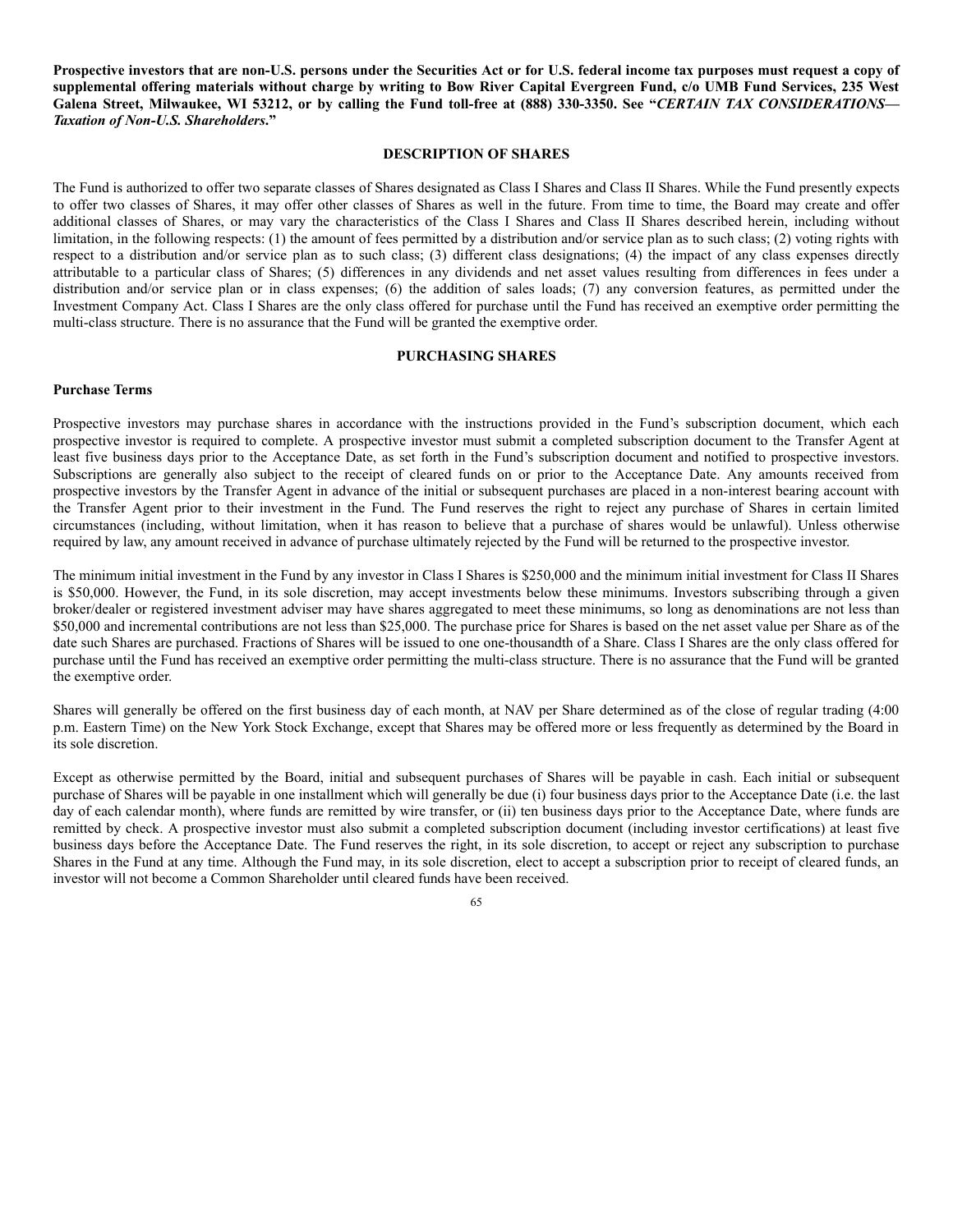**Prospective investors that are non-U.S. persons under the Securities Act or for U.S. federal income tax purposes must request a copy of supplemental offering materials without charge by writing to Bow River Capital Evergreen Fund, c/o UMB Fund Services, 235 West Galena Street, Milwaukee, WI 53212, or by calling the Fund toll-free at (888) 330-3350. See "*CERTAIN TAX CONSIDERATIONS—Taxation of Non-U.S. Shareholders*."**

## DESCRIPTION OF SHARES

The Fund is authorized to offer two separate classes of Shares designated as Class I Shares and Class II Shares. While the Fund presently expects to offer two classes of Shares, it may offer other classes of Shares as well in the future. From time to time, the Board may create and offer additional classes of Shares, or may vary the characteristics of the Class I Shares and Class II Shares described herein, including without limitation, in the following respects: (1) the amount of fees permitted by a distribution and/or service plan as to such class; (2) voting rights with respect to a distribution and/or service plan as to such class; (3) different class designations; (4) the impact of any class expenses directly attributable to a particular class of Shares; (5) differences in any dividends and net asset values resulting from differences in fees under a distribution and/or service plan or in class expenses; (6) the addition of sales loads; (7) any conversion features, as permitted under the Investment Company Act. Class I Shares are the only class offered for purchase until the Fund has received an exemptive order permitting the multi-class structure. There is no assurance that the Fund will be granted the exemptive order.

## PURCHASING SHARES

### Purchase Terms

Prospective investors may purchase shares in accordance with the instructions provided in the Fund's subscription document, which each prospective investor is required to complete. A prospective investor must submit a completed subscription document to the Transfer Agent at least five business days prior to the Acceptance Date, as set forth in the Fund's subscription document and notified to prospective investors. Subscriptions are generally also subject to the receipt of cleared funds on or prior to the Acceptance Date. Any amounts received from prospective investors by the Transfer Agent in advance of the initial or subsequent purchases are placed in a non-interest bearing account with the Transfer Agent prior to their investment in the Fund. The Fund reserves the right to reject any purchase of Shares in certain limited circumstances (including, without limitation, when it has reason to believe that a purchase of shares would be unlawful). Unless otherwise required by law, any amount received in advance of purchase ultimately rejected by the Fund will be returned to the prospective investor.

The minimum initial investment in the Fund by any investor in Class I Shares is $250,000 and the minimum initial investment for Class II Shares is $50,000. However, the Fund, in its sole discretion, may accept investments below these minimums. Investors subscribing through a given broker/dealer or registered investment adviser may have shares aggregated to meet these minimums, so long as denominations are not less than $50,000 and incremental contributions are not less than $25,000. The purchase price for Shares is based on the net asset value per Share as of the date such Shares are purchased. Fractions of Shares will be issued to one one-thousandth of a Share. Class I Shares are the only class offered for purchase until the Fund has received an exemptive order permitting the multi-class structure. There is no assurance that the Fund will be granted the exemptive order.

Shares will generally be offered on the first business day of each month, at NAV per Share determined as of the close of regular trading (4:00 p.m. Eastern Time) on the New York Stock Exchange, except that Shares may be offered more or less frequently as determined by the Board in its sole discretion.

Except as otherwise permitted by the Board, initial and subsequent purchases of Shares will be payable in cash. Each initial or subsequent purchase of Shares will be payable in one installment which will generally be due (i) four business days prior to the Acceptance Date (i.e. the last day of each calendar month), where funds are remitted by wire transfer, or (ii) ten business days prior to the Acceptance Date, where funds are remitted by check. A prospective investor must also submit a completed subscription document (including investor certifications) at least five business days before the Acceptance Date. The Fund reserves the right, in its sole discretion, to accept or reject any subscription to purchase Shares in the Fund at any time. Although the Fund may, in its sole discretion, elect to accept a subscription prior to receipt of cleared funds, an investor will not become a Common Shareholder until cleared funds have been received.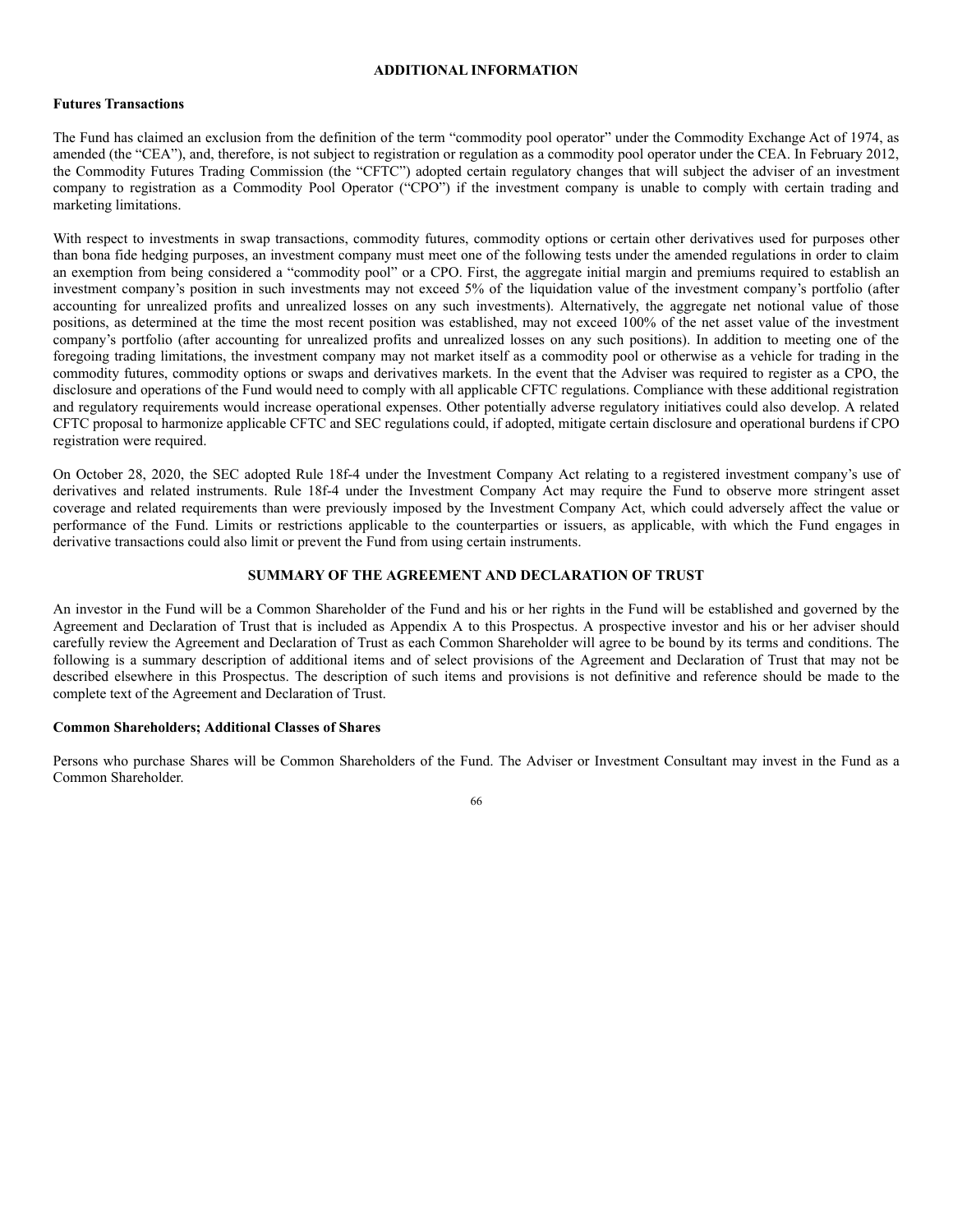## ADDITIONAL INFORMATION

### Futures Transactions

The Fund has claimed an exclusion from the definition of the term "commodity pool operator" under the Commodity Exchange Act of 1974, as amended (the "CEA"), and, therefore, is not subject to registration or regulation as a commodity pool operator under the CEA. In February 2012, the Commodity Futures Trading Commission (the "CFTC") adopted certain regulatory changes that will subject the adviser of an investment company to registration as a Commodity Pool Operator ("CPO") if the investment company is unable to comply with certain trading and marketing limitations.

With respect to investments in swap transactions, commodity futures, commodity options or certain other derivatives used for purposes other than bona fide hedging purposes, an investment company must meet one of the following tests under the amended regulations in order to claim an exemption from being considered a "commodity pool" or a CPO. First, the aggregate initial margin and premiums required to establish an investment company's position in such investments may not exceed 5% of the liquidation value of the investment company's portfolio (after accounting for unrealized profits and unrealized losses on any such investments). Alternatively, the aggregate net notional value of those positions, as determined at the time the most recent position was established, may not exceed 100% of the net asset value of the investment company's portfolio (after accounting for unrealized profits and unrealized losses on any such positions). In addition to meeting one of the foregoing trading limitations, the investment company may not market itself as a commodity pool or otherwise as a vehicle for trading in the commodity futures, commodity options or swaps and derivatives markets. In the event that the Adviser was required to register as a CPO, the disclosure and operations of the Fund would need to comply with all applicable CFTC regulations. Compliance with these additional registration and regulatory requirements would increase operational expenses. Other potentially adverse regulatory initiatives could also develop. A related CFTC proposal to harmonize applicable CFTC and SEC regulations could, if adopted, mitigate certain disclosure and operational burdens if CPO registration were required.

On October 28, 2020, the SEC adopted Rule 18f-4 under the Investment Company Act relating to a registered investment company's use of derivatives and related instruments. Rule 18f-4 under the Investment Company Act may require the Fund to observe more stringent asset coverage and related requirements than were previously imposed by the Investment Company Act, which could adversely affect the value or performance of the Fund. Limits or restrictions applicable to the counterparties or issuers, as applicable, with which the Fund engages in derivative transactions could also limit or prevent the Fund from using certain instruments.

## SUMMARY OF THE AGREEMENT AND DECLARATION OF TRUST

An investor in the Fund will be a Common Shareholder of the Fund and his or her rights in the Fund will be established and governed by the Agreement and Declaration of Trust that is included as Appendix A to this Prospectus. A prospective investor and his or her adviser should carefully review the Agreement and Declaration of Trust as each Common Shareholder will agree to be bound by its terms and conditions. The following is a summary description of additional items and of select provisions of the Agreement and Declaration of Trust that may not be described elsewhere in this Prospectus. The description of such items and provisions is not definitive and reference should be made to the complete text of the Agreement and Declaration of Trust.

### Common Shareholders; Additional Classes of Shares

Persons who purchase Shares will be Common Shareholders of the Fund. The Adviser or Investment Consultant may invest in the Fund as a Common Shareholder.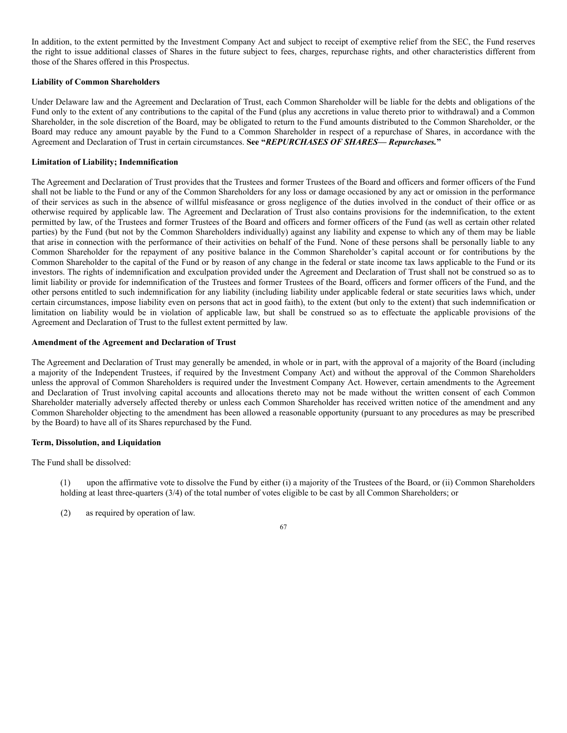In addition, to the extent permitted by the Investment Company Act and subject to receipt of exemptive relief from the SEC, the Fund reserves the right to issue additional classes of Shares in the future subject to fees, charges, repurchase rights, and other characteristics different from those of the Shares offered in this Prospectus.

**Liability of Common Shareholders**

Under Delaware law and the Agreement and Declaration of Trust, each Common Shareholder will be liable for the debts and obligations of the Fund only to the extent of any contributions to the capital of the Fund (plus any accretions in value thereto prior to withdrawal) and a Common Shareholder, in the sole discretion of the Board, may be obligated to return to the Fund amounts distributed to the Common Shareholder, or the Board may reduce any amount payable by the Fund to a Common Shareholder in respect of a repurchase of Shares, in accordance with the Agreement and Declaration of Trust in certain circumstances. **See "*REPURCHASES OF SHARES— Repurchases.*"**

**Limitation of Liability; Indemnification**

The Agreement and Declaration of Trust provides that the Trustees and former Trustees of the Board and officers and former officers of the Fund shall not be liable to the Fund or any of the Common Shareholders for any loss or damage occasioned by any act or omission in the performance of their services as such in the absence of willful misfeasance or gross negligence of the duties involved in the conduct of their office or as otherwise required by applicable law. The Agreement and Declaration of Trust also contains provisions for the indemnification, to the extent permitted by law, of the Trustees and former Trustees of the Board and officers and former officers of the Fund (as well as certain other related parties) by the Fund (but not by the Common Shareholders individually) against any liability and expense to which any of them may be liable that arise in connection with the performance of their activities on behalf of the Fund. None of these persons shall be personally liable to any Common Shareholder for the repayment of any positive balance in the Common Shareholder's capital account or for contributions by the Common Shareholder to the capital of the Fund or by reason of any change in the federal or state income tax laws applicable to the Fund or its investors. The rights of indemnification and exculpation provided under the Agreement and Declaration of Trust shall not be construed so as to limit liability or provide for indemnification of the Trustees and former Trustees of the Board, officers and former officers of the Fund, and the other persons entitled to such indemnification for any liability (including liability under applicable federal or state securities laws which, under certain circumstances, impose liability even on persons that act in good faith), to the extent (but only to the extent) that such indemnification or limitation on liability would be in violation of applicable law, but shall be construed so as to effectuate the applicable provisions of the Agreement and Declaration of Trust to the fullest extent permitted by law.

**Amendment of the Agreement and Declaration of Trust**

The Agreement and Declaration of Trust may generally be amended, in whole or in part, with the approval of a majority of the Board (including a majority of the Independent Trustees, if required by the Investment Company Act) and without the approval of the Common Shareholders unless the approval of Common Shareholders is required under the Investment Company Act. However, certain amendments to the Agreement and Declaration of Trust involving capital accounts and allocations thereto may not be made without the written consent of each Common Shareholder materially adversely affected thereby or unless each Common Shareholder has received written notice of the amendment and any Common Shareholder objecting to the amendment has been allowed a reasonable opportunity (pursuant to any procedures as may be prescribed by the Board) to have all of its Shares repurchased by the Fund.

**Term, Dissolution, and Liquidation**

The Fund shall be dissolved:

(1) upon the affirmative vote to dissolve the Fund by either (i) a majority of the Trustees of the Board, or (ii) Common Shareholders holding at least three-quarters (3/4) of the total number of votes eligible to be cast by all Common Shareholders; or

(2) as required by operation of law.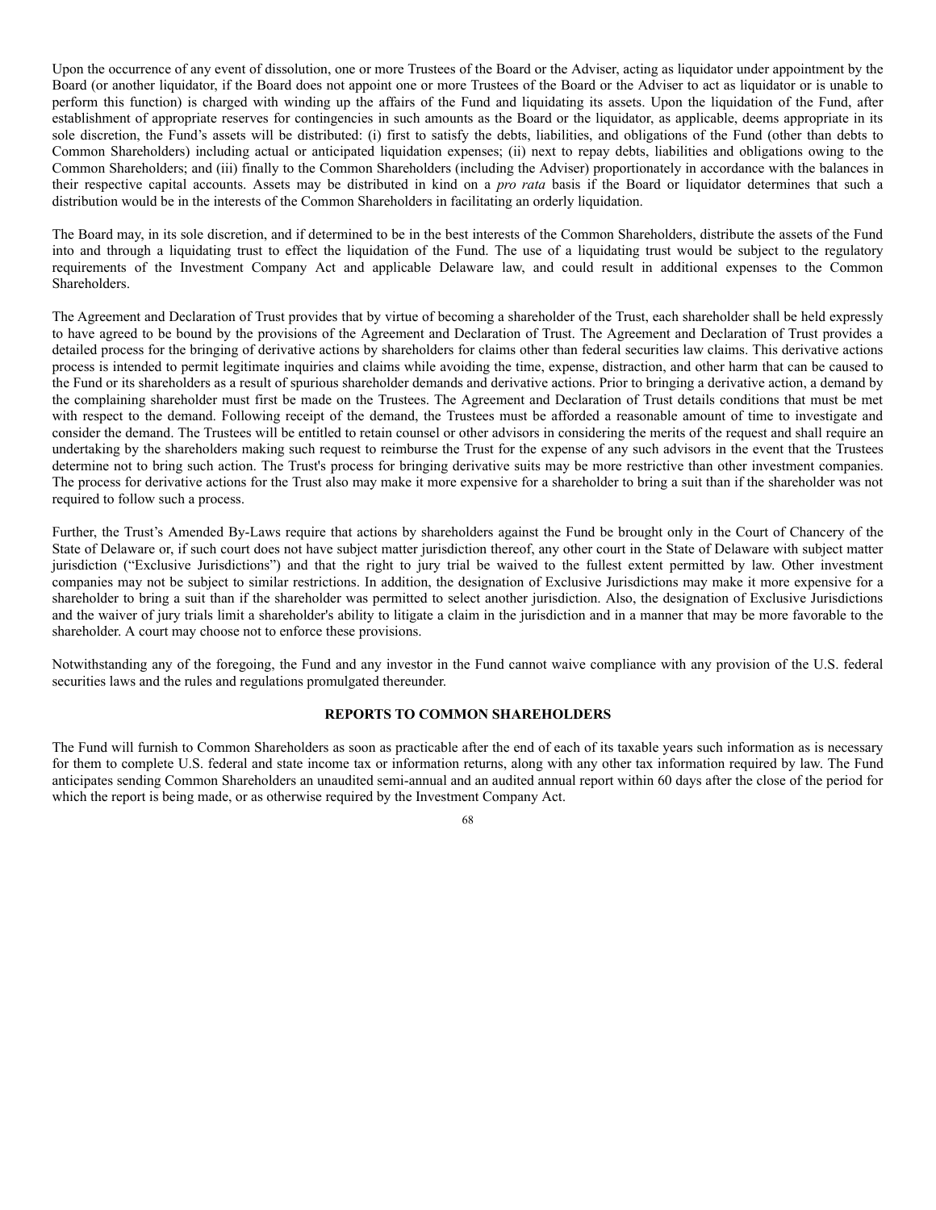Upon the occurrence of any event of dissolution, one or more Trustees of the Board or the Adviser, acting as liquidator under appointment by the Board (or another liquidator, if the Board does not appoint one or more Trustees of the Board or the Adviser to act as liquidator or is unable to perform this function) is charged with winding up the affairs of the Fund and liquidating its assets. Upon the liquidation of the Fund, after establishment of appropriate reserves for contingencies in such amounts as the Board or the liquidator, as applicable, deems appropriate in its sole discretion, the Fund's assets will be distributed: (i) first to satisfy the debts, liabilities, and obligations of the Fund (other than debts to Common Shareholders) including actual or anticipated liquidation expenses; (ii) next to repay debts, liabilities and obligations owing to the Common Shareholders; and (iii) finally to the Common Shareholders (including the Adviser) proportionately in accordance with the balances in their respective capital accounts. Assets may be distributed in kind on a *pro rata* basis if the Board or liquidator determines that such a distribution would be in the interests of the Common Shareholders in facilitating an orderly liquidation.

The Board may, in its sole discretion, and if determined to be in the best interests of the Common Shareholders, distribute the assets of the Fund into and through a liquidating trust to effect the liquidation of the Fund. The use of a liquidating trust would be subject to the regulatory requirements of the Investment Company Act and applicable Delaware law, and could result in additional expenses to the Common Shareholders.

The Agreement and Declaration of Trust provides that by virtue of becoming a shareholder of the Trust, each shareholder shall be held expressly to have agreed to be bound by the provisions of the Agreement and Declaration of Trust. The Agreement and Declaration of Trust provides a detailed process for the bringing of derivative actions by shareholders for claims other than federal securities law claims. This derivative actions process is intended to permit legitimate inquiries and claims while avoiding the time, expense, distraction, and other harm that can be caused to the Fund or its shareholders as a result of spurious shareholder demands and derivative actions. Prior to bringing a derivative action, a demand by the complaining shareholder must first be made on the Trustees. The Agreement and Declaration of Trust details conditions that must be met with respect to the demand. Following receipt of the demand, the Trustees must be afforded a reasonable amount of time to investigate and consider the demand. The Trustees will be entitled to retain counsel or other advisors in considering the merits of the request and shall require an undertaking by the shareholders making such request to reimburse the Trust for the expense of any such advisors in the event that the Trustees determine not to bring such action. The Trust's process for bringing derivative suits may be more restrictive than other investment companies. The process for derivative actions for the Trust also may make it more expensive for a shareholder to bring a suit than if the shareholder was not required to follow such a process.

Further, the Trust's Amended By-Laws require that actions by shareholders against the Fund be brought only in the Court of Chancery of the State of Delaware or, if such court does not have subject matter jurisdiction thereof, any other court in the State of Delaware with subject matter jurisdiction ("Exclusive Jurisdictions") and that the right to jury trial be waived to the fullest extent permitted by law. Other investment companies may not be subject to similar restrictions. In addition, the designation of Exclusive Jurisdictions may make it more expensive for a shareholder to bring a suit than if the shareholder was permitted to select another jurisdiction. Also, the designation of Exclusive Jurisdictions and the waiver of jury trials limit a shareholder's ability to litigate a claim in the jurisdiction and in a manner that may be more favorable to the shareholder. A court may choose not to enforce these provisions.

Notwithstanding any of the foregoing, the Fund and any investor in the Fund cannot waive compliance with any provision of the U.S. federal securities laws and the rules and regulations promulgated thereunder.

## REPORTS TO COMMON SHAREHOLDERS

The Fund will furnish to Common Shareholders as soon as practicable after the end of each of its taxable years such information as is necessary for them to complete U.S. federal and state income tax or information returns, along with any other tax information required by law. The Fund anticipates sending Common Shareholders an unaudited semi-annual and an audited annual report within 60 days after the close of the period for which the report is being made, or as otherwise required by the Investment Company Act.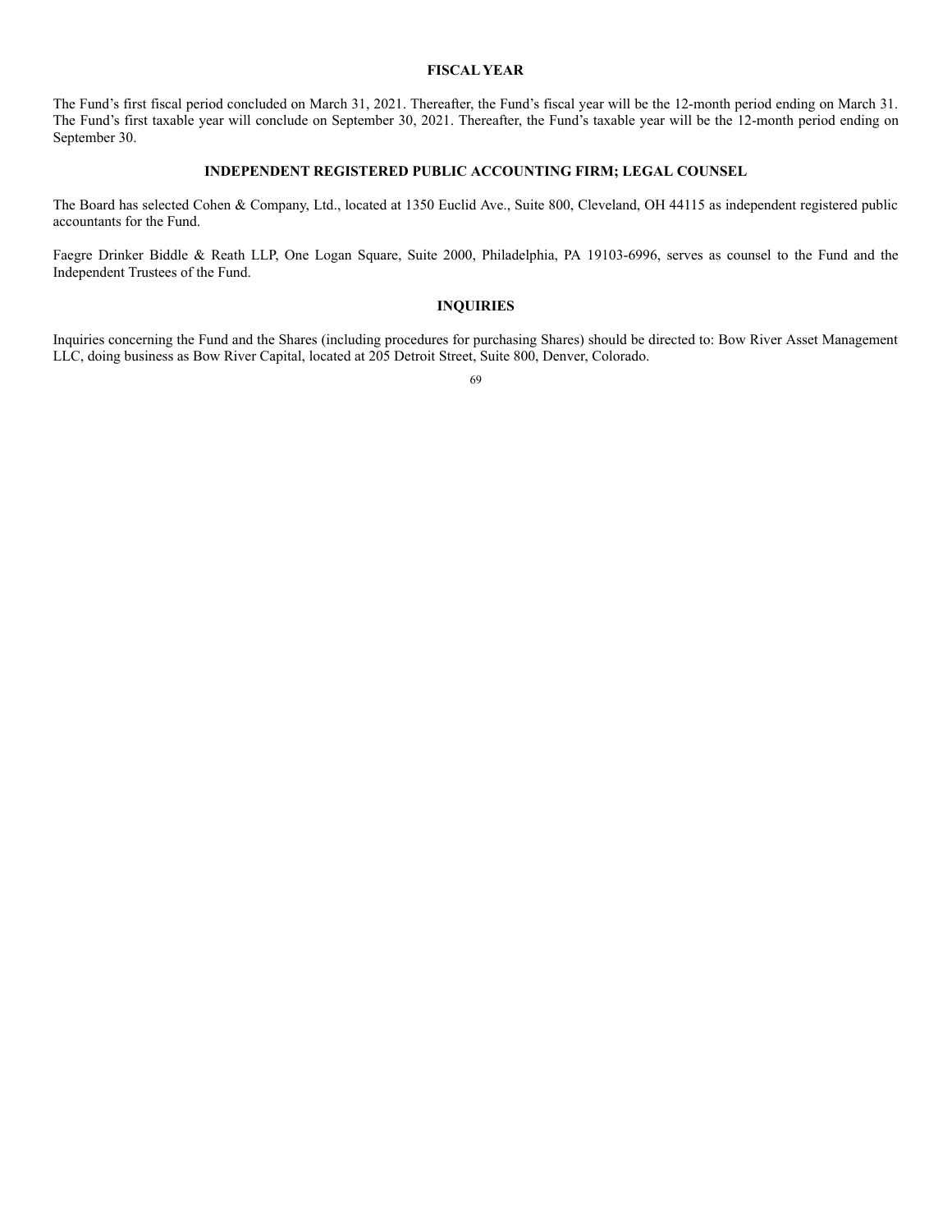## FISCAL YEAR

The Fund's first fiscal period concluded on March 31, 2021. Thereafter, the Fund's fiscal year will be the 12-month period ending on March 31. The Fund's first taxable year will conclude on September 30, 2021. Thereafter, the Fund's taxable year will be the 12-month period ending on September 30.

## INDEPENDENT REGISTERED PUBLIC ACCOUNTING FIRM; LEGAL COUNSEL

The Board has selected Cohen & Company, Ltd., located at 1350 Euclid Ave., Suite 800, Cleveland, OH 44115 as independent registered public accountants for the Fund.

Faegre Drinker Biddle & Reath LLP, One Logan Square, Suite 2000, Philadelphia, PA 19103-6996, serves as counsel to the Fund and the Independent Trustees of the Fund.

## INQUIRIES

Inquiries concerning the Fund and the Shares (including procedures for purchasing Shares) should be directed to: Bow River Asset Management LLC, doing business as Bow River Capital, located at 205 Detroit Street, Suite 800, Denver, Colorado.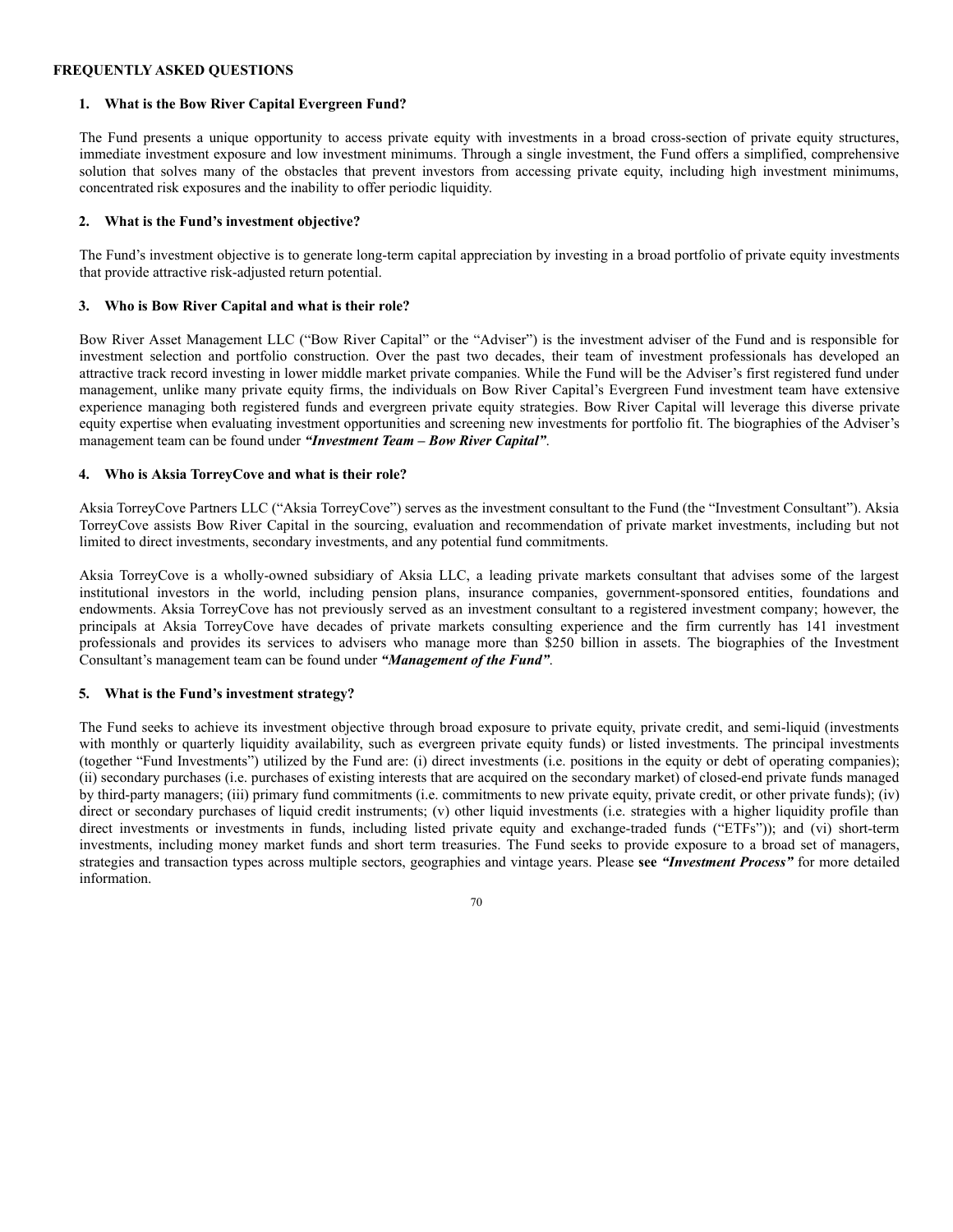## FREQUENTLY ASKED QUESTIONS

### 1. What is the Bow River Capital Evergreen Fund?

The Fund presents a unique opportunity to access private equity with investments in a broad cross-section of private equity structures, immediate investment exposure and low investment minimums. Through a single investment, the Fund offers a simplified, comprehensive solution that solves many of the obstacles that prevent investors from accessing private equity, including high investment minimums, concentrated risk exposures and the inability to offer periodic liquidity.

### 2. What is the Fund's investment objective?

The Fund's investment objective is to generate long-term capital appreciation by investing in a broad portfolio of private equity investments that provide attractive risk-adjusted return potential.

### 3. Who is Bow River Capital and what is their role?

Bow River Asset Management LLC ("Bow River Capital" or the "Adviser") is the investment adviser of the Fund and is responsible for investment selection and portfolio construction. Over the past two decades, their team of investment professionals has developed an attractive track record investing in lower middle market private companies. While the Fund will be the Adviser's first registered fund under management, unlike many private equity firms, the individuals on Bow River Capital's Evergreen Fund investment team have extensive experience managing both registered funds and evergreen private equity strategies. Bow River Capital will leverage this diverse private equity expertise when evaluating investment opportunities and screening new investments for portfolio fit. The biographies of the Adviser's management team can be found under ***"Investment Team – Bow River Capital"***.

### 4. Who is Aksia TorreyCove and what is their role?

Aksia TorreyCove Partners LLC ("Aksia TorreyCove") serves as the investment consultant to the Fund (the "Investment Consultant"). Aksia TorreyCove assists Bow River Capital in the sourcing, evaluation and recommendation of private market investments, including but not limited to direct investments, secondary investments, and any potential fund commitments.

Aksia TorreyCove is a wholly-owned subsidiary of Aksia LLC, a leading private markets consultant that advises some of the largest institutional investors in the world, including pension plans, insurance companies, government-sponsored entities, foundations and endowments. Aksia TorreyCove has not previously served as an investment consultant to a registered investment company; however, the principals at Aksia TorreyCove have decades of private markets consulting experience and the firm currently has 141 investment professionals and provides its services to advisers who manage more than $250 billion in assets. The biographies of the Investment Consultant's management team can be found under ***"Management of the Fund"***.

### 5. What is the Fund's investment strategy?

The Fund seeks to achieve its investment objective through broad exposure to private equity, private credit, and semi-liquid (investments with monthly or quarterly liquidity availability, such as evergreen private equity funds) or listed investments. The principal investments (together "Fund Investments") utilized by the Fund are: (i) direct investments (i.e. positions in the equity or debt of operating companies); (ii) secondary purchases (i.e. purchases of existing interests that are acquired on the secondary market) of closed-end private funds managed by third-party managers; (iii) primary fund commitments (i.e. commitments to new private equity, private credit, or other private funds); (iv) direct or secondary purchases of liquid credit instruments; (v) other liquid investments (i.e. strategies with a higher liquidity profile than direct investments or investments in funds, including listed private equity and exchange-traded funds ("ETFs")); and (vi) short-term investments, including money market funds and short term treasuries. The Fund seeks to provide exposure to a broad set of managers, strategies and transaction types across multiple sectors, geographies and vintage years. Please **see** ***"Investment Process"*** for more detailed information.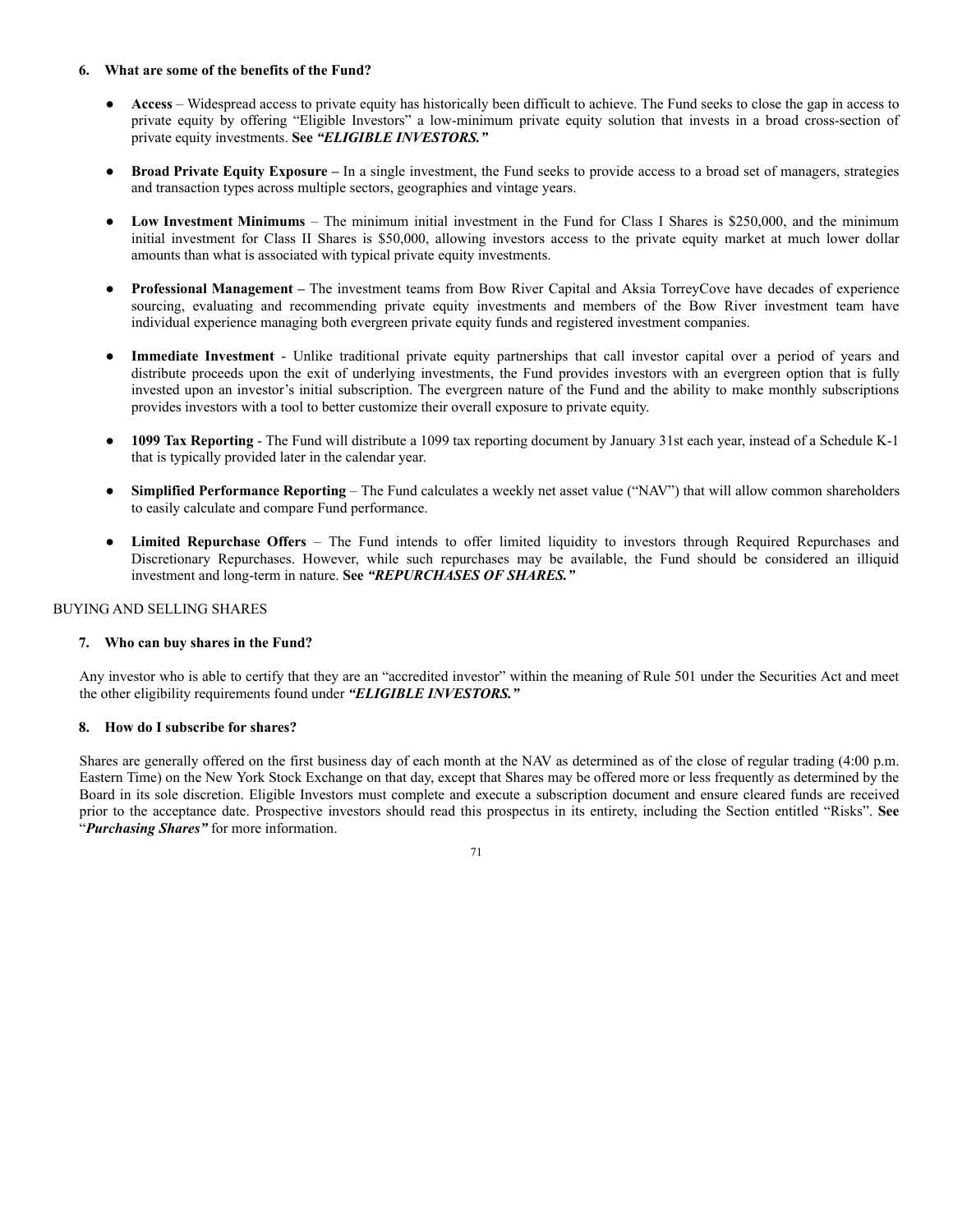### 6. What are some of the benefits of the Fund?

- **Access** – Widespread access to private equity has historically been difficult to achieve. The Fund seeks to close the gap in access to private equity by offering "Eligible Investors" a low-minimum private equity solution that invests in a broad cross-section of private equity investments. **See** ***"ELIGIBLE INVESTORS."***

- **Broad Private Equity Exposure –** In a single investment, the Fund seeks to provide access to a broad set of managers, strategies and transaction types across multiple sectors, geographies and vintage years.

- **Low Investment Minimums** – The minimum initial investment in the Fund for Class I Shares is $250,000, and the minimum initial investment for Class II Shares is $50,000, allowing investors access to the private equity market at much lower dollar amounts than what is associated with typical private equity investments.

- **Professional Management –** The investment teams from Bow River Capital and Aksia TorreyCove have decades of experience sourcing, evaluating and recommending private equity investments and members of the Bow River investment team have individual experience managing both evergreen private equity funds and registered investment companies.

- **Immediate Investment** - Unlike traditional private equity partnerships that call investor capital over a period of years and distribute proceeds upon the exit of underlying investments, the Fund provides investors with an evergreen option that is fully invested upon an investor's initial subscription. The evergreen nature of the Fund and the ability to make monthly subscriptions provides investors with a tool to better customize their overall exposure to private equity.

- **1099 Tax Reporting** - The Fund will distribute a 1099 tax reporting document by January 31st each year, instead of a Schedule K-1 that is typically provided later in the calendar year.

- **Simplified Performance Reporting** – The Fund calculates a weekly net asset value ("NAV") that will allow common shareholders to easily calculate and compare Fund performance.

- **Limited Repurchase Offers** – The Fund intends to offer limited liquidity to investors through Required Repurchases and Discretionary Repurchases. However, while such repurchases may be available, the Fund should be considered an illiquid investment and long-term in nature. **See** ***"REPURCHASES OF SHARES."***

## BUYING AND SELLING SHARES

### 7. Who can buy shares in the Fund?

Any investor who is able to certify that they are an "accredited investor" within the meaning of Rule 501 under the Securities Act and meet the other eligibility requirements found under ***"ELIGIBLE INVESTORS."***

### 8. How do I subscribe for shares?

Shares are generally offered on the first business day of each month at the NAV as determined as of the close of regular trading (4:00 p.m. Eastern Time) on the New York Stock Exchange on that day, except that Shares may be offered more or less frequently as determined by the Board in its sole discretion. Eligible Investors must complete and execute a subscription document and ensure cleared funds are received prior to the acceptance date. Prospective investors should read this prospectus in its entirety, including the Section entitled "Risks". **See** "***Purchasing Shares"*** for more information.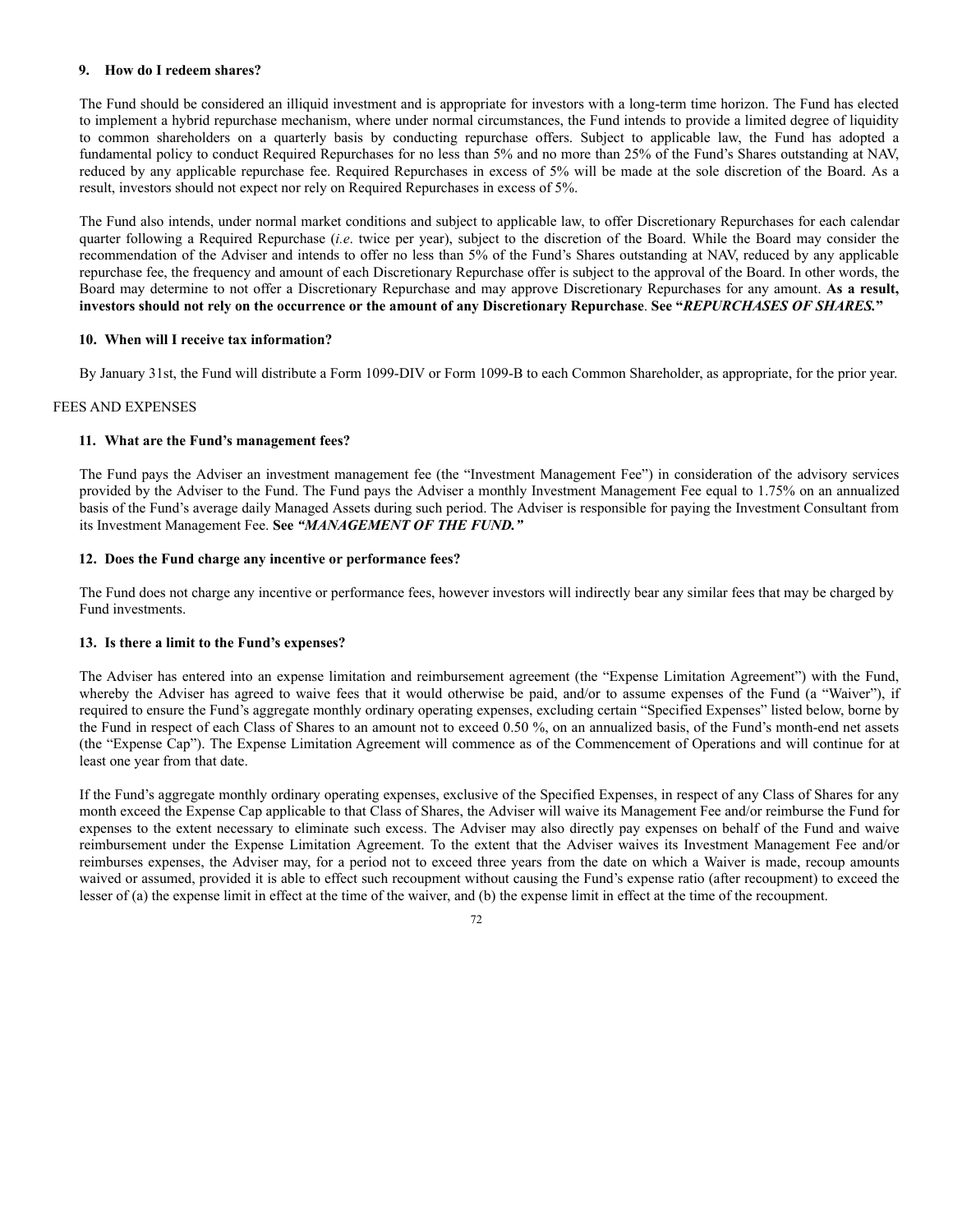**9. How do I redeem shares?**

The Fund should be considered an illiquid investment and is appropriate for investors with a long-term time horizon. The Fund has elected to implement a hybrid repurchase mechanism, where under normal circumstances, the Fund intends to provide a limited degree of liquidity to common shareholders on a quarterly basis by conducting repurchase offers. Subject to applicable law, the Fund has adopted a fundamental policy to conduct Required Repurchases for no less than 5% and no more than 25% of the Fund's Shares outstanding at NAV, reduced by any applicable repurchase fee. Required Repurchases in excess of 5% will be made at the sole discretion of the Board. As a result, investors should not expect nor rely on Required Repurchases in excess of 5%.

The Fund also intends, under normal market conditions and subject to applicable law, to offer Discretionary Repurchases for each calendar quarter following a Required Repurchase (*i.e*. twice per year), subject to the discretion of the Board. While the Board may consider the recommendation of the Adviser and intends to offer no less than 5% of the Fund's Shares outstanding at NAV, reduced by any applicable repurchase fee, the frequency and amount of each Discretionary Repurchase offer is subject to the approval of the Board. In other words, the Board may determine to not offer a Discretionary Repurchase and may approve Discretionary Repurchases for any amount. **As a result, investors should not rely on the occurrence or the amount of any Discretionary Repurchase**. **See "*REPURCHASES OF SHARES.*"**

**10. When will I receive tax information?**

By January 31st, the Fund will distribute a Form 1099-DIV or Form 1099-B to each Common Shareholder, as appropriate, for the prior year.

FEES AND EXPENSES

**11. What are the Fund's management fees?**

The Fund pays the Adviser an investment management fee (the "Investment Management Fee") in consideration of the advisory services provided by the Adviser to the Fund. The Fund pays the Adviser a monthly Investment Management Fee equal to 1.75% on an annualized basis of the Fund's average daily Managed Assets during such period. The Adviser is responsible for paying the Investment Consultant from its Investment Management Fee. **See *"MANAGEMENT OF THE FUND."***

**12. Does the Fund charge any incentive or performance fees?**

The Fund does not charge any incentive or performance fees, however investors will indirectly bear any similar fees that may be charged by Fund investments.

**13. Is there a limit to the Fund's expenses?**

The Adviser has entered into an expense limitation and reimbursement agreement (the "Expense Limitation Agreement") with the Fund, whereby the Adviser has agreed to waive fees that it would otherwise be paid, and/or to assume expenses of the Fund (a "Waiver"), if required to ensure the Fund's aggregate monthly ordinary operating expenses, excluding certain "Specified Expenses" listed below, borne by the Fund in respect of each Class of Shares to an amount not to exceed 0.50 %, on an annualized basis, of the Fund's month-end net assets (the "Expense Cap"). The Expense Limitation Agreement will commence as of the Commencement of Operations and will continue for at least one year from that date.

If the Fund's aggregate monthly ordinary operating expenses, exclusive of the Specified Expenses, in respect of any Class of Shares for any month exceed the Expense Cap applicable to that Class of Shares, the Adviser will waive its Management Fee and/or reimburse the Fund for expenses to the extent necessary to eliminate such excess. The Adviser may also directly pay expenses on behalf of the Fund and waive reimbursement under the Expense Limitation Agreement. To the extent that the Adviser waives its Investment Management Fee and/or reimburses expenses, the Adviser may, for a period not to exceed three years from the date on which a Waiver is made, recoup amounts waived or assumed, provided it is able to effect such recoupment without causing the Fund's expense ratio (after recoupment) to exceed the lesser of (a) the expense limit in effect at the time of the waiver, and (b) the expense limit in effect at the time of the recoupment.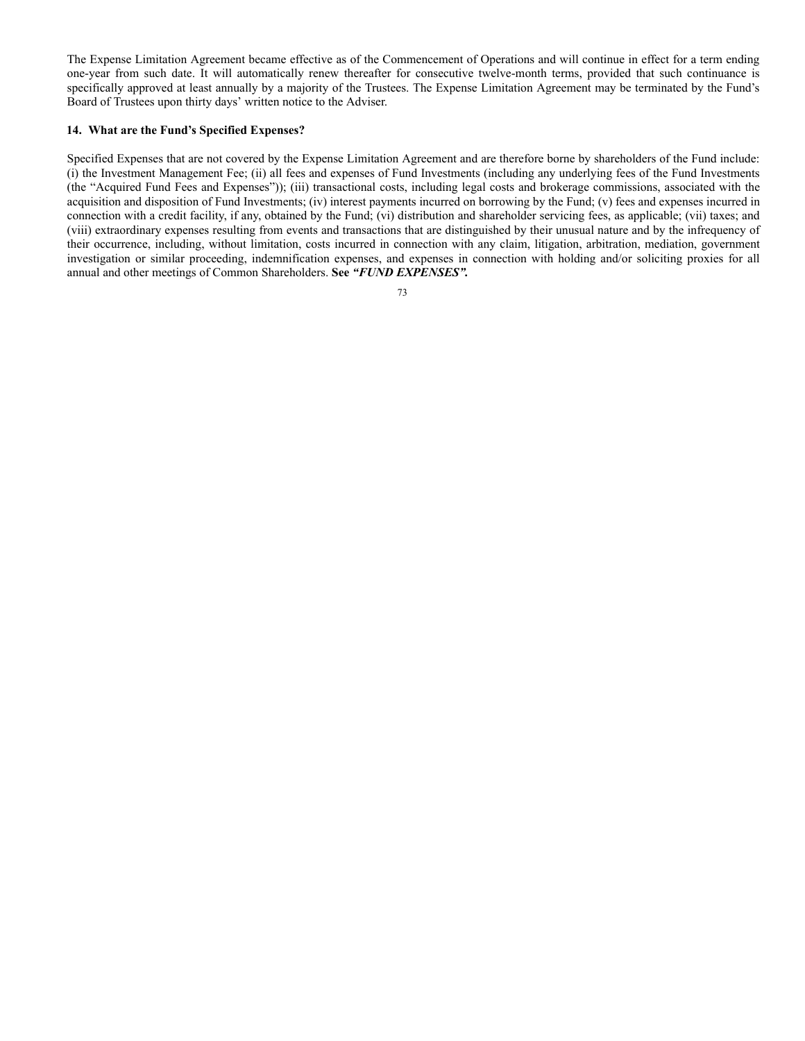The Expense Limitation Agreement became effective as of the Commencement of Operations and will continue in effect for a term ending one-year from such date. It will automatically renew thereafter for consecutive twelve-month terms, provided that such continuance is specifically approved at least annually by a majority of the Trustees. The Expense Limitation Agreement may be terminated by the Fund's Board of Trustees upon thirty days' written notice to the Adviser.

**14. What are the Fund's Specified Expenses?**

Specified Expenses that are not covered by the Expense Limitation Agreement and are therefore borne by shareholders of the Fund include: (i) the Investment Management Fee; (ii) all fees and expenses of Fund Investments (including any underlying fees of the Fund Investments (the "Acquired Fund Fees and Expenses")); (iii) transactional costs, including legal costs and brokerage commissions, associated with the acquisition and disposition of Fund Investments; (iv) interest payments incurred on borrowing by the Fund; (v) fees and expenses incurred in connection with a credit facility, if any, obtained by the Fund; (vi) distribution and shareholder servicing fees, as applicable; (vii) taxes; and (viii) extraordinary expenses resulting from events and transactions that are distinguished by their unusual nature and by the infrequency of their occurrence, including, without limitation, costs incurred in connection with any claim, litigation, arbitration, mediation, government investigation or similar proceeding, indemnification expenses, and expenses in connection with holding and/or soliciting proxies for all annual and other meetings of Common Shareholders. **See *"FUND EXPENSES".***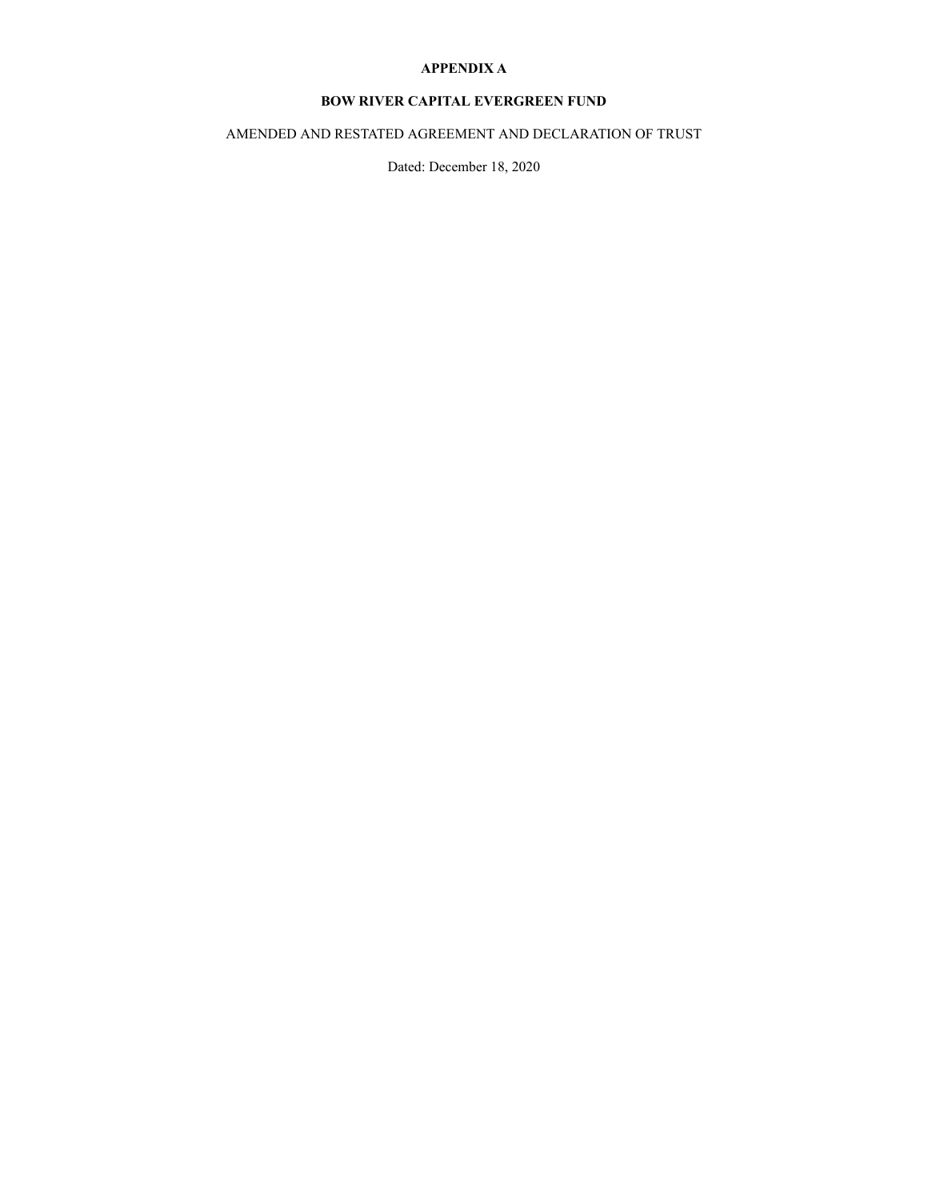**APPENDIX A**

**BOW RIVER CAPITAL EVERGREEN FUND**

AMENDED AND RESTATED AGREEMENT AND DECLARATION OF TRUST

Dated: December 18, 2020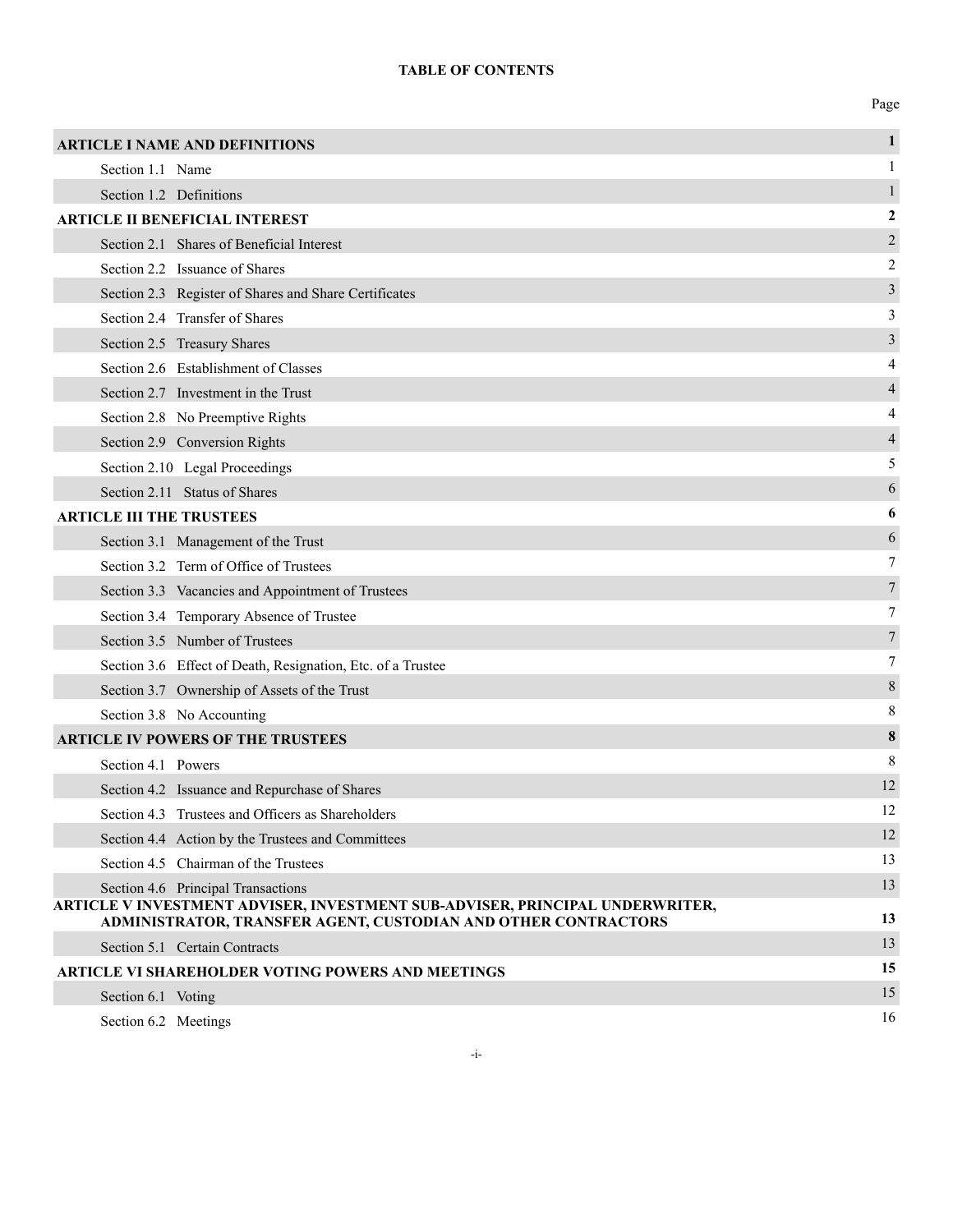**TABLE OF CONTENTS**

| | Page |
|---|---|
| **ARTICLE I NAME AND DEFINITIONS** | **1** |
| Section 1.1 Name | 1 |
| Section 1.2 Definitions | 1 |
| **ARTICLE II BENEFICIAL INTEREST** | **2** |
| Section 2.1 Shares of Beneficial Interest | 2 |
| Section 2.2 Issuance of Shares | 2 |
| Section 2.3 Register of Shares and Share Certificates | 3 |
| Section 2.4 Transfer of Shares | 3 |
| Section 2.5 Treasury Shares | 3 |
| Section 2.6 Establishment of Classes | 4 |
| Section 2.7 Investment in the Trust | 4 |
| Section 2.8 No Preemptive Rights | 4 |
| Section 2.9 Conversion Rights | 4 |
| Section 2.10 Legal Proceedings | 5 |
| Section 2.11 Status of Shares | 6 |
| **ARTICLE III THE TRUSTEES** | **6** |
| Section 3.1 Management of the Trust | 6 |
| Section 3.2 Term of Office of Trustees | 7 |
| Section 3.3 Vacancies and Appointment of Trustees | 7 |
| Section 3.4 Temporary Absence of Trustee | 7 |
| Section 3.5 Number of Trustees | 7 |
| Section 3.6 Effect of Death, Resignation, Etc. of a Trustee | 7 |
| Section 3.7 Ownership of Assets of the Trust | 8 |
| Section 3.8 No Accounting | 8 |
| **ARTICLE IV POWERS OF THE TRUSTEES** | **8** |
| Section 4.1 Powers | 8 |
| Section 4.2 Issuance and Repurchase of Shares | 12 |
| Section 4.3 Trustees and Officers as Shareholders | 12 |
| Section 4.4 Action by the Trustees and Committees | 12 |
| Section 4.5 Chairman of the Trustees | 13 |
| Section 4.6 Principal Transactions | 13 |
| **ARTICLE V INVESTMENT ADVISER, INVESTMENT SUB-ADVISER, PRINCIPAL UNDERWRITER, ADMINISTRATOR, TRANSFER AGENT, CUSTODIAN AND OTHER CONTRACTORS** | **13** |
| Section 5.1 Certain Contracts | 13 |
| **ARTICLE VI SHAREHOLDER VOTING POWERS AND MEETINGS** | **15** |
| Section 6.1 Voting | 15 |
| Section 6.2 Meetings | 16 |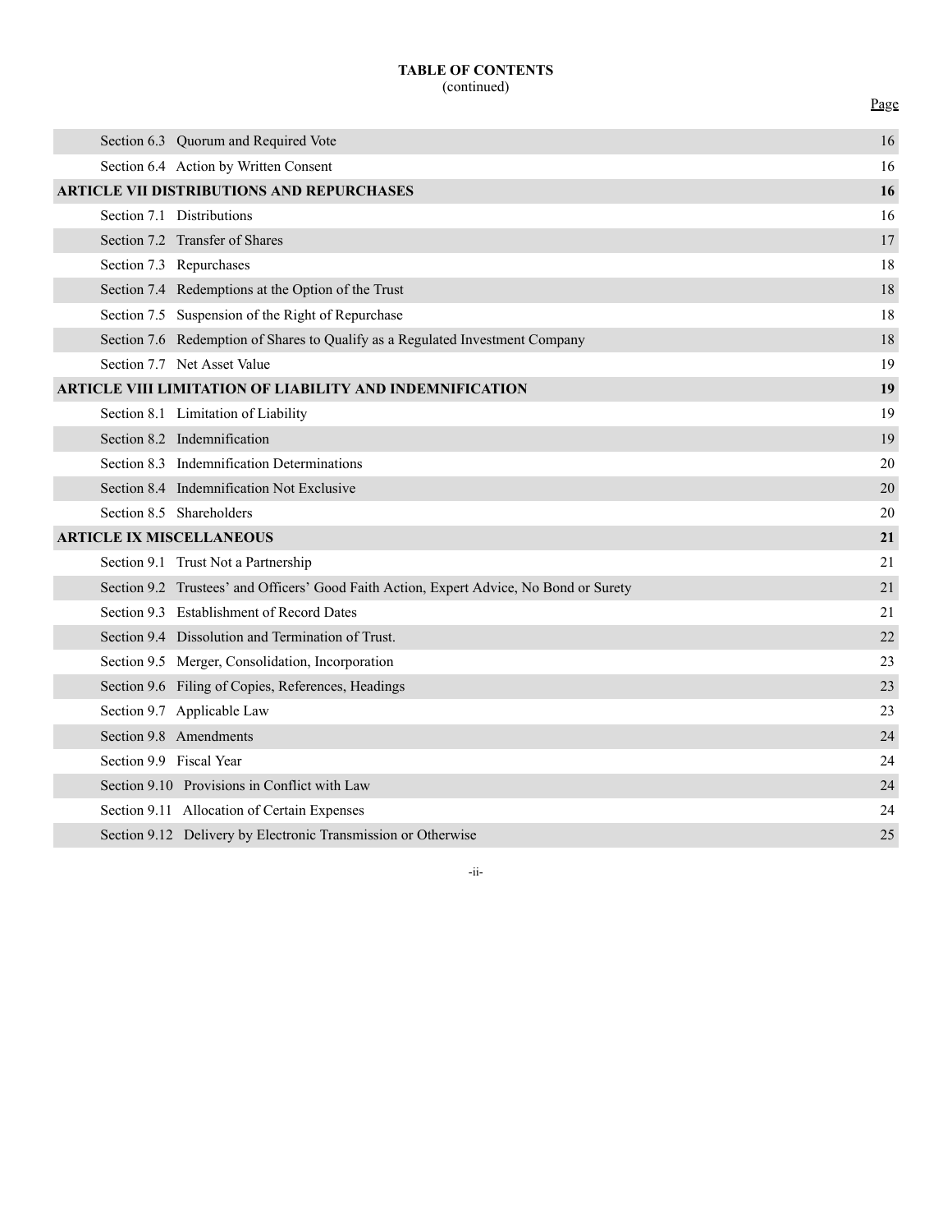**TABLE OF CONTENTS**
(continued)

| | Page |
|---|---|
| Section 6.3 Quorum and Required Vote | 16 |
| Section 6.4 Action by Written Consent | 16 |
| **ARTICLE VII DISTRIBUTIONS AND REPURCHASES** | **16** |
| Section 7.1 Distributions | 16 |
| Section 7.2 Transfer of Shares | 17 |
| Section 7.3 Repurchases | 18 |
| Section 7.4 Redemptions at the Option of the Trust | 18 |
| Section 7.5 Suspension of the Right of Repurchase | 18 |
| Section 7.6 Redemption of Shares to Qualify as a Regulated Investment Company | 18 |
| Section 7.7 Net Asset Value | 19 |
| **ARTICLE VIII LIMITATION OF LIABILITY AND INDEMNIFICATION** | **19** |
| Section 8.1 Limitation of Liability | 19 |
| Section 8.2 Indemnification | 19 |
| Section 8.3 Indemnification Determinations | 20 |
| Section 8.4 Indemnification Not Exclusive | 20 |
| Section 8.5 Shareholders | 20 |
| **ARTICLE IX MISCELLANEOUS** | **21** |
| Section 9.1 Trust Not a Partnership | 21 |
| Section 9.2 Trustees' and Officers' Good Faith Action, Expert Advice, No Bond or Surety | 21 |
| Section 9.3 Establishment of Record Dates | 21 |
| Section 9.4 Dissolution and Termination of Trust. | 22 |
| Section 9.5 Merger, Consolidation, Incorporation | 23 |
| Section 9.6 Filing of Copies, References, Headings | 23 |
| Section 9.7 Applicable Law | 23 |
| Section 9.8 Amendments | 24 |
| Section 9.9 Fiscal Year | 24 |
| Section 9.10 Provisions in Conflict with Law | 24 |
| Section 9.11 Allocation of Certain Expenses | 24 |
| Section 9.12 Delivery by Electronic Transmission or Otherwise | 25 |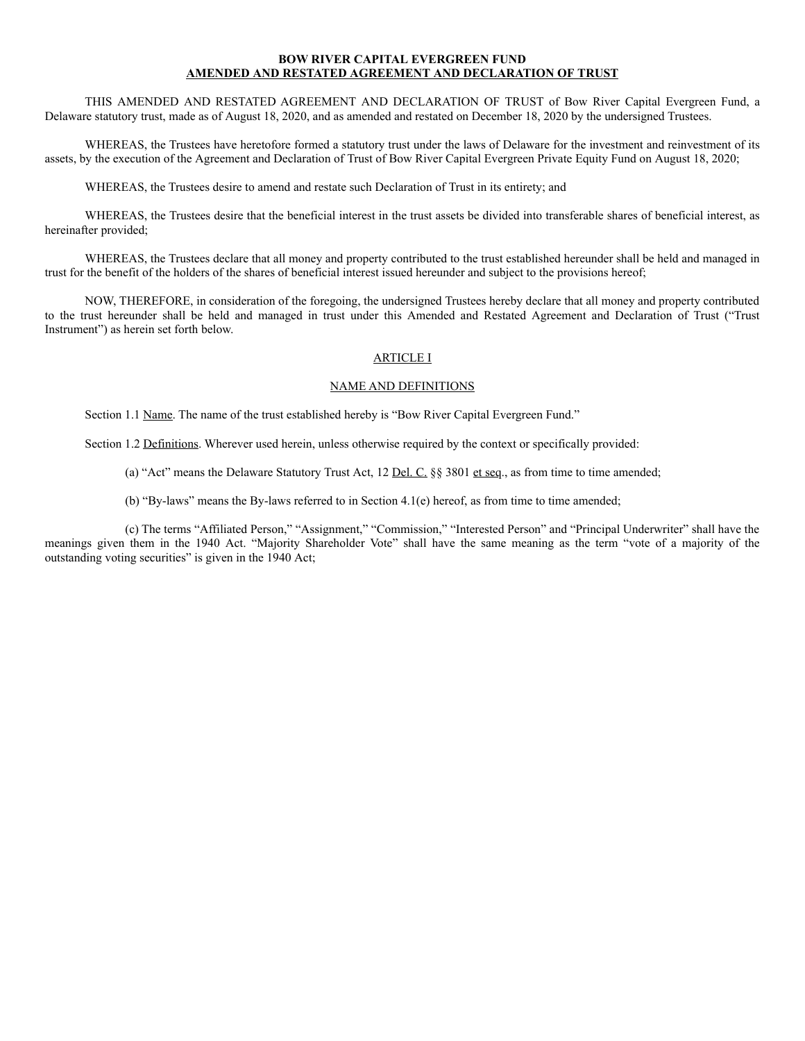# BOW RIVER CAPITAL EVERGREEN FUND
## AMENDED AND RESTATED AGREEMENT AND DECLARATION OF TRUST

THIS AMENDED AND RESTATED AGREEMENT AND DECLARATION OF TRUST of Bow River Capital Evergreen Fund, a Delaware statutory trust, made as of August 18, 2020, and as amended and restated on December 18, 2020 by the undersigned Trustees.

WHEREAS, the Trustees have heretofore formed a statutory trust under the laws of Delaware for the investment and reinvestment of its assets, by the execution of the Agreement and Declaration of Trust of Bow River Capital Evergreen Private Equity Fund on August 18, 2020;

WHEREAS, the Trustees desire to amend and restate such Declaration of Trust in its entirety; and

WHEREAS, the Trustees desire that the beneficial interest in the trust assets be divided into transferable shares of beneficial interest, as hereinafter provided;

WHEREAS, the Trustees declare that all money and property contributed to the trust established hereunder shall be held and managed in trust for the benefit of the holders of the shares of beneficial interest issued hereunder and subject to the provisions hereof;

NOW, THEREFORE, in consideration of the foregoing, the undersigned Trustees hereby declare that all money and property contributed to the trust hereunder shall be held and managed in trust under this Amended and Restated Agreement and Declaration of Trust ("Trust Instrument") as herein set forth below.

## ARTICLE I

## NAME AND DEFINITIONS

Section 1.1 Name. The name of the trust established hereby is "Bow River Capital Evergreen Fund."

Section 1.2 Definitions. Wherever used herein, unless otherwise required by the context or specifically provided:

(a) "Act" means the Delaware Statutory Trust Act, 12 Del. C. §§ 3801 et seq., as from time to time amended;

(b) "By-laws" means the By-laws referred to in Section 4.1(e) hereof, as from time to time amended;

(c) The terms "Affiliated Person," "Assignment," "Commission," "Interested Person" and "Principal Underwriter" shall have the meanings given them in the 1940 Act. "Majority Shareholder Vote" shall have the same meaning as the term "vote of a majority of the outstanding voting securities" is given in the 1940 Act;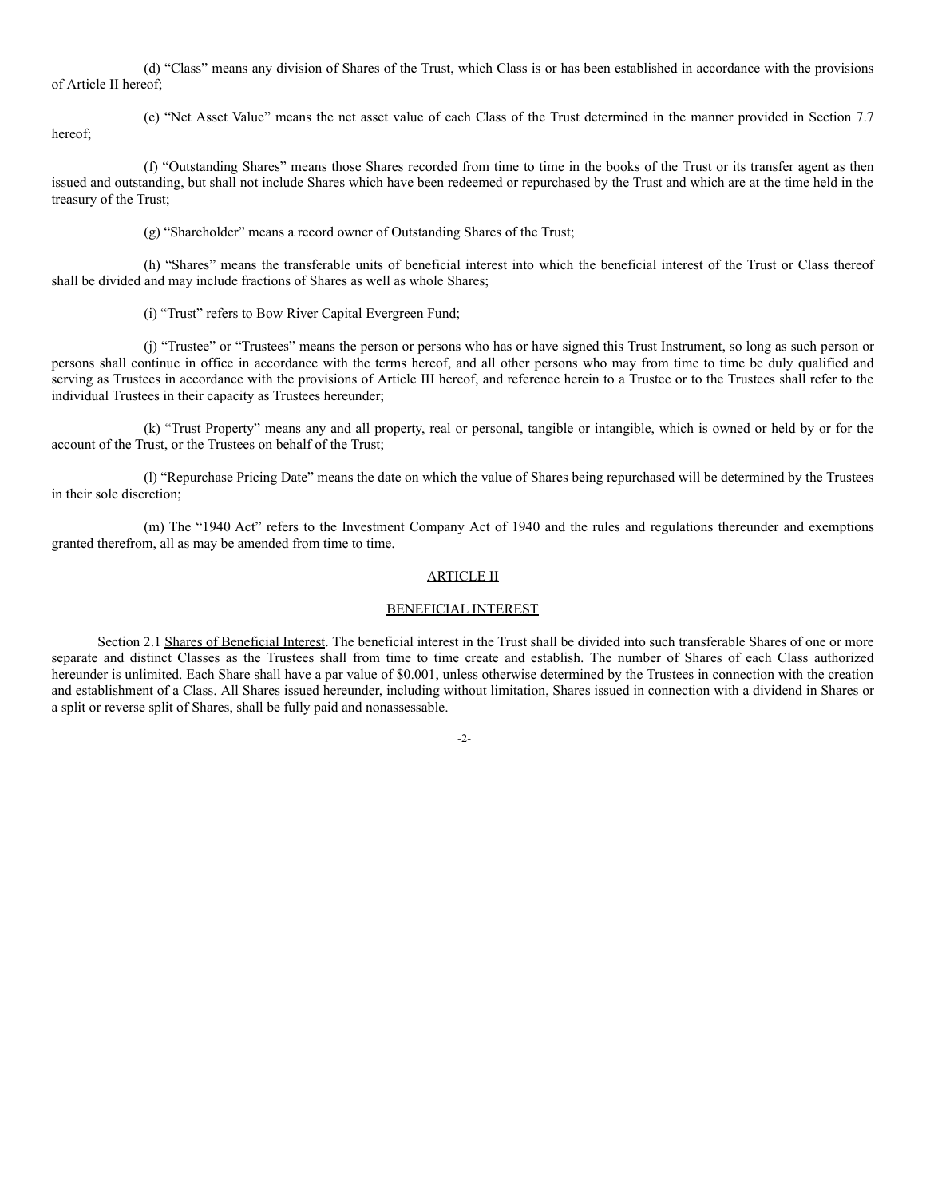(d) “Class” means any division of Shares of the Trust, which Class is or has been established in accordance with the provisions of Article II hereof;

(e) “Net Asset Value” means the net asset value of each Class of the Trust determined in the manner provided in Section 7.7 hereof;

(f) “Outstanding Shares” means those Shares recorded from time to time in the books of the Trust or its transfer agent as then issued and outstanding, but shall not include Shares which have been redeemed or repurchased by the Trust and which are at the time held in the treasury of the Trust;

(g) “Shareholder” means a record owner of Outstanding Shares of the Trust;

(h) “Shares” means the transferable units of beneficial interest into which the beneficial interest of the Trust or Class thereof shall be divided and may include fractions of Shares as well as whole Shares;

(i) “Trust” refers to Bow River Capital Evergreen Fund;

(j) “Trustee” or “Trustees” means the person or persons who has or have signed this Trust Instrument, so long as such person or persons shall continue in office in accordance with the terms hereof, and all other persons who may from time to time be duly qualified and serving as Trustees in accordance with the provisions of Article III hereof, and reference herein to a Trustee or to the Trustees shall refer to the individual Trustees in their capacity as Trustees hereunder;

(k) “Trust Property” means any and all property, real or personal, tangible or intangible, which is owned or held by or for the account of the Trust, or the Trustees on behalf of the Trust;

(l) “Repurchase Pricing Date” means the date on which the value of Shares being repurchased will be determined by the Trustees in their sole discretion;

(m) The “1940 Act” refers to the Investment Company Act of 1940 and the rules and regulations thereunder and exemptions granted therefrom, all as may be amended from time to time.

## ARTICLE II

## BENEFICIAL INTEREST

Section 2.1 Shares of Beneficial Interest. The beneficial interest in the Trust shall be divided into such transferable Shares of one or more separate and distinct Classes as the Trustees shall from time to time create and establish. The number of Shares of each Class authorized hereunder is unlimited. Each Share shall have a par value of $0.001, unless otherwise determined by the Trustees in connection with the creation and establishment of a Class. All Shares issued hereunder, including without limitation, Shares issued in connection with a dividend in Shares or a split or reverse split of Shares, shall be fully paid and nonassessable.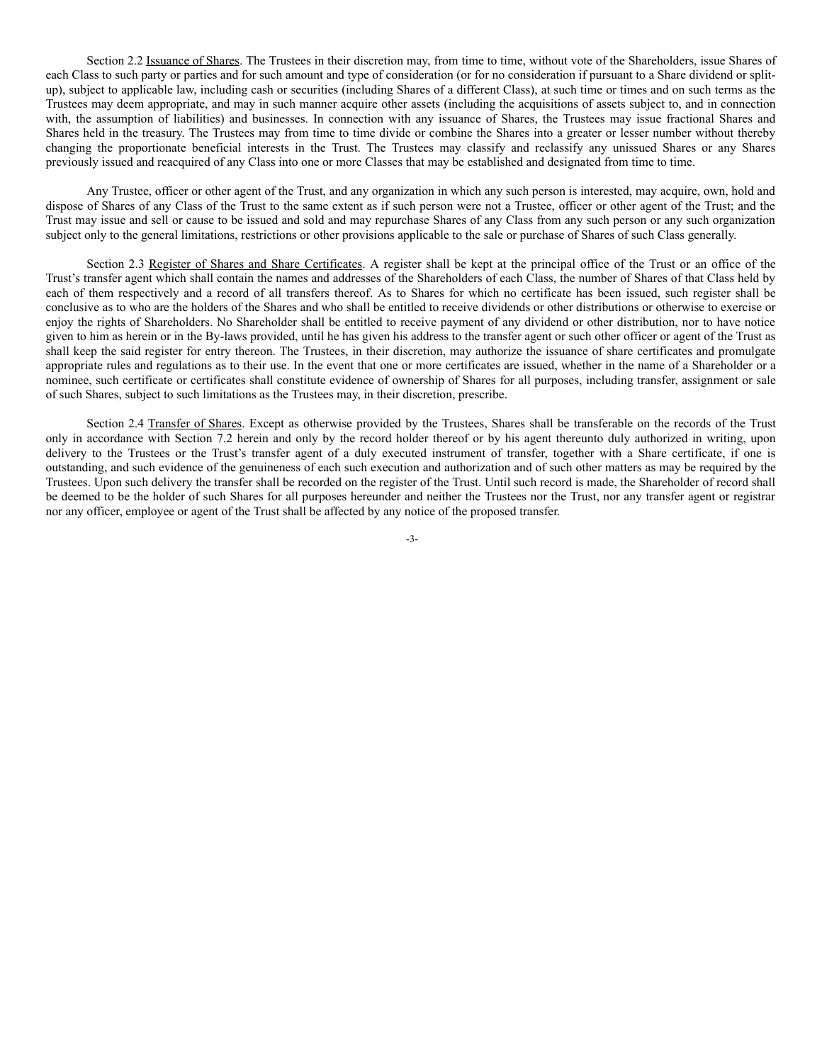Section 2.2 Issuance of Shares. The Trustees in their discretion may, from time to time, without vote of the Shareholders, issue Shares of each Class to such party or parties and for such amount and type of consideration (or for no consideration if pursuant to a Share dividend or split-up), subject to applicable law, including cash or securities (including Shares of a different Class), at such time or times and on such terms as the Trustees may deem appropriate, and may in such manner acquire other assets (including the acquisitions of assets subject to, and in connection with, the assumption of liabilities) and businesses. In connection with any issuance of Shares, the Trustees may issue fractional Shares and Shares held in the treasury. The Trustees may from time to time divide or combine the Shares into a greater or lesser number without thereby changing the proportionate beneficial interests in the Trust. The Trustees may classify and reclassify any unissued Shares or any Shares previously issued and reacquired of any Class into one or more Classes that may be established and designated from time to time.

Any Trustee, officer or other agent of the Trust, and any organization in which any such person is interested, may acquire, own, hold and dispose of Shares of any Class of the Trust to the same extent as if such person were not a Trustee, officer or other agent of the Trust; and the Trust may issue and sell or cause to be issued and sold and may repurchase Shares of any Class from any such person or any such organization subject only to the general limitations, restrictions or other provisions applicable to the sale or purchase of Shares of such Class generally.

Section 2.3 Register of Shares and Share Certificates. A register shall be kept at the principal office of the Trust or an office of the Trust's transfer agent which shall contain the names and addresses of the Shareholders of each Class, the number of Shares of that Class held by each of them respectively and a record of all transfers thereof. As to Shares for which no certificate has been issued, such register shall be conclusive as to who are the holders of the Shares and who shall be entitled to receive dividends or other distributions or otherwise to exercise or enjoy the rights of Shareholders. No Shareholder shall be entitled to receive payment of any dividend or other distribution, nor to have notice given to him as herein or in the By-laws provided, until he has given his address to the transfer agent or such other officer or agent of the Trust as shall keep the said register for entry thereon. The Trustees, in their discretion, may authorize the issuance of share certificates and promulgate appropriate rules and regulations as to their use. In the event that one or more certificates are issued, whether in the name of a Shareholder or a nominee, such certificate or certificates shall constitute evidence of ownership of Shares for all purposes, including transfer, assignment or sale of such Shares, subject to such limitations as the Trustees may, in their discretion, prescribe.

Section 2.4 Transfer of Shares. Except as otherwise provided by the Trustees, Shares shall be transferable on the records of the Trust only in accordance with Section 7.2 herein and only by the record holder thereof or by his agent thereunto duly authorized in writing, upon delivery to the Trustees or the Trust's transfer agent of a duly executed instrument of transfer, together with a Share certificate, if one is outstanding, and such evidence of the genuineness of each such execution and authorization and of such other matters as may be required by the Trustees. Upon such delivery the transfer shall be recorded on the register of the Trust. Until such record is made, the Shareholder of record shall be deemed to be the holder of such Shares for all purposes hereunder and neither the Trustees nor the Trust, nor any transfer agent or registrar nor any officer, employee or agent of the Trust shall be affected by any notice of the proposed transfer.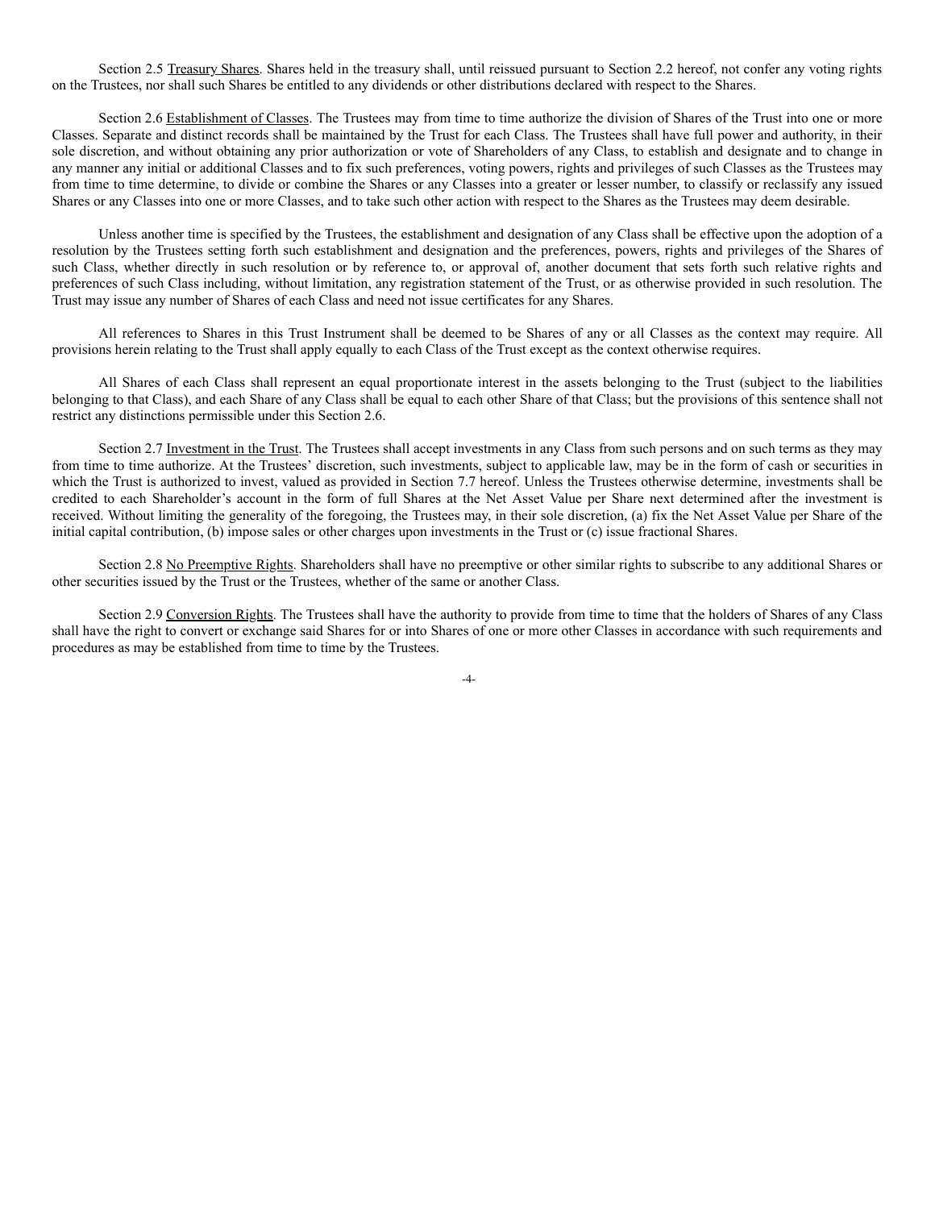Section 2.5 Treasury Shares. Shares held in the treasury shall, until reissued pursuant to Section 2.2 hereof, not confer any voting rights on the Trustees, nor shall such Shares be entitled to any dividends or other distributions declared with respect to the Shares.

Section 2.6 Establishment of Classes. The Trustees may from time to time authorize the division of Shares of the Trust into one or more Classes. Separate and distinct records shall be maintained by the Trust for each Class. The Trustees shall have full power and authority, in their sole discretion, and without obtaining any prior authorization or vote of Shareholders of any Class, to establish and designate and to change in any manner any initial or additional Classes and to fix such preferences, voting powers, rights and privileges of such Classes as the Trustees may from time to time determine, to divide or combine the Shares or any Classes into a greater or lesser number, to classify or reclassify any issued Shares or any Classes into one or more Classes, and to take such other action with respect to the Shares as the Trustees may deem desirable.

Unless another time is specified by the Trustees, the establishment and designation of any Class shall be effective upon the adoption of a resolution by the Trustees setting forth such establishment and designation and the preferences, powers, rights and privileges of the Shares of such Class, whether directly in such resolution or by reference to, or approval of, another document that sets forth such relative rights and preferences of such Class including, without limitation, any registration statement of the Trust, or as otherwise provided in such resolution. The Trust may issue any number of Shares of each Class and need not issue certificates for any Shares.

All references to Shares in this Trust Instrument shall be deemed to be Shares of any or all Classes as the context may require. All provisions herein relating to the Trust shall apply equally to each Class of the Trust except as the context otherwise requires.

All Shares of each Class shall represent an equal proportionate interest in the assets belonging to the Trust (subject to the liabilities belonging to that Class), and each Share of any Class shall be equal to each other Share of that Class; but the provisions of this sentence shall not restrict any distinctions permissible under this Section 2.6.

Section 2.7 Investment in the Trust. The Trustees shall accept investments in any Class from such persons and on such terms as they may from time to time authorize. At the Trustees' discretion, such investments, subject to applicable law, may be in the form of cash or securities in which the Trust is authorized to invest, valued as provided in Section 7.7 hereof. Unless the Trustees otherwise determine, investments shall be credited to each Shareholder's account in the form of full Shares at the Net Asset Value per Share next determined after the investment is received. Without limiting the generality of the foregoing, the Trustees may, in their sole discretion, (a) fix the Net Asset Value per Share of the initial capital contribution, (b) impose sales or other charges upon investments in the Trust or (c) issue fractional Shares.

Section 2.8 No Preemptive Rights. Shareholders shall have no preemptive or other similar rights to subscribe to any additional Shares or other securities issued by the Trust or the Trustees, whether of the same or another Class.

Section 2.9 Conversion Rights. The Trustees shall have the authority to provide from time to time that the holders of Shares of any Class shall have the right to convert or exchange said Shares for or into Shares of one or more other Classes in accordance with such requirements and procedures as may be established from time to time by the Trustees.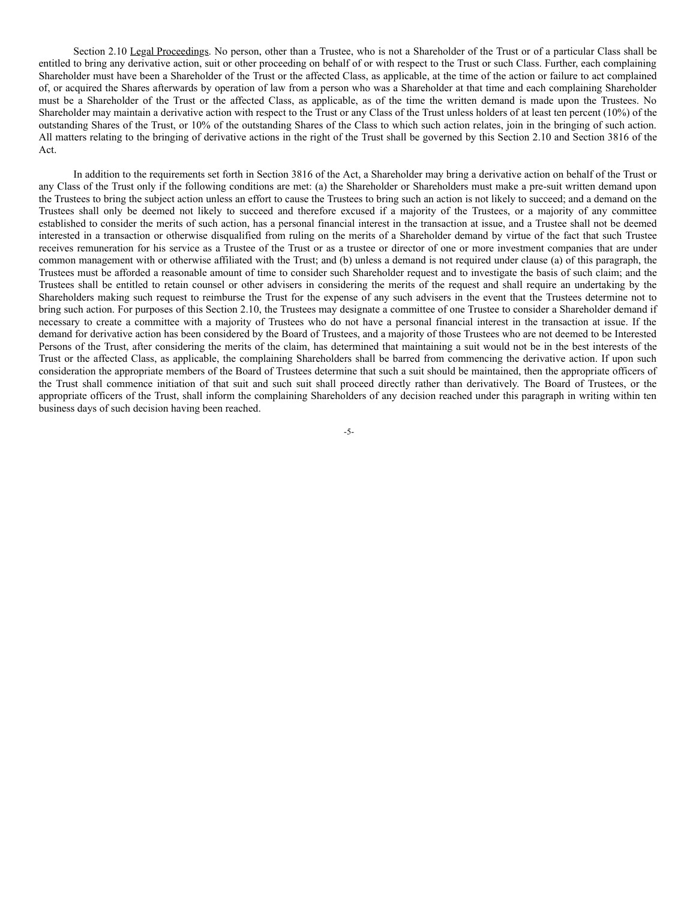Section 2.10 Legal Proceedings. No person, other than a Trustee, who is not a Shareholder of the Trust or of a particular Class shall be entitled to bring any derivative action, suit or other proceeding on behalf of or with respect to the Trust or such Class. Further, each complaining Shareholder must have been a Shareholder of the Trust or the affected Class, as applicable, at the time of the action or failure to act complained of, or acquired the Shares afterwards by operation of law from a person who was a Shareholder at that time and each complaining Shareholder must be a Shareholder of the Trust or the affected Class, as applicable, as of the time the written demand is made upon the Trustees. No Shareholder may maintain a derivative action with respect to the Trust or any Class of the Trust unless holders of at least ten percent (10%) of the outstanding Shares of the Trust, or 10% of the outstanding Shares of the Class to which such action relates, join in the bringing of such action. All matters relating to the bringing of derivative actions in the right of the Trust shall be governed by this Section 2.10 and Section 3816 of the Act.

In addition to the requirements set forth in Section 3816 of the Act, a Shareholder may bring a derivative action on behalf of the Trust or any Class of the Trust only if the following conditions are met: (a) the Shareholder or Shareholders must make a pre-suit written demand upon the Trustees to bring the subject action unless an effort to cause the Trustees to bring such an action is not likely to succeed; and a demand on the Trustees shall only be deemed not likely to succeed and therefore excused if a majority of the Trustees, or a majority of any committee established to consider the merits of such action, has a personal financial interest in the transaction at issue, and a Trustee shall not be deemed interested in a transaction or otherwise disqualified from ruling on the merits of a Shareholder demand by virtue of the fact that such Trustee receives remuneration for his service as a Trustee of the Trust or as a trustee or director of one or more investment companies that are under common management with or otherwise affiliated with the Trust; and (b) unless a demand is not required under clause (a) of this paragraph, the Trustees must be afforded a reasonable amount of time to consider such Shareholder request and to investigate the basis of such claim; and the Trustees shall be entitled to retain counsel or other advisers in considering the merits of the request and shall require an undertaking by the Shareholders making such request to reimburse the Trust for the expense of any such advisers in the event that the Trustees determine not to bring such action. For purposes of this Section 2.10, the Trustees may designate a committee of one Trustee to consider a Shareholder demand if necessary to create a committee with a majority of Trustees who do not have a personal financial interest in the transaction at issue. If the demand for derivative action has been considered by the Board of Trustees, and a majority of those Trustees who are not deemed to be Interested Persons of the Trust, after considering the merits of the claim, has determined that maintaining a suit would not be in the best interests of the Trust or the affected Class, as applicable, the complaining Shareholders shall be barred from commencing the derivative action. If upon such consideration the appropriate members of the Board of Trustees determine that such a suit should be maintained, then the appropriate officers of the Trust shall commence initiation of that suit and such suit shall proceed directly rather than derivatively. The Board of Trustees, or the appropriate officers of the Trust, shall inform the complaining Shareholders of any decision reached under this paragraph in writing within ten business days of such decision having been reached.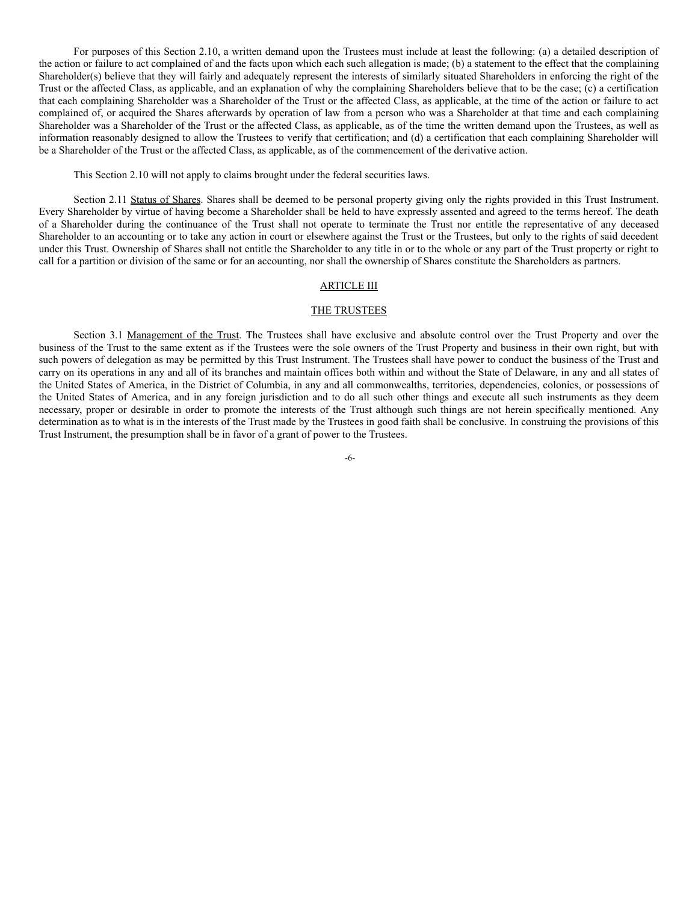For purposes of this Section 2.10, a written demand upon the Trustees must include at least the following: (a) a detailed description of the action or failure to act complained of and the facts upon which each such allegation is made; (b) a statement to the effect that the complaining Shareholder(s) believe that they will fairly and adequately represent the interests of similarly situated Shareholders in enforcing the right of the Trust or the affected Class, as applicable, and an explanation of why the complaining Shareholders believe that to be the case; (c) a certification that each complaining Shareholder was a Shareholder of the Trust or the affected Class, as applicable, at the time of the action or failure to act complained of, or acquired the Shares afterwards by operation of law from a person who was a Shareholder at that time and each complaining Shareholder was a Shareholder of the Trust or the affected Class, as applicable, as of the time the written demand upon the Trustees, as well as information reasonably designed to allow the Trustees to verify that certification; and (d) a certification that each complaining Shareholder will be a Shareholder of the Trust or the affected Class, as applicable, as of the commencement of the derivative action.

This Section 2.10 will not apply to claims brought under the federal securities laws.

Section 2.11 Status of Shares. Shares shall be deemed to be personal property giving only the rights provided in this Trust Instrument. Every Shareholder by virtue of having become a Shareholder shall be held to have expressly assented and agreed to the terms hereof. The death of a Shareholder during the continuance of the Trust shall not operate to terminate the Trust nor entitle the representative of any deceased Shareholder to an accounting or to take any action in court or elsewhere against the Trust or the Trustees, but only to the rights of said decedent under this Trust. Ownership of Shares shall not entitle the Shareholder to any title in or to the whole or any part of the Trust property or right to call for a partition or division of the same or for an accounting, nor shall the ownership of Shares constitute the Shareholders as partners.

## ARTICLE III

## THE TRUSTEES

Section 3.1 Management of the Trust. The Trustees shall have exclusive and absolute control over the Trust Property and over the business of the Trust to the same extent as if the Trustees were the sole owners of the Trust Property and business in their own right, but with such powers of delegation as may be permitted by this Trust Instrument. The Trustees shall have power to conduct the business of the Trust and carry on its operations in any and all of its branches and maintain offices both within and without the State of Delaware, in any and all states of the United States of America, in the District of Columbia, in any and all commonwealths, territories, dependencies, colonies, or possessions of the United States of America, and in any foreign jurisdiction and to do all such other things and execute all such instruments as they deem necessary, proper or desirable in order to promote the interests of the Trust although such things are not herein specifically mentioned. Any determination as to what is in the interests of the Trust made by the Trustees in good faith shall be conclusive. In construing the provisions of this Trust Instrument, the presumption shall be in favor of a grant of power to the Trustees.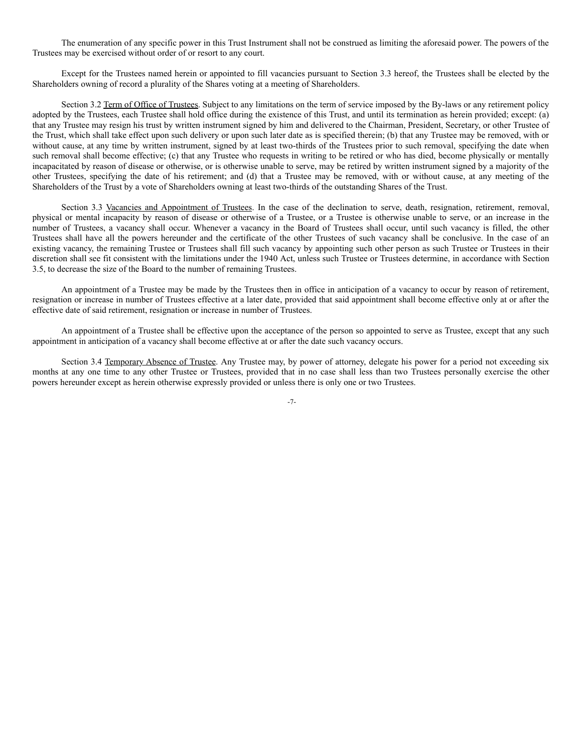The enumeration of any specific power in this Trust Instrument shall not be construed as limiting the aforesaid power. The powers of the Trustees may be exercised without order of or resort to any court.

Except for the Trustees named herein or appointed to fill vacancies pursuant to Section 3.3 hereof, the Trustees shall be elected by the Shareholders owning of record a plurality of the Shares voting at a meeting of Shareholders.

Section 3.2 Term of Office of Trustees. Subject to any limitations on the term of service imposed by the By-laws or any retirement policy adopted by the Trustees, each Trustee shall hold office during the existence of this Trust, and until its termination as herein provided; except: (a) that any Trustee may resign his trust by written instrument signed by him and delivered to the Chairman, President, Secretary, or other Trustee of the Trust, which shall take effect upon such delivery or upon such later date as is specified therein; (b) that any Trustee may be removed, with or without cause, at any time by written instrument, signed by at least two-thirds of the Trustees prior to such removal, specifying the date when such removal shall become effective; (c) that any Trustee who requests in writing to be retired or who has died, become physically or mentally incapacitated by reason of disease or otherwise, or is otherwise unable to serve, may be retired by written instrument signed by a majority of the other Trustees, specifying the date of his retirement; and (d) that a Trustee may be removed, with or without cause, at any meeting of the Shareholders of the Trust by a vote of Shareholders owning at least two-thirds of the outstanding Shares of the Trust.

Section 3.3 Vacancies and Appointment of Trustees. In the case of the declination to serve, death, resignation, retirement, removal, physical or mental incapacity by reason of disease or otherwise of a Trustee, or a Trustee is otherwise unable to serve, or an increase in the number of Trustees, a vacancy shall occur. Whenever a vacancy in the Board of Trustees shall occur, until such vacancy is filled, the other Trustees shall have all the powers hereunder and the certificate of the other Trustees of such vacancy shall be conclusive. In the case of an existing vacancy, the remaining Trustee or Trustees shall fill such vacancy by appointing such other person as such Trustee or Trustees in their discretion shall see fit consistent with the limitations under the 1940 Act, unless such Trustee or Trustees determine, in accordance with Section 3.5, to decrease the size of the Board to the number of remaining Trustees.

An appointment of a Trustee may be made by the Trustees then in office in anticipation of a vacancy to occur by reason of retirement, resignation or increase in number of Trustees effective at a later date, provided that said appointment shall become effective only at or after the effective date of said retirement, resignation or increase in number of Trustees.

An appointment of a Trustee shall be effective upon the acceptance of the person so appointed to serve as Trustee, except that any such appointment in anticipation of a vacancy shall become effective at or after the date such vacancy occurs.

Section 3.4 Temporary Absence of Trustee. Any Trustee may, by power of attorney, delegate his power for a period not exceeding six months at any one time to any other Trustee or Trustees, provided that in no case shall less than two Trustees personally exercise the other powers hereunder except as herein otherwise expressly provided or unless there is only one or two Trustees.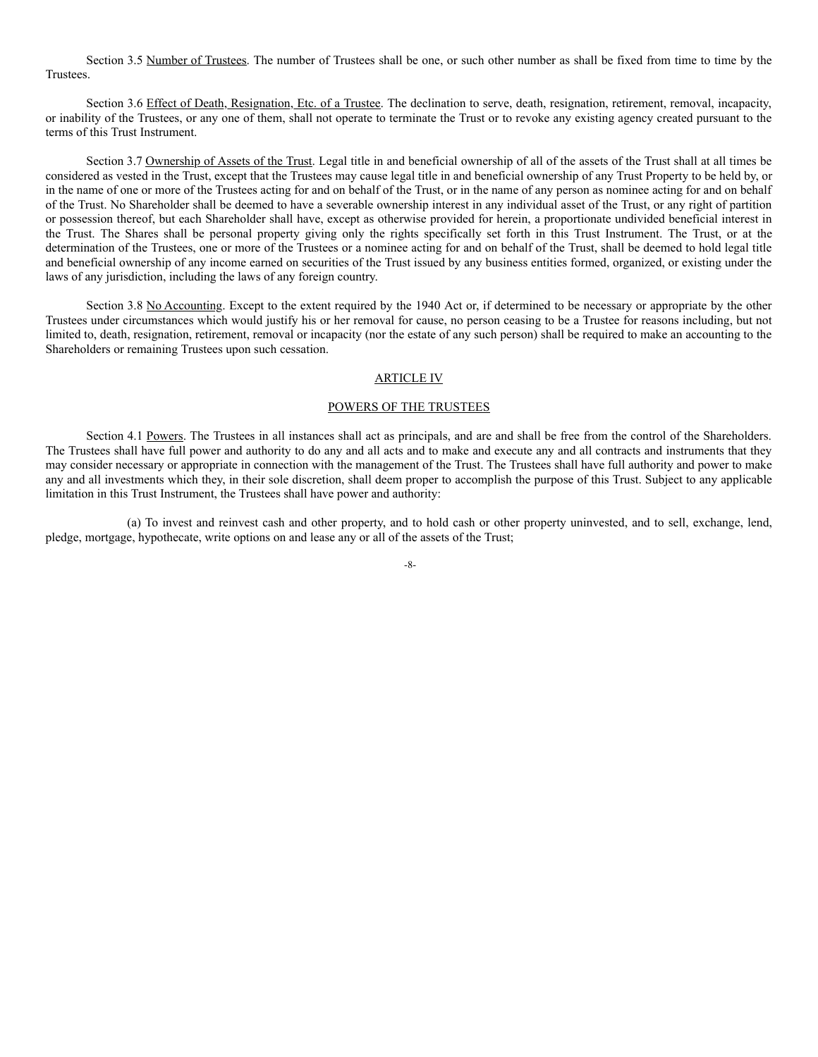Section 3.5 Number of Trustees. The number of Trustees shall be one, or such other number as shall be fixed from time to time by the Trustees.

Section 3.6 Effect of Death, Resignation, Etc. of a Trustee. The declination to serve, death, resignation, retirement, removal, incapacity, or inability of the Trustees, or any one of them, shall not operate to terminate the Trust or to revoke any existing agency created pursuant to the terms of this Trust Instrument.

Section 3.7 Ownership of Assets of the Trust. Legal title in and beneficial ownership of all of the assets of the Trust shall at all times be considered as vested in the Trust, except that the Trustees may cause legal title in and beneficial ownership of any Trust Property to be held by, or in the name of one or more of the Trustees acting for and on behalf of the Trust, or in the name of any person as nominee acting for and on behalf of the Trust. No Shareholder shall be deemed to have a severable ownership interest in any individual asset of the Trust, or any right of partition or possession thereof, but each Shareholder shall have, except as otherwise provided for herein, a proportionate undivided beneficial interest in the Trust. The Shares shall be personal property giving only the rights specifically set forth in this Trust Instrument. The Trust, or at the determination of the Trustees, one or more of the Trustees or a nominee acting for and on behalf of the Trust, shall be deemed to hold legal title and beneficial ownership of any income earned on securities of the Trust issued by any business entities formed, organized, or existing under the laws of any jurisdiction, including the laws of any foreign country.

Section 3.8 No Accounting. Except to the extent required by the 1940 Act or, if determined to be necessary or appropriate by the other Trustees under circumstances which would justify his or her removal for cause, no person ceasing to be a Trustee for reasons including, but not limited to, death, resignation, retirement, removal or incapacity (nor the estate of any such person) shall be required to make an accounting to the Shareholders or remaining Trustees upon such cessation.

## ARTICLE IV

## POWERS OF THE TRUSTEES

Section 4.1 Powers. The Trustees in all instances shall act as principals, and are and shall be free from the control of the Shareholders. The Trustees shall have full power and authority to do any and all acts and to make and execute any and all contracts and instruments that they may consider necessary or appropriate in connection with the management of the Trust. The Trustees shall have full authority and power to make any and all investments which they, in their sole discretion, shall deem proper to accomplish the purpose of this Trust. Subject to any applicable limitation in this Trust Instrument, the Trustees shall have power and authority:

(a) To invest and reinvest cash and other property, and to hold cash or other property uninvested, and to sell, exchange, lend, pledge, mortgage, hypothecate, write options on and lease any or all of the assets of the Trust;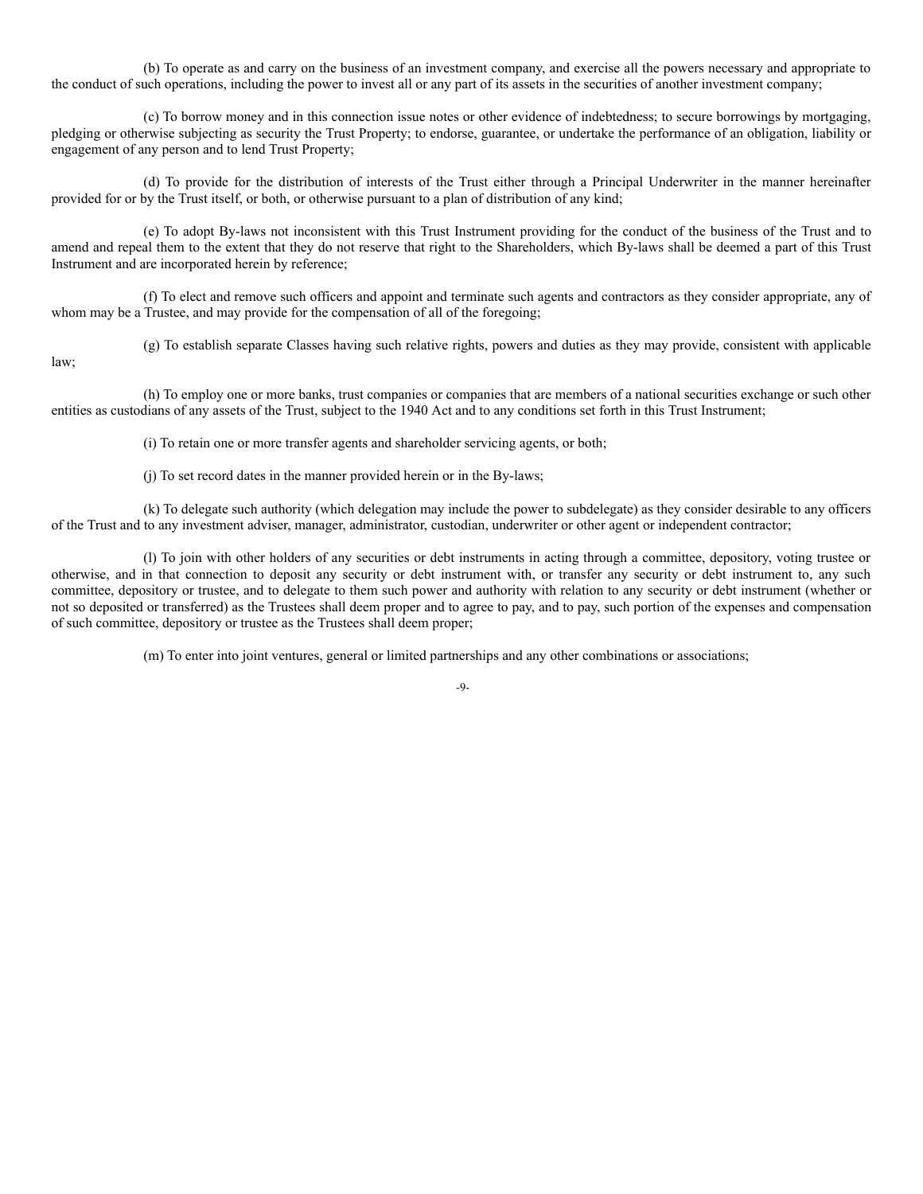(b) To operate as and carry on the business of an investment company, and exercise all the powers necessary and appropriate to the conduct of such operations, including the power to invest all or any part of its assets in the securities of another investment company;

(c) To borrow money and in this connection issue notes or other evidence of indebtedness; to secure borrowings by mortgaging, pledging or otherwise subjecting as security the Trust Property; to endorse, guarantee, or undertake the performance of an obligation, liability or engagement of any person and to lend Trust Property;

(d) To provide for the distribution of interests of the Trust either through a Principal Underwriter in the manner hereinafter provided for or by the Trust itself, or both, or otherwise pursuant to a plan of distribution of any kind;

(e) To adopt By-laws not inconsistent with this Trust Instrument providing for the conduct of the business of the Trust and to amend and repeal them to the extent that they do not reserve that right to the Shareholders, which By-laws shall be deemed a part of this Trust Instrument and are incorporated herein by reference;

(f) To elect and remove such officers and appoint and terminate such agents and contractors as they consider appropriate, any of whom may be a Trustee, and may provide for the compensation of all of the foregoing;

(g) To establish separate Classes having such relative rights, powers and duties as they may provide, consistent with applicable law;

(h) To employ one or more banks, trust companies or companies that are members of a national securities exchange or such other entities as custodians of any assets of the Trust, subject to the 1940 Act and to any conditions set forth in this Trust Instrument;

(i) To retain one or more transfer agents and shareholder servicing agents, or both;

(j) To set record dates in the manner provided herein or in the By-laws;

(k) To delegate such authority (which delegation may include the power to subdelegate) as they consider desirable to any officers of the Trust and to any investment adviser, manager, administrator, custodian, underwriter or other agent or independent contractor;

(l) To join with other holders of any securities or debt instruments in acting through a committee, depository, voting trustee or otherwise, and in that connection to deposit any security or debt instrument with, or transfer any security or debt instrument to, any such committee, depository or trustee, and to delegate to them such power and authority with relation to any security or debt instrument (whether or not so deposited or transferred) as the Trustees shall deem proper and to agree to pay, and to pay, such portion of the expenses and compensation of such committee, depository or trustee as the Trustees shall deem proper;

(m) To enter into joint ventures, general or limited partnerships and any other combinations or associations;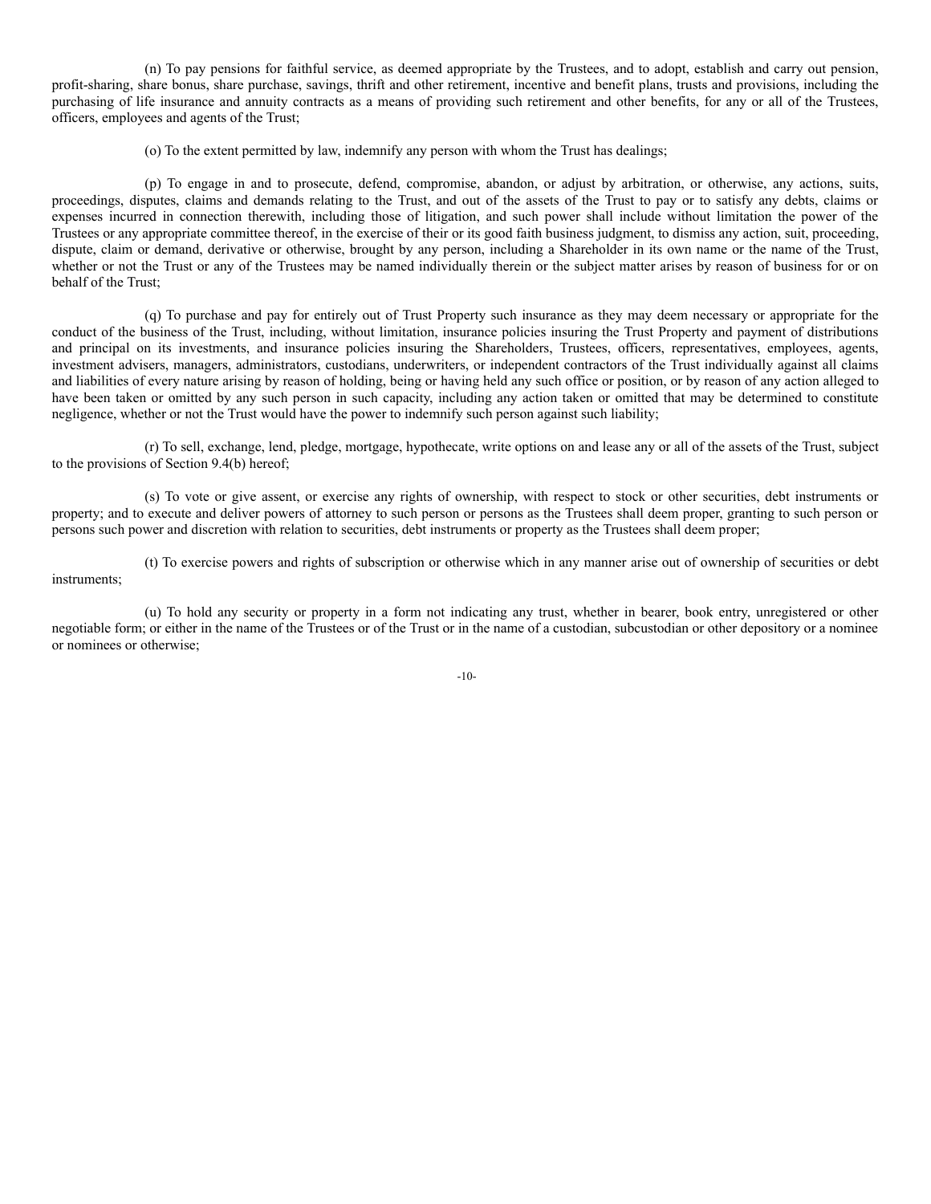(n) To pay pensions for faithful service, as deemed appropriate by the Trustees, and to adopt, establish and carry out pension, profit-sharing, share bonus, share purchase, savings, thrift and other retirement, incentive and benefit plans, trusts and provisions, including the purchasing of life insurance and annuity contracts as a means of providing such retirement and other benefits, for any or all of the Trustees, officers, employees and agents of the Trust;

(o) To the extent permitted by law, indemnify any person with whom the Trust has dealings;

(p) To engage in and to prosecute, defend, compromise, abandon, or adjust by arbitration, or otherwise, any actions, suits, proceedings, disputes, claims and demands relating to the Trust, and out of the assets of the Trust to pay or to satisfy any debts, claims or expenses incurred in connection therewith, including those of litigation, and such power shall include without limitation the power of the Trustees or any appropriate committee thereof, in the exercise of their or its good faith business judgment, to dismiss any action, suit, proceeding, dispute, claim or demand, derivative or otherwise, brought by any person, including a Shareholder in its own name or the name of the Trust, whether or not the Trust or any of the Trustees may be named individually therein or the subject matter arises by reason of business for or on behalf of the Trust;

(q) To purchase and pay for entirely out of Trust Property such insurance as they may deem necessary or appropriate for the conduct of the business of the Trust, including, without limitation, insurance policies insuring the Trust Property and payment of distributions and principal on its investments, and insurance policies insuring the Shareholders, Trustees, officers, representatives, employees, agents, investment advisers, managers, administrators, custodians, underwriters, or independent contractors of the Trust individually against all claims and liabilities of every nature arising by reason of holding, being or having held any such office or position, or by reason of any action alleged to have been taken or omitted by any such person in such capacity, including any action taken or omitted that may be determined to constitute negligence, whether or not the Trust would have the power to indemnify such person against such liability;

(r) To sell, exchange, lend, pledge, mortgage, hypothecate, write options on and lease any or all of the assets of the Trust, subject to the provisions of Section 9.4(b) hereof;

(s) To vote or give assent, or exercise any rights of ownership, with respect to stock or other securities, debt instruments or property; and to execute and deliver powers of attorney to such person or persons as the Trustees shall deem proper, granting to such person or persons such power and discretion with relation to securities, debt instruments or property as the Trustees shall deem proper;

(t) To exercise powers and rights of subscription or otherwise which in any manner arise out of ownership of securities or debt instruments;

(u) To hold any security or property in a form not indicating any trust, whether in bearer, book entry, unregistered or other negotiable form; or either in the name of the Trustees or of the Trust or in the name of a custodian, subcustodian or other depository or a nominee or nominees or otherwise;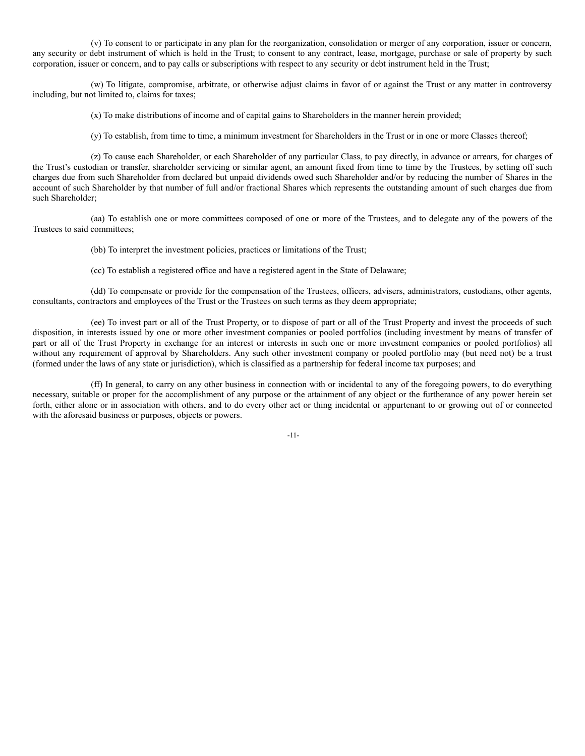(v) To consent to or participate in any plan for the reorganization, consolidation or merger of any corporation, issuer or concern, any security or debt instrument of which is held in the Trust; to consent to any contract, lease, mortgage, purchase or sale of property by such corporation, issuer or concern, and to pay calls or subscriptions with respect to any security or debt instrument held in the Trust;

(w) To litigate, compromise, arbitrate, or otherwise adjust claims in favor of or against the Trust or any matter in controversy including, but not limited to, claims for taxes;

(x) To make distributions of income and of capital gains to Shareholders in the manner herein provided;

(y) To establish, from time to time, a minimum investment for Shareholders in the Trust or in one or more Classes thereof;

(z) To cause each Shareholder, or each Shareholder of any particular Class, to pay directly, in advance or arrears, for charges of the Trust's custodian or transfer, shareholder servicing or similar agent, an amount fixed from time to time by the Trustees, by setting off such charges due from such Shareholder from declared but unpaid dividends owed such Shareholder and/or by reducing the number of Shares in the account of such Shareholder by that number of full and/or fractional Shares which represents the outstanding amount of such charges due from such Shareholder;

(aa) To establish one or more committees composed of one or more of the Trustees, and to delegate any of the powers of the Trustees to said committees;

(bb) To interpret the investment policies, practices or limitations of the Trust;

(cc) To establish a registered office and have a registered agent in the State of Delaware;

(dd) To compensate or provide for the compensation of the Trustees, officers, advisers, administrators, custodians, other agents, consultants, contractors and employees of the Trust or the Trustees on such terms as they deem appropriate;

(ee) To invest part or all of the Trust Property, or to dispose of part or all of the Trust Property and invest the proceeds of such disposition, in interests issued by one or more other investment companies or pooled portfolios (including investment by means of transfer of part or all of the Trust Property in exchange for an interest or interests in such one or more investment companies or pooled portfolios) all without any requirement of approval by Shareholders. Any such other investment company or pooled portfolio may (but need not) be a trust (formed under the laws of any state or jurisdiction), which is classified as a partnership for federal income tax purposes; and

(ff) In general, to carry on any other business in connection with or incidental to any of the foregoing powers, to do everything necessary, suitable or proper for the accomplishment of any purpose or the attainment of any object or the furtherance of any power herein set forth, either alone or in association with others, and to do every other act or thing incidental or appurtenant to or growing out of or connected with the aforesaid business or purposes, objects or powers.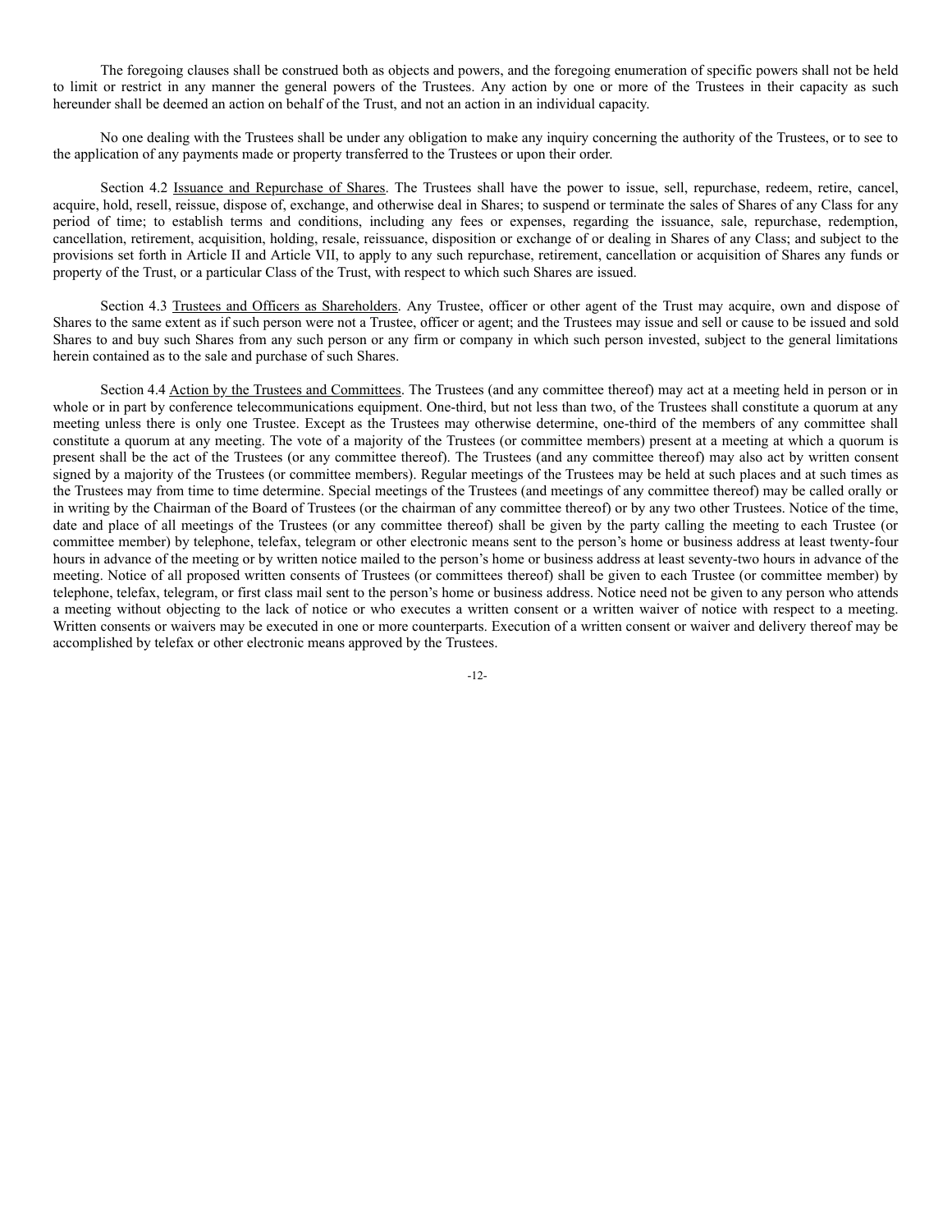The foregoing clauses shall be construed both as objects and powers, and the foregoing enumeration of specific powers shall not be held to limit or restrict in any manner the general powers of the Trustees. Any action by one or more of the Trustees in their capacity as such hereunder shall be deemed an action on behalf of the Trust, and not an action in an individual capacity.

No one dealing with the Trustees shall be under any obligation to make any inquiry concerning the authority of the Trustees, or to see to the application of any payments made or property transferred to the Trustees or upon their order.

Section 4.2 Issuance and Repurchase of Shares. The Trustees shall have the power to issue, sell, repurchase, redeem, retire, cancel, acquire, hold, resell, reissue, dispose of, exchange, and otherwise deal in Shares; to suspend or terminate the sales of Shares of any Class for any period of time; to establish terms and conditions, including any fees or expenses, regarding the issuance, sale, repurchase, redemption, cancellation, retirement, acquisition, holding, resale, reissuance, disposition or exchange of or dealing in Shares of any Class; and subject to the provisions set forth in Article II and Article VII, to apply to any such repurchase, retirement, cancellation or acquisition of Shares any funds or property of the Trust, or a particular Class of the Trust, with respect to which such Shares are issued.

Section 4.3 Trustees and Officers as Shareholders. Any Trustee, officer or other agent of the Trust may acquire, own and dispose of Shares to the same extent as if such person were not a Trustee, officer or agent; and the Trustees may issue and sell or cause to be issued and sold Shares to and buy such Shares from any such person or any firm or company in which such person invested, subject to the general limitations herein contained as to the sale and purchase of such Shares.

Section 4.4 Action by the Trustees and Committees. The Trustees (and any committee thereof) may act at a meeting held in person or in whole or in part by conference telecommunications equipment. One-third, but not less than two, of the Trustees shall constitute a quorum at any meeting unless there is only one Trustee. Except as the Trustees may otherwise determine, one-third of the members of any committee shall constitute a quorum at any meeting. The vote of a majority of the Trustees (or committee members) present at a meeting at which a quorum is present shall be the act of the Trustees (or any committee thereof). The Trustees (and any committee thereof) may also act by written consent signed by a majority of the Trustees (or committee members). Regular meetings of the Trustees may be held at such places and at such times as the Trustees may from time to time determine. Special meetings of the Trustees (and meetings of any committee thereof) may be called orally or in writing by the Chairman of the Board of Trustees (or the chairman of any committee thereof) or by any two other Trustees. Notice of the time, date and place of all meetings of the Trustees (or any committee thereof) shall be given by the party calling the meeting to each Trustee (or committee member) by telephone, telefax, telegram or other electronic means sent to the person's home or business address at least twenty-four hours in advance of the meeting or by written notice mailed to the person's home or business address at least seventy-two hours in advance of the meeting. Notice of all proposed written consents of Trustees (or committees thereof) shall be given to each Trustee (or committee member) by telephone, telefax, telegram, or first class mail sent to the person's home or business address. Notice need not be given to any person who attends a meeting without objecting to the lack of notice or who executes a written consent or a written waiver of notice with respect to a meeting. Written consents or waivers may be executed in one or more counterparts. Execution of a written consent or waiver and delivery thereof may be accomplished by telefax or other electronic means approved by the Trustees.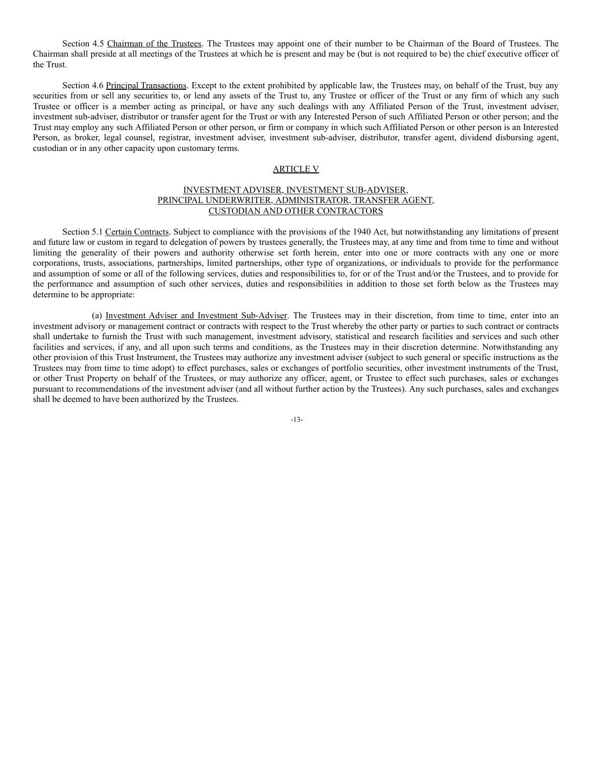Section 4.5 Chairman of the Trustees. The Trustees may appoint one of their number to be Chairman of the Board of Trustees. The Chairman shall preside at all meetings of the Trustees at which he is present and may be (but is not required to be) the chief executive officer of the Trust.

Section 4.6 Principal Transactions. Except to the extent prohibited by applicable law, the Trustees may, on behalf of the Trust, buy any securities from or sell any securities to, or lend any assets of the Trust to, any Trustee or officer of the Trust or any firm of which any such Trustee or officer is a member acting as principal, or have any such dealings with any Affiliated Person of the Trust, investment adviser, investment sub-adviser, distributor or transfer agent for the Trust or with any Interested Person of such Affiliated Person or other person; and the Trust may employ any such Affiliated Person or other person, or firm or company in which such Affiliated Person or other person is an Interested Person, as broker, legal counsel, registrar, investment adviser, investment sub-adviser, distributor, transfer agent, dividend disbursing agent, custodian or in any other capacity upon customary terms.

## ARTICLE V

## INVESTMENT ADVISER, INVESTMENT SUB-ADVISER, PRINCIPAL UNDERWRITER, ADMINISTRATOR, TRANSFER AGENT, CUSTODIAN AND OTHER CONTRACTORS

Section 5.1 Certain Contracts. Subject to compliance with the provisions of the 1940 Act, but notwithstanding any limitations of present and future law or custom in regard to delegation of powers by trustees generally, the Trustees may, at any time and from time to time and without limiting the generality of their powers and authority otherwise set forth herein, enter into one or more contracts with any one or more corporations, trusts, associations, partnerships, limited partnerships, other type of organizations, or individuals to provide for the performance and assumption of some or all of the following services, duties and responsibilities to, for or of the Trust and/or the Trustees, and to provide for the performance and assumption of such other services, duties and responsibilities in addition to those set forth below as the Trustees may determine to be appropriate:

(a) Investment Adviser and Investment Sub-Adviser. The Trustees may in their discretion, from time to time, enter into an investment advisory or management contract or contracts with respect to the Trust whereby the other party or parties to such contract or contracts shall undertake to furnish the Trust with such management, investment advisory, statistical and research facilities and services and such other facilities and services, if any, and all upon such terms and conditions, as the Trustees may in their discretion determine. Notwithstanding any other provision of this Trust Instrument, the Trustees may authorize any investment adviser (subject to such general or specific instructions as the Trustees may from time to time adopt) to effect purchases, sales or exchanges of portfolio securities, other investment instruments of the Trust, or other Trust Property on behalf of the Trustees, or may authorize any officer, agent, or Trustee to effect such purchases, sales or exchanges pursuant to recommendations of the investment adviser (and all without further action by the Trustees). Any such purchases, sales and exchanges shall be deemed to have been authorized by the Trustees.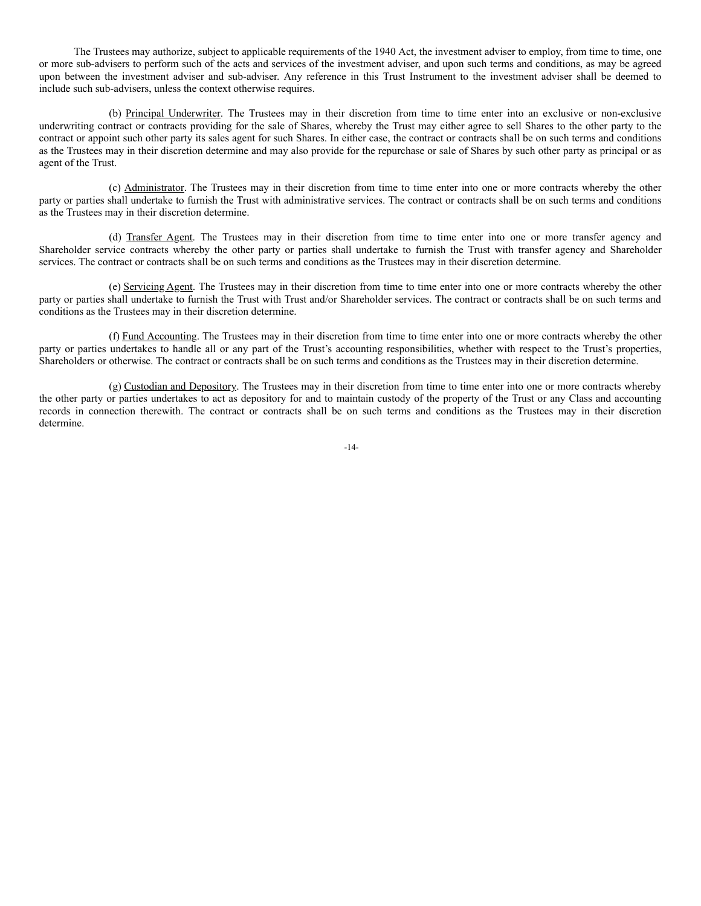The Trustees may authorize, subject to applicable requirements of the 1940 Act, the investment adviser to employ, from time to time, one or more sub-advisers to perform such of the acts and services of the investment adviser, and upon such terms and conditions, as may be agreed upon between the investment adviser and sub-adviser. Any reference in this Trust Instrument to the investment adviser shall be deemed to include such sub-advisers, unless the context otherwise requires.

(b) Principal Underwriter. The Trustees may in their discretion from time to time enter into an exclusive or non-exclusive underwriting contract or contracts providing for the sale of Shares, whereby the Trust may either agree to sell Shares to the other party to the contract or appoint such other party its sales agent for such Shares. In either case, the contract or contracts shall be on such terms and conditions as the Trustees may in their discretion determine and may also provide for the repurchase or sale of Shares by such other party as principal or as agent of the Trust.

(c) Administrator. The Trustees may in their discretion from time to time enter into one or more contracts whereby the other party or parties shall undertake to furnish the Trust with administrative services. The contract or contracts shall be on such terms and conditions as the Trustees may in their discretion determine.

(d) Transfer Agent. The Trustees may in their discretion from time to time enter into one or more transfer agency and Shareholder service contracts whereby the other party or parties shall undertake to furnish the Trust with transfer agency and Shareholder services. The contract or contracts shall be on such terms and conditions as the Trustees may in their discretion determine.

(e) Servicing Agent. The Trustees may in their discretion from time to time enter into one or more contracts whereby the other party or parties shall undertake to furnish the Trust with Trust and/or Shareholder services. The contract or contracts shall be on such terms and conditions as the Trustees may in their discretion determine.

(f) Fund Accounting. The Trustees may in their discretion from time to time enter into one or more contracts whereby the other party or parties undertakes to handle all or any part of the Trust's accounting responsibilities, whether with respect to the Trust's properties, Shareholders or otherwise. The contract or contracts shall be on such terms and conditions as the Trustees may in their discretion determine.

(g) Custodian and Depository. The Trustees may in their discretion from time to time enter into one or more contracts whereby the other party or parties undertakes to act as depository for and to maintain custody of the property of the Trust or any Class and accounting records in connection therewith. The contract or contracts shall be on such terms and conditions as the Trustees may in their discretion determine.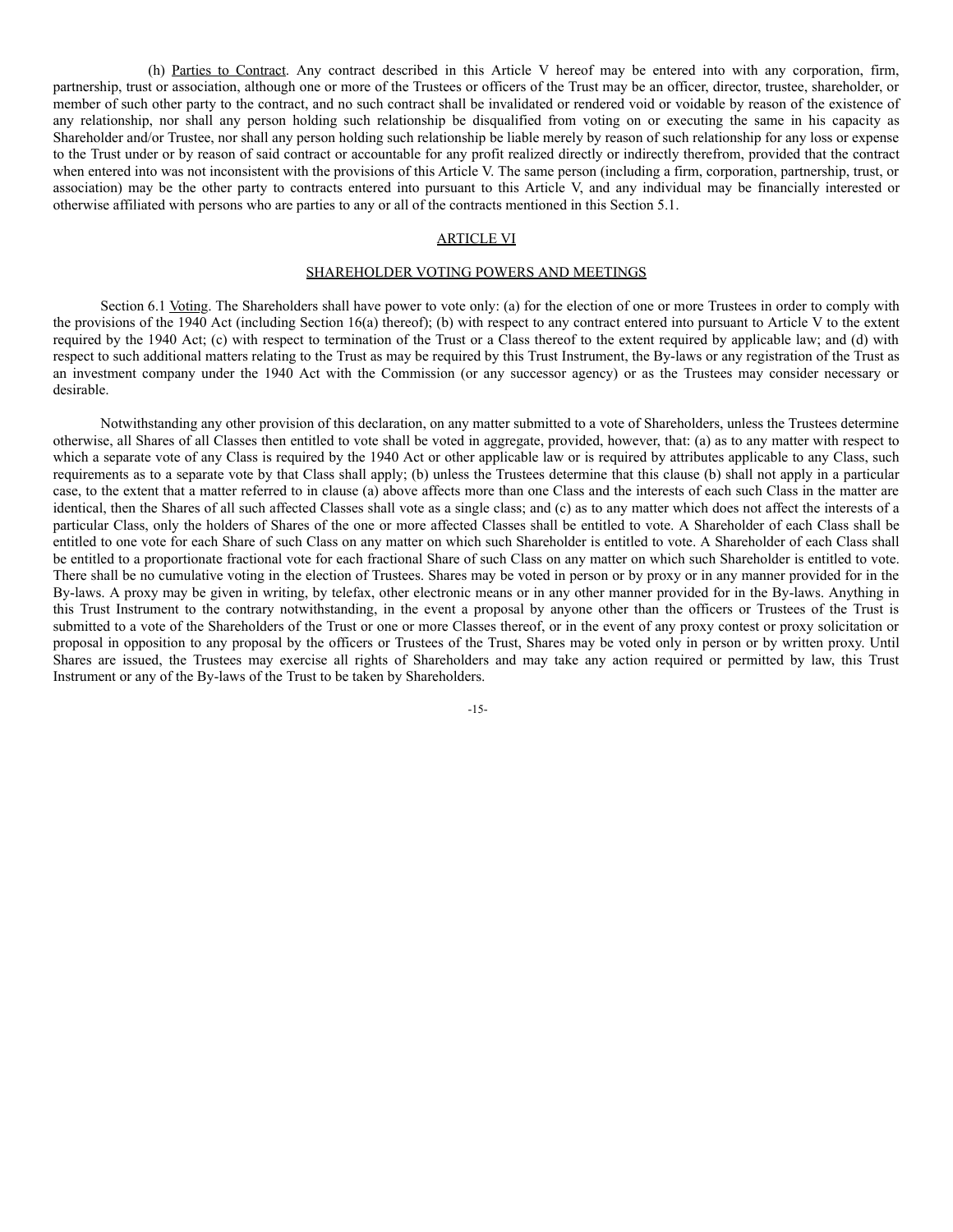(h) Parties to Contract. Any contract described in this Article V hereof may be entered into with any corporation, firm, partnership, trust or association, although one or more of the Trustees or officers of the Trust may be an officer, director, trustee, shareholder, or member of such other party to the contract, and no such contract shall be invalidated or rendered void or voidable by reason of the existence of any relationship, nor shall any person holding such relationship be disqualified from voting on or executing the same in his capacity as Shareholder and/or Trustee, nor shall any person holding such relationship be liable merely by reason of such relationship for any loss or expense to the Trust under or by reason of said contract or accountable for any profit realized directly or indirectly therefrom, provided that the contract when entered into was not inconsistent with the provisions of this Article V. The same person (including a firm, corporation, partnership, trust, or association) may be the other party to contracts entered into pursuant to this Article V, and any individual may be financially interested or otherwise affiliated with persons who are parties to any or all of the contracts mentioned in this Section 5.1.

## ARTICLE VI

## SHAREHOLDER VOTING POWERS AND MEETINGS

Section 6.1 Voting. The Shareholders shall have power to vote only: (a) for the election of one or more Trustees in order to comply with the provisions of the 1940 Act (including Section 16(a) thereof); (b) with respect to any contract entered into pursuant to Article V to the extent required by the 1940 Act; (c) with respect to termination of the Trust or a Class thereof to the extent required by applicable law; and (d) with respect to such additional matters relating to the Trust as may be required by this Trust Instrument, the By-laws or any registration of the Trust as an investment company under the 1940 Act with the Commission (or any successor agency) or as the Trustees may consider necessary or desirable.

Notwithstanding any other provision of this declaration, on any matter submitted to a vote of Shareholders, unless the Trustees determine otherwise, all Shares of all Classes then entitled to vote shall be voted in aggregate, provided, however, that: (a) as to any matter with respect to which a separate vote of any Class is required by the 1940 Act or other applicable law or is required by attributes applicable to any Class, such requirements as to a separate vote by that Class shall apply; (b) unless the Trustees determine that this clause (b) shall not apply in a particular case, to the extent that a matter referred to in clause (a) above affects more than one Class and the interests of each such Class in the matter are identical, then the Shares of all such affected Classes shall vote as a single class; and (c) as to any matter which does not affect the interests of a particular Class, only the holders of Shares of the one or more affected Classes shall be entitled to vote. A Shareholder of each Class shall be entitled to one vote for each Share of such Class on any matter on which such Shareholder is entitled to vote. A Shareholder of each Class shall be entitled to a proportionate fractional vote for each fractional Share of such Class on any matter on which such Shareholder is entitled to vote. There shall be no cumulative voting in the election of Trustees. Shares may be voted in person or by proxy or in any manner provided for in the By-laws. A proxy may be given in writing, by telefax, other electronic means or in any other manner provided for in the By-laws. Anything in this Trust Instrument to the contrary notwithstanding, in the event a proposal by anyone other than the officers or Trustees of the Trust is submitted to a vote of the Shareholders of the Trust or one or more Classes thereof, or in the event of any proxy contest or proxy solicitation or proposal in opposition to any proposal by the officers or Trustees of the Trust, Shares may be voted only in person or by written proxy. Until Shares are issued, the Trustees may exercise all rights of Shareholders and may take any action required or permitted by law, this Trust Instrument or any of the By-laws of the Trust to be taken by Shareholders.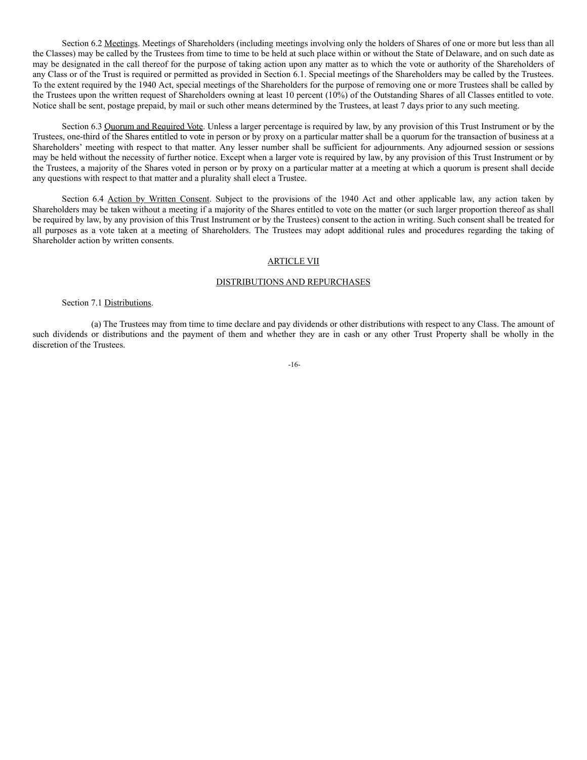Section 6.2 Meetings. Meetings of Shareholders (including meetings involving only the holders of Shares of one or more but less than all the Classes) may be called by the Trustees from time to time to be held at such place within or without the State of Delaware, and on such date as may be designated in the call thereof for the purpose of taking action upon any matter as to which the vote or authority of the Shareholders of any Class or of the Trust is required or permitted as provided in Section 6.1. Special meetings of the Shareholders may be called by the Trustees. To the extent required by the 1940 Act, special meetings of the Shareholders for the purpose of removing one or more Trustees shall be called by the Trustees upon the written request of Shareholders owning at least 10 percent (10%) of the Outstanding Shares of all Classes entitled to vote. Notice shall be sent, postage prepaid, by mail or such other means determined by the Trustees, at least 7 days prior to any such meeting.

Section 6.3 Quorum and Required Vote. Unless a larger percentage is required by law, by any provision of this Trust Instrument or by the Trustees, one-third of the Shares entitled to vote in person or by proxy on a particular matter shall be a quorum for the transaction of business at a Shareholders' meeting with respect to that matter. Any lesser number shall be sufficient for adjournments. Any adjourned session or sessions may be held without the necessity of further notice. Except when a larger vote is required by law, by any provision of this Trust Instrument or by the Trustees, a majority of the Shares voted in person or by proxy on a particular matter at a meeting at which a quorum is present shall decide any questions with respect to that matter and a plurality shall elect a Trustee.

Section 6.4 Action by Written Consent. Subject to the provisions of the 1940 Act and other applicable law, any action taken by Shareholders may be taken without a meeting if a majority of the Shares entitled to vote on the matter (or such larger proportion thereof as shall be required by law, by any provision of this Trust Instrument or by the Trustees) consent to the action in writing. Such consent shall be treated for all purposes as a vote taken at a meeting of Shareholders. The Trustees may adopt additional rules and procedures regarding the taking of Shareholder action by written consents.

## ARTICLE VII

## DISTRIBUTIONS AND REPURCHASES

Section 7.1 Distributions.

(a) The Trustees may from time to time declare and pay dividends or other distributions with respect to any Class. The amount of such dividends or distributions and the payment of them and whether they are in cash or any other Trust Property shall be wholly in the discretion of the Trustees.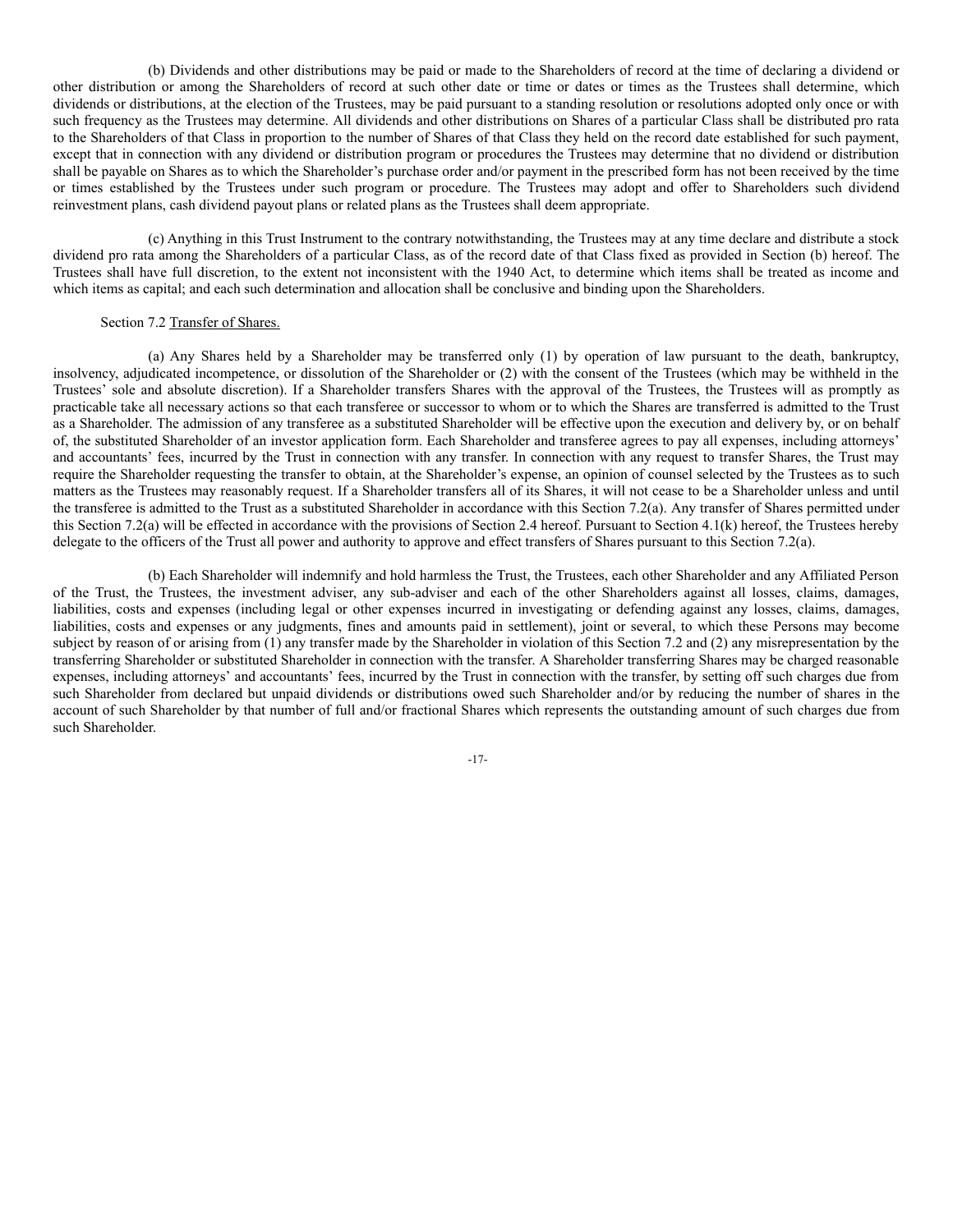(b) Dividends and other distributions may be paid or made to the Shareholders of record at the time of declaring a dividend or other distribution or among the Shareholders of record at such other date or time or dates or times as the Trustees shall determine, which dividends or distributions, at the election of the Trustees, may be paid pursuant to a standing resolution or resolutions adopted only once or with such frequency as the Trustees may determine. All dividends and other distributions on Shares of a particular Class shall be distributed pro rata to the Shareholders of that Class in proportion to the number of Shares of that Class they held on the record date established for such payment, except that in connection with any dividend or distribution program or procedures the Trustees may determine that no dividend or distribution shall be payable on Shares as to which the Shareholder's purchase order and/or payment in the prescribed form has not been received by the time or times established by the Trustees under such program or procedure. The Trustees may adopt and offer to Shareholders such dividend reinvestment plans, cash dividend payout plans or related plans as the Trustees shall deem appropriate.

(c) Anything in this Trust Instrument to the contrary notwithstanding, the Trustees may at any time declare and distribute a stock dividend pro rata among the Shareholders of a particular Class, as of the record date of that Class fixed as provided in Section (b) hereof. The Trustees shall have full discretion, to the extent not inconsistent with the 1940 Act, to determine which items shall be treated as income and which items as capital; and each such determination and allocation shall be conclusive and binding upon the Shareholders.

Section 7.2 Transfer of Shares.

(a) Any Shares held by a Shareholder may be transferred only (1) by operation of law pursuant to the death, bankruptcy, insolvency, adjudicated incompetence, or dissolution of the Shareholder or (2) with the consent of the Trustees (which may be withheld in the Trustees' sole and absolute discretion). If a Shareholder transfers Shares with the approval of the Trustees, the Trustees will as promptly as practicable take all necessary actions so that each transferee or successor to whom or to which the Shares are transferred is admitted to the Trust as a Shareholder. The admission of any transferee as a substituted Shareholder will be effective upon the execution and delivery by, or on behalf of, the substituted Shareholder of an investor application form. Each Shareholder and transferee agrees to pay all expenses, including attorneys' and accountants' fees, incurred by the Trust in connection with any transfer. In connection with any request to transfer Shares, the Trust may require the Shareholder requesting the transfer to obtain, at the Shareholder's expense, an opinion of counsel selected by the Trustees as to such matters as the Trustees may reasonably request. If a Shareholder transfers all of its Shares, it will not cease to be a Shareholder unless and until the transferee is admitted to the Trust as a substituted Shareholder in accordance with this Section 7.2(a). Any transfer of Shares permitted under this Section 7.2(a) will be effected in accordance with the provisions of Section 2.4 hereof. Pursuant to Section 4.1(k) hereof, the Trustees hereby delegate to the officers of the Trust all power and authority to approve and effect transfers of Shares pursuant to this Section 7.2(a).

(b) Each Shareholder will indemnify and hold harmless the Trust, the Trustees, each other Shareholder and any Affiliated Person of the Trust, the Trustees, the investment adviser, any sub-adviser and each of the other Shareholders against all losses, claims, damages, liabilities, costs and expenses (including legal or other expenses incurred in investigating or defending against any losses, claims, damages, liabilities, costs and expenses or any judgments, fines and amounts paid in settlement), joint or several, to which these Persons may become subject by reason of or arising from (1) any transfer made by the Shareholder in violation of this Section 7.2 and (2) any misrepresentation by the transferring Shareholder or substituted Shareholder in connection with the transfer. A Shareholder transferring Shares may be charged reasonable expenses, including attorneys' and accountants' fees, incurred by the Trust in connection with the transfer, by setting off such charges due from such Shareholder from declared but unpaid dividends or distributions owed such Shareholder and/or by reducing the number of shares in the account of such Shareholder by that number of full and/or fractional Shares which represents the outstanding amount of such charges due from such Shareholder.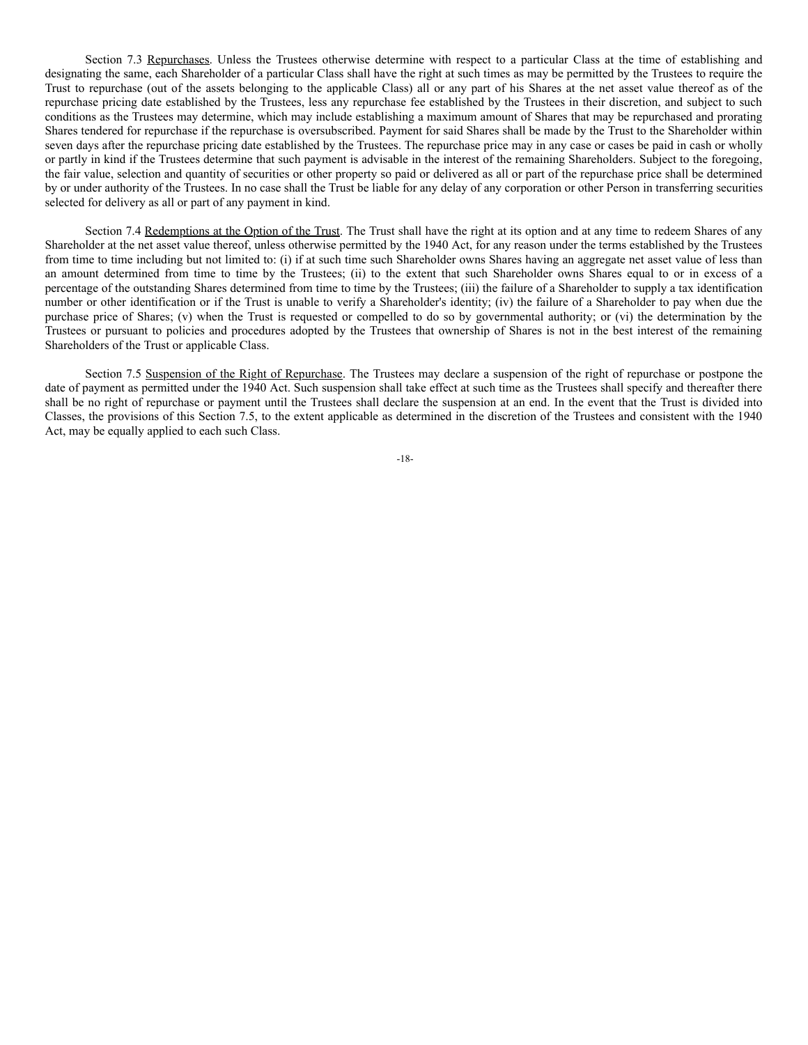Section 7.3 Repurchases. Unless the Trustees otherwise determine with respect to a particular Class at the time of establishing and designating the same, each Shareholder of a particular Class shall have the right at such times as may be permitted by the Trustees to require the Trust to repurchase (out of the assets belonging to the applicable Class) all or any part of his Shares at the net asset value thereof as of the repurchase pricing date established by the Trustees, less any repurchase fee established by the Trustees in their discretion, and subject to such conditions as the Trustees may determine, which may include establishing a maximum amount of Shares that may be repurchased and prorating Shares tendered for repurchase if the repurchase is oversubscribed. Payment for said Shares shall be made by the Trust to the Shareholder within seven days after the repurchase pricing date established by the Trustees. The repurchase price may in any case or cases be paid in cash or wholly or partly in kind if the Trustees determine that such payment is advisable in the interest of the remaining Shareholders. Subject to the foregoing, the fair value, selection and quantity of securities or other property so paid or delivered as all or part of the repurchase price shall be determined by or under authority of the Trustees. In no case shall the Trust be liable for any delay of any corporation or other Person in transferring securities selected for delivery as all or part of any payment in kind.

Section 7.4 Redemptions at the Option of the Trust. The Trust shall have the right at its option and at any time to redeem Shares of any Shareholder at the net asset value thereof, unless otherwise permitted by the 1940 Act, for any reason under the terms established by the Trustees from time to time including but not limited to: (i) if at such time such Shareholder owns Shares having an aggregate net asset value of less than an amount determined from time to time by the Trustees; (ii) to the extent that such Shareholder owns Shares equal to or in excess of a percentage of the outstanding Shares determined from time to time by the Trustees; (iii) the failure of a Shareholder to supply a tax identification number or other identification or if the Trust is unable to verify a Shareholder's identity; (iv) the failure of a Shareholder to pay when due the purchase price of Shares; (v) when the Trust is requested or compelled to do so by governmental authority; or (vi) the determination by the Trustees or pursuant to policies and procedures adopted by the Trustees that ownership of Shares is not in the best interest of the remaining Shareholders of the Trust or applicable Class.

Section 7.5 Suspension of the Right of Repurchase. The Trustees may declare a suspension of the right of repurchase or postpone the date of payment as permitted under the 1940 Act. Such suspension shall take effect at such time as the Trustees shall specify and thereafter there shall be no right of repurchase or payment until the Trustees shall declare the suspension at an end. In the event that the Trust is divided into Classes, the provisions of this Section 7.5, to the extent applicable as determined in the discretion of the Trustees and consistent with the 1940 Act, may be equally applied to each such Class.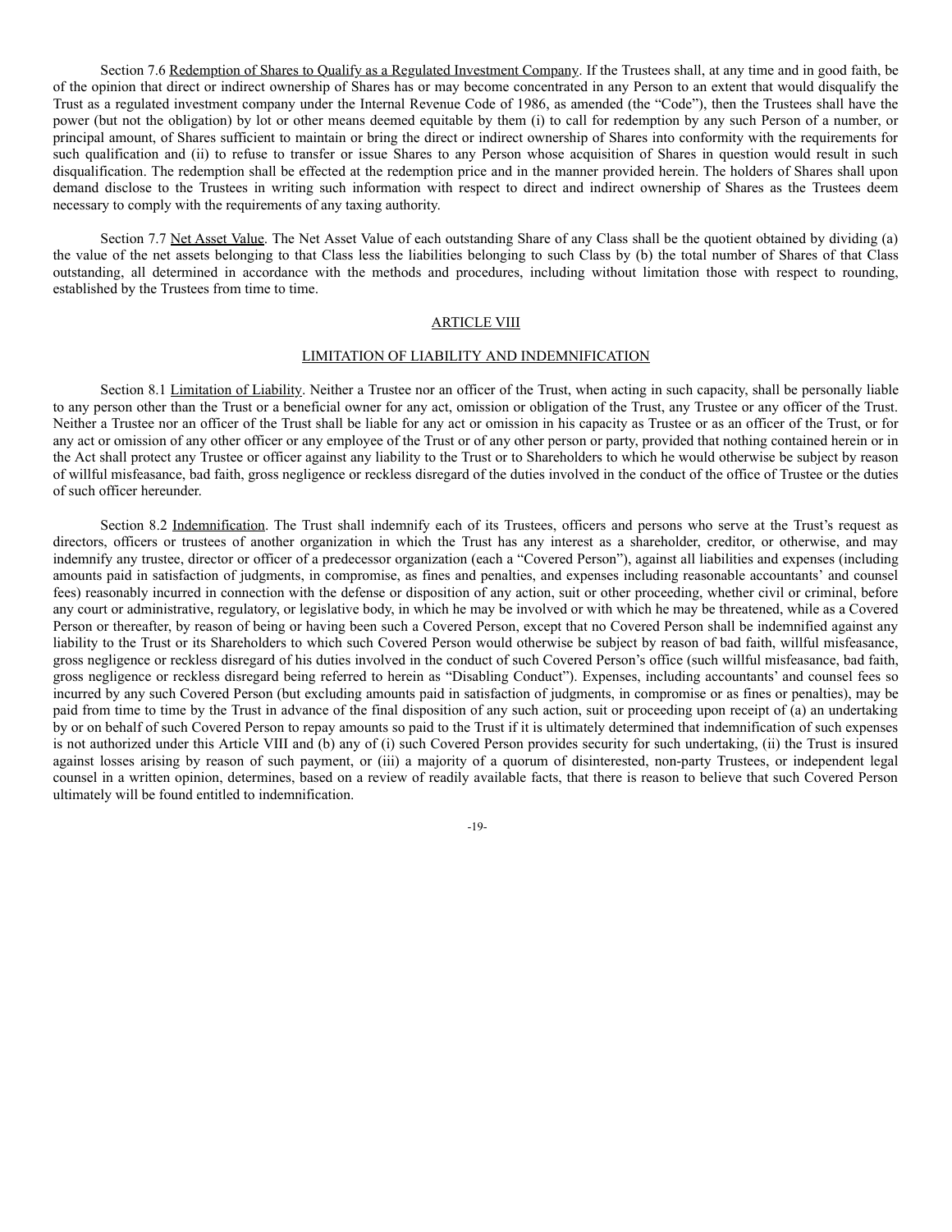Section 7.6 Redemption of Shares to Qualify as a Regulated Investment Company. If the Trustees shall, at any time and in good faith, be of the opinion that direct or indirect ownership of Shares has or may become concentrated in any Person to an extent that would disqualify the Trust as a regulated investment company under the Internal Revenue Code of 1986, as amended (the "Code"), then the Trustees shall have the power (but not the obligation) by lot or other means deemed equitable by them (i) to call for redemption by any such Person of a number, or principal amount, of Shares sufficient to maintain or bring the direct or indirect ownership of Shares into conformity with the requirements for such qualification and (ii) to refuse to transfer or issue Shares to any Person whose acquisition of Shares in question would result in such disqualification. The redemption shall be effected at the redemption price and in the manner provided herein. The holders of Shares shall upon demand disclose to the Trustees in writing such information with respect to direct and indirect ownership of Shares as the Trustees deem necessary to comply with the requirements of any taxing authority.

Section 7.7 Net Asset Value. The Net Asset Value of each outstanding Share of any Class shall be the quotient obtained by dividing (a) the value of the net assets belonging to that Class less the liabilities belonging to such Class by (b) the total number of Shares of that Class outstanding, all determined in accordance with the methods and procedures, including without limitation those with respect to rounding, established by the Trustees from time to time.

## ARTICLE VIII

## LIMITATION OF LIABILITY AND INDEMNIFICATION

Section 8.1 Limitation of Liability. Neither a Trustee nor an officer of the Trust, when acting in such capacity, shall be personally liable to any person other than the Trust or a beneficial owner for any act, omission or obligation of the Trust, any Trustee or any officer of the Trust. Neither a Trustee nor an officer of the Trust shall be liable for any act or omission in his capacity as Trustee or as an officer of the Trust, or for any act or omission of any other officer or any employee of the Trust or of any other person or party, provided that nothing contained herein or in the Act shall protect any Trustee or officer against any liability to the Trust or to Shareholders to which he would otherwise be subject by reason of willful misfeasance, bad faith, gross negligence or reckless disregard of the duties involved in the conduct of the office of Trustee or the duties of such officer hereunder.

Section 8.2 Indemnification. The Trust shall indemnify each of its Trustees, officers and persons who serve at the Trust's request as directors, officers or trustees of another organization in which the Trust has any interest as a shareholder, creditor, or otherwise, and may indemnify any trustee, director or officer of a predecessor organization (each a "Covered Person"), against all liabilities and expenses (including amounts paid in satisfaction of judgments, in compromise, as fines and penalties, and expenses including reasonable accountants' and counsel fees) reasonably incurred in connection with the defense or disposition of any action, suit or other proceeding, whether civil or criminal, before any court or administrative, regulatory, or legislative body, in which he may be involved or with which he may be threatened, while as a Covered Person or thereafter, by reason of being or having been such a Covered Person, except that no Covered Person shall be indemnified against any liability to the Trust or its Shareholders to which such Covered Person would otherwise be subject by reason of bad faith, willful misfeasance, gross negligence or reckless disregard of his duties involved in the conduct of such Covered Person's office (such willful misfeasance, bad faith, gross negligence or reckless disregard being referred to herein as "Disabling Conduct"). Expenses, including accountants' and counsel fees so incurred by any such Covered Person (but excluding amounts paid in satisfaction of judgments, in compromise or as fines or penalties), may be paid from time to time by the Trust in advance of the final disposition of any such action, suit or proceeding upon receipt of (a) an undertaking by or on behalf of such Covered Person to repay amounts so paid to the Trust if it is ultimately determined that indemnification of such expenses is not authorized under this Article VIII and (b) any of (i) such Covered Person provides security for such undertaking, (ii) the Trust is insured against losses arising by reason of such payment, or (iii) a majority of a quorum of disinterested, non-party Trustees, or independent legal counsel in a written opinion, determines, based on a review of readily available facts, that there is reason to believe that such Covered Person ultimately will be found entitled to indemnification.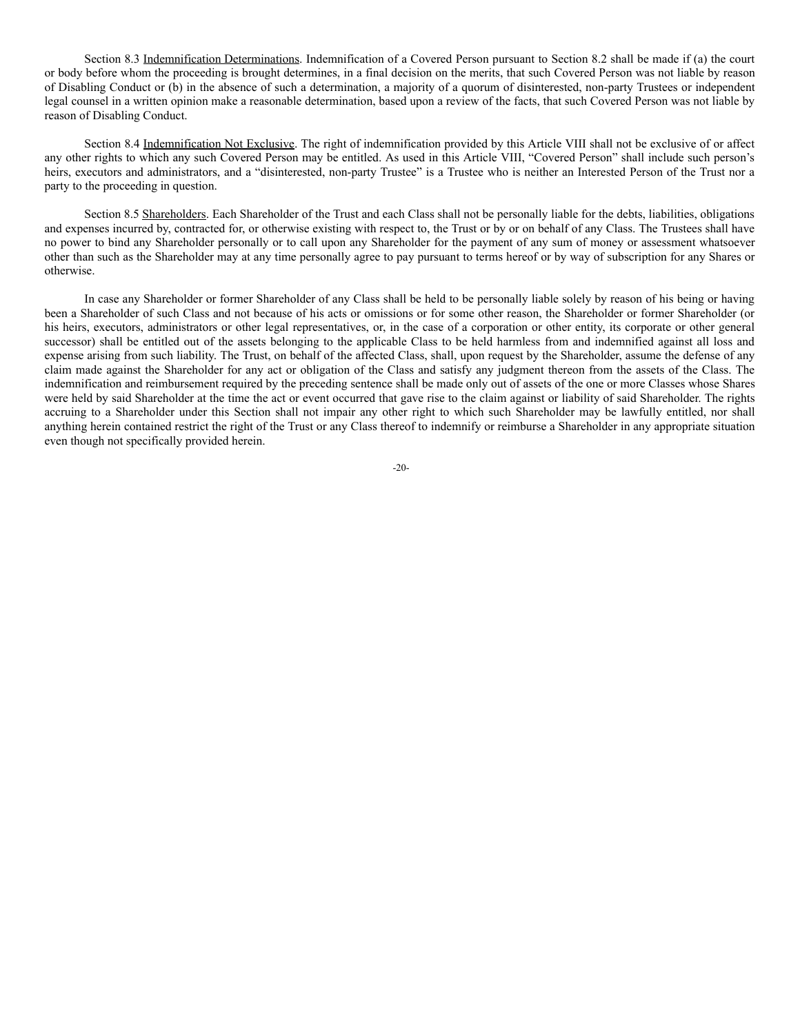Section 8.3 Indemnification Determinations. Indemnification of a Covered Person pursuant to Section 8.2 shall be made if (a) the court or body before whom the proceeding is brought determines, in a final decision on the merits, that such Covered Person was not liable by reason of Disabling Conduct or (b) in the absence of such a determination, a majority of a quorum of disinterested, non-party Trustees or independent legal counsel in a written opinion make a reasonable determination, based upon a review of the facts, that such Covered Person was not liable by reason of Disabling Conduct.

Section 8.4 Indemnification Not Exclusive. The right of indemnification provided by this Article VIII shall not be exclusive of or affect any other rights to which any such Covered Person may be entitled. As used in this Article VIII, "Covered Person" shall include such person's heirs, executors and administrators, and a "disinterested, non-party Trustee" is a Trustee who is neither an Interested Person of the Trust nor a party to the proceeding in question.

Section 8.5 Shareholders. Each Shareholder of the Trust and each Class shall not be personally liable for the debts, liabilities, obligations and expenses incurred by, contracted for, or otherwise existing with respect to, the Trust or by or on behalf of any Class. The Trustees shall have no power to bind any Shareholder personally or to call upon any Shareholder for the payment of any sum of money or assessment whatsoever other than such as the Shareholder may at any time personally agree to pay pursuant to terms hereof or by way of subscription for any Shares or otherwise.

In case any Shareholder or former Shareholder of any Class shall be held to be personally liable solely by reason of his being or having been a Shareholder of such Class and not because of his acts or omissions or for some other reason, the Shareholder or former Shareholder (or his heirs, executors, administrators or other legal representatives, or, in the case of a corporation or other entity, its corporate or other general successor) shall be entitled out of the assets belonging to the applicable Class to be held harmless from and indemnified against all loss and expense arising from such liability. The Trust, on behalf of the affected Class, shall, upon request by the Shareholder, assume the defense of any claim made against the Shareholder for any act or obligation of the Class and satisfy any judgment thereon from the assets of the Class. The indemnification and reimbursement required by the preceding sentence shall be made only out of assets of the one or more Classes whose Shares were held by said Shareholder at the time the act or event occurred that gave rise to the claim against or liability of said Shareholder. The rights accruing to a Shareholder under this Section shall not impair any other right to which such Shareholder may be lawfully entitled, nor shall anything herein contained restrict the right of the Trust or any Class thereof to indemnify or reimburse a Shareholder in any appropriate situation even though not specifically provided herein.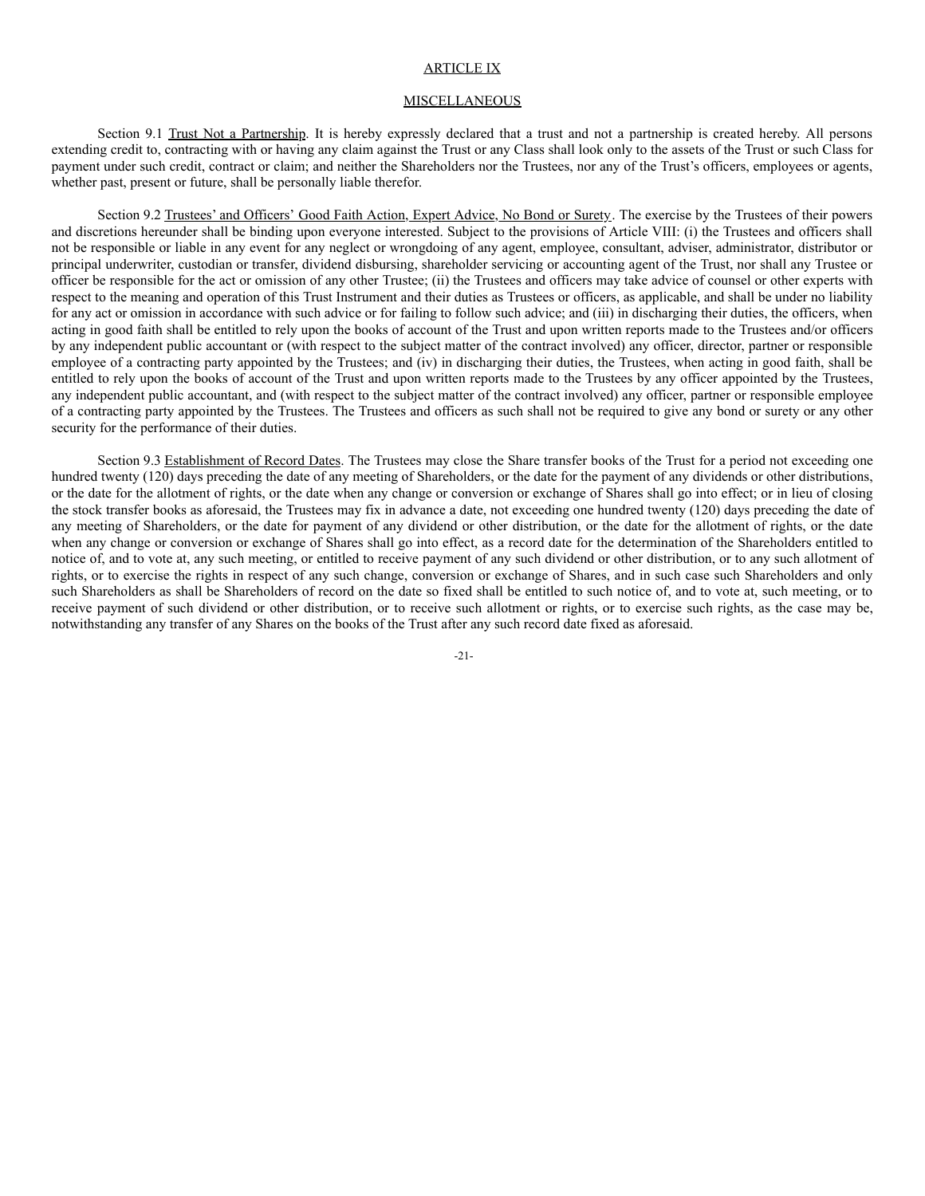## ARTICLE IX

## MISCELLANEOUS

Section 9.1 Trust Not a Partnership. It is hereby expressly declared that a trust and not a partnership is created hereby. All persons extending credit to, contracting with or having any claim against the Trust or any Class shall look only to the assets of the Trust or such Class for payment under such credit, contract or claim; and neither the Shareholders nor the Trustees, nor any of the Trust's officers, employees or agents, whether past, present or future, shall be personally liable therefor.

Section 9.2 Trustees' and Officers' Good Faith Action, Expert Advice, No Bond or Surety. The exercise by the Trustees of their powers and discretions hereunder shall be binding upon everyone interested. Subject to the provisions of Article VIII: (i) the Trustees and officers shall not be responsible or liable in any event for any neglect or wrongdoing of any agent, employee, consultant, adviser, administrator, distributor or principal underwriter, custodian or transfer, dividend disbursing, shareholder servicing or accounting agent of the Trust, nor shall any Trustee or officer be responsible for the act or omission of any other Trustee; (ii) the Trustees and officers may take advice of counsel or other experts with respect to the meaning and operation of this Trust Instrument and their duties as Trustees or officers, as applicable, and shall be under no liability for any act or omission in accordance with such advice or for failing to follow such advice; and (iii) in discharging their duties, the officers, when acting in good faith shall be entitled to rely upon the books of account of the Trust and upon written reports made to the Trustees and/or officers by any independent public accountant or (with respect to the subject matter of the contract involved) any officer, director, partner or responsible employee of a contracting party appointed by the Trustees; and (iv) in discharging their duties, the Trustees, when acting in good faith, shall be entitled to rely upon the books of account of the Trust and upon written reports made to the Trustees by any officer appointed by the Trustees, any independent public accountant, and (with respect to the subject matter of the contract involved) any officer, partner or responsible employee of a contracting party appointed by the Trustees. The Trustees and officers as such shall not be required to give any bond or surety or any other security for the performance of their duties.

Section 9.3 Establishment of Record Dates. The Trustees may close the Share transfer books of the Trust for a period not exceeding one hundred twenty (120) days preceding the date of any meeting of Shareholders, or the date for the payment of any dividends or other distributions, or the date for the allotment of rights, or the date when any change or conversion or exchange of Shares shall go into effect; or in lieu of closing the stock transfer books as aforesaid, the Trustees may fix in advance a date, not exceeding one hundred twenty (120) days preceding the date of any meeting of Shareholders, or the date for payment of any dividend or other distribution, or the date for the allotment of rights, or the date when any change or conversion or exchange of Shares shall go into effect, as a record date for the determination of the Shareholders entitled to notice of, and to vote at, any such meeting, or entitled to receive payment of any such dividend or other distribution, or to any such allotment of rights, or to exercise the rights in respect of any such change, conversion or exchange of Shares, and in such case such Shareholders and only such Shareholders as shall be Shareholders of record on the date so fixed shall be entitled to such notice of, and to vote at, such meeting, or to receive payment of such dividend or other distribution, or to receive such allotment or rights, or to exercise such rights, as the case may be, notwithstanding any transfer of any Shares on the books of the Trust after any such record date fixed as aforesaid.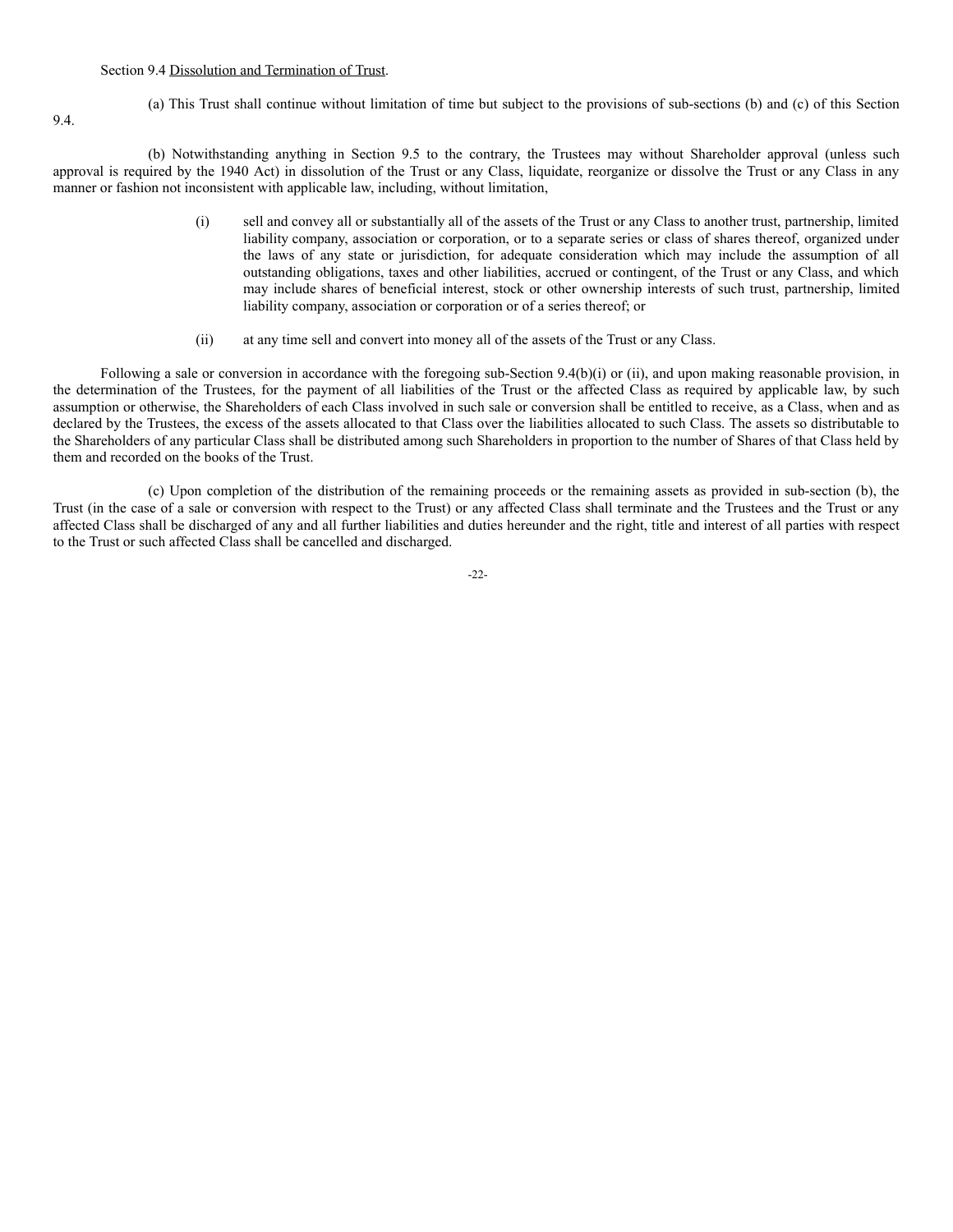Section 9.4 Dissolution and Termination of Trust.

(a) This Trust shall continue without limitation of time but subject to the provisions of sub-sections (b) and (c) of this Section 9.4.

(b) Notwithstanding anything in Section 9.5 to the contrary, the Trustees may without Shareholder approval (unless such approval is required by the 1940 Act) in dissolution of the Trust or any Class, liquidate, reorganize or dissolve the Trust or any Class in any manner or fashion not inconsistent with applicable law, including, without limitation,

(i) sell and convey all or substantially all of the assets of the Trust or any Class to another trust, partnership, limited liability company, association or corporation, or to a separate series or class of shares thereof, organized under the laws of any state or jurisdiction, for adequate consideration which may include the assumption of all outstanding obligations, taxes and other liabilities, accrued or contingent, of the Trust or any Class, and which may include shares of beneficial interest, stock or other ownership interests of such trust, partnership, limited liability company, association or corporation or of a series thereof; or

(ii) at any time sell and convert into money all of the assets of the Trust or any Class.

Following a sale or conversion in accordance with the foregoing sub-Section 9.4(b)(i) or (ii), and upon making reasonable provision, in the determination of the Trustees, for the payment of all liabilities of the Trust or the affected Class as required by applicable law, by such assumption or otherwise, the Shareholders of each Class involved in such sale or conversion shall be entitled to receive, as a Class, when and as declared by the Trustees, the excess of the assets allocated to that Class over the liabilities allocated to such Class. The assets so distributable to the Shareholders of any particular Class shall be distributed among such Shareholders in proportion to the number of Shares of that Class held by them and recorded on the books of the Trust.

(c) Upon completion of the distribution of the remaining proceeds or the remaining assets as provided in sub-section (b), the Trust (in the case of a sale or conversion with respect to the Trust) or any affected Class shall terminate and the Trustees and the Trust or any affected Class shall be discharged of any and all further liabilities and duties hereunder and the right, title and interest of all parties with respect to the Trust or such affected Class shall be cancelled and discharged.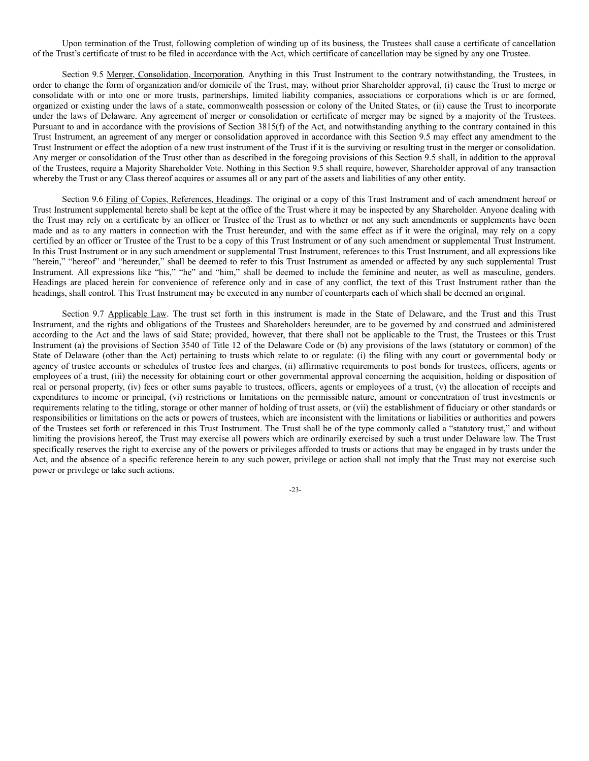Upon termination of the Trust, following completion of winding up of its business, the Trustees shall cause a certificate of cancellation of the Trust's certificate of trust to be filed in accordance with the Act, which certificate of cancellation may be signed by any one Trustee.

Section 9.5 Merger, Consolidation, Incorporation. Anything in this Trust Instrument to the contrary notwithstanding, the Trustees, in order to change the form of organization and/or domicile of the Trust, may, without prior Shareholder approval, (i) cause the Trust to merge or consolidate with or into one or more trusts, partnerships, limited liability companies, associations or corporations which is or are formed, organized or existing under the laws of a state, commonwealth possession or colony of the United States, or (ii) cause the Trust to incorporate under the laws of Delaware. Any agreement of merger or consolidation or certificate of merger may be signed by a majority of the Trustees. Pursuant to and in accordance with the provisions of Section 3815(f) of the Act, and notwithstanding anything to the contrary contained in this Trust Instrument, an agreement of any merger or consolidation approved in accordance with this Section 9.5 may effect any amendment to the Trust Instrument or effect the adoption of a new trust instrument of the Trust if it is the surviving or resulting trust in the merger or consolidation. Any merger or consolidation of the Trust other than as described in the foregoing provisions of this Section 9.5 shall, in addition to the approval of the Trustees, require a Majority Shareholder Vote. Nothing in this Section 9.5 shall require, however, Shareholder approval of any transaction whereby the Trust or any Class thereof acquires or assumes all or any part of the assets and liabilities of any other entity.

Section 9.6 Filing of Copies, References, Headings. The original or a copy of this Trust Instrument and of each amendment hereof or Trust Instrument supplemental hereto shall be kept at the office of the Trust where it may be inspected by any Shareholder. Anyone dealing with the Trust may rely on a certificate by an officer or Trustee of the Trust as to whether or not any such amendments or supplements have been made and as to any matters in connection with the Trust hereunder, and with the same effect as if it were the original, may rely on a copy certified by an officer or Trustee of the Trust to be a copy of this Trust Instrument or of any such amendment or supplemental Trust Instrument. In this Trust Instrument or in any such amendment or supplemental Trust Instrument, references to this Trust Instrument, and all expressions like "herein," "hereof" and "hereunder," shall be deemed to refer to this Trust Instrument as amended or affected by any such supplemental Trust Instrument. All expressions like "his," "he" and "him," shall be deemed to include the feminine and neuter, as well as masculine, genders. Headings are placed herein for convenience of reference only and in case of any conflict, the text of this Trust Instrument rather than the headings, shall control. This Trust Instrument may be executed in any number of counterparts each of which shall be deemed an original.

Section 9.7 Applicable Law. The trust set forth in this instrument is made in the State of Delaware, and the Trust and this Trust Instrument, and the rights and obligations of the Trustees and Shareholders hereunder, are to be governed by and construed and administered according to the Act and the laws of said State; provided, however, that there shall not be applicable to the Trust, the Trustees or this Trust Instrument (a) the provisions of Section 3540 of Title 12 of the Delaware Code or (b) any provisions of the laws (statutory or common) of the State of Delaware (other than the Act) pertaining to trusts which relate to or regulate: (i) the filing with any court or governmental body or agency of trustee accounts or schedules of trustee fees and charges, (ii) affirmative requirements to post bonds for trustees, officers, agents or employees of a trust, (iii) the necessity for obtaining court or other governmental approval concerning the acquisition, holding or disposition of real or personal property, (iv) fees or other sums payable to trustees, officers, agents or employees of a trust, (v) the allocation of receipts and expenditures to income or principal, (vi) restrictions or limitations on the permissible nature, amount or concentration of trust investments or requirements relating to the titling, storage or other manner of holding of trust assets, or (vii) the establishment of fiduciary or other standards or responsibilities or limitations on the acts or powers of trustees, which are inconsistent with the limitations or liabilities or authorities and powers of the Trustees set forth or referenced in this Trust Instrument. The Trust shall be of the type commonly called a "statutory trust," and without limiting the provisions hereof, the Trust may exercise all powers which are ordinarily exercised by such a trust under Delaware law. The Trust specifically reserves the right to exercise any of the powers or privileges afforded to trusts or actions that may be engaged in by trusts under the Act, and the absence of a specific reference herein to any such power, privilege or action shall not imply that the Trust may not exercise such power or privilege or take such actions.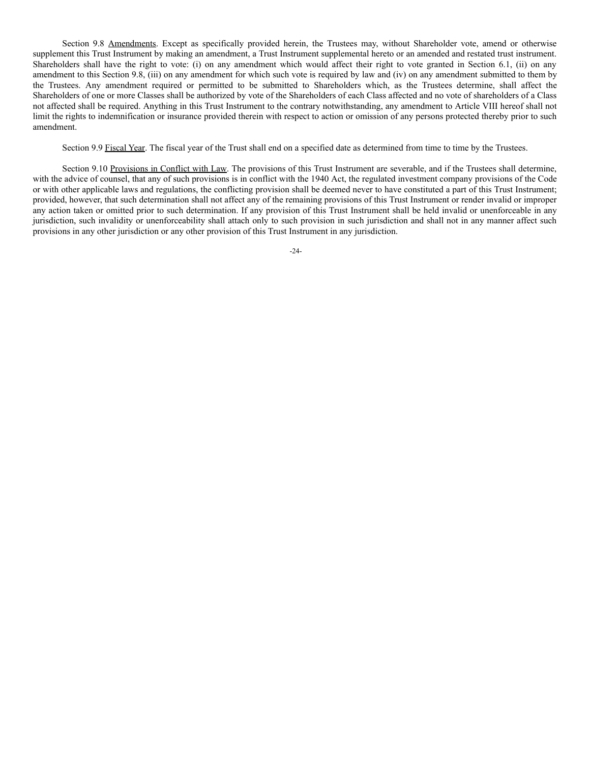Section 9.8 Amendments. Except as specifically provided herein, the Trustees may, without Shareholder vote, amend or otherwise supplement this Trust Instrument by making an amendment, a Trust Instrument supplemental hereto or an amended and restated trust instrument. Shareholders shall have the right to vote: (i) on any amendment which would affect their right to vote granted in Section 6.1, (ii) on any amendment to this Section 9.8, (iii) on any amendment for which such vote is required by law and (iv) on any amendment submitted to them by the Trustees. Any amendment required or permitted to be submitted to Shareholders which, as the Trustees determine, shall affect the Shareholders of one or more Classes shall be authorized by vote of the Shareholders of each Class affected and no vote of shareholders of a Class not affected shall be required. Anything in this Trust Instrument to the contrary notwithstanding, any amendment to Article VIII hereof shall not limit the rights to indemnification or insurance provided therein with respect to action or omission of any persons protected thereby prior to such amendment.

Section 9.9 Fiscal Year. The fiscal year of the Trust shall end on a specified date as determined from time to time by the Trustees.

Section 9.10 Provisions in Conflict with Law. The provisions of this Trust Instrument are severable, and if the Trustees shall determine, with the advice of counsel, that any of such provisions is in conflict with the 1940 Act, the regulated investment company provisions of the Code or with other applicable laws and regulations, the conflicting provision shall be deemed never to have constituted a part of this Trust Instrument; provided, however, that such determination shall not affect any of the remaining provisions of this Trust Instrument or render invalid or improper any action taken or omitted prior to such determination. If any provision of this Trust Instrument shall be held invalid or unenforceable in any jurisdiction, such invalidity or unenforceability shall attach only to such provision in such jurisdiction and shall not in any manner affect such provisions in any other jurisdiction or any other provision of this Trust Instrument in any jurisdiction.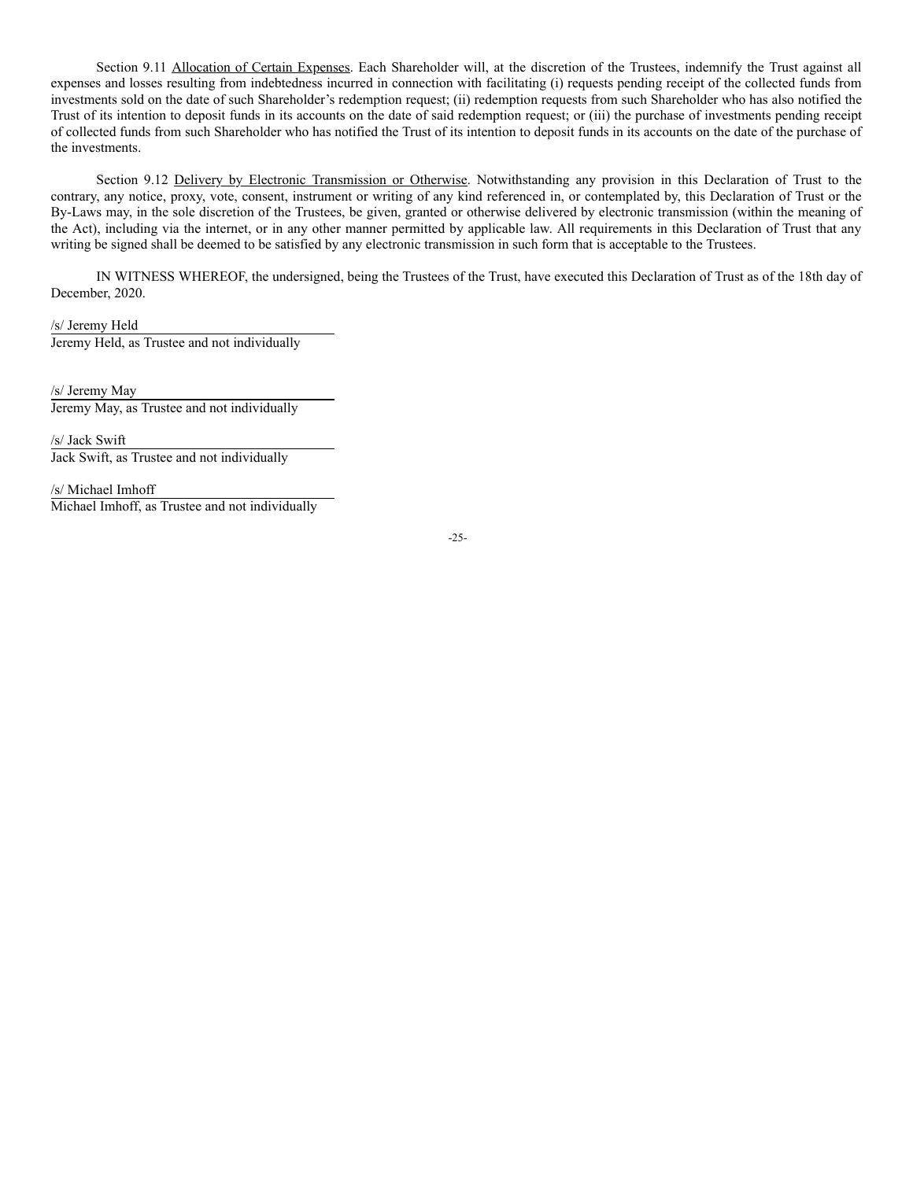Section 9.11 Allocation of Certain Expenses. Each Shareholder will, at the discretion of the Trustees, indemnify the Trust against all expenses and losses resulting from indebtedness incurred in connection with facilitating (i) requests pending receipt of the collected funds from investments sold on the date of such Shareholder's redemption request; (ii) redemption requests from such Shareholder who has also notified the Trust of its intention to deposit funds in its accounts on the date of said redemption request; or (iii) the purchase of investments pending receipt of collected funds from such Shareholder who has notified the Trust of its intention to deposit funds in its accounts on the date of the purchase of the investments.

Section 9.12 Delivery by Electronic Transmission or Otherwise. Notwithstanding any provision in this Declaration of Trust to the contrary, any notice, proxy, vote, consent, instrument or writing of any kind referenced in, or contemplated by, this Declaration of Trust or the By-Laws may, in the sole discretion of the Trustees, be given, granted or otherwise delivered by electronic transmission (within the meaning of the Act), including via the internet, or in any other manner permitted by applicable law. All requirements in this Declaration of Trust that any writing be signed shall be deemed to be satisfied by any electronic transmission in such form that is acceptable to the Trustees.

IN WITNESS WHEREOF, the undersigned, being the Trustees of the Trust, have executed this Declaration of Trust as of the 18th day of December, 2020.

/s/ Jeremy Held
Jeremy Held, as Trustee and not individually

/s/ Jeremy May
Jeremy May, as Trustee and not individually

/s/ Jack Swift
Jack Swift, as Trustee and not individually

/s/ Michael Imhoff
Michael Imhoff, as Trustee and not individually